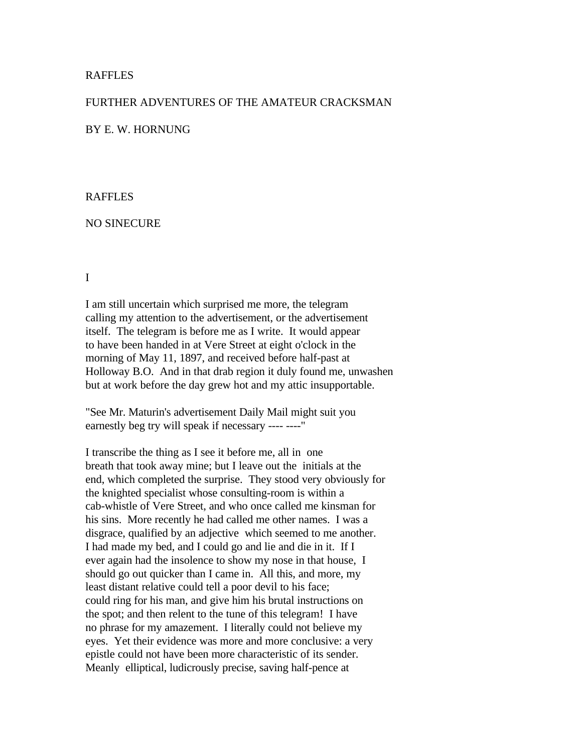# RAFFLES

## FURTHER ADVENTURES OF THE AMATEUR CRACKSMAN

BY E. W. HORNUNG

## RAFFLES

## NO SINECURE

### I

I am still uncertain which surprised me more, the telegram calling my attention to the advertisement, or the advertisement itself. The telegram is before me as I write. It would appear to have been handed in at Vere Street at eight o'clock in the morning of May 11, 1897, and received before half-past at Holloway B.O. And in that drab region it duly found me, unwashen but at work before the day grew hot and my attic insupportable.

"See Mr. Maturin's advertisement Daily Mail might suit you earnestly beg try will speak if necessary ---- ----"

I transcribe the thing as I see it before me, all in one breath that took away mine; but I leave out the initials at the end, which completed the surprise. They stood very obviously for the knighted specialist whose consulting-room is within a cab-whistle of Vere Street, and who once called me kinsman for his sins. More recently he had called me other names. I was a disgrace, qualified by an adjective which seemed to me another. I had made my bed, and I could go and lie and die in it. If I ever again had the insolence to show my nose in that house, I should go out quicker than I came in. All this, and more, my least distant relative could tell a poor devil to his face; could ring for his man, and give him his brutal instructions on the spot; and then relent to the tune of this telegram! I have no phrase for my amazement. I literally could not believe my eyes. Yet their evidence was more and more conclusive: a very epistle could not have been more characteristic of its sender. Meanly elliptical, ludicrously precise, saving half-pence at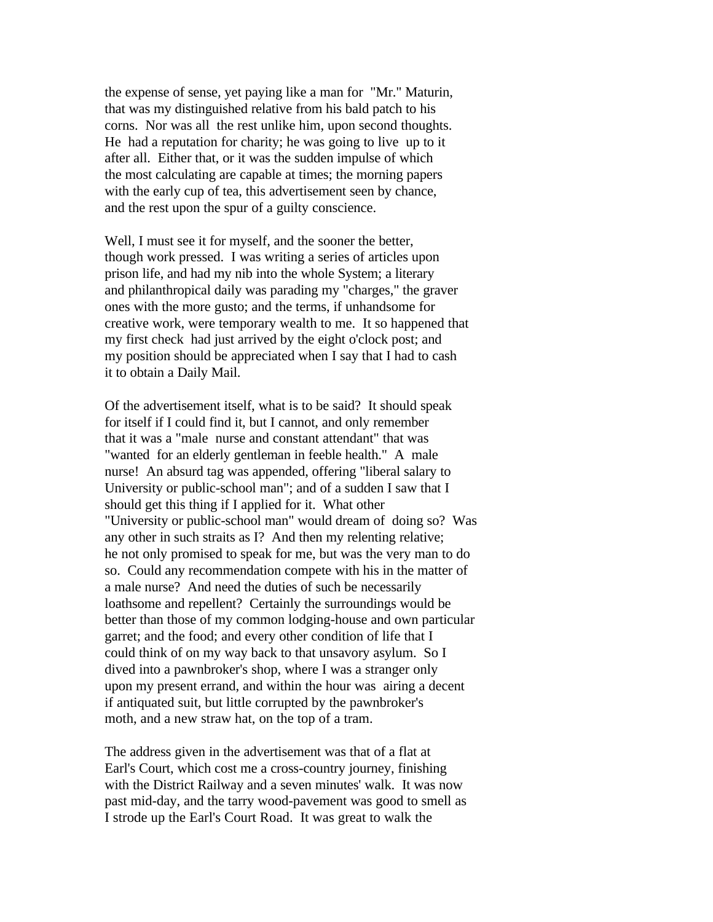the expense of sense, yet paying like a man for "Mr." Maturin, that was my distinguished relative from his bald patch to his corns. Nor was all the rest unlike him, upon second thoughts. He had a reputation for charity; he was going to live up to it after all. Either that, or it was the sudden impulse of which the most calculating are capable at times; the morning papers with the early cup of tea, this advertisement seen by chance, and the rest upon the spur of a guilty conscience.

Well, I must see it for myself, and the sooner the better, though work pressed. I was writing a series of articles upon prison life, and had my nib into the whole System; a literary and philanthropical daily was parading my "charges," the graver ones with the more gusto; and the terms, if unhandsome for creative work, were temporary wealth to me. It so happened that my first check had just arrived by the eight o'clock post; and my position should be appreciated when I say that I had to cash it to obtain a Daily Mail.

Of the advertisement itself, what is to be said? It should speak for itself if I could find it, but I cannot, and only remember that it was a "male nurse and constant attendant" that was "wanted for an elderly gentleman in feeble health." A male nurse! An absurd tag was appended, offering "liberal salary to University or public-school man"; and of a sudden I saw that I should get this thing if I applied for it. What other "University or public-school man" would dream of doing so? Was any other in such straits as I? And then my relenting relative; he not only promised to speak for me, but was the very man to do so. Could any recommendation compete with his in the matter of a male nurse? And need the duties of such be necessarily loathsome and repellent? Certainly the surroundings would be better than those of my common lodging-house and own particular garret; and the food; and every other condition of life that I could think of on my way back to that unsavory asylum. So I dived into a pawnbroker's shop, where I was a stranger only upon my present errand, and within the hour was airing a decent if antiquated suit, but little corrupted by the pawnbroker's moth, and a new straw hat, on the top of a tram.

The address given in the advertisement was that of a flat at Earl's Court, which cost me a cross-country journey, finishing with the District Railway and a seven minutes' walk. It was now past mid-day, and the tarry wood-pavement was good to smell as I strode up the Earl's Court Road. It was great to walk the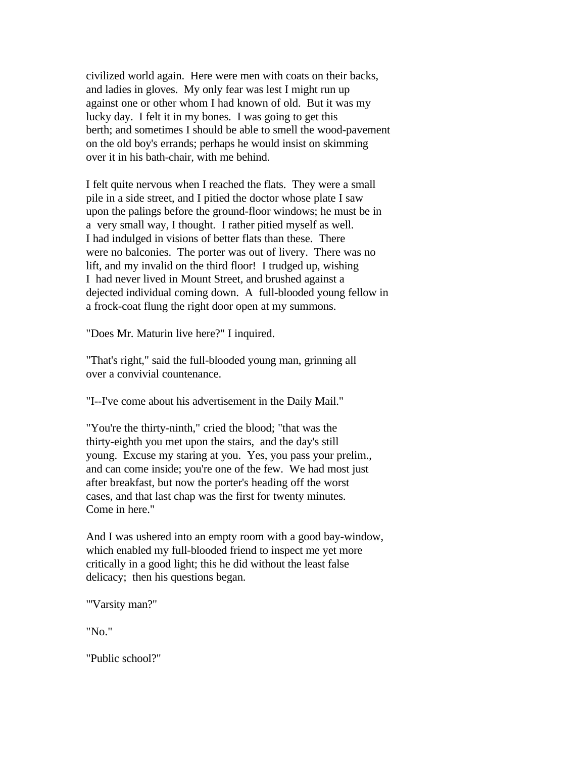civilized world again. Here were men with coats on their backs, and ladies in gloves. My only fear was lest I might run up against one or other whom I had known of old. But it was my lucky day. I felt it in my bones. I was going to get this berth; and sometimes I should be able to smell the wood-pavement on the old boy's errands; perhaps he would insist on skimming over it in his bath-chair, with me behind.

I felt quite nervous when I reached the flats. They were a small pile in a side street, and I pitied the doctor whose plate I saw upon the palings before the ground-floor windows; he must be in a very small way, I thought. I rather pitied myself as well. I had indulged in visions of better flats than these. There were no balconies. The porter was out of livery. There was no lift, and my invalid on the third floor! I trudged up, wishing I had never lived in Mount Street, and brushed against a dejected individual coming down. A full-blooded young fellow in a frock-coat flung the right door open at my summons.

"Does Mr. Maturin live here?" I inquired.

"That's right," said the full-blooded young man, grinning all over a convivial countenance.

"I--I've come about his advertisement in the Daily Mail."

"You're the thirty-ninth," cried the blood; "that was the thirty-eighth you met upon the stairs, and the day's still young. Excuse my staring at you. Yes, you pass your prelim., and can come inside; you're one of the few. We had most just after breakfast, but now the porter's heading off the worst cases, and that last chap was the first for twenty minutes. Come in here."

And I was ushered into an empty room with a good bay-window, which enabled my full-blooded friend to inspect me yet more critically in a good light; this he did without the least false delicacy; then his questions began.

"'Varsity man?"

"No."

"Public school?"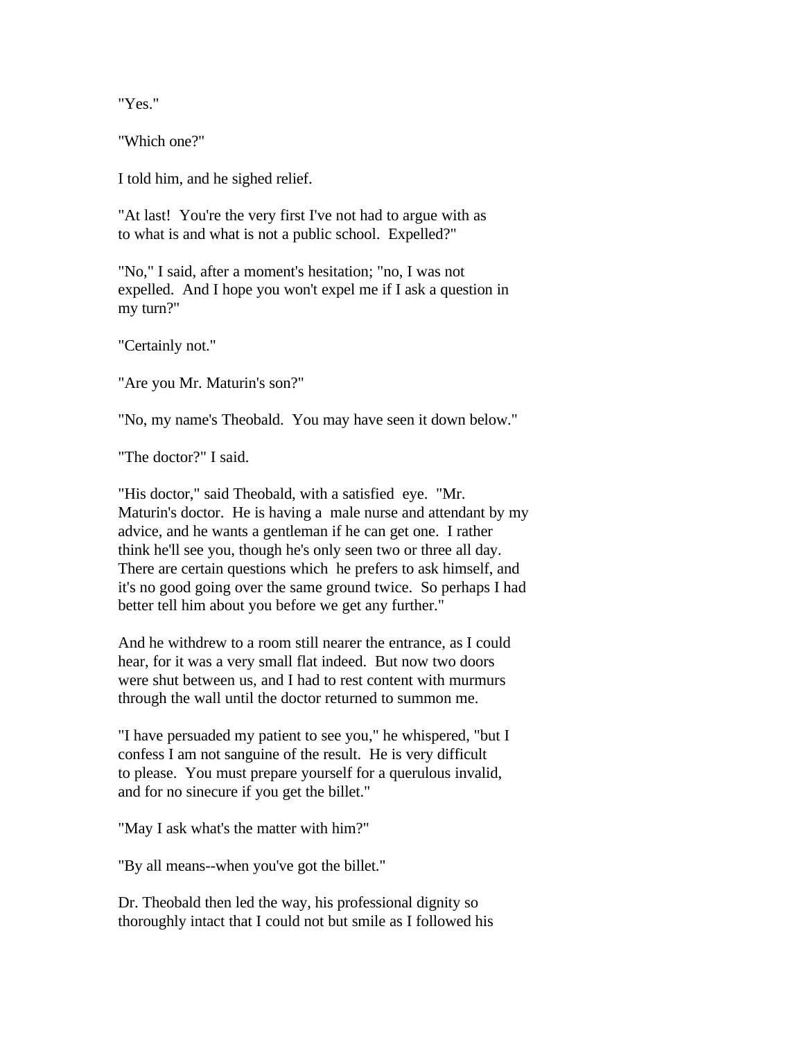"Yes."

"Which one?"

I told him, and he sighed relief.

"At last! You're the very first I've not had to argue with as to what is and what is not a public school. Expelled?"

"No," I said, after a moment's hesitation; "no, I was not expelled. And I hope you won't expel me if I ask a question in my turn?"

"Certainly not."

"Are you Mr. Maturin's son?"

"No, my name's Theobald. You may have seen it down below."

"The doctor?" I said.

"His doctor," said Theobald, with a satisfied eye. "Mr. Maturin's doctor. He is having a male nurse and attendant by my advice, and he wants a gentleman if he can get one. I rather think he'll see you, though he's only seen two or three all day. There are certain questions which he prefers to ask himself, and it's no good going over the same ground twice. So perhaps I had better tell him about you before we get any further."

And he withdrew to a room still nearer the entrance, as I could hear, for it was a very small flat indeed. But now two doors were shut between us, and I had to rest content with murmurs through the wall until the doctor returned to summon me.

"I have persuaded my patient to see you," he whispered, "but I confess I am not sanguine of the result. He is very difficult to please. You must prepare yourself for a querulous invalid, and for no sinecure if you get the billet."

"May I ask what's the matter with him?"

"By all means--when you've got the billet."

Dr. Theobald then led the way, his professional dignity so thoroughly intact that I could not but smile as I followed his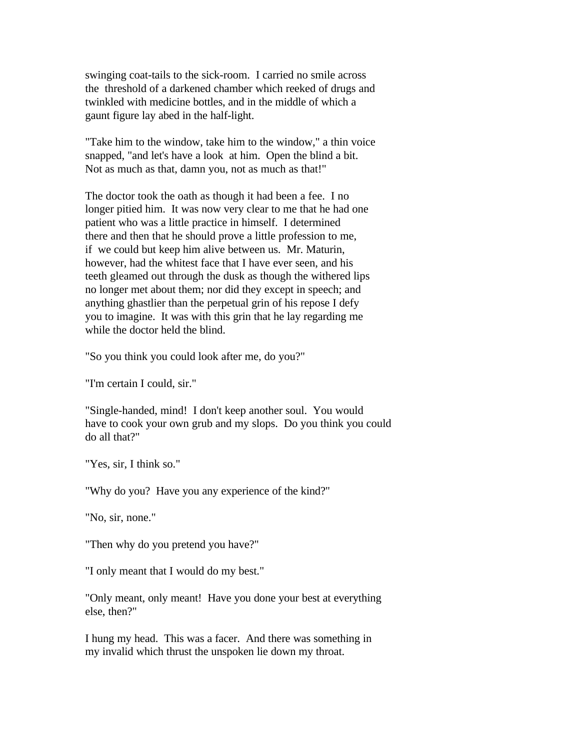swinging coat-tails to the sick-room. I carried no smile across the threshold of a darkened chamber which reeked of drugs and twinkled with medicine bottles, and in the middle of which a gaunt figure lay abed in the half-light.

"Take him to the window, take him to the window," a thin voice snapped, "and let's have a look at him. Open the blind a bit. Not as much as that, damn you, not as much as that!"

The doctor took the oath as though it had been a fee. I no longer pitied him. It was now very clear to me that he had one patient who was a little practice in himself. I determined there and then that he should prove a little profession to me, if we could but keep him alive between us. Mr. Maturin, however, had the whitest face that I have ever seen, and his teeth gleamed out through the dusk as though the withered lips no longer met about them; nor did they except in speech; and anything ghastlier than the perpetual grin of his repose I defy you to imagine. It was with this grin that he lay regarding me while the doctor held the blind.

"So you think you could look after me, do you?"

"I'm certain I could, sir."

"Single-handed, mind! I don't keep another soul. You would have to cook your own grub and my slops. Do you think you could do all that?"

"Yes, sir, I think so."

"Why do you? Have you any experience of the kind?"

"No, sir, none."

"Then why do you pretend you have?"

"I only meant that I would do my best."

"Only meant, only meant! Have you done your best at everything else, then?"

I hung my head. This was a facer. And there was something in my invalid which thrust the unspoken lie down my throat.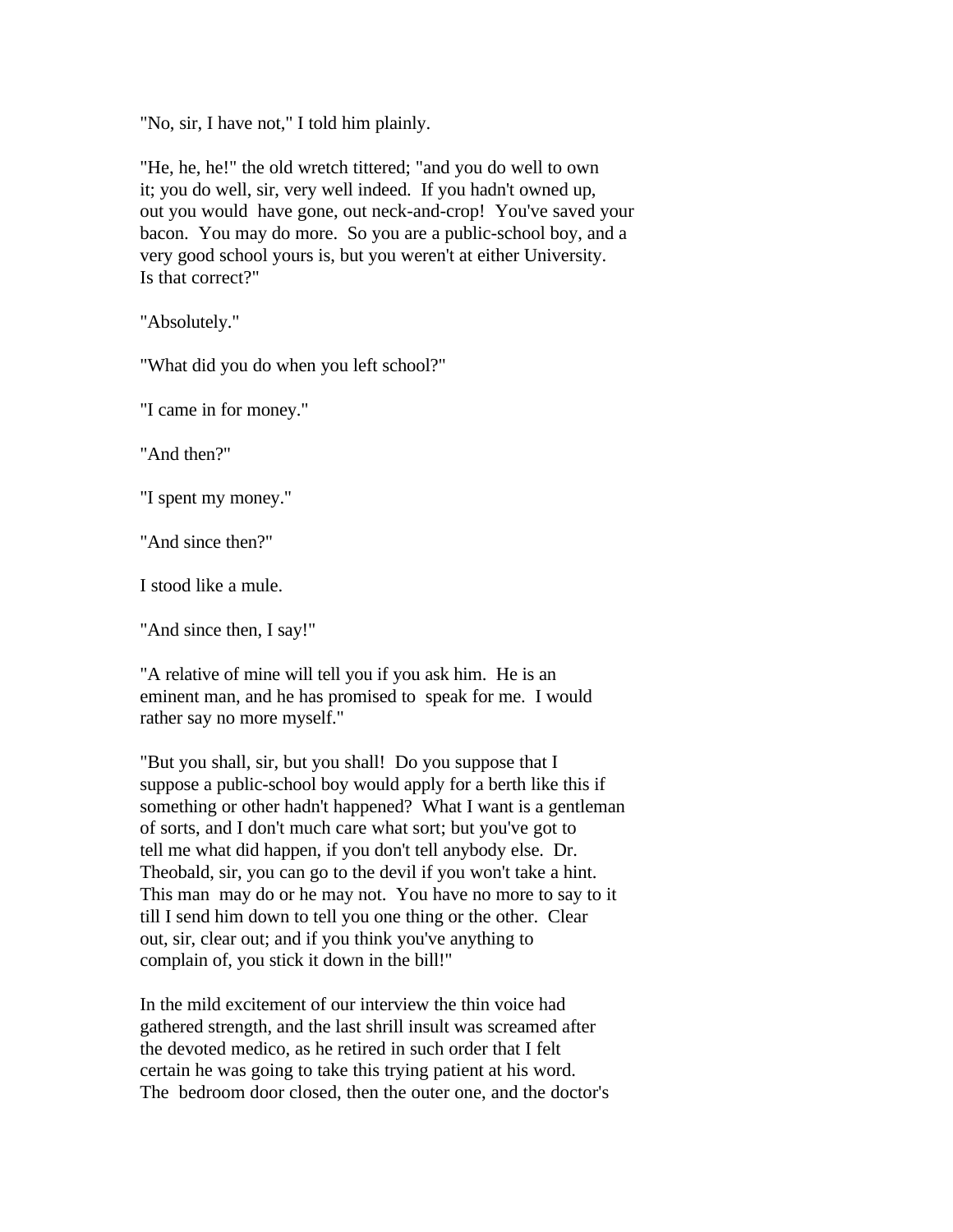"No, sir, I have not," I told him plainly.

"He, he, he!" the old wretch tittered; "and you do well to own it; you do well, sir, very well indeed. If you hadn't owned up, out you would have gone, out neck-and-crop! You've saved your bacon. You may do more. So you are a public-school boy, and a very good school yours is, but you weren't at either University. Is that correct?"

"Absolutely."

"What did you do when you left school?"

"I came in for money."

"And then?"

"I spent my money."

"And since then?"

I stood like a mule.

"And since then, I say!"

"A relative of mine will tell you if you ask him. He is an eminent man, and he has promised to speak for me. I would rather say no more myself."

"But you shall, sir, but you shall! Do you suppose that I suppose a public-school boy would apply for a berth like this if something or other hadn't happened? What I want is a gentleman of sorts, and I don't much care what sort; but you've got to tell me what did happen, if you don't tell anybody else. Dr. Theobald, sir, you can go to the devil if you won't take a hint. This man may do or he may not. You have no more to say to it till I send him down to tell you one thing or the other. Clear out, sir, clear out; and if you think you've anything to complain of, you stick it down in the bill!"

In the mild excitement of our interview the thin voice had gathered strength, and the last shrill insult was screamed after the devoted medico, as he retired in such order that I felt certain he was going to take this trying patient at his word. The bedroom door closed, then the outer one, and the doctor's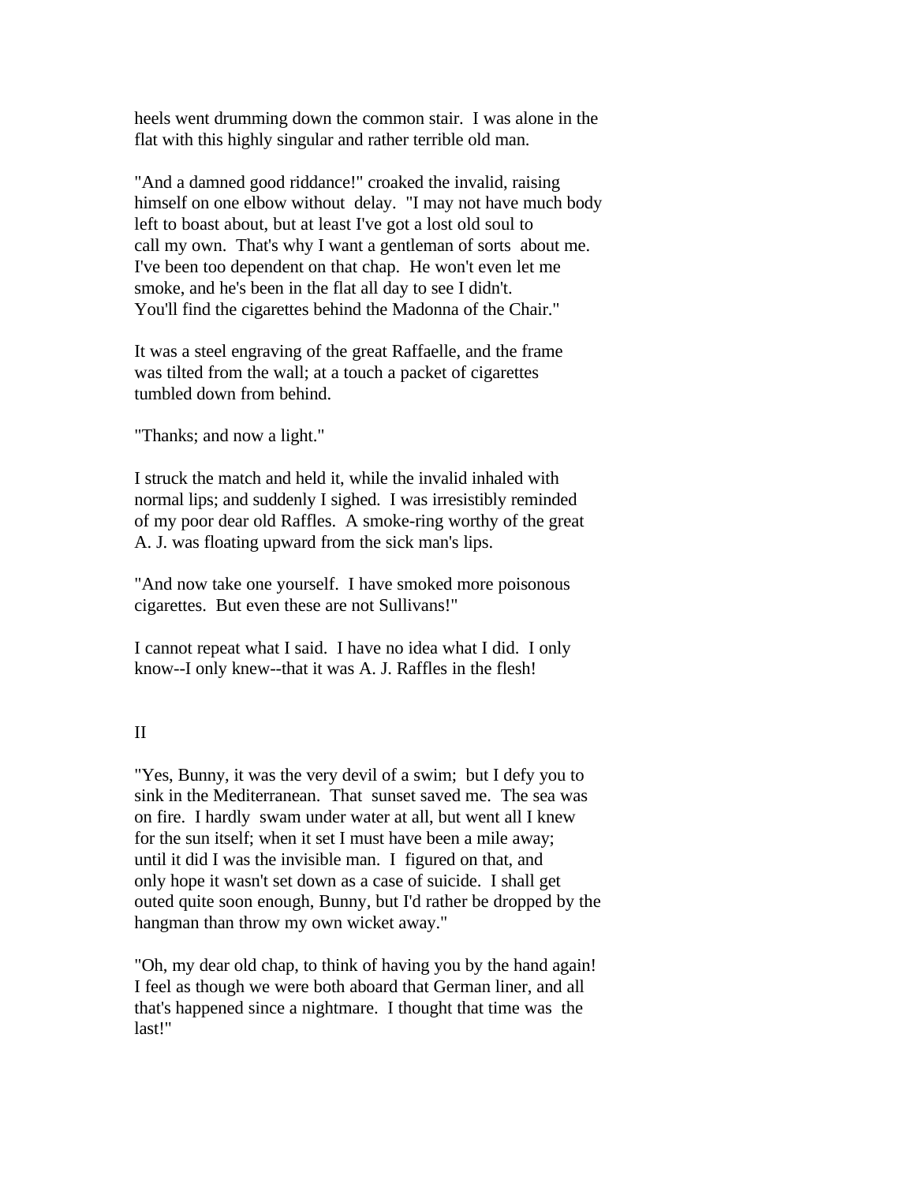heels went drumming down the common stair. I was alone in the flat with this highly singular and rather terrible old man.

"And a damned good riddance!" croaked the invalid, raising himself on one elbow without delay. "I may not have much body left to boast about, but at least I've got a lost old soul to call my own. That's why I want a gentleman of sorts about me. I've been too dependent on that chap. He won't even let me smoke, and he's been in the flat all day to see I didn't. You'll find the cigarettes behind the Madonna of the Chair."

It was a steel engraving of the great Raffaelle, and the frame was tilted from the wall; at a touch a packet of cigarettes tumbled down from behind.

"Thanks; and now a light."

I struck the match and held it, while the invalid inhaled with normal lips; and suddenly I sighed. I was irresistibly reminded of my poor dear old Raffles. A smoke-ring worthy of the great A. J. was floating upward from the sick man's lips.

"And now take one yourself. I have smoked more poisonous cigarettes. But even these are not Sullivans!"

I cannot repeat what I said. I have no idea what I did. I only know--I only knew--that it was A. J. Raffles in the flesh!

## II

"Yes, Bunny, it was the very devil of a swim; but I defy you to sink in the Mediterranean. That sunset saved me. The sea was on fire. I hardly swam under water at all, but went all I knew for the sun itself; when it set I must have been a mile away; until it did I was the invisible man. I figured on that, and only hope it wasn't set down as a case of suicide. I shall get outed quite soon enough, Bunny, but I'd rather be dropped by the hangman than throw my own wicket away."

"Oh, my dear old chap, to think of having you by the hand again! I feel as though we were both aboard that German liner, and all that's happened since a nightmare. I thought that time was the last!"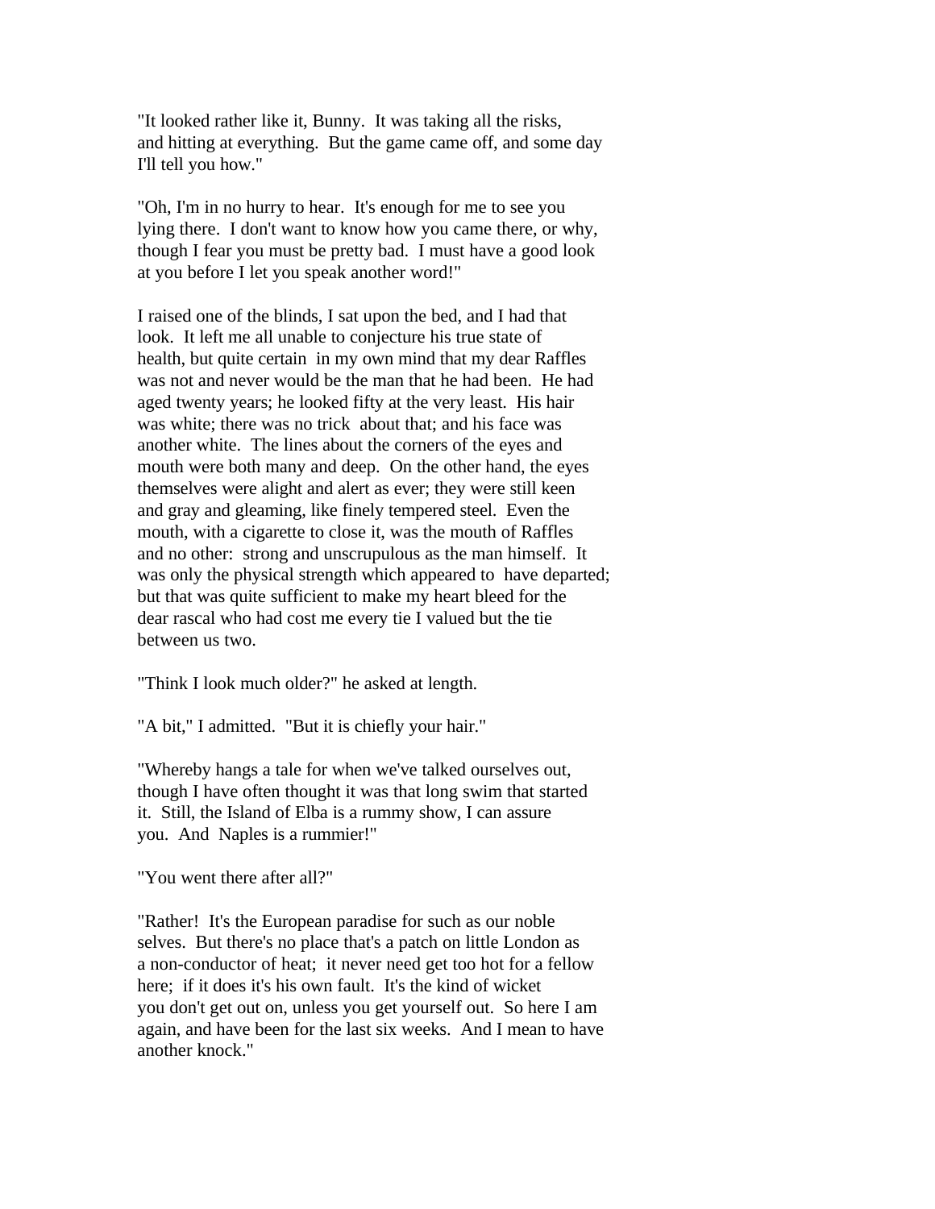"It looked rather like it, Bunny. It was taking all the risks, and hitting at everything. But the game came off, and some day I'll tell you how."

"Oh, I'm in no hurry to hear. It's enough for me to see you lying there. I don't want to know how you came there, or why, though I fear you must be pretty bad. I must have a good look at you before I let you speak another word!"

I raised one of the blinds, I sat upon the bed, and I had that look. It left me all unable to conjecture his true state of health, but quite certain in my own mind that my dear Raffles was not and never would be the man that he had been. He had aged twenty years; he looked fifty at the very least. His hair was white; there was no trick about that; and his face was another white. The lines about the corners of the eyes and mouth were both many and deep. On the other hand, the eyes themselves were alight and alert as ever; they were still keen and gray and gleaming, like finely tempered steel. Even the mouth, with a cigarette to close it, was the mouth of Raffles and no other: strong and unscrupulous as the man himself. It was only the physical strength which appeared to have departed; but that was quite sufficient to make my heart bleed for the dear rascal who had cost me every tie I valued but the tie between us two.

"Think I look much older?" he asked at length.

"A bit," I admitted. "But it is chiefly your hair."

"Whereby hangs a tale for when we've talked ourselves out, though I have often thought it was that long swim that started it. Still, the Island of Elba is a rummy show, I can assure you. And Naples is a rummier!"

"You went there after all?"

"Rather! It's the European paradise for such as our noble selves. But there's no place that's a patch on little London as a non-conductor of heat; it never need get too hot for a fellow here; if it does it's his own fault. It's the kind of wicket you don't get out on, unless you get yourself out. So here I am again, and have been for the last six weeks. And I mean to have another knock."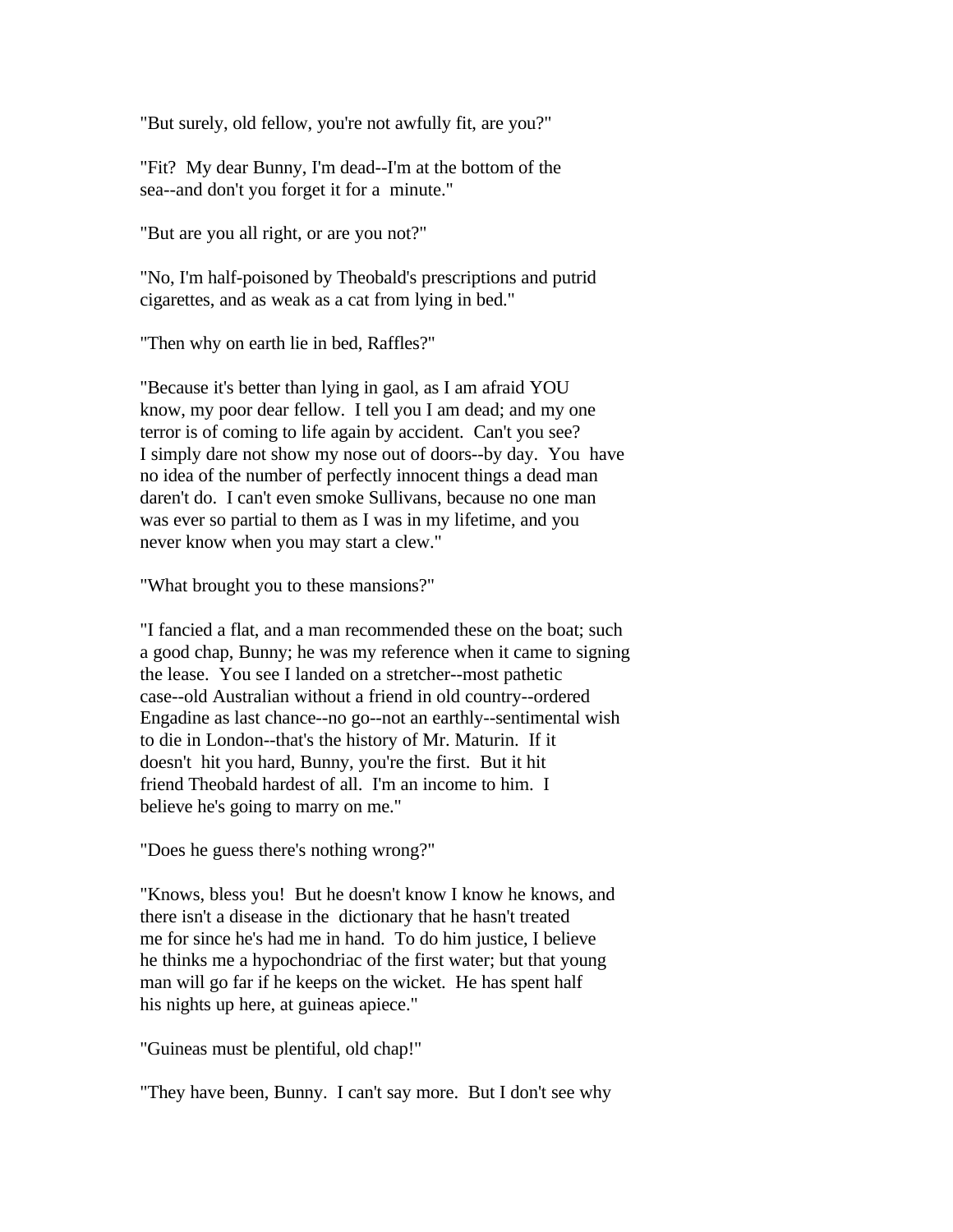"But surely, old fellow, you're not awfully fit, are you?"

"Fit? My dear Bunny, I'm dead--I'm at the bottom of the sea--and don't you forget it for a minute."

"But are you all right, or are you not?"

"No, I'm half-poisoned by Theobald's prescriptions and putrid cigarettes, and as weak as a cat from lying in bed."

"Then why on earth lie in bed, Raffles?"

"Because it's better than lying in gaol, as I am afraid YOU know, my poor dear fellow. I tell you I am dead; and my one terror is of coming to life again by accident. Can't you see? I simply dare not show my nose out of doors--by day. You have no idea of the number of perfectly innocent things a dead man daren't do. I can't even smoke Sullivans, because no one man was ever so partial to them as I was in my lifetime, and you never know when you may start a clew."

"What brought you to these mansions?"

"I fancied a flat, and a man recommended these on the boat; such a good chap, Bunny; he was my reference when it came to signing the lease. You see I landed on a stretcher--most pathetic case--old Australian without a friend in old country--ordered Engadine as last chance--no go--not an earthly--sentimental wish to die in London--that's the history of Mr. Maturin. If it doesn't hit you hard, Bunny, you're the first. But it hit friend Theobald hardest of all. I'm an income to him. I believe he's going to marry on me."

"Does he guess there's nothing wrong?"

"Knows, bless you! But he doesn't know I know he knows, and there isn't a disease in the dictionary that he hasn't treated me for since he's had me in hand. To do him justice, I believe he thinks me a hypochondriac of the first water; but that young man will go far if he keeps on the wicket. He has spent half his nights up here, at guineas apiece."

"Guineas must be plentiful, old chap!"

"They have been, Bunny. I can't say more. But I don't see why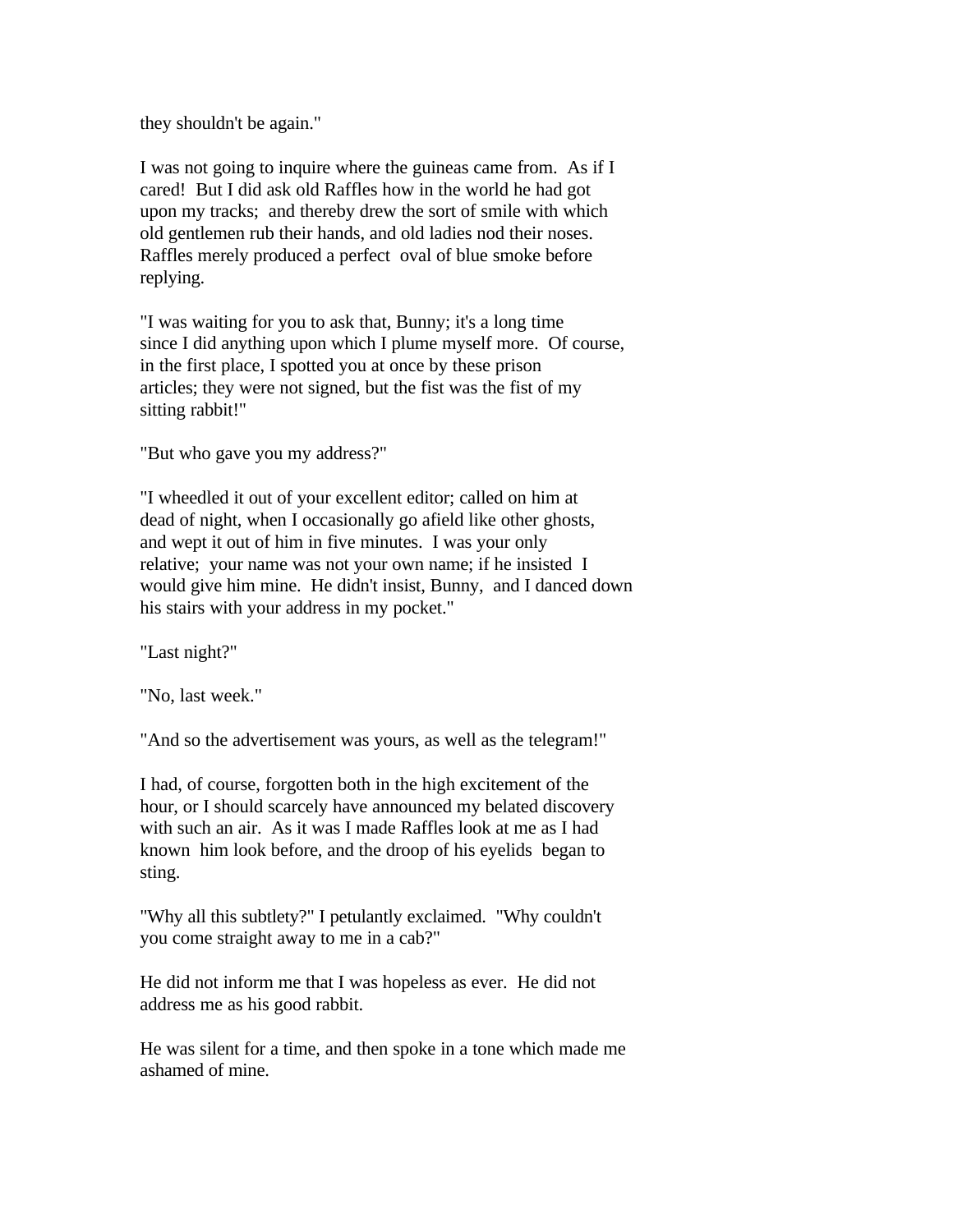they shouldn't be again."

I was not going to inquire where the guineas came from. As if I cared! But I did ask old Raffles how in the world he had got upon my tracks; and thereby drew the sort of smile with which old gentlemen rub their hands, and old ladies nod their noses. Raffles merely produced a perfect oval of blue smoke before replying.

"I was waiting for you to ask that, Bunny; it's a long time since I did anything upon which I plume myself more. Of course, in the first place, I spotted you at once by these prison articles; they were not signed, but the fist was the fist of my sitting rabbit!"

"But who gave you my address?"

"I wheedled it out of your excellent editor; called on him at dead of night, when I occasionally go afield like other ghosts, and wept it out of him in five minutes. I was your only relative; your name was not your own name; if he insisted I would give him mine. He didn't insist, Bunny, and I danced down his stairs with your address in my pocket."

"Last night?"

"No, last week."

"And so the advertisement was yours, as well as the telegram!"

I had, of course, forgotten both in the high excitement of the hour, or I should scarcely have announced my belated discovery with such an air. As it was I made Raffles look at me as I had known him look before, and the droop of his eyelids began to sting.

"Why all this subtlety?" I petulantly exclaimed. "Why couldn't you come straight away to me in a cab?"

He did not inform me that I was hopeless as ever. He did not address me as his good rabbit.

He was silent for a time, and then spoke in a tone which made me ashamed of mine.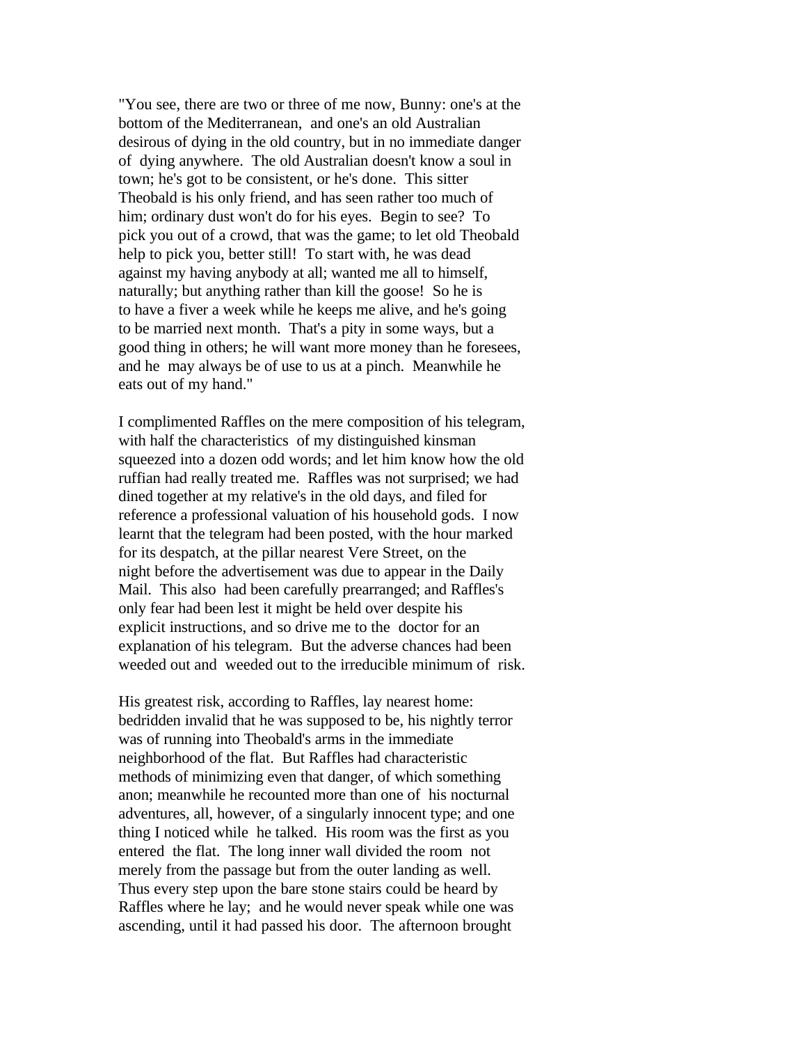"You see, there are two or three of me now, Bunny: one's at the bottom of the Mediterranean, and one's an old Australian desirous of dying in the old country, but in no immediate danger of dying anywhere. The old Australian doesn't know a soul in town; he's got to be consistent, or he's done. This sitter Theobald is his only friend, and has seen rather too much of him; ordinary dust won't do for his eyes. Begin to see? To pick you out of a crowd, that was the game; to let old Theobald help to pick you, better still! To start with, he was dead against my having anybody at all; wanted me all to himself, naturally; but anything rather than kill the goose! So he is to have a fiver a week while he keeps me alive, and he's going to be married next month. That's a pity in some ways, but a good thing in others; he will want more money than he foresees, and he may always be of use to us at a pinch. Meanwhile he eats out of my hand."

I complimented Raffles on the mere composition of his telegram, with half the characteristics of my distinguished kinsman squeezed into a dozen odd words; and let him know how the old ruffian had really treated me. Raffles was not surprised; we had dined together at my relative's in the old days, and filed for reference a professional valuation of his household gods. I now learnt that the telegram had been posted, with the hour marked for its despatch, at the pillar nearest Vere Street, on the night before the advertisement was due to appear in the Daily Mail. This also had been carefully prearranged; and Raffles's only fear had been lest it might be held over despite his explicit instructions, and so drive me to the doctor for an explanation of his telegram. But the adverse chances had been weeded out and weeded out to the irreducible minimum of risk.

His greatest risk, according to Raffles, lay nearest home: bedridden invalid that he was supposed to be, his nightly terror was of running into Theobald's arms in the immediate neighborhood of the flat. But Raffles had characteristic methods of minimizing even that danger, of which something anon; meanwhile he recounted more than one of his nocturnal adventures, all, however, of a singularly innocent type; and one thing I noticed while he talked. His room was the first as you entered the flat. The long inner wall divided the room not merely from the passage but from the outer landing as well. Thus every step upon the bare stone stairs could be heard by Raffles where he lay; and he would never speak while one was ascending, until it had passed his door. The afternoon brought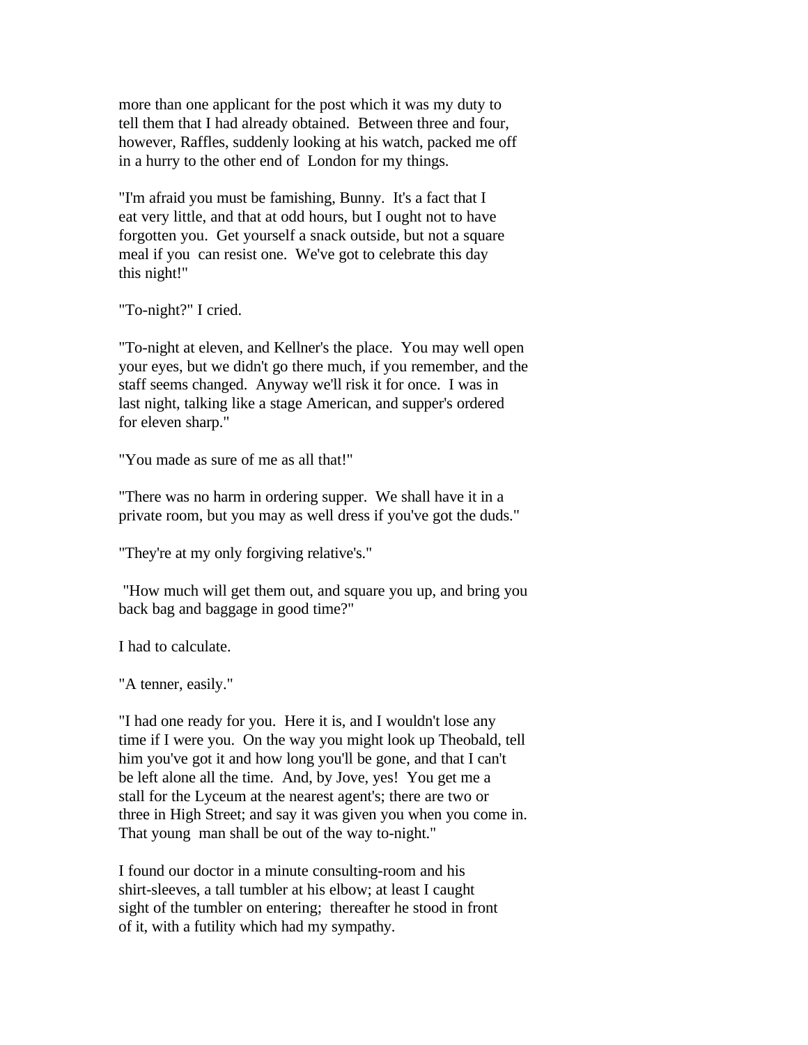more than one applicant for the post which it was my duty to tell them that I had already obtained. Between three and four, however, Raffles, suddenly looking at his watch, packed me off in a hurry to the other end of London for my things.

"I'm afraid you must be famishing, Bunny. It's a fact that I eat very little, and that at odd hours, but I ought not to have forgotten you. Get yourself a snack outside, but not a square meal if you can resist one. We've got to celebrate this day this night!"

"To-night?" I cried.

"To-night at eleven, and Kellner's the place. You may well open your eyes, but we didn't go there much, if you remember, and the staff seems changed. Anyway we'll risk it for once. I was in last night, talking like a stage American, and supper's ordered for eleven sharp."

"You made as sure of me as all that!"

"There was no harm in ordering supper. We shall have it in a private room, but you may as well dress if you've got the duds."

"They're at my only forgiving relative's."

"How much will get them out, and square you up, and bring you back bag and baggage in good time?"

I had to calculate.

"A tenner, easily."

"I had one ready for you. Here it is, and I wouldn't lose any time if I were you. On the way you might look up Theobald, tell him you've got it and how long you'll be gone, and that I can't be left alone all the time. And, by Jove, yes! You get me a stall for the Lyceum at the nearest agent's; there are two or three in High Street; and say it was given you when you come in. That young man shall be out of the way to-night."

I found our doctor in a minute consulting-room and his shirt-sleeves, a tall tumbler at his elbow; at least I caught sight of the tumbler on entering; thereafter he stood in front of it, with a futility which had my sympathy.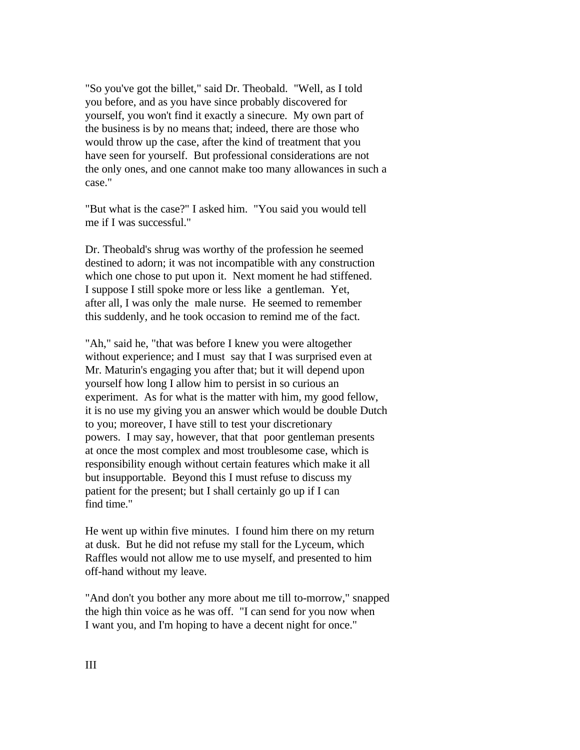"So you've got the billet," said Dr. Theobald. "Well, as I told you before, and as you have since probably discovered for yourself, you won't find it exactly a sinecure. My own part of the business is by no means that; indeed, there are those who would throw up the case, after the kind of treatment that you have seen for yourself. But professional considerations are not the only ones, and one cannot make too many allowances in such a case."

"But what is the case?" I asked him. "You said you would tell me if I was successful."

Dr. Theobald's shrug was worthy of the profession he seemed destined to adorn; it was not incompatible with any construction which one chose to put upon it. Next moment he had stiffened. I suppose I still spoke more or less like a gentleman. Yet, after all, I was only the male nurse. He seemed to remember this suddenly, and he took occasion to remind me of the fact.

"Ah," said he, "that was before I knew you were altogether without experience; and I must say that I was surprised even at Mr. Maturin's engaging you after that; but it will depend upon yourself how long I allow him to persist in so curious an experiment. As for what is the matter with him, my good fellow, it is no use my giving you an answer which would be double Dutch to you; moreover, I have still to test your discretionary powers. I may say, however, that that poor gentleman presents at once the most complex and most troublesome case, which is responsibility enough without certain features which make it all but insupportable. Beyond this I must refuse to discuss my patient for the present; but I shall certainly go up if I can find time."

He went up within five minutes. I found him there on my return at dusk. But he did not refuse my stall for the Lyceum, which Raffles would not allow me to use myself, and presented to him off-hand without my leave.

"And don't you bother any more about me till to-morrow," snapped the high thin voice as he was off. "I can send for you now when I want you, and I'm hoping to have a decent night for once."

## III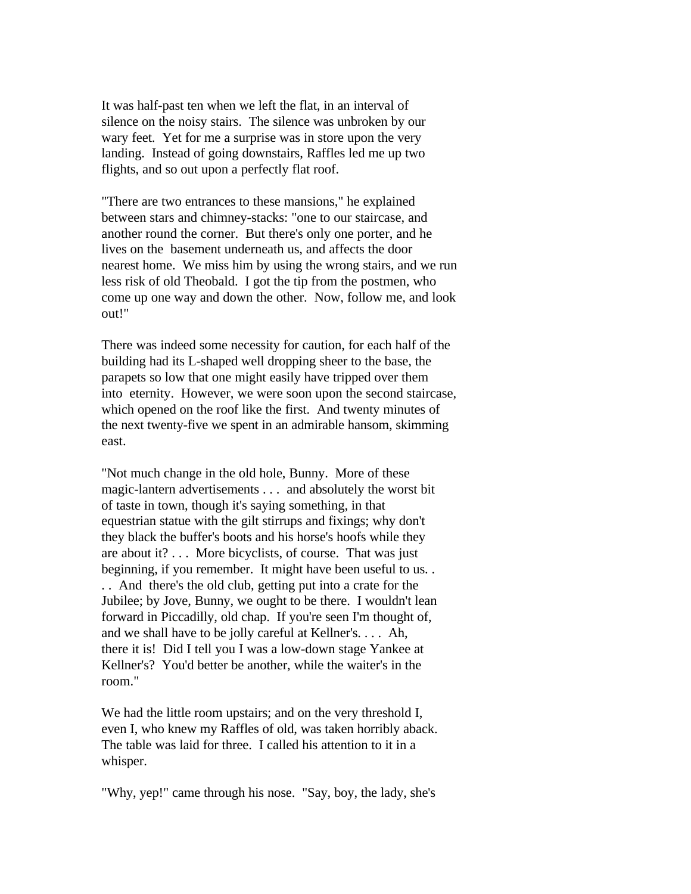It was half-past ten when we left the flat, in an interval of silence on the noisy stairs. The silence was unbroken by our wary feet. Yet for me a surprise was in store upon the very landing. Instead of going downstairs, Raffles led me up two flights, and so out upon a perfectly flat roof.

"There are two entrances to these mansions," he explained between stars and chimney-stacks: "one to our staircase, and another round the corner. But there's only one porter, and he lives on the basement underneath us, and affects the door nearest home. We miss him by using the wrong stairs, and we run less risk of old Theobald. I got the tip from the postmen, who come up one way and down the other. Now, follow me, and look out!"

There was indeed some necessity for caution, for each half of the building had its L-shaped well dropping sheer to the base, the parapets so low that one might easily have tripped over them into eternity. However, we were soon upon the second staircase, which opened on the roof like the first. And twenty minutes of the next twenty-five we spent in an admirable hansom, skimming east.

"Not much change in the old hole, Bunny. More of these magic-lantern advertisements . . . and absolutely the worst bit of taste in town, though it's saying something, in that equestrian statue with the gilt stirrups and fixings; why don't they black the buffer's boots and his horse's hoofs while they are about it? . . . More bicyclists, of course. That was just beginning, if you remember. It might have been useful to us. . . . And there's the old club, getting put into a crate for the Jubilee; by Jove, Bunny, we ought to be there. I wouldn't lean forward in Piccadilly, old chap. If you're seen I'm thought of, and we shall have to be jolly careful at Kellner's. . . . Ah, there it is! Did I tell you I was a low-down stage Yankee at Kellner's? You'd better be another, while the waiter's in the room."

We had the little room upstairs; and on the very threshold I, even I, who knew my Raffles of old, was taken horribly aback. The table was laid for three. I called his attention to it in a whisper.

"Why, yep!" came through his nose. "Say, boy, the lady, she's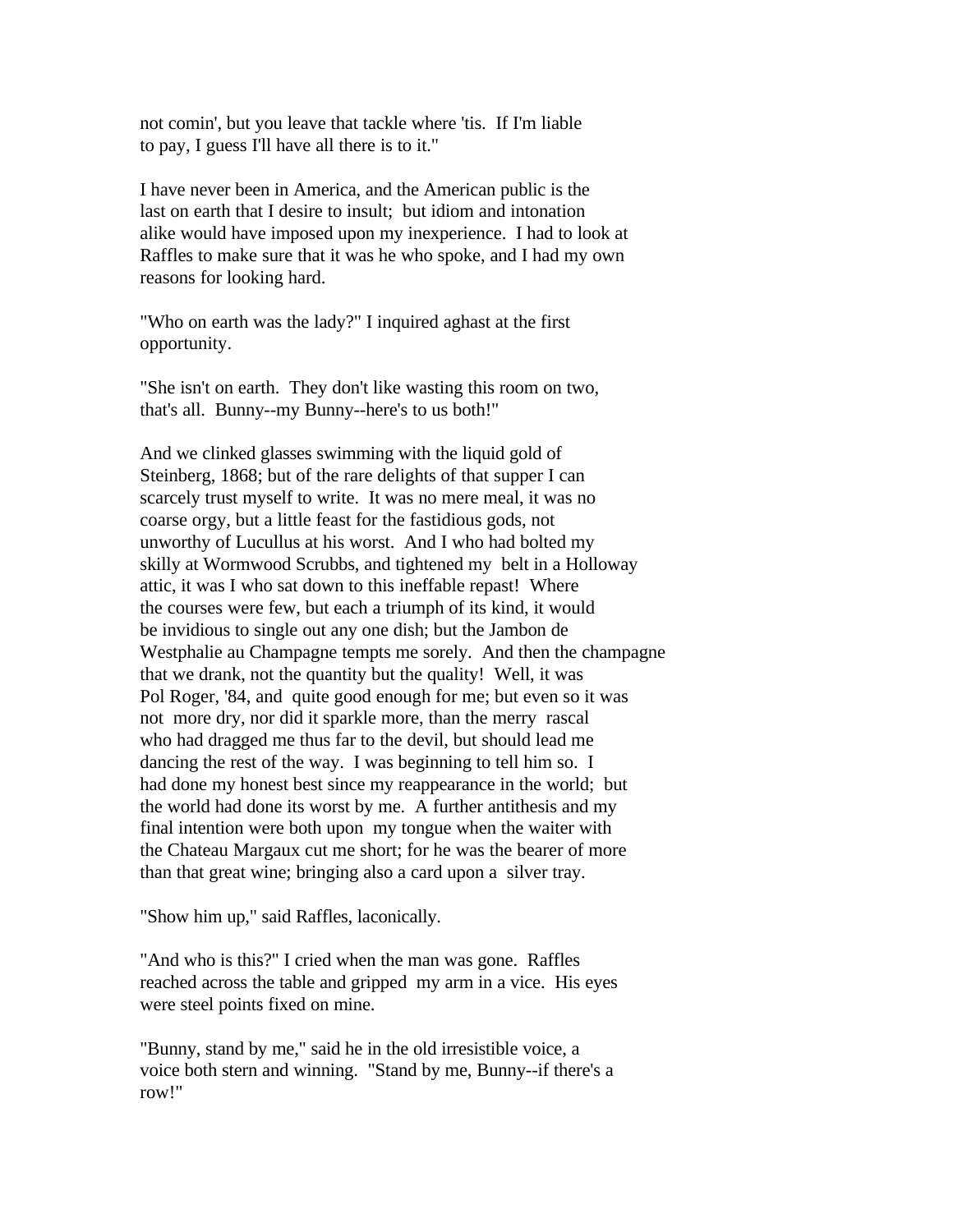not comin', but you leave that tackle where 'tis. If I'm liable to pay, I guess I'll have all there is to it."

I have never been in America, and the American public is the last on earth that I desire to insult; but idiom and intonation alike would have imposed upon my inexperience. I had to look at Raffles to make sure that it was he who spoke, and I had my own reasons for looking hard.

"Who on earth was the lady?" I inquired aghast at the first opportunity.

"She isn't on earth. They don't like wasting this room on two, that's all. Bunny--my Bunny--here's to us both!"

And we clinked glasses swimming with the liquid gold of Steinberg, 1868; but of the rare delights of that supper I can scarcely trust myself to write. It was no mere meal, it was no coarse orgy, but a little feast for the fastidious gods, not unworthy of Lucullus at his worst. And I who had bolted my skilly at Wormwood Scrubbs, and tightened my belt in a Holloway attic, it was I who sat down to this ineffable repast! Where the courses were few, but each a triumph of its kind, it would be invidious to single out any one dish; but the Jambon de Westphalie au Champagne tempts me sorely. And then the champagne that we drank, not the quantity but the quality! Well, it was Pol Roger, '84, and quite good enough for me; but even so it was not more dry, nor did it sparkle more, than the merry rascal who had dragged me thus far to the devil, but should lead me dancing the rest of the way. I was beginning to tell him so. I had done my honest best since my reappearance in the world; but the world had done its worst by me. A further antithesis and my final intention were both upon my tongue when the waiter with the Chateau Margaux cut me short; for he was the bearer of more than that great wine; bringing also a card upon a silver tray.

"Show him up," said Raffles, laconically.

"And who is this?" I cried when the man was gone. Raffles reached across the table and gripped my arm in a vice. His eyes were steel points fixed on mine.

"Bunny, stand by me," said he in the old irresistible voice, a voice both stern and winning. "Stand by me, Bunny--if there's a row!"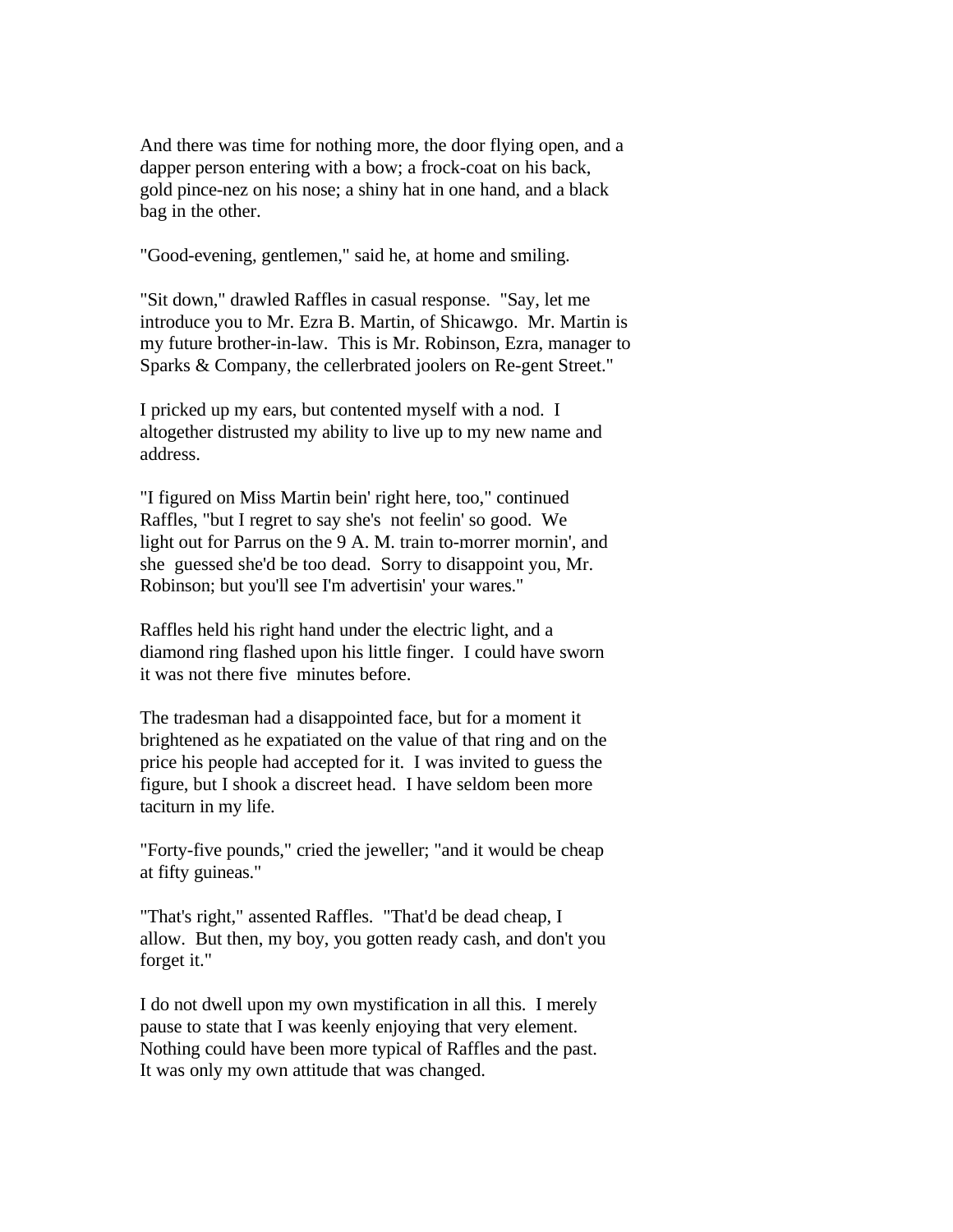And there was time for nothing more, the door flying open, and a dapper person entering with a bow; a frock-coat on his back, gold pince-nez on his nose; a shiny hat in one hand, and a black bag in the other.

"Good-evening, gentlemen," said he, at home and smiling.

"Sit down," drawled Raffles in casual response. "Say, let me introduce you to Mr. Ezra B. Martin, of Shicawgo. Mr. Martin is my future brother-in-law. This is Mr. Robinson, Ezra, manager to Sparks & Company, the cellerbrated joolers on Re-gent Street."

I pricked up my ears, but contented myself with a nod. I altogether distrusted my ability to live up to my new name and address.

"I figured on Miss Martin bein' right here, too," continued Raffles, "but I regret to say she's not feelin' so good. We light out for Parrus on the 9 A. M. train to-morrer mornin', and she guessed she'd be too dead. Sorry to disappoint you, Mr. Robinson; but you'll see I'm advertisin' your wares."

Raffles held his right hand under the electric light, and a diamond ring flashed upon his little finger. I could have sworn it was not there five minutes before.

The tradesman had a disappointed face, but for a moment it brightened as he expatiated on the value of that ring and on the price his people had accepted for it. I was invited to guess the figure, but I shook a discreet head. I have seldom been more taciturn in my life.

"Forty-five pounds," cried the jeweller; "and it would be cheap at fifty guineas."

"That's right," assented Raffles. "That'd be dead cheap, I allow. But then, my boy, you gotten ready cash, and don't you forget it."

I do not dwell upon my own mystification in all this. I merely pause to state that I was keenly enjoying that very element. Nothing could have been more typical of Raffles and the past. It was only my own attitude that was changed.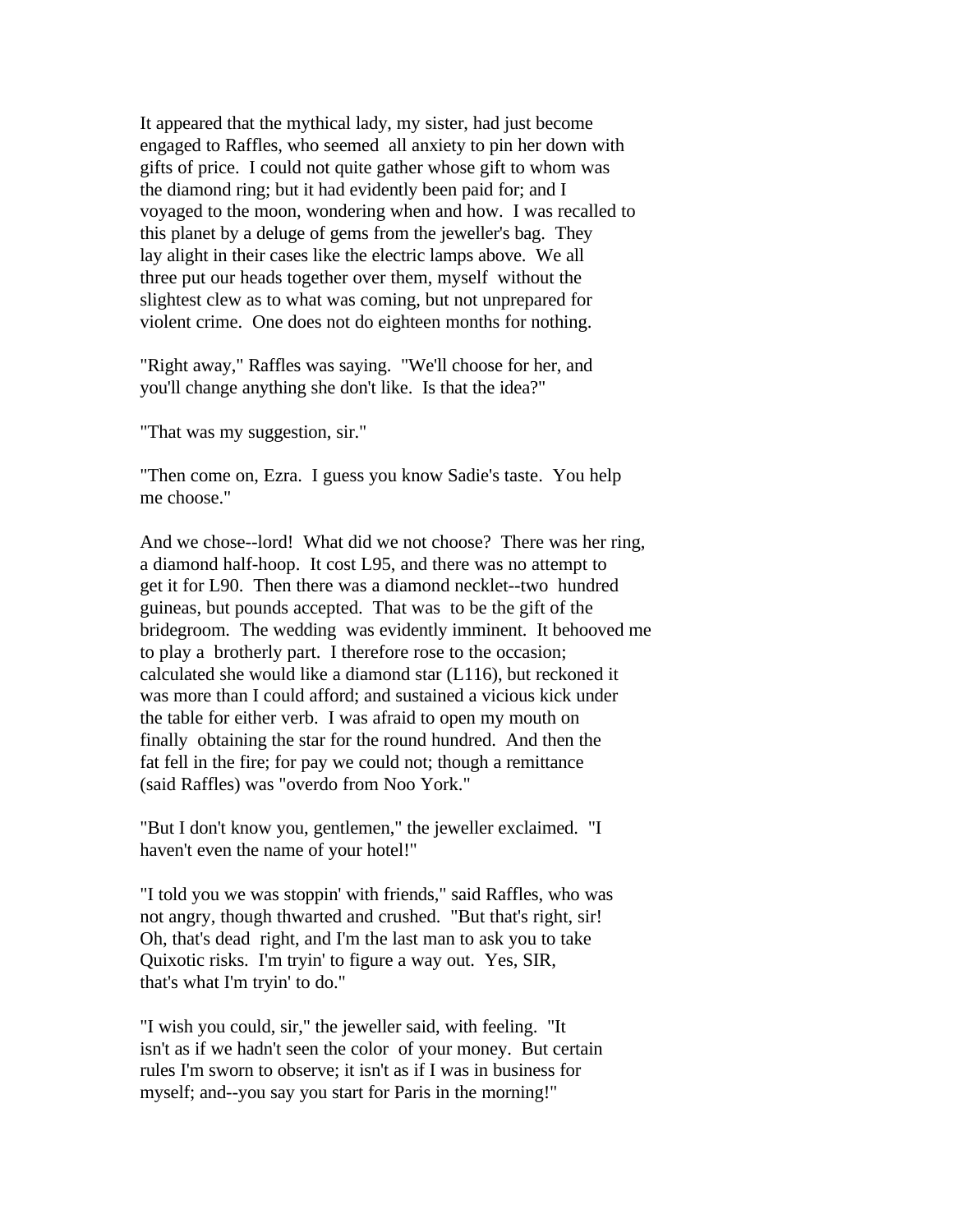It appeared that the mythical lady, my sister, had just become engaged to Raffles, who seemed all anxiety to pin her down with gifts of price. I could not quite gather whose gift to whom was the diamond ring; but it had evidently been paid for; and I voyaged to the moon, wondering when and how. I was recalled to this planet by a deluge of gems from the jeweller's bag. They lay alight in their cases like the electric lamps above. We all three put our heads together over them, myself without the slightest clew as to what was coming, but not unprepared for violent crime. One does not do eighteen months for nothing.

"Right away," Raffles was saying. "We'll choose for her, and you'll change anything she don't like. Is that the idea?"

"That was my suggestion, sir."

"Then come on, Ezra. I guess you know Sadie's taste. You help me choose."

And we chose--lord! What did we not choose? There was her ring, a diamond half-hoop. It cost L95, and there was no attempt to get it for L90. Then there was a diamond necklet--two hundred guineas, but pounds accepted. That was to be the gift of the bridegroom. The wedding was evidently imminent. It behooved me to play a brotherly part. I therefore rose to the occasion; calculated she would like a diamond star (L116), but reckoned it was more than I could afford; and sustained a vicious kick under the table for either verb. I was afraid to open my mouth on finally obtaining the star for the round hundred. And then the fat fell in the fire; for pay we could not; though a remittance (said Raffles) was "overdo from Noo York."

"But I don't know you, gentlemen," the jeweller exclaimed. "I haven't even the name of your hotel!"

"I told you we was stoppin' with friends," said Raffles, who was not angry, though thwarted and crushed. "But that's right, sir! Oh, that's dead right, and I'm the last man to ask you to take Quixotic risks. I'm tryin' to figure a way out. Yes, SIR, that's what I'm tryin' to do."

"I wish you could, sir," the jeweller said, with feeling. "It isn't as if we hadn't seen the color of your money. But certain rules I'm sworn to observe; it isn't as if I was in business for myself; and--you say you start for Paris in the morning!"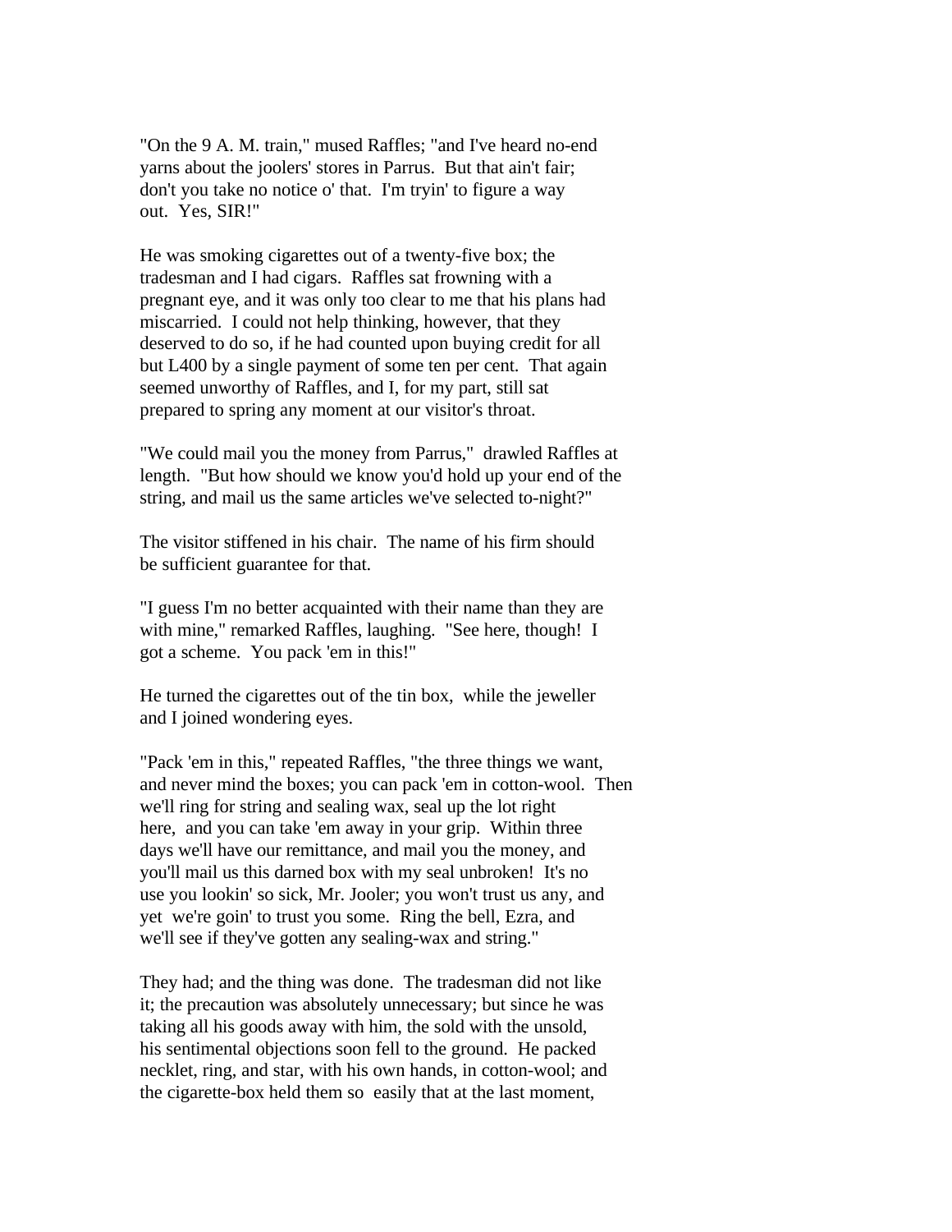"On the 9 A. M. train," mused Raffles; "and I've heard no-end yarns about the joolers' stores in Parrus. But that ain't fair; don't you take no notice o' that. I'm tryin' to figure a way out. Yes, SIR!"

He was smoking cigarettes out of a twenty-five box; the tradesman and I had cigars. Raffles sat frowning with a pregnant eye, and it was only too clear to me that his plans had miscarried. I could not help thinking, however, that they deserved to do so, if he had counted upon buying credit for all but L400 by a single payment of some ten per cent. That again seemed unworthy of Raffles, and I, for my part, still sat prepared to spring any moment at our visitor's throat.

"We could mail you the money from Parrus," drawled Raffles at length. "But how should we know you'd hold up your end of the string, and mail us the same articles we've selected to-night?"

The visitor stiffened in his chair. The name of his firm should be sufficient guarantee for that.

"I guess I'm no better acquainted with their name than they are with mine," remarked Raffles, laughing. "See here, though! I got a scheme. You pack 'em in this!"

He turned the cigarettes out of the tin box, while the jeweller and I joined wondering eyes.

"Pack 'em in this," repeated Raffles, "the three things we want, and never mind the boxes; you can pack 'em in cotton-wool. Then we'll ring for string and sealing wax, seal up the lot right here, and you can take 'em away in your grip. Within three days we'll have our remittance, and mail you the money, and you'll mail us this darned box with my seal unbroken! It's no use you lookin' so sick, Mr. Jooler; you won't trust us any, and yet we're goin' to trust you some. Ring the bell, Ezra, and we'll see if they've gotten any sealing-wax and string."

They had; and the thing was done. The tradesman did not like it; the precaution was absolutely unnecessary; but since he was taking all his goods away with him, the sold with the unsold, his sentimental objections soon fell to the ground. He packed necklet, ring, and star, with his own hands, in cotton-wool; and the cigarette-box held them so easily that at the last moment,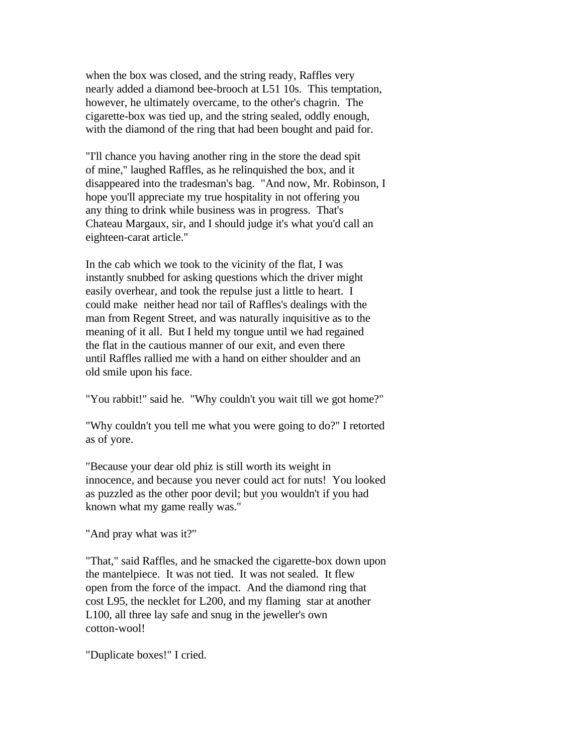when the box was closed, and the string ready, Raffles very nearly added a diamond bee-brooch at L51 10s. This temptation, however, he ultimately overcame, to the other's chagrin. The cigarette-box was tied up, and the string sealed, oddly enough, with the diamond of the ring that had been bought and paid for.

"I'll chance you having another ring in the store the dead spit of mine," laughed Raffles, as he relinquished the box, and it disappeared into the tradesman's bag. "And now, Mr. Robinson, I hope you'll appreciate my true hospitality in not offering you any thing to drink while business was in progress. That's Chateau Margaux, sir, and I should judge it's what you'd call an eighteen-carat article."

In the cab which we took to the vicinity of the flat, I was instantly snubbed for asking questions which the driver might easily overhear, and took the repulse just a little to heart. I could make neither head nor tail of Raffles's dealings with the man from Regent Street, and was naturally inquisitive as to the meaning of it all. But I held my tongue until we had regained the flat in the cautious manner of our exit, and even there until Raffles rallied me with a hand on either shoulder and an old smile upon his face.

"You rabbit!" said he. "Why couldn't you wait till we got home?"

"Why couldn't you tell me what you were going to do?" I retorted as of yore.

"Because your dear old phiz is still worth its weight in innocence, and because you never could act for nuts! You looked as puzzled as the other poor devil; but you wouldn't if you had known what my game really was."

"And pray what was it?"

"That," said Raffles, and he smacked the cigarette-box down upon the mantelpiece. It was not tied. It was not sealed. It flew open from the force of the impact. And the diamond ring that cost L95, the necklet for L200, and my flaming star at another L100, all three lay safe and snug in the jeweller's own cotton-wool!

"Duplicate boxes!" I cried.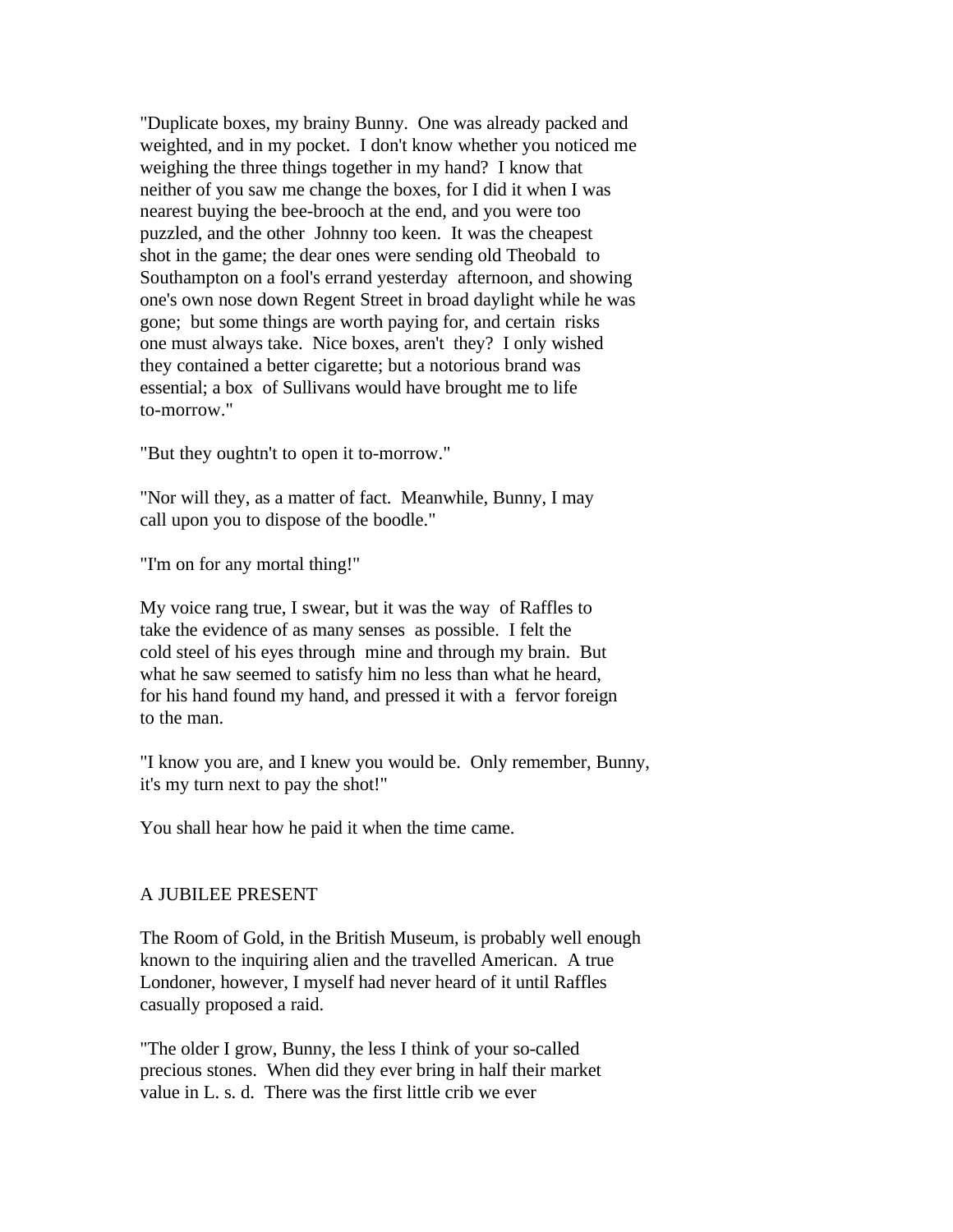"Duplicate boxes, my brainy Bunny. One was already packed and weighted, and in my pocket. I don't know whether you noticed me weighing the three things together in my hand? I know that neither of you saw me change the boxes, for I did it when I was nearest buying the bee-brooch at the end, and you were too puzzled, and the other Johnny too keen. It was the cheapest shot in the game; the dear ones were sending old Theobald to Southampton on a fool's errand yesterday afternoon, and showing one's own nose down Regent Street in broad daylight while he was gone; but some things are worth paying for, and certain risks one must always take. Nice boxes, aren't they? I only wished they contained a better cigarette; but a notorious brand was essential; a box of Sullivans would have brought me to life to-morrow."

"But they oughtn't to open it to-morrow."

"Nor will they, as a matter of fact. Meanwhile, Bunny, I may call upon you to dispose of the boodle."

"I'm on for any mortal thing!"

My voice rang true, I swear, but it was the way of Raffles to take the evidence of as many senses as possible. I felt the cold steel of his eyes through mine and through my brain. But what he saw seemed to satisfy him no less than what he heard, for his hand found my hand, and pressed it with a fervor foreign to the man.

"I know you are, and I knew you would be. Only remember, Bunny, it's my turn next to pay the shot!"

You shall hear how he paid it when the time came.

## A JUBILEE PRESENT

The Room of Gold, in the British Museum, is probably well enough known to the inquiring alien and the travelled American. A true Londoner, however, I myself had never heard of it until Raffles casually proposed a raid.

"The older I grow, Bunny, the less I think of your so-called precious stones. When did they ever bring in half their market value in L. s. d. There was the first little crib we ever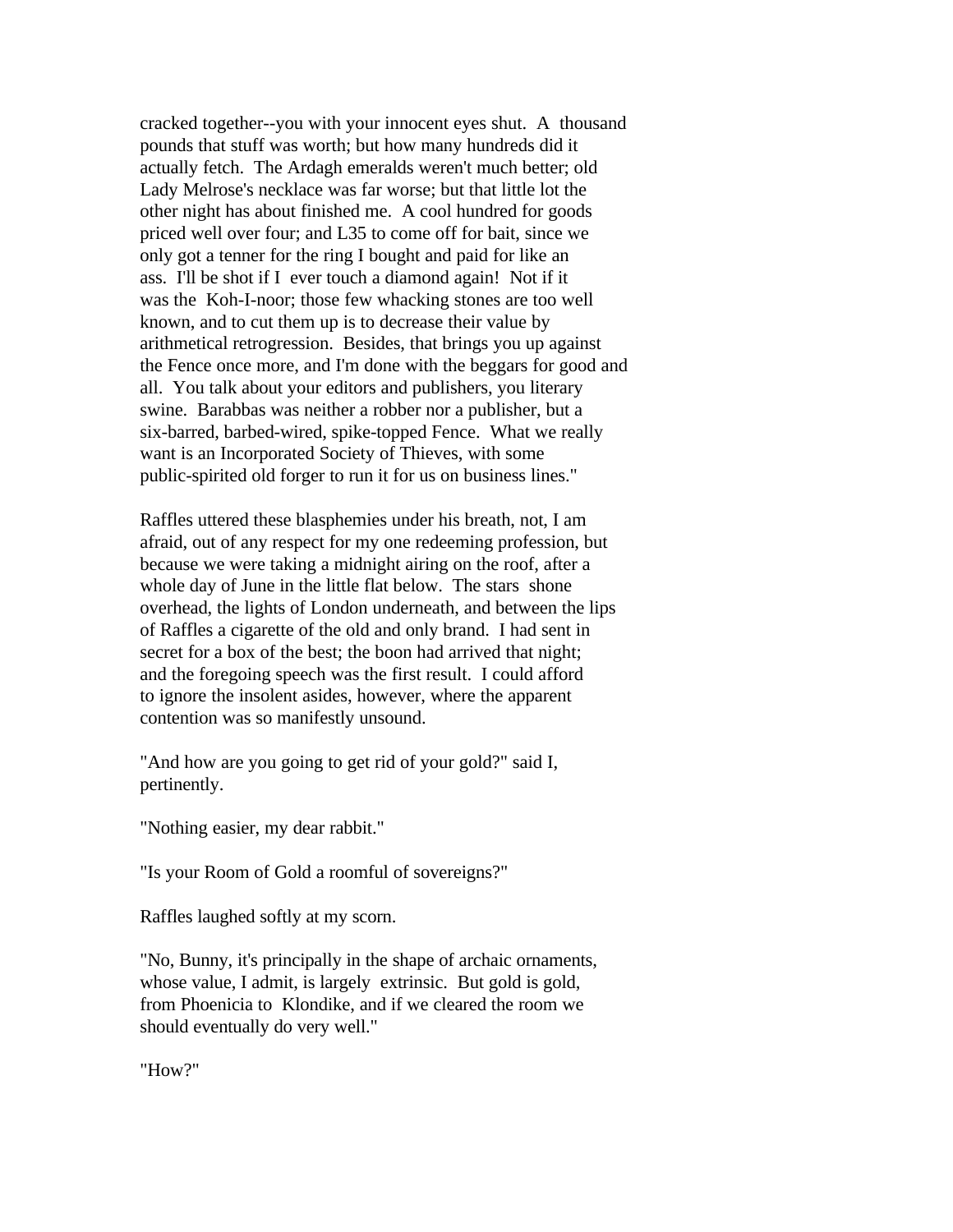cracked together--you with your innocent eyes shut. A thousand pounds that stuff was worth; but how many hundreds did it actually fetch. The Ardagh emeralds weren't much better; old Lady Melrose's necklace was far worse; but that little lot the other night has about finished me. A cool hundred for goods priced well over four; and L35 to come off for bait, since we only got a tenner for the ring I bought and paid for like an ass. I'll be shot if I ever touch a diamond again! Not if it was the Koh-I-noor; those few whacking stones are too well known, and to cut them up is to decrease their value by arithmetical retrogression. Besides, that brings you up against the Fence once more, and I'm done with the beggars for good and all. You talk about your editors and publishers, you literary swine. Barabbas was neither a robber nor a publisher, but a six-barred, barbed-wired, spike-topped Fence. What we really want is an Incorporated Society of Thieves, with some public-spirited old forger to run it for us on business lines."

Raffles uttered these blasphemies under his breath, not, I am afraid, out of any respect for my one redeeming profession, but because we were taking a midnight airing on the roof, after a whole day of June in the little flat below. The stars shone overhead, the lights of London underneath, and between the lips of Raffles a cigarette of the old and only brand. I had sent in secret for a box of the best; the boon had arrived that night; and the foregoing speech was the first result. I could afford to ignore the insolent asides, however, where the apparent contention was so manifestly unsound.

"And how are you going to get rid of your gold?" said I, pertinently.

"Nothing easier, my dear rabbit."

"Is your Room of Gold a roomful of sovereigns?"

Raffles laughed softly at my scorn.

"No, Bunny, it's principally in the shape of archaic ornaments, whose value, I admit, is largely extrinsic. But gold is gold, from Phoenicia to Klondike, and if we cleared the room we should eventually do very well."

"How?"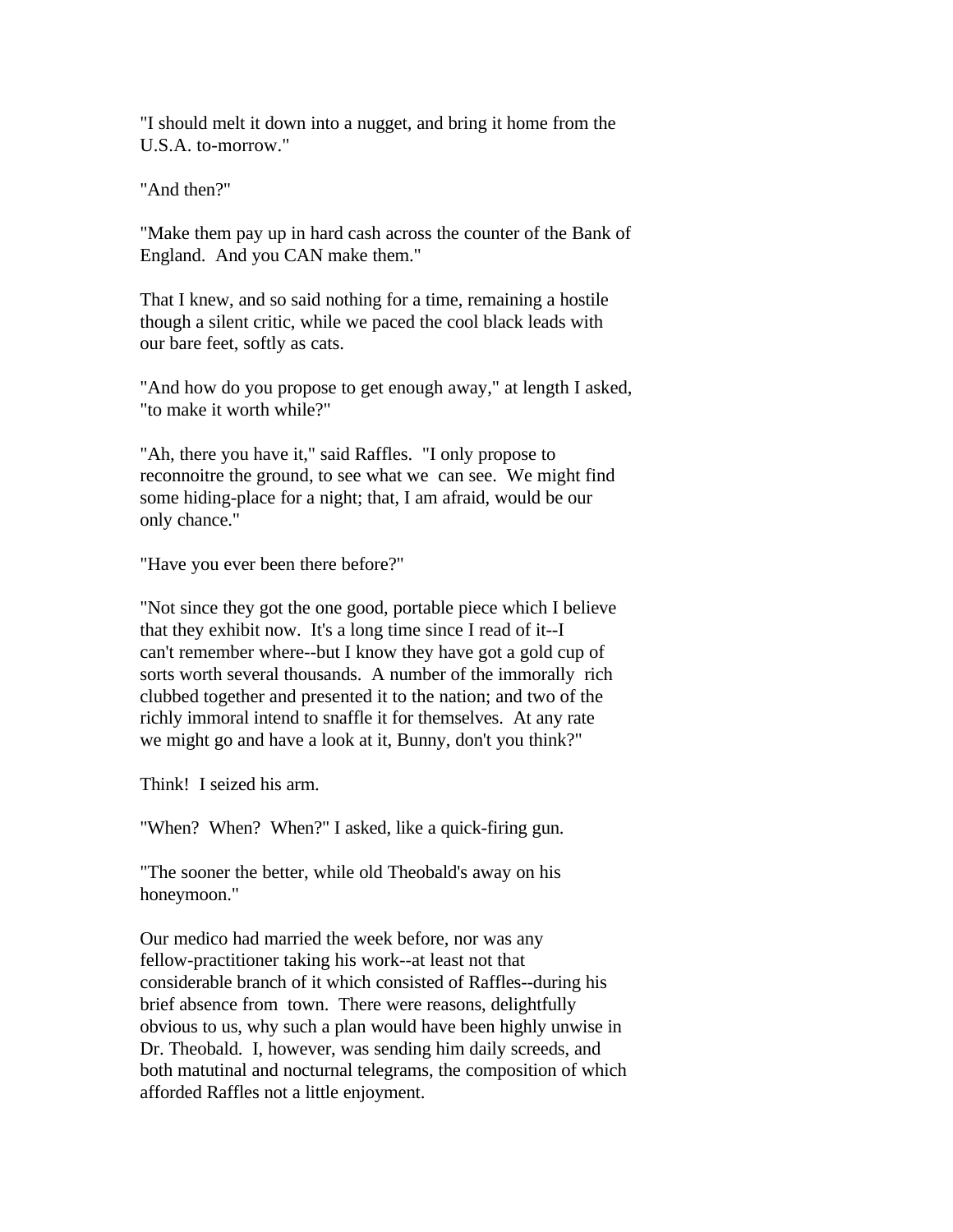"I should melt it down into a nugget, and bring it home from the U.S.A. to-morrow."

"And then?"

"Make them pay up in hard cash across the counter of the Bank of England. And you CAN make them."

That I knew, and so said nothing for a time, remaining a hostile though a silent critic, while we paced the cool black leads with our bare feet, softly as cats.

"And how do you propose to get enough away," at length I asked, "to make it worth while?"

"Ah, there you have it," said Raffles. "I only propose to reconnoitre the ground, to see what we can see. We might find some hiding-place for a night; that, I am afraid, would be our only chance."

"Have you ever been there before?"

"Not since they got the one good, portable piece which I believe that they exhibit now. It's a long time since I read of it--I can't remember where--but I know they have got a gold cup of sorts worth several thousands. A number of the immorally rich clubbed together and presented it to the nation; and two of the richly immoral intend to snaffle it for themselves. At any rate we might go and have a look at it, Bunny, don't you think?"

Think! I seized his arm.

"When? When? When?" I asked, like a quick-firing gun.

"The sooner the better, while old Theobald's away on his honeymoon."

Our medico had married the week before, nor was any fellow-practitioner taking his work--at least not that considerable branch of it which consisted of Raffles--during his brief absence from town. There were reasons, delightfully obvious to us, why such a plan would have been highly unwise in Dr. Theobald. I, however, was sending him daily screeds, and both matutinal and nocturnal telegrams, the composition of which afforded Raffles not a little enjoyment.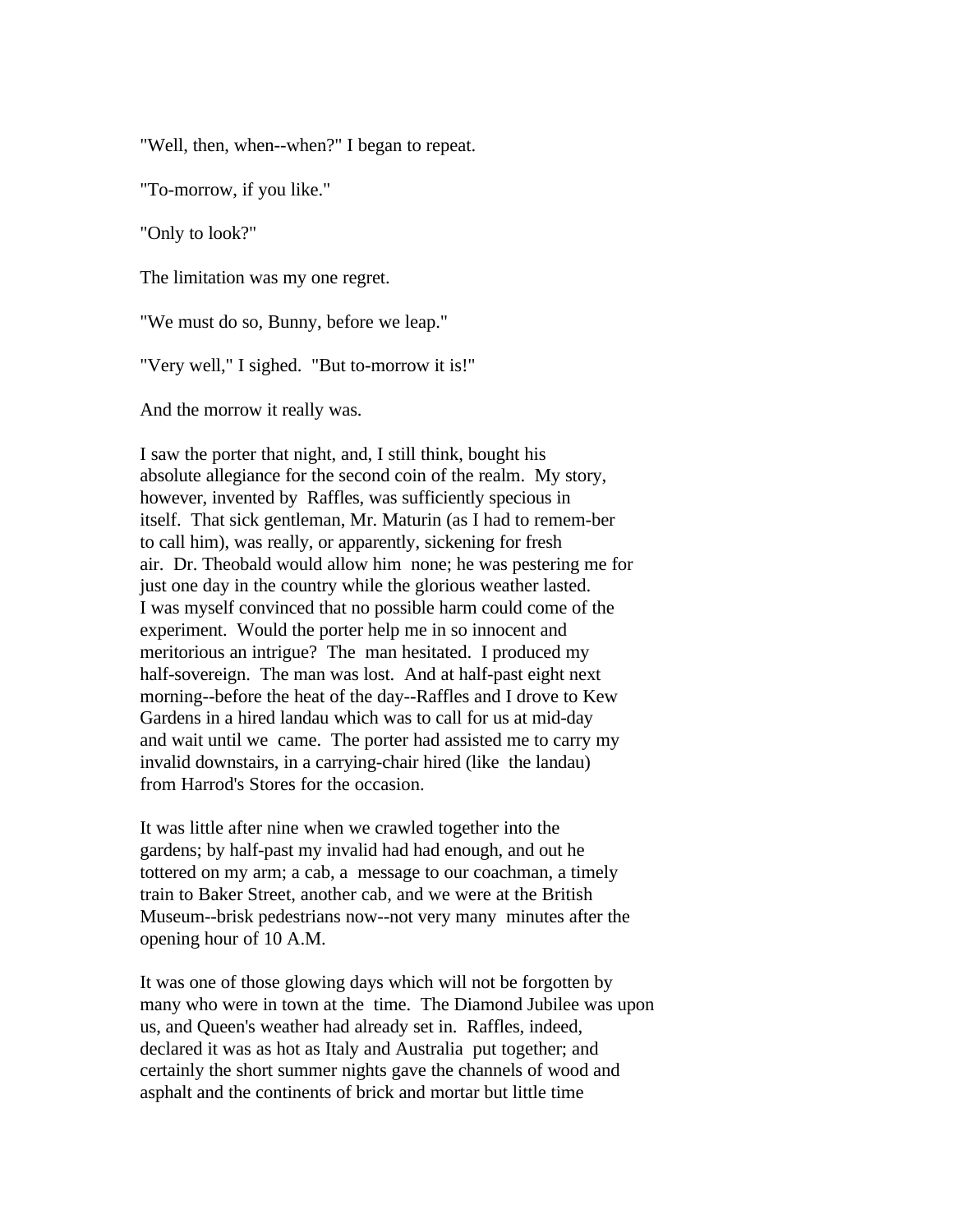"Well, then, when--when?" I began to repeat.

"To-morrow, if you like."

"Only to look?"

The limitation was my one regret.

"We must do so, Bunny, before we leap."

"Very well," I sighed. "But to-morrow it is!"

And the morrow it really was.

I saw the porter that night, and, I still think, bought his absolute allegiance for the second coin of the realm. My story, however, invented by Raffles, was sufficiently specious in itself. That sick gentleman, Mr. Maturin (as I had to remem-ber to call him), was really, or apparently, sickening for fresh air. Dr. Theobald would allow him none; he was pestering me for just one day in the country while the glorious weather lasted. I was myself convinced that no possible harm could come of the experiment. Would the porter help me in so innocent and meritorious an intrigue? The man hesitated. I produced my half-sovereign. The man was lost. And at half-past eight next morning--before the heat of the day--Raffles and I drove to Kew Gardens in a hired landau which was to call for us at mid-day and wait until we came. The porter had assisted me to carry my invalid downstairs, in a carrying-chair hired (like the landau) from Harrod's Stores for the occasion.

It was little after nine when we crawled together into the gardens; by half-past my invalid had had enough, and out he tottered on my arm; a cab, a message to our coachman, a timely train to Baker Street, another cab, and we were at the British Museum--brisk pedestrians now--not very many minutes after the opening hour of 10 A.M.

It was one of those glowing days which will not be forgotten by many who were in town at the time. The Diamond Jubilee was upon us, and Queen's weather had already set in. Raffles, indeed, declared it was as hot as Italy and Australia put together; and certainly the short summer nights gave the channels of wood and asphalt and the continents of brick and mortar but little time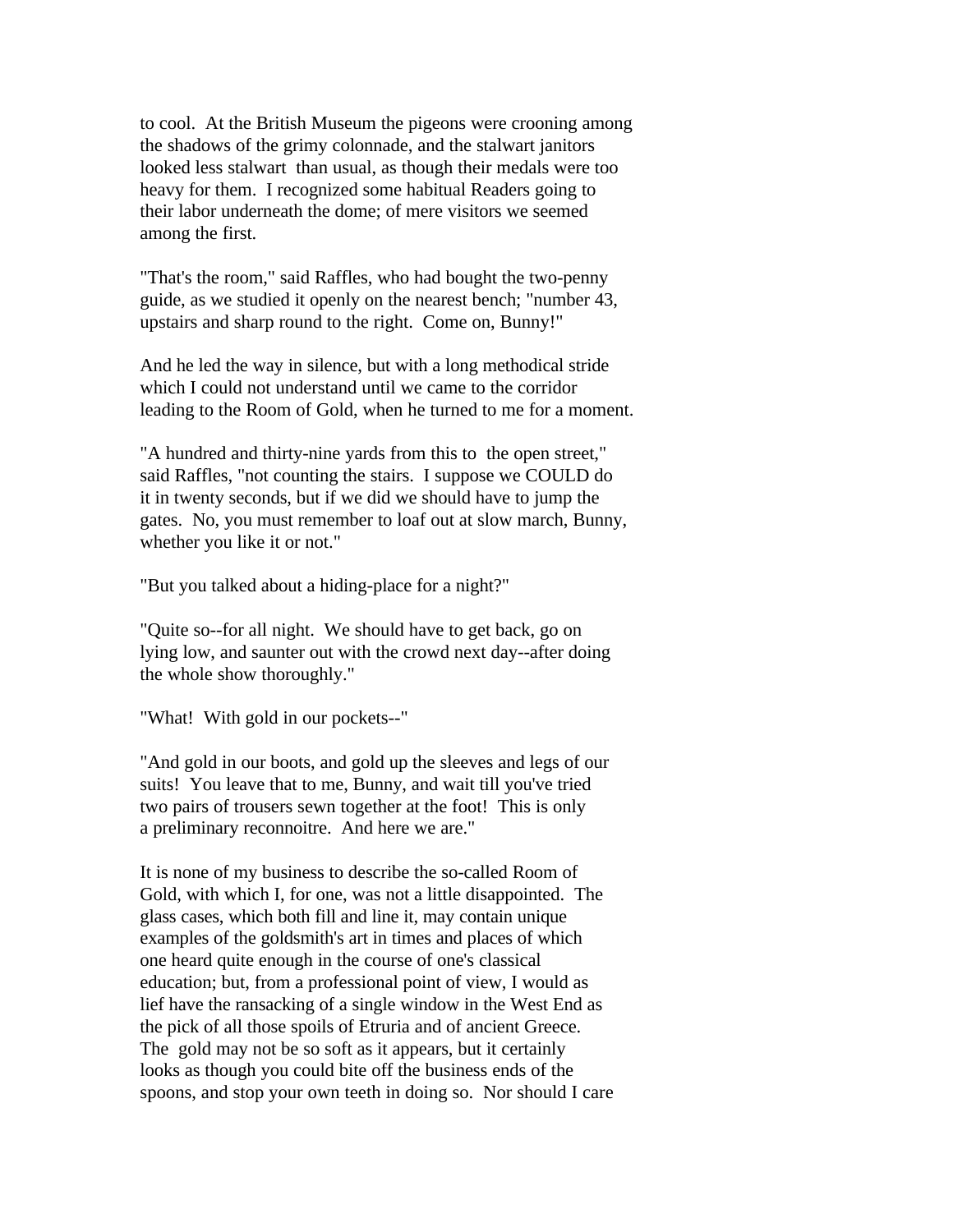to cool. At the British Museum the pigeons were crooning among the shadows of the grimy colonnade, and the stalwart janitors looked less stalwart than usual, as though their medals were too heavy for them. I recognized some habitual Readers going to their labor underneath the dome; of mere visitors we seemed among the first.

"That's the room," said Raffles, who had bought the two-penny guide, as we studied it openly on the nearest bench; "number 43, upstairs and sharp round to the right. Come on, Bunny!"

And he led the way in silence, but with a long methodical stride which I could not understand until we came to the corridor leading to the Room of Gold, when he turned to me for a moment.

"A hundred and thirty-nine yards from this to the open street," said Raffles, "not counting the stairs. I suppose we COULD do it in twenty seconds, but if we did we should have to jump the gates. No, you must remember to loaf out at slow march, Bunny, whether you like it or not."

"But you talked about a hiding-place for a night?"

"Quite so--for all night. We should have to get back, go on lying low, and saunter out with the crowd next day--after doing the whole show thoroughly."

"What! With gold in our pockets--"

"And gold in our boots, and gold up the sleeves and legs of our suits! You leave that to me, Bunny, and wait till you've tried two pairs of trousers sewn together at the foot! This is only a preliminary reconnoitre. And here we are."

It is none of my business to describe the so-called Room of Gold, with which I, for one, was not a little disappointed. The glass cases, which both fill and line it, may contain unique examples of the goldsmith's art in times and places of which one heard quite enough in the course of one's classical education; but, from a professional point of view, I would as lief have the ransacking of a single window in the West End as the pick of all those spoils of Etruria and of ancient Greece. The gold may not be so soft as it appears, but it certainly looks as though you could bite off the business ends of the spoons, and stop your own teeth in doing so. Nor should I care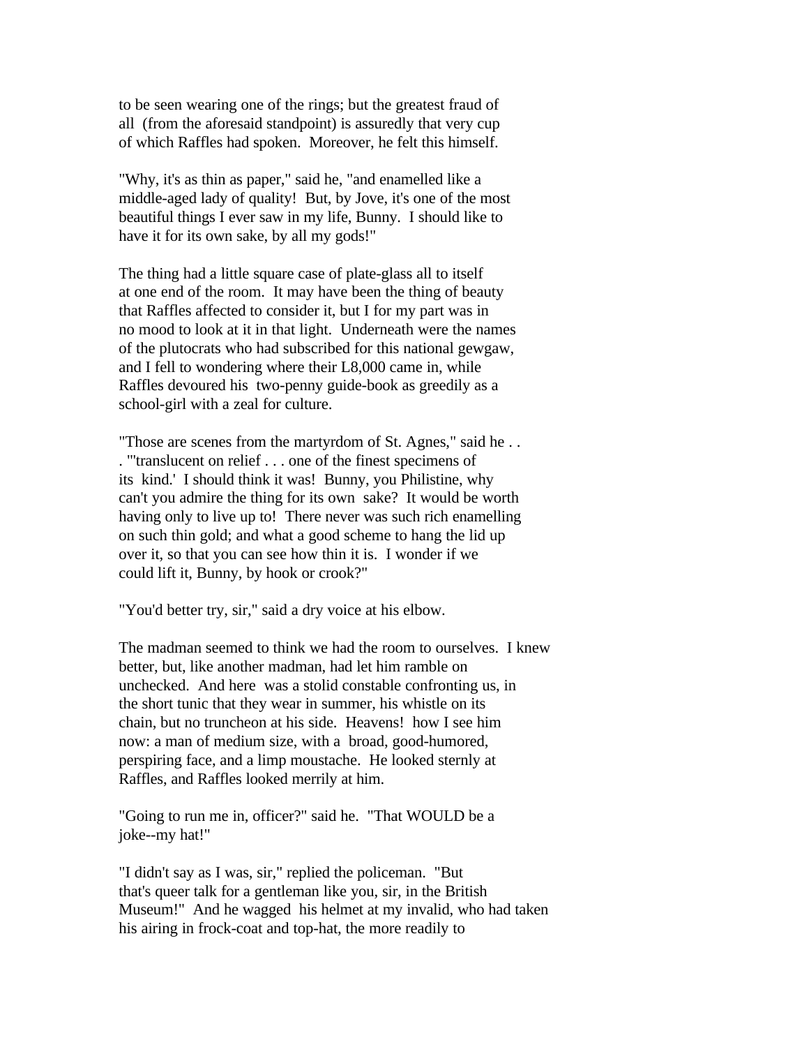to be seen wearing one of the rings; but the greatest fraud of all (from the aforesaid standpoint) is assuredly that very cup of which Raffles had spoken. Moreover, he felt this himself.

"Why, it's as thin as paper," said he, "and enamelled like a middle-aged lady of quality! But, by Jove, it's one of the most beautiful things I ever saw in my life, Bunny. I should like to have it for its own sake, by all my gods!"

The thing had a little square case of plate-glass all to itself at one end of the room. It may have been the thing of beauty that Raffles affected to consider it, but I for my part was in no mood to look at it in that light. Underneath were the names of the plutocrats who had subscribed for this national gewgaw, and I fell to wondering where their L8,000 came in, while Raffles devoured his two-penny guide-book as greedily as a school-girl with a zeal for culture.

"Those are scenes from the martyrdom of St. Agnes," said he . . . "'translucent on relief . . . one of the finest specimens of its kind.' I should think it was! Bunny, you Philistine, why can't you admire the thing for its own sake? It would be worth having only to live up to! There never was such rich enamelling on such thin gold; and what a good scheme to hang the lid up over it, so that you can see how thin it is. I wonder if we could lift it, Bunny, by hook or crook?"

"You'd better try, sir," said a dry voice at his elbow.

The madman seemed to think we had the room to ourselves. I knew better, but, like another madman, had let him ramble on unchecked. And here was a stolid constable confronting us, in the short tunic that they wear in summer, his whistle on its chain, but no truncheon at his side. Heavens! how I see him now: a man of medium size, with a broad, good-humored, perspiring face, and a limp moustache. He looked sternly at Raffles, and Raffles looked merrily at him.

"Going to run me in, officer?" said he. "That WOULD be a joke--my hat!"

"I didn't say as I was, sir," replied the policeman. "But that's queer talk for a gentleman like you, sir, in the British Museum!" And he wagged his helmet at my invalid, who had taken his airing in frock-coat and top-hat, the more readily to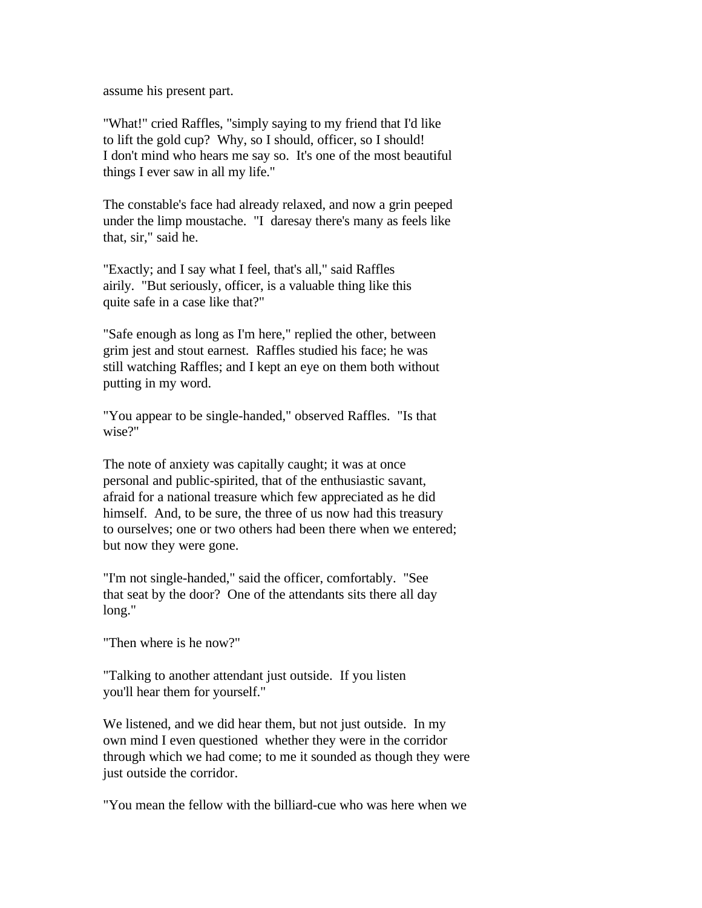assume his present part.

"What!" cried Raffles, "simply saying to my friend that I'd like to lift the gold cup? Why, so I should, officer, so I should! I don't mind who hears me say so. It's one of the most beautiful things I ever saw in all my life."

The constable's face had already relaxed, and now a grin peeped under the limp moustache. "I daresay there's many as feels like that, sir," said he.

"Exactly; and I say what I feel, that's all," said Raffles airily. "But seriously, officer, is a valuable thing like this quite safe in a case like that?"

"Safe enough as long as I'm here," replied the other, between grim jest and stout earnest. Raffles studied his face; he was still watching Raffles; and I kept an eye on them both without putting in my word.

"You appear to be single-handed," observed Raffles. "Is that wise?"

The note of anxiety was capitally caught; it was at once personal and public-spirited, that of the enthusiastic savant, afraid for a national treasure which few appreciated as he did himself. And, to be sure, the three of us now had this treasury to ourselves; one or two others had been there when we entered; but now they were gone.

"I'm not single-handed," said the officer, comfortably. "See that seat by the door? One of the attendants sits there all day long."

"Then where is he now?"

"Talking to another attendant just outside. If you listen you'll hear them for yourself."

We listened, and we did hear them, but not just outside. In my own mind I even questioned whether they were in the corridor through which we had come; to me it sounded as though they were just outside the corridor.

"You mean the fellow with the billiard-cue who was here when we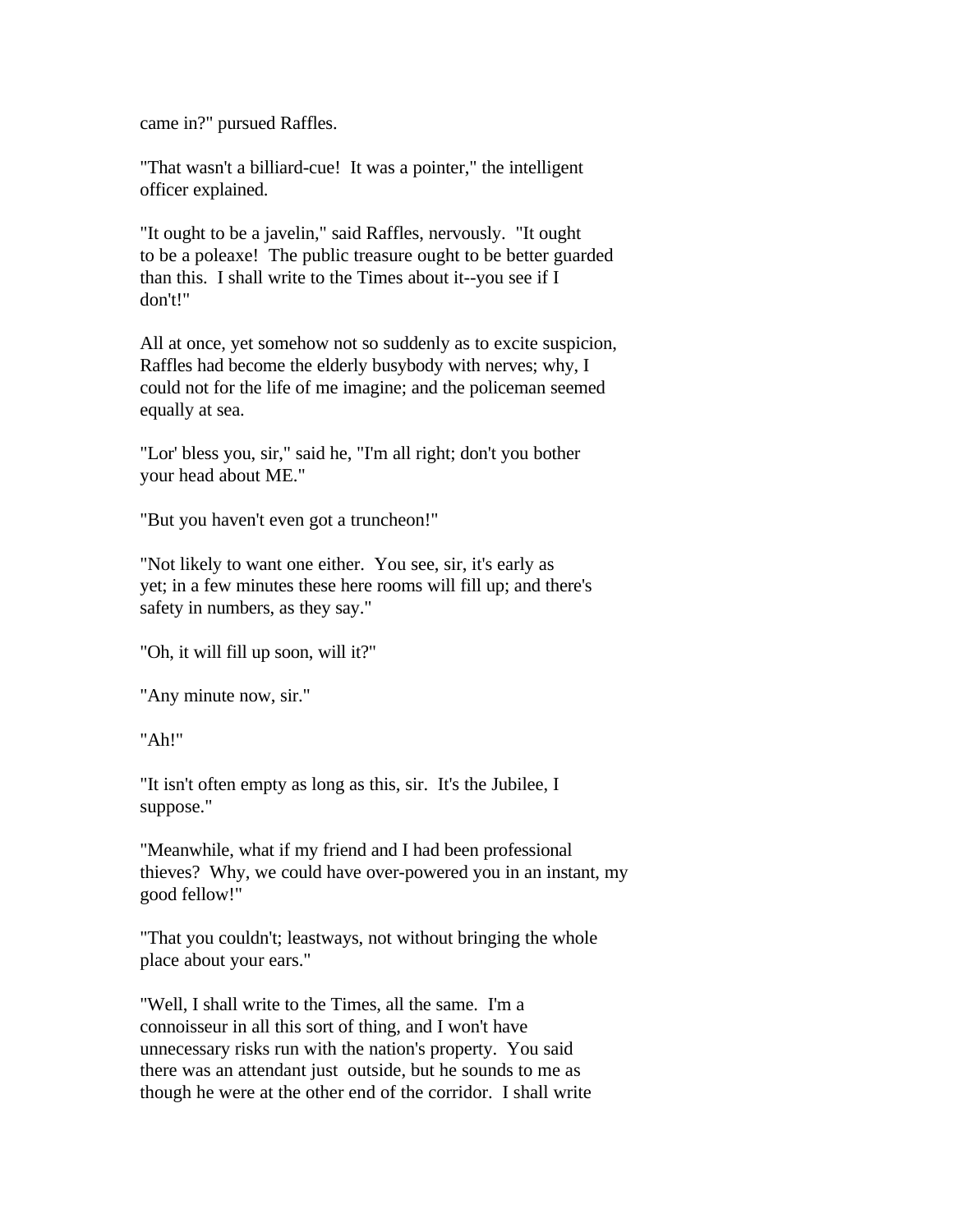came in?" pursued Raffles.

"That wasn't a billiard-cue! It was a pointer," the intelligent officer explained.

"It ought to be a javelin," said Raffles, nervously. "It ought to be a poleaxe! The public treasure ought to be better guarded than this. I shall write to the Times about it--you see if I don't!"

All at once, yet somehow not so suddenly as to excite suspicion, Raffles had become the elderly busybody with nerves; why, I could not for the life of me imagine; and the policeman seemed equally at sea.

"Lor' bless you, sir," said he, "I'm all right; don't you bother your head about ME."

"But you haven't even got a truncheon!"

"Not likely to want one either. You see, sir, it's early as yet; in a few minutes these here rooms will fill up; and there's safety in numbers, as they say."

"Oh, it will fill up soon, will it?"

"Any minute now, sir."

"Ah!"

"It isn't often empty as long as this, sir. It's the Jubilee, I suppose."

"Meanwhile, what if my friend and I had been professional thieves? Why, we could have over-powered you in an instant, my good fellow!"

"That you couldn't; leastways, not without bringing the whole place about your ears."

"Well, I shall write to the Times, all the same. I'm a connoisseur in all this sort of thing, and I won't have unnecessary risks run with the nation's property. You said there was an attendant just outside, but he sounds to me as though he were at the other end of the corridor. I shall write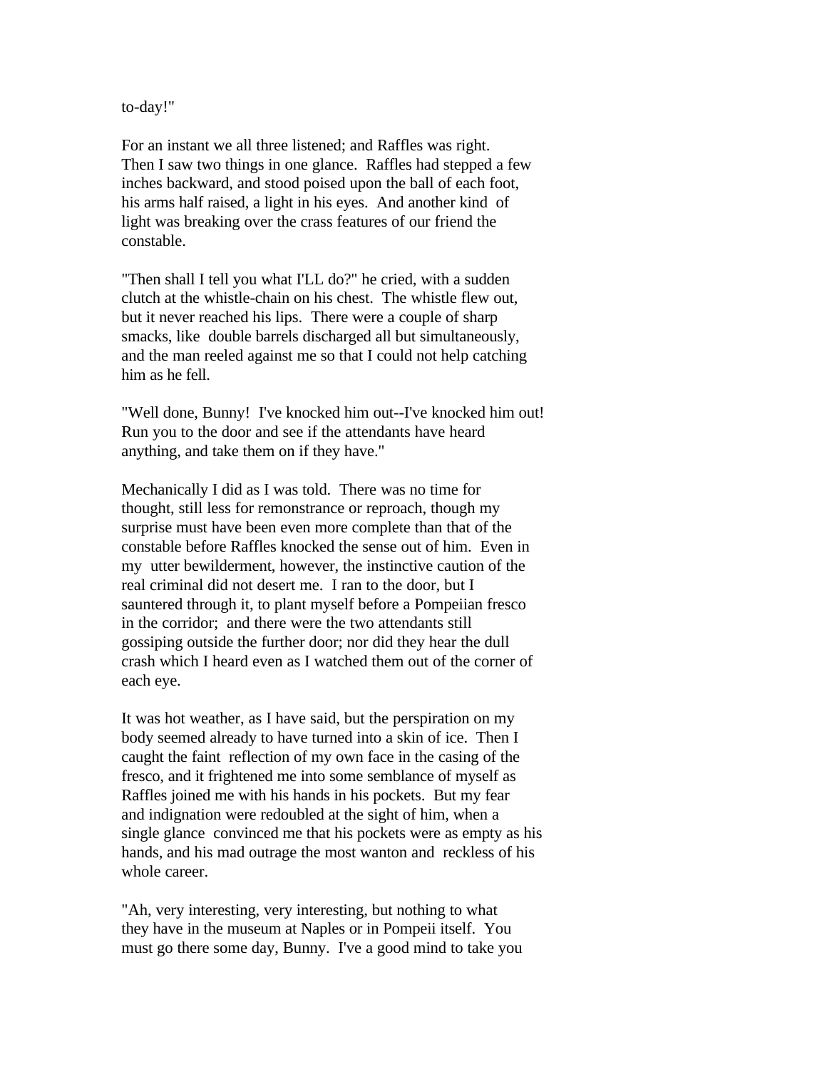to-day!"

For an instant we all three listened; and Raffles was right. Then I saw two things in one glance. Raffles had stepped a few inches backward, and stood poised upon the ball of each foot, his arms half raised, a light in his eyes. And another kind of light was breaking over the crass features of our friend the constable.

"Then shall I tell you what I'LL do?" he cried, with a sudden clutch at the whistle-chain on his chest. The whistle flew out, but it never reached his lips. There were a couple of sharp smacks, like double barrels discharged all but simultaneously, and the man reeled against me so that I could not help catching him as he fell.

"Well done, Bunny! I've knocked him out--I've knocked him out! Run you to the door and see if the attendants have heard anything, and take them on if they have."

Mechanically I did as I was told. There was no time for thought, still less for remonstrance or reproach, though my surprise must have been even more complete than that of the constable before Raffles knocked the sense out of him. Even in my utter bewilderment, however, the instinctive caution of the real criminal did not desert me. I ran to the door, but I sauntered through it, to plant myself before a Pompeiian fresco in the corridor; and there were the two attendants still gossiping outside the further door; nor did they hear the dull crash which I heard even as I watched them out of the corner of each eye.

It was hot weather, as I have said, but the perspiration on my body seemed already to have turned into a skin of ice. Then I caught the faint reflection of my own face in the casing of the fresco, and it frightened me into some semblance of myself as Raffles joined me with his hands in his pockets. But my fear and indignation were redoubled at the sight of him, when a single glance convinced me that his pockets were as empty as his hands, and his mad outrage the most wanton and reckless of his whole career.

"Ah, very interesting, very interesting, but nothing to what they have in the museum at Naples or in Pompeii itself. You must go there some day, Bunny. I've a good mind to take you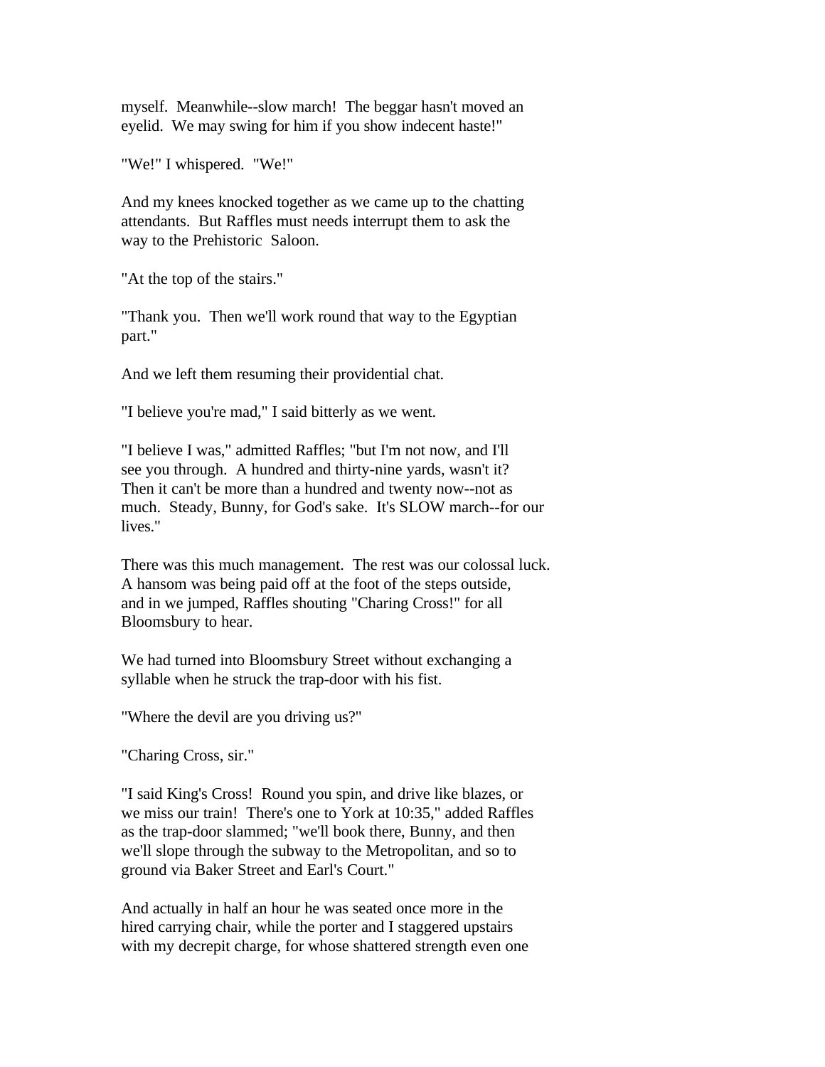myself. Meanwhile--slow march! The beggar hasn't moved an eyelid. We may swing for him if you show indecent haste!"

"We!" I whispered. "We!"

And my knees knocked together as we came up to the chatting attendants. But Raffles must needs interrupt them to ask the way to the Prehistoric Saloon.

"At the top of the stairs."

"Thank you. Then we'll work round that way to the Egyptian part."

And we left them resuming their providential chat.

"I believe you're mad," I said bitterly as we went.

"I believe I was," admitted Raffles; "but I'm not now, and I'll see you through. A hundred and thirty-nine yards, wasn't it? Then it can't be more than a hundred and twenty now--not as much. Steady, Bunny, for God's sake. It's SLOW march--for our lives."

There was this much management. The rest was our colossal luck. A hansom was being paid off at the foot of the steps outside, and in we jumped, Raffles shouting "Charing Cross!" for all Bloomsbury to hear.

We had turned into Bloomsbury Street without exchanging a syllable when he struck the trap-door with his fist.

"Where the devil are you driving us?"

"Charing Cross, sir."

"I said King's Cross! Round you spin, and drive like blazes, or we miss our train! There's one to York at 10:35," added Raffles as the trap-door slammed; "we'll book there, Bunny, and then we'll slope through the subway to the Metropolitan, and so to ground via Baker Street and Earl's Court."

And actually in half an hour he was seated once more in the hired carrying chair, while the porter and I staggered upstairs with my decrepit charge, for whose shattered strength even one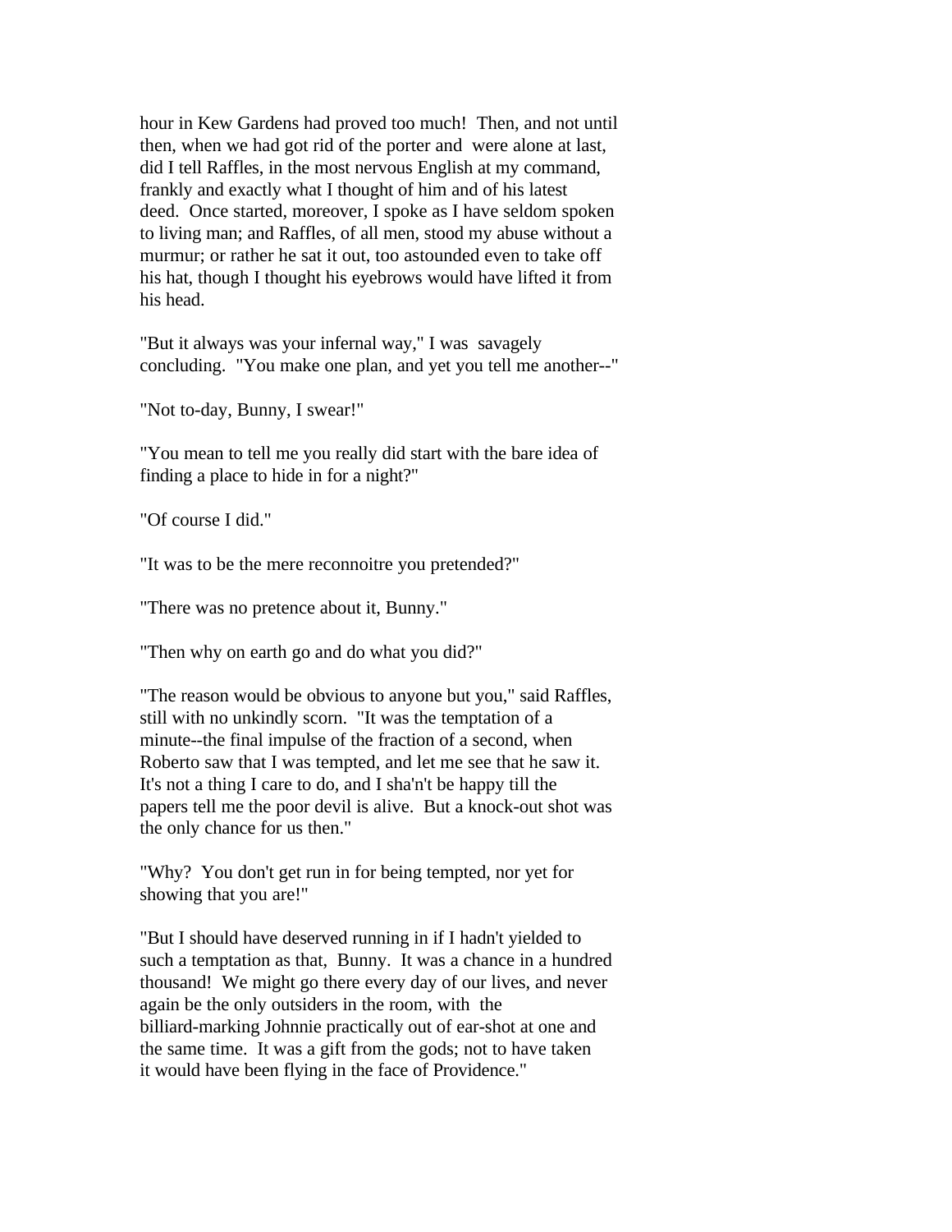hour in Kew Gardens had proved too much! Then, and not until then, when we had got rid of the porter and were alone at last, did I tell Raffles, in the most nervous English at my command, frankly and exactly what I thought of him and of his latest deed. Once started, moreover, I spoke as I have seldom spoken to living man; and Raffles, of all men, stood my abuse without a murmur; or rather he sat it out, too astounded even to take off his hat, though I thought his eyebrows would have lifted it from his head.

"But it always was your infernal way," I was savagely concluding. "You make one plan, and yet you tell me another--"

"Not to-day, Bunny, I swear!"

"You mean to tell me you really did start with the bare idea of finding a place to hide in for a night?"

"Of course I did."

"It was to be the mere reconnoitre you pretended?"

"There was no pretence about it, Bunny."

"Then why on earth go and do what you did?"

"The reason would be obvious to anyone but you," said Raffles, still with no unkindly scorn. "It was the temptation of a minute--the final impulse of the fraction of a second, when Roberto saw that I was tempted, and let me see that he saw it. It's not a thing I care to do, and I sha'n't be happy till the papers tell me the poor devil is alive. But a knock-out shot was the only chance for us then."

"Why? You don't get run in for being tempted, nor yet for showing that you are!"

"But I should have deserved running in if I hadn't yielded to such a temptation as that, Bunny. It was a chance in a hundred thousand! We might go there every day of our lives, and never again be the only outsiders in the room, with the billiard-marking Johnnie practically out of ear-shot at one and the same time. It was a gift from the gods; not to have taken it would have been flying in the face of Providence."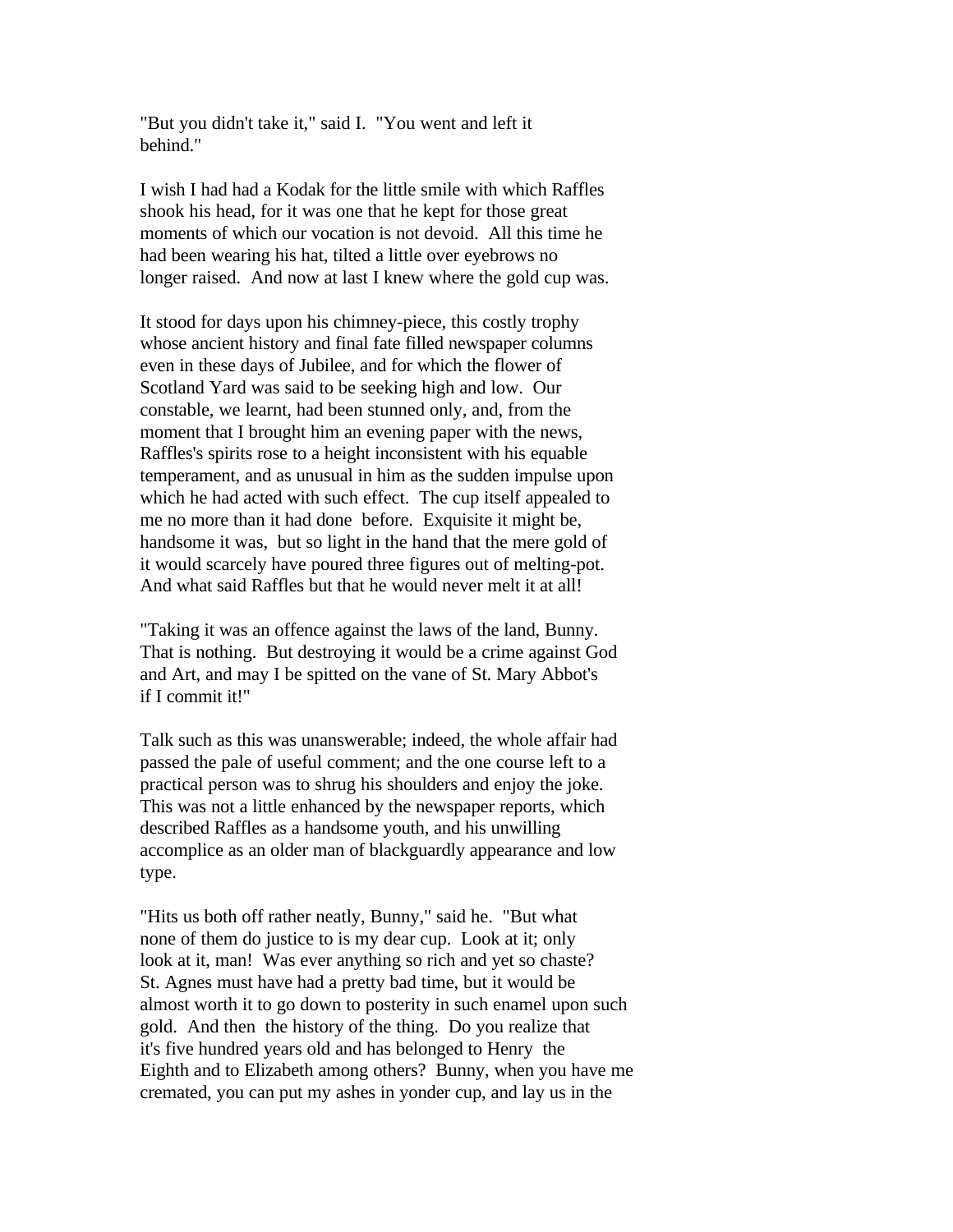"But you didn't take it," said I. "You went and left it behind."

I wish I had had a Kodak for the little smile with which Raffles shook his head, for it was one that he kept for those great moments of which our vocation is not devoid. All this time he had been wearing his hat, tilted a little over eyebrows no longer raised. And now at last I knew where the gold cup was.

It stood for days upon his chimney-piece, this costly trophy whose ancient history and final fate filled newspaper columns even in these days of Jubilee, and for which the flower of Scotland Yard was said to be seeking high and low. Our constable, we learnt, had been stunned only, and, from the moment that I brought him an evening paper with the news, Raffles's spirits rose to a height inconsistent with his equable temperament, and as unusual in him as the sudden impulse upon which he had acted with such effect. The cup itself appealed to me no more than it had done before. Exquisite it might be, handsome it was, but so light in the hand that the mere gold of it would scarcely have poured three figures out of melting-pot. And what said Raffles but that he would never melt it at all!

"Taking it was an offence against the laws of the land, Bunny. That is nothing. But destroying it would be a crime against God and Art, and may I be spitted on the vane of St. Mary Abbot's if I commit it!"

Talk such as this was unanswerable; indeed, the whole affair had passed the pale of useful comment; and the one course left to a practical person was to shrug his shoulders and enjoy the joke. This was not a little enhanced by the newspaper reports, which described Raffles as a handsome youth, and his unwilling accomplice as an older man of blackguardly appearance and low type.

"Hits us both off rather neatly, Bunny," said he. "But what none of them do justice to is my dear cup. Look at it; only look at it, man! Was ever anything so rich and yet so chaste? St. Agnes must have had a pretty bad time, but it would be almost worth it to go down to posterity in such enamel upon such gold. And then the history of the thing. Do you realize that it's five hundred years old and has belonged to Henry the Eighth and to Elizabeth among others? Bunny, when you have me cremated, you can put my ashes in yonder cup, and lay us in the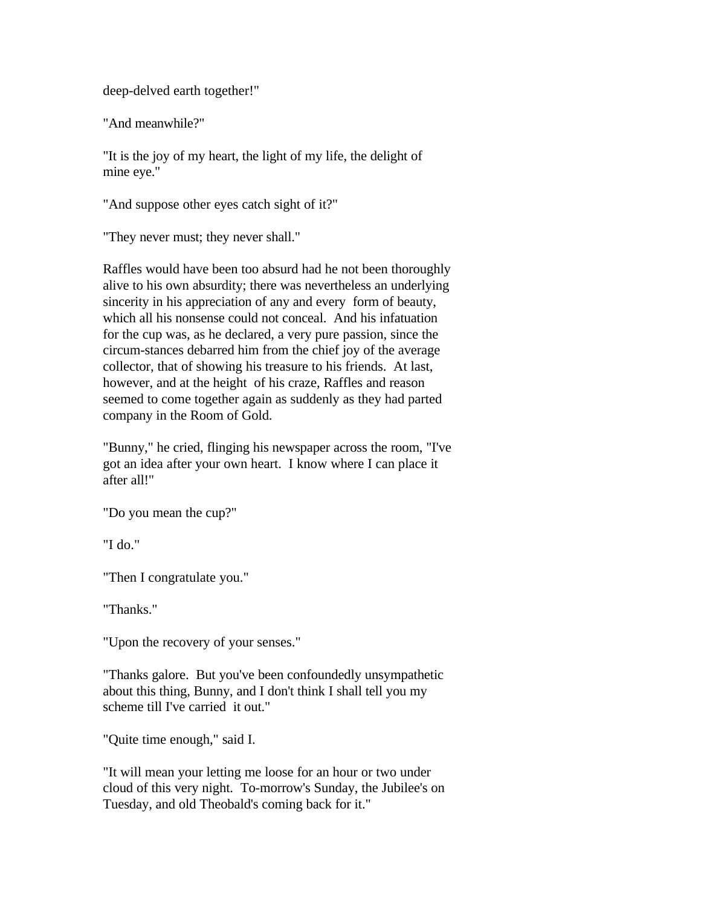deep-delved earth together!"

"And meanwhile?"

"It is the joy of my heart, the light of my life, the delight of mine eye."

"And suppose other eyes catch sight of it?"

"They never must; they never shall."

Raffles would have been too absurd had he not been thoroughly alive to his own absurdity; there was nevertheless an underlying sincerity in his appreciation of any and every form of beauty, which all his nonsense could not conceal. And his infatuation for the cup was, as he declared, a very pure passion, since the circum-stances debarred him from the chief joy of the average collector, that of showing his treasure to his friends. At last, however, and at the height of his craze, Raffles and reason seemed to come together again as suddenly as they had parted company in the Room of Gold.

"Bunny," he cried, flinging his newspaper across the room, "I've got an idea after your own heart. I know where I can place it after all!"

"Do you mean the cup?"

"I do."

"Then I congratulate you."

"Thanks."

"Upon the recovery of your senses."

"Thanks galore. But you've been confoundedly unsympathetic about this thing, Bunny, and I don't think I shall tell you my scheme till I've carried it out."

"Quite time enough," said I.

"It will mean your letting me loose for an hour or two under cloud of this very night. To-morrow's Sunday, the Jubilee's on Tuesday, and old Theobald's coming back for it."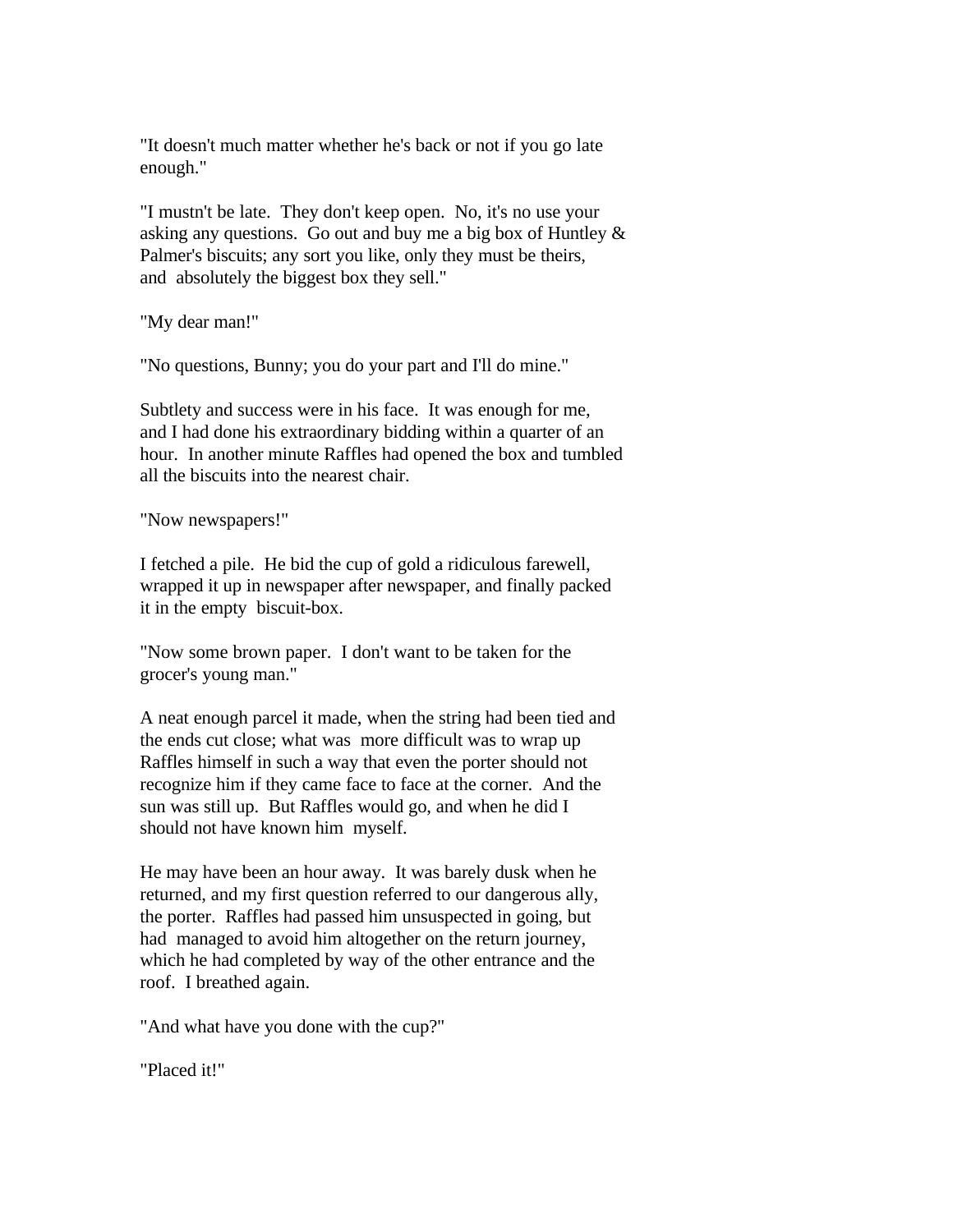"It doesn't much matter whether he's back or not if you go late enough."

"I mustn't be late.  They don't keep open.  No, it's no use your asking any questions.  Go out and buy me a big box of Huntley & Palmer's biscuits; any sort you like, only they must be theirs, and  absolutely the biggest box they sell."

"My dear man!"

"No questions, Bunny; you do your part and I'll do mine."

Subtlety and success were in his face.  It was enough for me, and I had done his extraordinary bidding within a quarter of an hour.  In another minute Raffles had opened the box and tumbled all the biscuits into the nearest chair.

"Now newspapers!"

I fetched a pile.  He bid the cup of gold a ridiculous farewell, wrapped it up in newspaper after newspaper, and finally packed it in the empty  biscuit-box.

"Now some brown paper.  I don't want to be taken for the grocer's young man."

A neat enough parcel it made, when the string had been tied and the ends cut close; what was  more difficult was to wrap up Raffles himself in such a way that even the porter should not recognize him if they came face to face at the corner.  And the sun was still up.  But Raffles would go, and when he did I should not have known him  myself.

He may have been an hour away.  It was barely dusk when he returned, and my first question referred to our dangerous ally, the porter.  Raffles had passed him unsuspected in going, but had  managed to avoid him altogether on the return journey, which he had completed by way of the other entrance and the roof.  I breathed again.

"And what have you done with the cup?"

"Placed it!"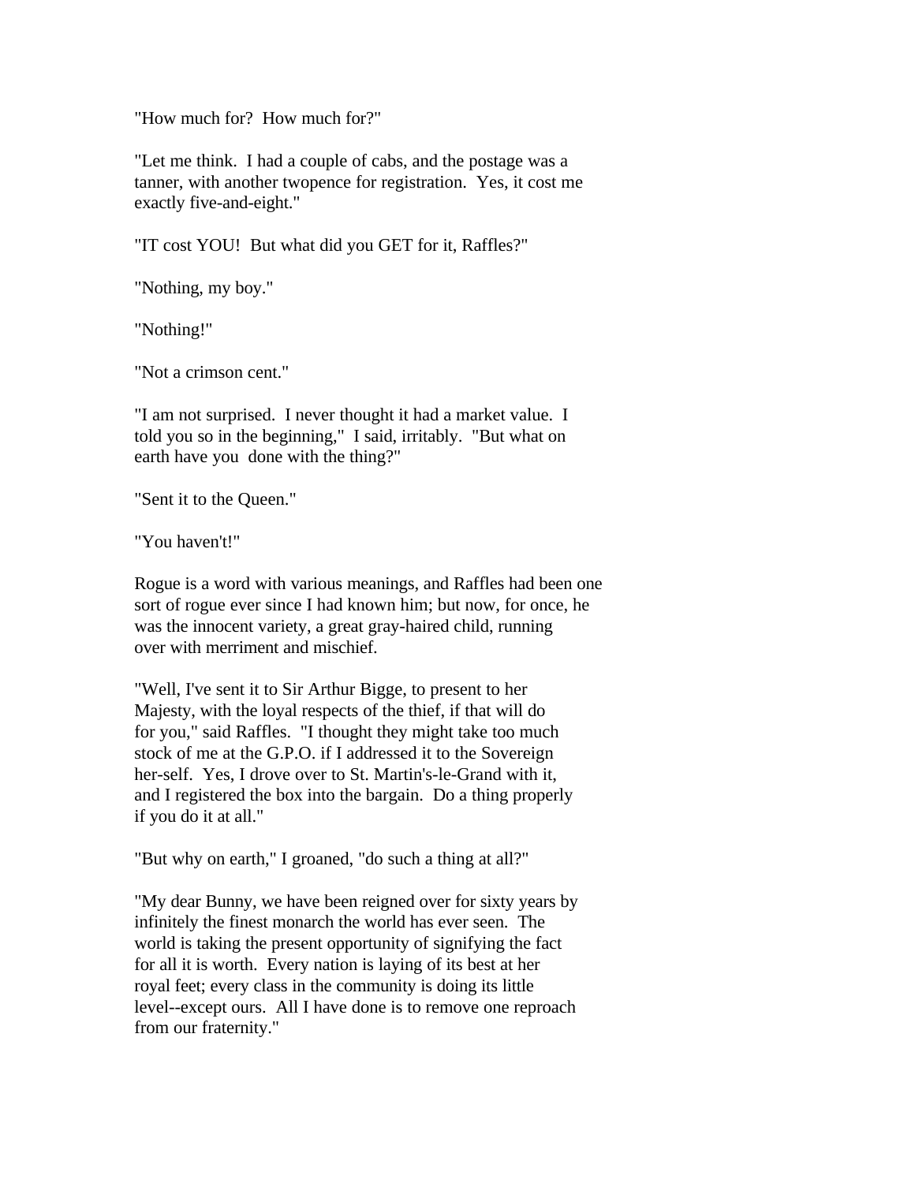"How much for? How much for?"

"Let me think. I had a couple of cabs, and the postage was a tanner, with another twopence for registration. Yes, it cost me exactly five-and-eight."

"IT cost YOU! But what did you GET for it, Raffles?"

"Nothing, my boy."

"Nothing!"

"Not a crimson cent."

"I am not surprised. I never thought it had a market value. I told you so in the beginning," I said, irritably. "But what on earth have you done with the thing?"

"Sent it to the Queen."

"You haven't!"

Rogue is a word with various meanings, and Raffles had been one sort of rogue ever since I had known him; but now, for once, he was the innocent variety, a great gray-haired child, running over with merriment and mischief.

"Well, I've sent it to Sir Arthur Bigge, to present to her Majesty, with the loyal respects of the thief, if that will do for you," said Raffles. "I thought they might take too much stock of me at the G.P.O. if I addressed it to the Sovereign her-self. Yes, I drove over to St. Martin's-le-Grand with it, and I registered the box into the bargain. Do a thing properly if you do it at all."

"But why on earth," I groaned, "do such a thing at all?"

"My dear Bunny, we have been reigned over for sixty years by infinitely the finest monarch the world has ever seen. The world is taking the present opportunity of signifying the fact for all it is worth. Every nation is laying of its best at her royal feet; every class in the community is doing its little level--except ours. All I have done is to remove one reproach from our fraternity."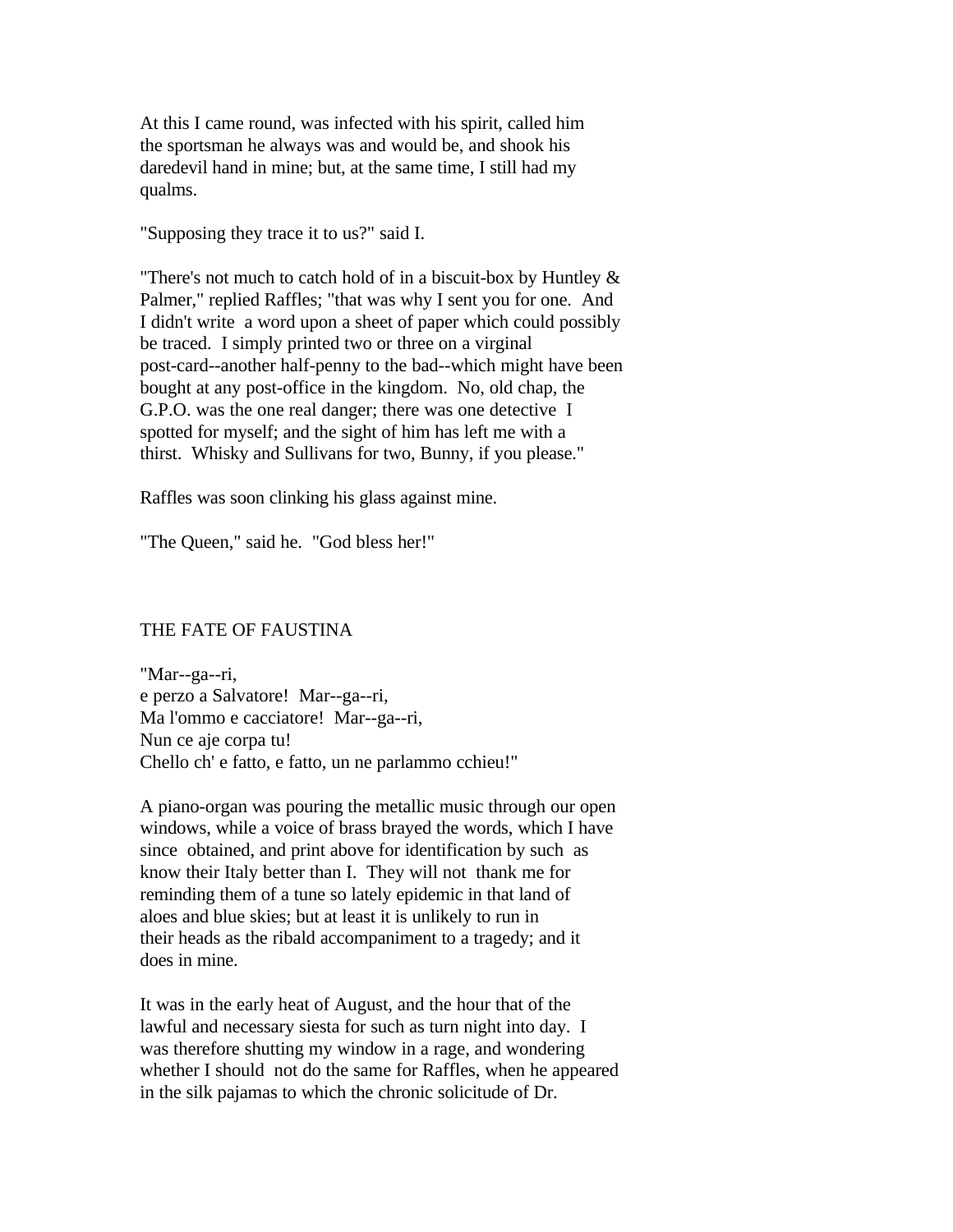At this I came round, was infected with his spirit, called him the sportsman he always was and would be, and shook his daredevil hand in mine; but, at the same time, I still had my qualms.

"Supposing they trace it to us?" said I.

"There's not much to catch hold of in a biscuit-box by Huntley & Palmer," replied Raffles; "that was why I sent you for one. And I didn't write a word upon a sheet of paper which could possibly be traced. I simply printed two or three on a virginal post-card--another half-penny to the bad--which might have been bought at any post-office in the kingdom. No, old chap, the G.P.O. was the one real danger; there was one detective I spotted for myself; and the sight of him has left me with a thirst. Whisky and Sullivans for two, Bunny, if you please."

Raffles was soon clinking his glass against mine.

"The Queen," said he. "God bless her!"

## THE FATE OF FAUSTINA

"Mar--ga--ri,
e perzo a Salvatore! Mar--ga--ri,
Ma l'ommo e cacciatore! Mar--ga--ri,
Nun ce aje corpa tu!
Chello ch' e fatto, e fatto, un ne parlammo cchieu!"

A piano-organ was pouring the metallic music through our open windows, while a voice of brass brayed the words, which I have since obtained, and print above for identification by such as know their Italy better than I. They will not thank me for reminding them of a tune so lately epidemic in that land of aloes and blue skies; but at least it is unlikely to run in their heads as the ribald accompaniment to a tragedy; and it does in mine.

It was in the early heat of August, and the hour that of the lawful and necessary siesta for such as turn night into day. I was therefore shutting my window in a rage, and wondering whether I should not do the same for Raffles, when he appeared in the silk pajamas to which the chronic solicitude of Dr.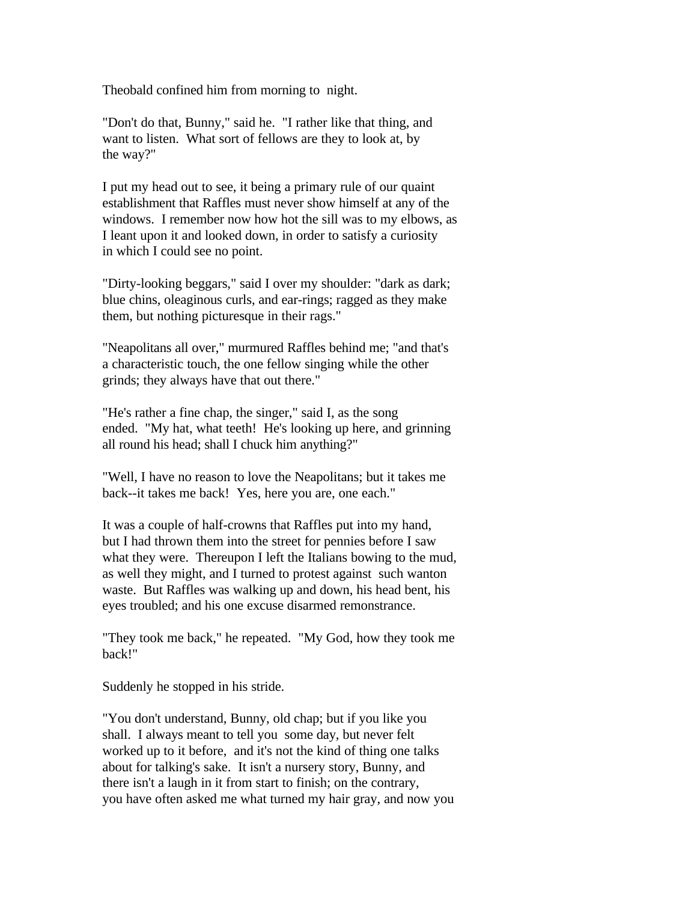Theobald confined him from morning to night.

"Don't do that, Bunny," said he. "I rather like that thing, and want to listen. What sort of fellows are they to look at, by the way?"

I put my head out to see, it being a primary rule of our quaint establishment that Raffles must never show himself at any of the windows. I remember now how hot the sill was to my elbows, as I leant upon it and looked down, in order to satisfy a curiosity in which I could see no point.

"Dirty-looking beggars," said I over my shoulder: "dark as dark; blue chins, oleaginous curls, and ear-rings; ragged as they make them, but nothing picturesque in their rags."

"Neapolitans all over," murmured Raffles behind me; "and that's a characteristic touch, the one fellow singing while the other grinds; they always have that out there."

"He's rather a fine chap, the singer," said I, as the song ended. "My hat, what teeth! He's looking up here, and grinning all round his head; shall I chuck him anything?"

"Well, I have no reason to love the Neapolitans; but it takes me back--it takes me back! Yes, here you are, one each."

It was a couple of half-crowns that Raffles put into my hand, but I had thrown them into the street for pennies before I saw what they were. Thereupon I left the Italians bowing to the mud, as well they might, and I turned to protest against such wanton waste. But Raffles was walking up and down, his head bent, his eyes troubled; and his one excuse disarmed remonstrance.

"They took me back," he repeated. "My God, how they took me back!"

Suddenly he stopped in his stride.

"You don't understand, Bunny, old chap; but if you like you shall. I always meant to tell you some day, but never felt worked up to it before, and it's not the kind of thing one talks about for talking's sake. It isn't a nursery story, Bunny, and there isn't a laugh in it from start to finish; on the contrary, you have often asked me what turned my hair gray, and now you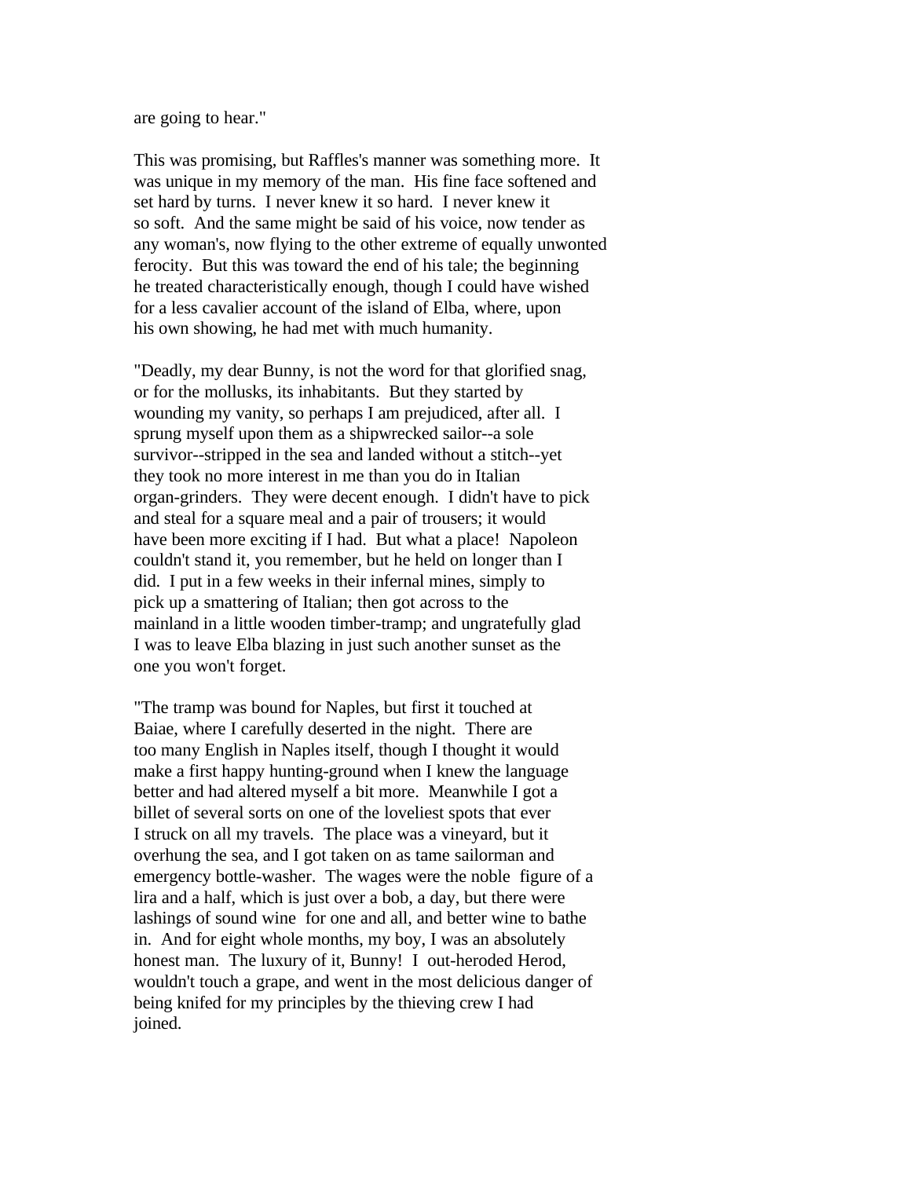are going to hear."

This was promising, but Raffles's manner was something more. It was unique in my memory of the man. His fine face softened and set hard by turns. I never knew it so hard. I never knew it so soft. And the same might be said of his voice, now tender as any woman's, now flying to the other extreme of equally unwonted ferocity. But this was toward the end of his tale; the beginning he treated characteristically enough, though I could have wished for a less cavalier account of the island of Elba, where, upon his own showing, he had met with much humanity.

"Deadly, my dear Bunny, is not the word for that glorified snag, or for the mollusks, its inhabitants. But they started by wounding my vanity, so perhaps I am prejudiced, after all. I sprung myself upon them as a shipwrecked sailor--a sole survivor--stripped in the sea and landed without a stitch--yet they took no more interest in me than you do in Italian organ-grinders. They were decent enough. I didn't have to pick and steal for a square meal and a pair of trousers; it would have been more exciting if I had. But what a place! Napoleon couldn't stand it, you remember, but he held on longer than I did. I put in a few weeks in their infernal mines, simply to pick up a smattering of Italian; then got across to the mainland in a little wooden timber-tramp; and ungratefully glad I was to leave Elba blazing in just such another sunset as the one you won't forget.

"The tramp was bound for Naples, but first it touched at Baiae, where I carefully deserted in the night. There are too many English in Naples itself, though I thought it would make a first happy hunting-ground when I knew the language better and had altered myself a bit more. Meanwhile I got a billet of several sorts on one of the loveliest spots that ever I struck on all my travels. The place was a vineyard, but it overhung the sea, and I got taken on as tame sailorman and emergency bottle-washer. The wages were the noble figure of a lira and a half, which is just over a bob, a day, but there were lashings of sound wine for one and all, and better wine to bathe in. And for eight whole months, my boy, I was an absolutely honest man. The luxury of it, Bunny! I out-heroded Herod, wouldn't touch a grape, and went in the most delicious danger of being knifed for my principles by the thieving crew I had joined.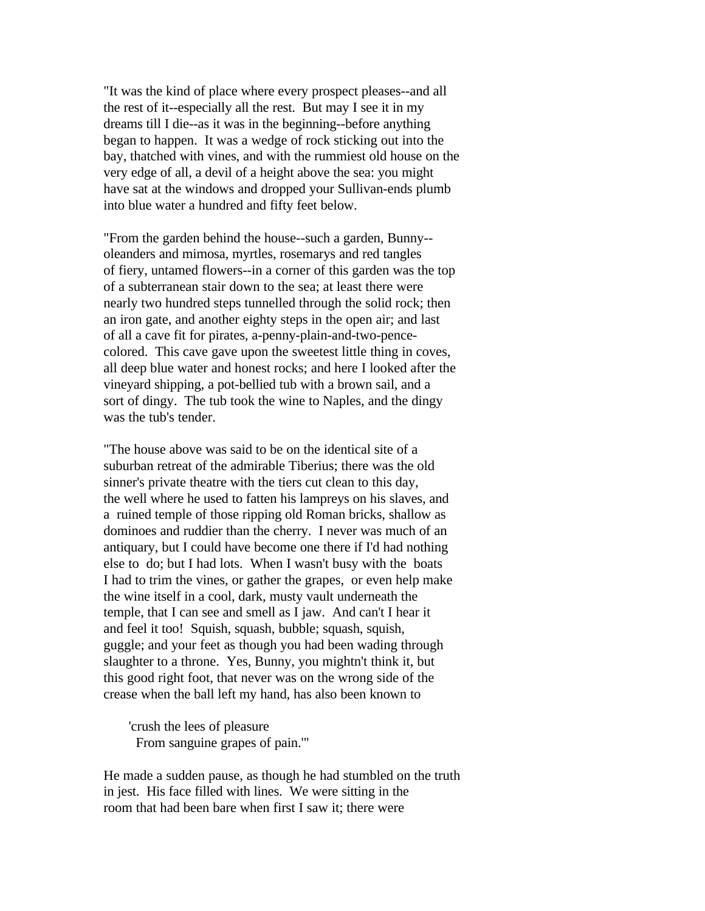"It was the kind of place where every prospect pleases--and all the rest of it--especially all the rest. But may I see it in my dreams till I die--as it was in the beginning--before anything began to happen. It was a wedge of rock sticking out into the bay, thatched with vines, and with the rummiest old house on the very edge of all, a devil of a height above the sea: you might have sat at the windows and dropped your Sullivan-ends plumb into blue water a hundred and fifty feet below.

"From the garden behind the house--such a garden, Bunny--oleanders and mimosa, myrtles, rosemarys and red tangles of fiery, untamed flowers--in a corner of this garden was the top of a subterranean stair down to the sea; at least there were nearly two hundred steps tunnelled through the solid rock; then an iron gate, and another eighty steps in the open air; and last of all a cave fit for pirates, a-penny-plain-and-two-pence-colored. This cave gave upon the sweetest little thing in coves, all deep blue water and honest rocks; and here I looked after the vineyard shipping, a pot-bellied tub with a brown sail, and a sort of dingy. The tub took the wine to Naples, and the dingy was the tub's tender.

"The house above was said to be on the identical site of a suburban retreat of the admirable Tiberius; there was the old sinner's private theatre with the tiers cut clean to this day, the well where he used to fatten his lampreys on his slaves, and a ruined temple of those ripping old Roman bricks, shallow as dominoes and ruddier than the cherry. I never was much of an antiquary, but I could have become one there if I'd had nothing else to do; but I had lots. When I wasn't busy with the boats I had to trim the vines, or gather the grapes, or even help make the wine itself in a cool, dark, musty vault underneath the temple, that I can see and smell as I jaw. And can't I hear it and feel it too! Squish, squash, bubble; squash, squish, guggle; and your feet as though you had been wading through slaughter to a throne. Yes, Bunny, you mightn't think it, but this good right foot, that never was on the wrong side of the crease when the ball left my hand, has also been known to

> 'crush the lees of pleasure
> From sanguine grapes of pain.'"

He made a sudden pause, as though he had stumbled on the truth in jest. His face filled with lines. We were sitting in the room that had been bare when first I saw it; there were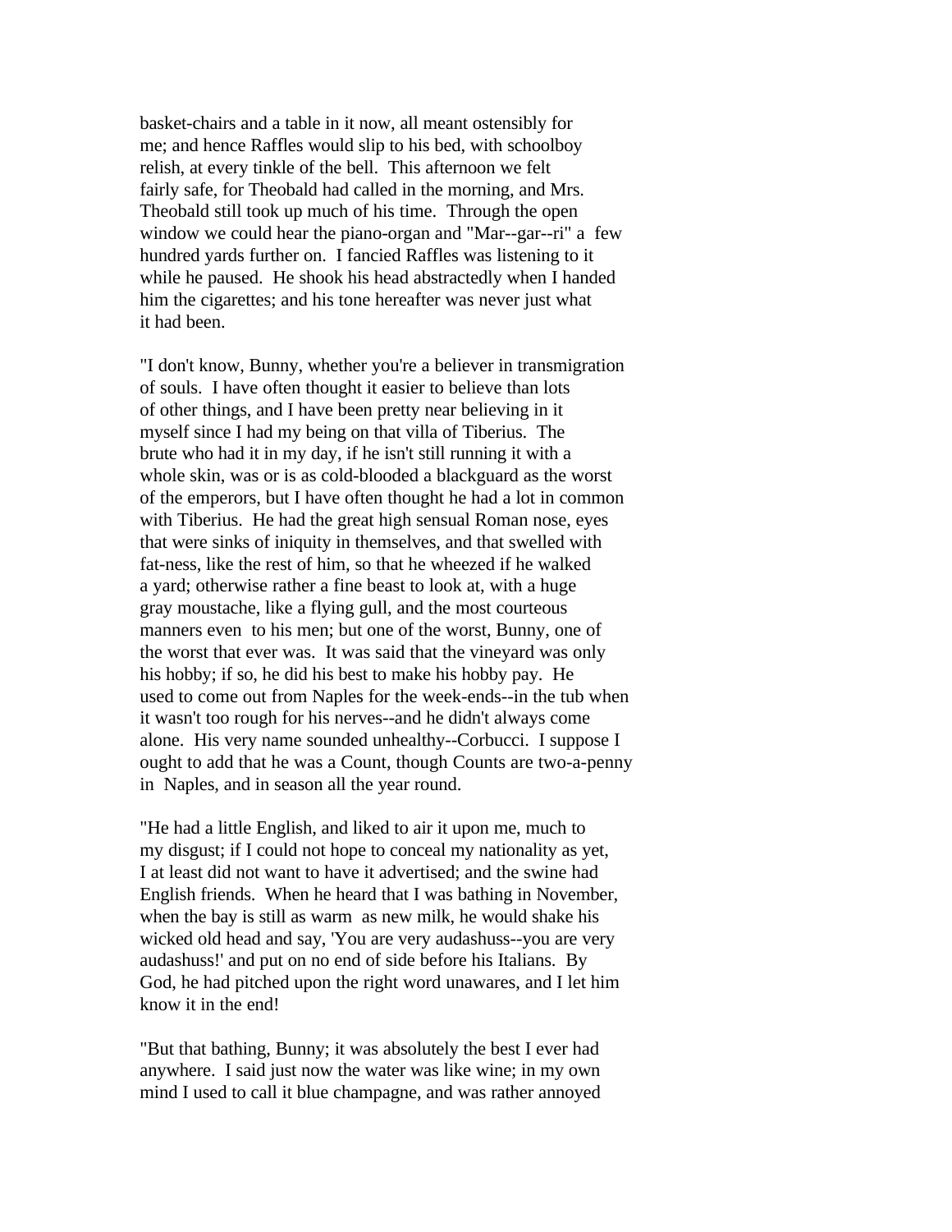basket-chairs and a table in it now, all meant ostensibly for me; and hence Raffles would slip to his bed, with schoolboy relish, at every tinkle of the bell. This afternoon we felt fairly safe, for Theobald had called in the morning, and Mrs. Theobald still took up much of his time. Through the open window we could hear the piano-organ and "Mar--gar--ri" a few hundred yards further on. I fancied Raffles was listening to it while he paused. He shook his head abstractedly when I handed him the cigarettes; and his tone hereafter was never just what it had been.

"I don't know, Bunny, whether you're a believer in transmigration of souls. I have often thought it easier to believe than lots of other things, and I have been pretty near believing in it myself since I had my being on that villa of Tiberius. The brute who had it in my day, if he isn't still running it with a whole skin, was or is as cold-blooded a blackguard as the worst of the emperors, but I have often thought he had a lot in common with Tiberius. He had the great high sensual Roman nose, eyes that were sinks of iniquity in themselves, and that swelled with fat-ness, like the rest of him, so that he wheezed if he walked a yard; otherwise rather a fine beast to look at, with a huge gray moustache, like a flying gull, and the most courteous manners even to his men; but one of the worst, Bunny, one of the worst that ever was. It was said that the vineyard was only his hobby; if so, he did his best to make his hobby pay. He used to come out from Naples for the week-ends--in the tub when it wasn't too rough for his nerves--and he didn't always come alone. His very name sounded unhealthy--Corbucci. I suppose I ought to add that he was a Count, though Counts are two-a-penny in Naples, and in season all the year round.

"He had a little English, and liked to air it upon me, much to my disgust; if I could not hope to conceal my nationality as yet, I at least did not want to have it advertised; and the swine had English friends. When he heard that I was bathing in November, when the bay is still as warm as new milk, he would shake his wicked old head and say, 'You are very audashuss--you are very audashuss!' and put on no end of side before his Italians. By God, he had pitched upon the right word unawares, and I let him know it in the end!

"But that bathing, Bunny; it was absolutely the best I ever had anywhere. I said just now the water was like wine; in my own mind I used to call it blue champagne, and was rather annoyed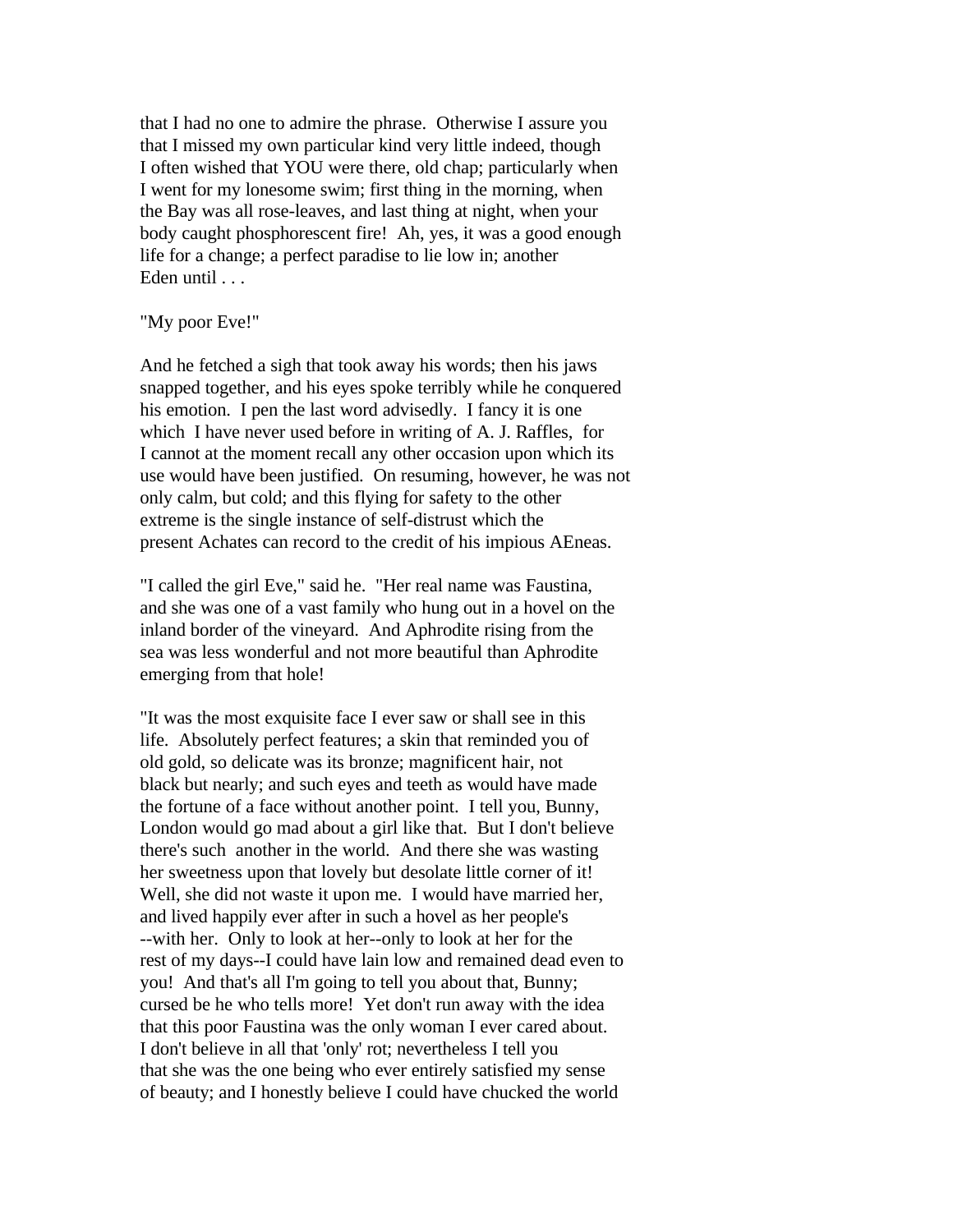that I had no one to admire the phrase. Otherwise I assure you that I missed my own particular kind very little indeed, though I often wished that YOU were there, old chap; particularly when I went for my lonesome swim; first thing in the morning, when the Bay was all rose-leaves, and last thing at night, when your body caught phosphorescent fire! Ah, yes, it was a good enough life for a change; a perfect paradise to lie low in; another Eden until . . .

"My poor Eve!"

And he fetched a sigh that took away his words; then his jaws snapped together, and his eyes spoke terribly while he conquered his emotion. I pen the last word advisedly. I fancy it is one which I have never used before in writing of A. J. Raffles, for I cannot at the moment recall any other occasion upon which its use would have been justified. On resuming, however, he was not only calm, but cold; and this flying for safety to the other extreme is the single instance of self-distrust which the present Achates can record to the credit of his impious AEneas.

"I called the girl Eve," said he. "Her real name was Faustina, and she was one of a vast family who hung out in a hovel on the inland border of the vineyard. And Aphrodite rising from the sea was less wonderful and not more beautiful than Aphrodite emerging from that hole!

"It was the most exquisite face I ever saw or shall see in this life. Absolutely perfect features; a skin that reminded you of old gold, so delicate was its bronze; magnificent hair, not black but nearly; and such eyes and teeth as would have made the fortune of a face without another point. I tell you, Bunny, London would go mad about a girl like that. But I don't believe there's such another in the world. And there she was wasting her sweetness upon that lovely but desolate little corner of it! Well, she did not waste it upon me. I would have married her, and lived happily ever after in such a hovel as her people's --with her. Only to look at her--only to look at her for the rest of my days--I could have lain low and remained dead even to you! And that's all I'm going to tell you about that, Bunny; cursed be he who tells more! Yet don't run away with the idea that this poor Faustina was the only woman I ever cared about. I don't believe in all that 'only' rot; nevertheless I tell you that she was the one being who ever entirely satisfied my sense of beauty; and I honestly believe I could have chucked the world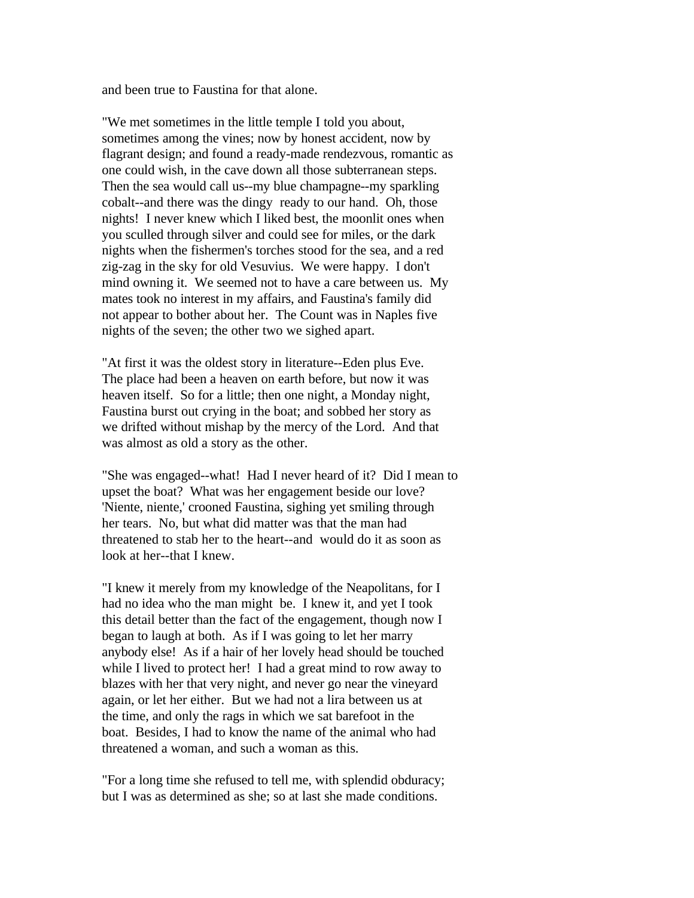and been true to Faustina for that alone.

"We met sometimes in the little temple I told you about, sometimes among the vines; now by honest accident, now by flagrant design; and found a ready-made rendezvous, romantic as one could wish, in the cave down all those subterranean steps. Then the sea would call us--my blue champagne--my sparkling cobalt--and there was the dingy ready to our hand. Oh, those nights! I never knew which I liked best, the moonlit ones when you sculled through silver and could see for miles, or the dark nights when the fishermen's torches stood for the sea, and a red zig-zag in the sky for old Vesuvius. We were happy. I don't mind owning it. We seemed not to have a care between us. My mates took no interest in my affairs, and Faustina's family did not appear to bother about her. The Count was in Naples five nights of the seven; the other two we sighed apart.

"At first it was the oldest story in literature--Eden plus Eve. The place had been a heaven on earth before, but now it was heaven itself. So for a little; then one night, a Monday night, Faustina burst out crying in the boat; and sobbed her story as we drifted without mishap by the mercy of the Lord. And that was almost as old a story as the other.

"She was engaged--what! Had I never heard of it? Did I mean to upset the boat? What was her engagement beside our love? 'Niente, niente,' crooned Faustina, sighing yet smiling through her tears. No, but what did matter was that the man had threatened to stab her to the heart--and would do it as soon as look at her--that I knew.

"I knew it merely from my knowledge of the Neapolitans, for I had no idea who the man might be. I knew it, and yet I took this detail better than the fact of the engagement, though now I began to laugh at both. As if I was going to let her marry anybody else! As if a hair of her lovely head should be touched while I lived to protect her! I had a great mind to row away to blazes with her that very night, and never go near the vineyard again, or let her either. But we had not a lira between us at the time, and only the rags in which we sat barefoot in the boat. Besides, I had to know the name of the animal who had threatened a woman, and such a woman as this.

"For a long time she refused to tell me, with splendid obduracy; but I was as determined as she; so at last she made conditions.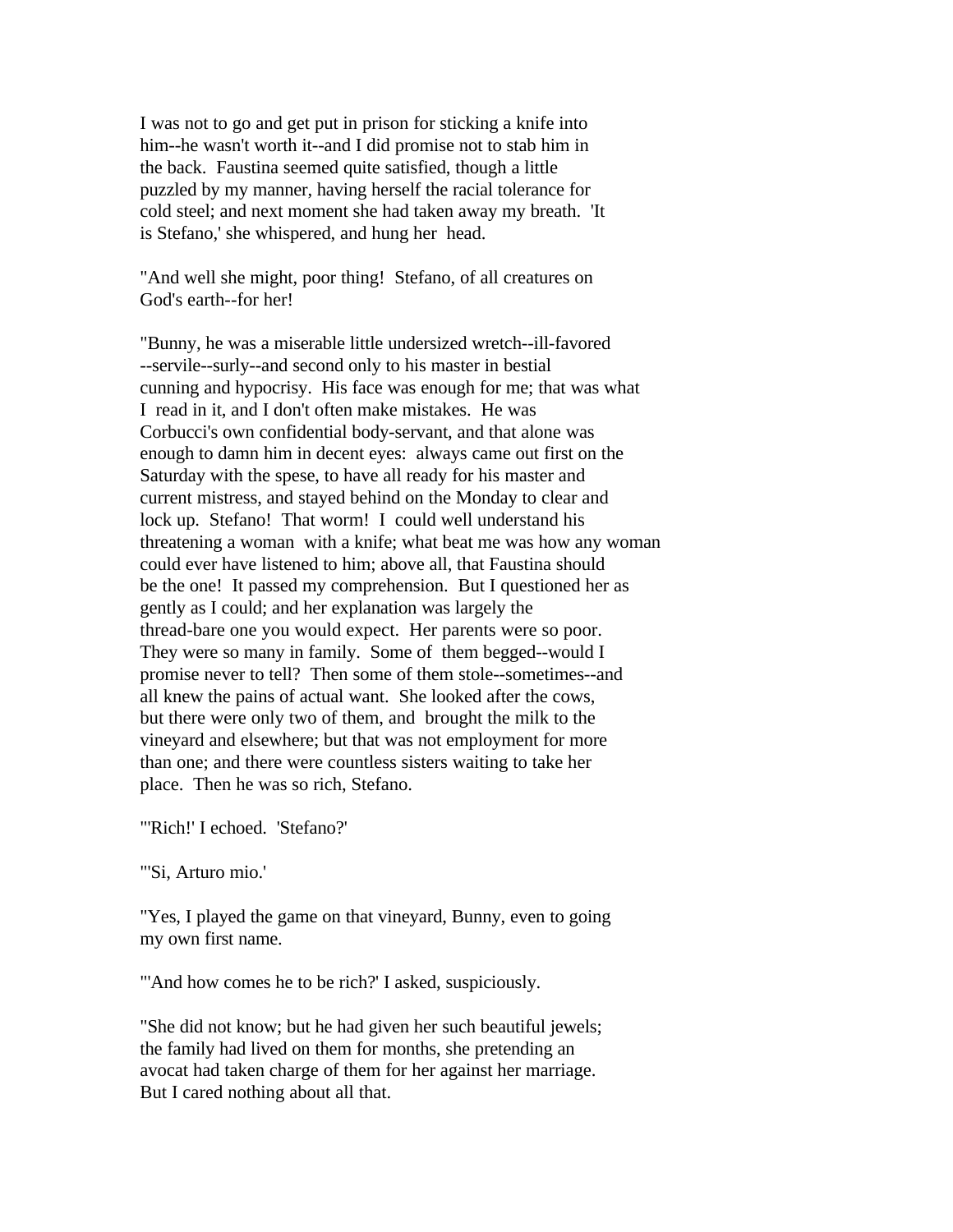I was not to go and get put in prison for sticking a knife into him--he wasn't worth it--and I did promise not to stab him in the back. Faustina seemed quite satisfied, though a little puzzled by my manner, having herself the racial tolerance for cold steel; and next moment she had taken away my breath. 'It is Stefano,' she whispered, and hung her head.

"And well she might, poor thing! Stefano, of all creatures on God's earth--for her!

"Bunny, he was a miserable little undersized wretch--ill-favored --servile--surly--and second only to his master in bestial cunning and hypocrisy. His face was enough for me; that was what I read in it, and I don't often make mistakes. He was Corbucci's own confidential body-servant, and that alone was enough to damn him in decent eyes: always came out first on the Saturday with the spese, to have all ready for his master and current mistress, and stayed behind on the Monday to clear and lock up. Stefano! That worm! I could well understand his threatening a woman with a knife; what beat me was how any woman could ever have listened to him; above all, that Faustina should be the one! It passed my comprehension. But I questioned her as gently as I could; and her explanation was largely the thread-bare one you would expect. Her parents were so poor. They were so many in family. Some of them begged--would I promise never to tell? Then some of them stole--sometimes--and all knew the pains of actual want. She looked after the cows, but there were only two of them, and brought the milk to the vineyard and elsewhere; but that was not employment for more than one; and there were countless sisters waiting to take her place. Then he was so rich, Stefano.

"'Rich!' I echoed. 'Stefano?'

"'Si, Arturo mio.'

"Yes, I played the game on that vineyard, Bunny, even to going my own first name.

"'And how comes he to be rich?' I asked, suspiciously.

"She did not know; but he had given her such beautiful jewels; the family had lived on them for months, she pretending an avocat had taken charge of them for her against her marriage. But I cared nothing about all that.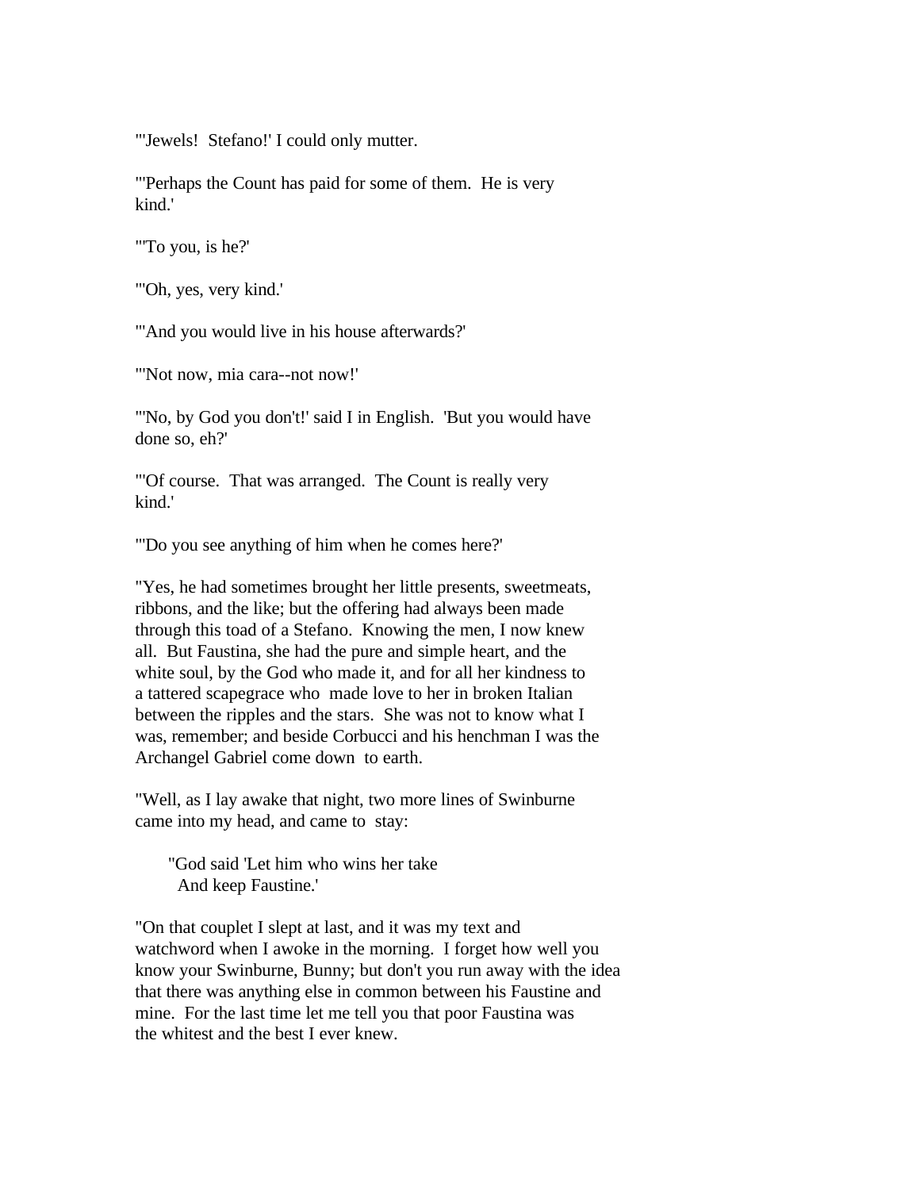"'Jewels! Stefano!' I could only mutter.

"'Perhaps the Count has paid for some of them. He is very kind.'

"'To you, is he?'

"'Oh, yes, very kind.'

"'And you would live in his house afterwards?'

"'Not now, mia cara--not now!'

"'No, by God you don't!' said I in English. 'But you would have done so, eh?'

"'Of course. That was arranged. The Count is really very kind.'

"'Do you see anything of him when he comes here?'

"Yes, he had sometimes brought her little presents, sweetmeats, ribbons, and the like; but the offering had always been made through this toad of a Stefano. Knowing the men, I now knew all. But Faustina, she had the pure and simple heart, and the white soul, by the God who made it, and for all her kindness to a tattered scapegrace who made love to her in broken Italian between the ripples and the stars. She was not to know what I was, remember; and beside Corbucci and his henchman I was the Archangel Gabriel come down to earth.

"Well, as I lay awake that night, two more lines of Swinburne came into my head, and came to stay:

> "God said 'Let him who wins her take
> And keep Faustine.'

"On that couplet I slept at last, and it was my text and watchword when I awoke in the morning. I forget how well you know your Swinburne, Bunny; but don't you run away with the idea that there was anything else in common between his Faustine and mine. For the last time let me tell you that poor Faustina was the whitest and the best I ever knew.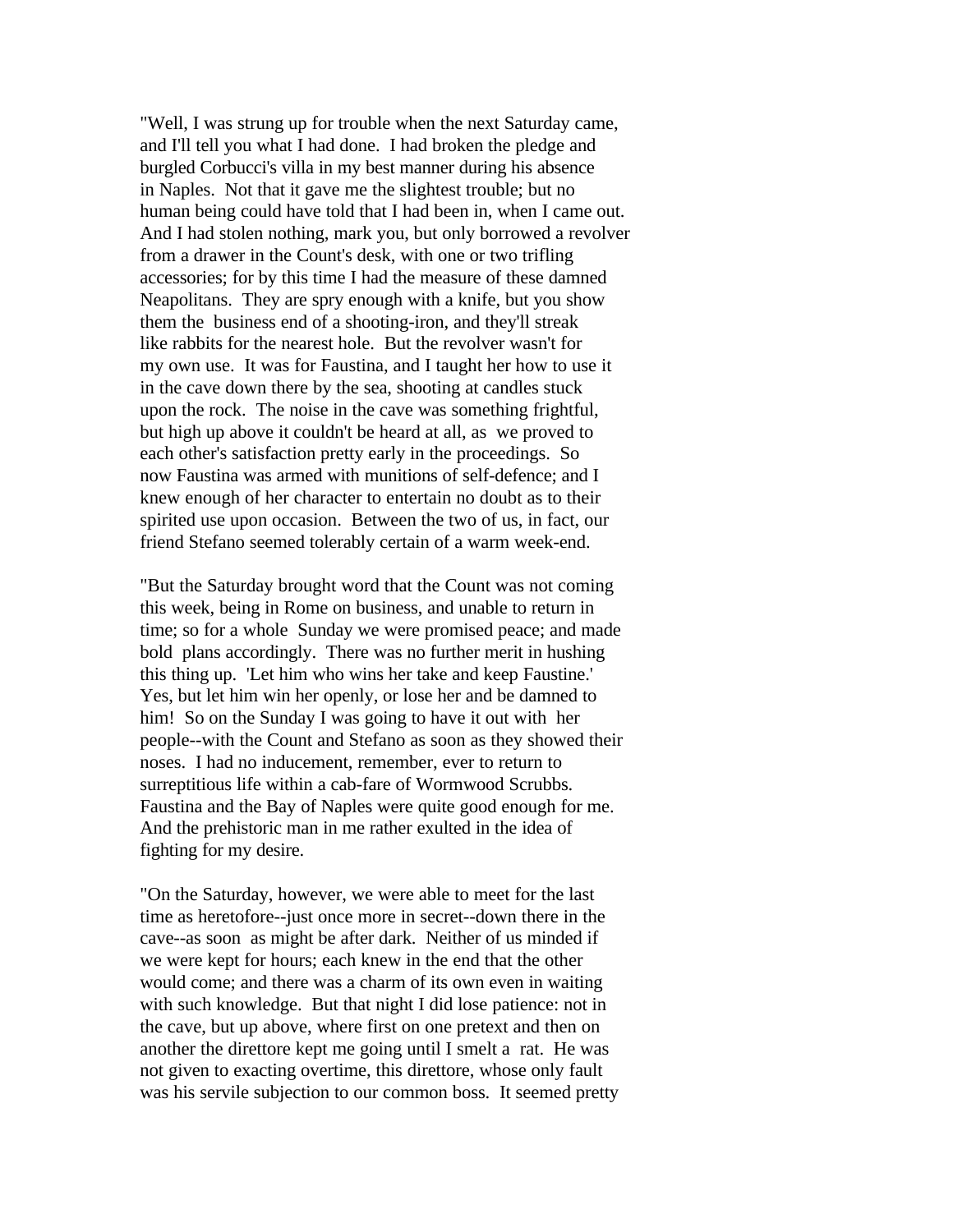"Well, I was strung up for trouble when the next Saturday came, and I'll tell you what I had done. I had broken the pledge and burgled Corbucci's villa in my best manner during his absence in Naples. Not that it gave me the slightest trouble; but no human being could have told that I had been in, when I came out. And I had stolen nothing, mark you, but only borrowed a revolver from a drawer in the Count's desk, with one or two trifling accessories; for by this time I had the measure of these damned Neapolitans. They are spry enough with a knife, but you show them the business end of a shooting-iron, and they'll streak like rabbits for the nearest hole. But the revolver wasn't for my own use. It was for Faustina, and I taught her how to use it in the cave down there by the sea, shooting at candles stuck upon the rock. The noise in the cave was something frightful, but high up above it couldn't be heard at all, as we proved to each other's satisfaction pretty early in the proceedings. So now Faustina was armed with munitions of self-defence; and I knew enough of her character to entertain no doubt as to their spirited use upon occasion. Between the two of us, in fact, our friend Stefano seemed tolerably certain of a warm week-end.

"But the Saturday brought word that the Count was not coming this week, being in Rome on business, and unable to return in time; so for a whole Sunday we were promised peace; and made bold plans accordingly. There was no further merit in hushing this thing up. 'Let him who wins her take and keep Faustine.' Yes, but let him win her openly, or lose her and be damned to him! So on the Sunday I was going to have it out with her people--with the Count and Stefano as soon as they showed their noses. I had no inducement, remember, ever to return to surreptitious life within a cab-fare of Wormwood Scrubbs. Faustina and the Bay of Naples were quite good enough for me. And the prehistoric man in me rather exulted in the idea of fighting for my desire.

"On the Saturday, however, we were able to meet for the last time as heretofore--just once more in secret--down there in the cave--as soon as might be after dark. Neither of us minded if we were kept for hours; each knew in the end that the other would come; and there was a charm of its own even in waiting with such knowledge. But that night I did lose patience: not in the cave, but up above, where first on one pretext and then on another the direttore kept me going until I smelt a rat. He was not given to exacting overtime, this direttore, whose only fault was his servile subjection to our common boss. It seemed pretty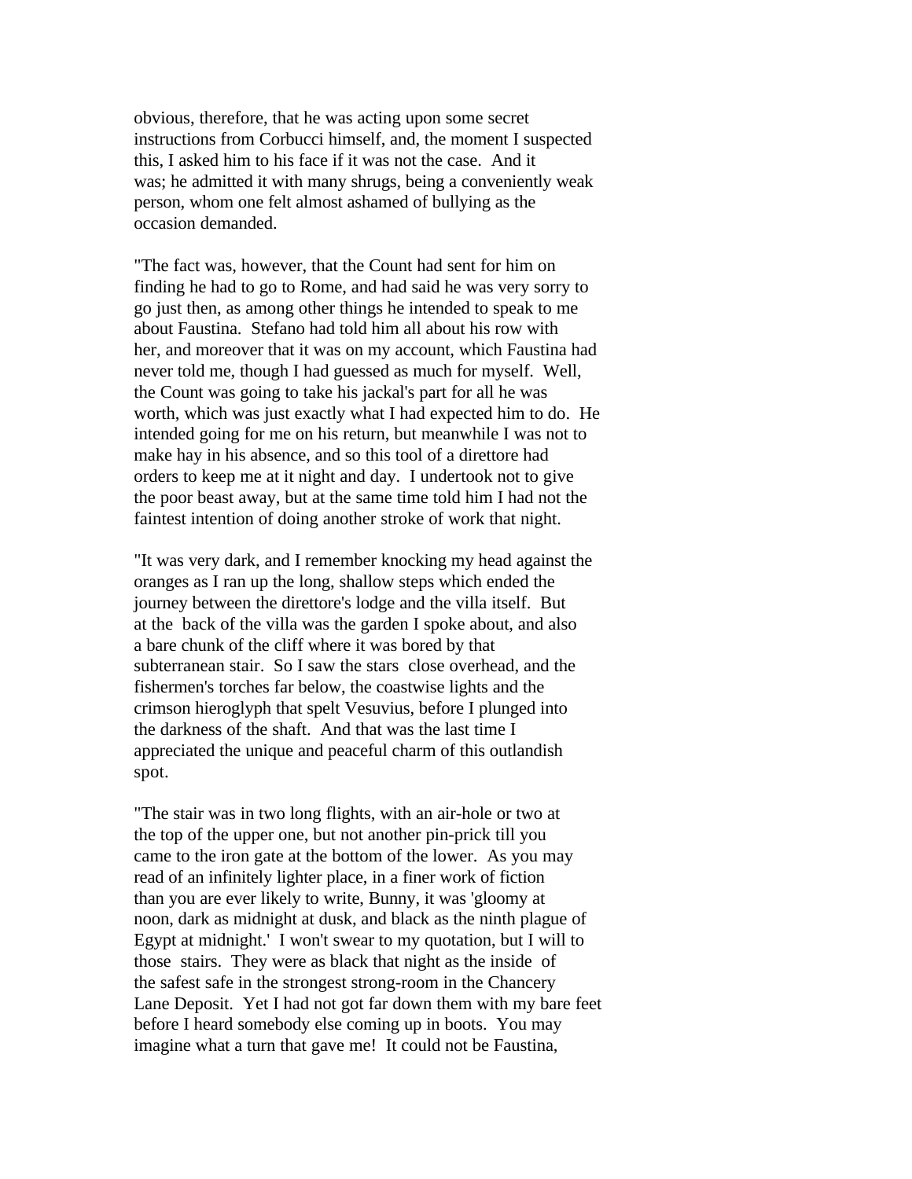obvious, therefore, that he was acting upon some secret instructions from Corbucci himself, and, the moment I suspected this, I asked him to his face if it was not the case. And it was; he admitted it with many shrugs, being a conveniently weak person, whom one felt almost ashamed of bullying as the occasion demanded.

"The fact was, however, that the Count had sent for him on finding he had to go to Rome, and had said he was very sorry to go just then, as among other things he intended to speak to me about Faustina. Stefano had told him all about his row with her, and moreover that it was on my account, which Faustina had never told me, though I had guessed as much for myself. Well, the Count was going to take his jackal's part for all he was worth, which was just exactly what I had expected him to do. He intended going for me on his return, but meanwhile I was not to make hay in his absence, and so this tool of a direttore had orders to keep me at it night and day. I undertook not to give the poor beast away, but at the same time told him I had not the faintest intention of doing another stroke of work that night.

"It was very dark, and I remember knocking my head against the oranges as I ran up the long, shallow steps which ended the journey between the direttore's lodge and the villa itself. But at the back of the villa was the garden I spoke about, and also a bare chunk of the cliff where it was bored by that subterranean stair. So I saw the stars close overhead, and the fishermen's torches far below, the coastwise lights and the crimson hieroglyph that spelt Vesuvius, before I plunged into the darkness of the shaft. And that was the last time I appreciated the unique and peaceful charm of this outlandish spot.

"The stair was in two long flights, with an air-hole or two at the top of the upper one, but not another pin-prick till you came to the iron gate at the bottom of the lower. As you may read of an infinitely lighter place, in a finer work of fiction than you are ever likely to write, Bunny, it was 'gloomy at noon, dark as midnight at dusk, and black as the ninth plague of Egypt at midnight.' I won't swear to my quotation, but I will to those stairs. They were as black that night as the inside of the safest safe in the strongest strong-room in the Chancery Lane Deposit. Yet I had not got far down them with my bare feet before I heard somebody else coming up in boots. You may imagine what a turn that gave me! It could not be Faustina,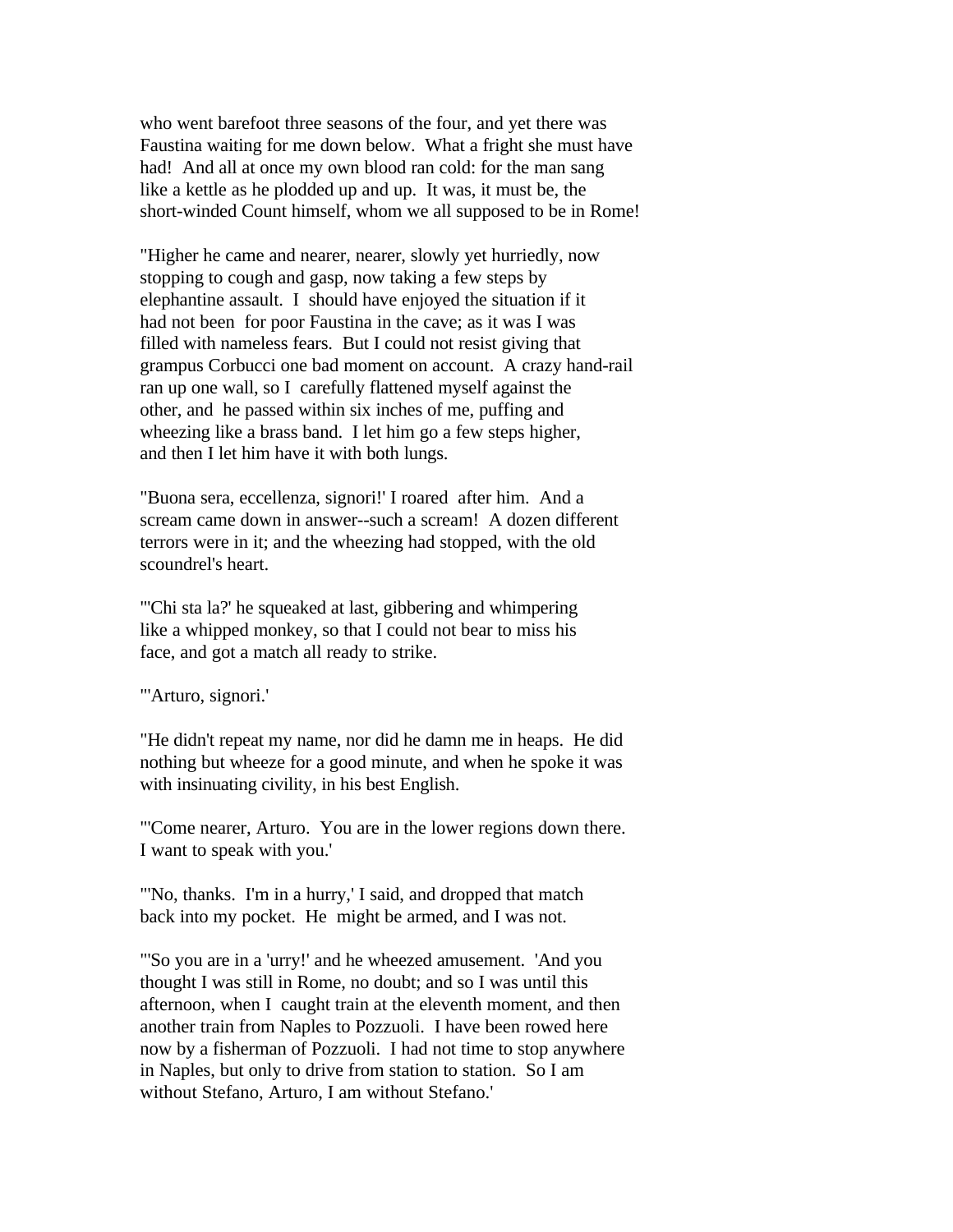who went barefoot three seasons of the four, and yet there was Faustina waiting for me down below. What a fright she must have had! And all at once my own blood ran cold: for the man sang like a kettle as he plodded up and up. It was, it must be, the short-winded Count himself, whom we all supposed to be in Rome!

"Higher he came and nearer, nearer, slowly yet hurriedly, now stopping to cough and gasp, now taking a few steps by elephantine assault. I should have enjoyed the situation if it had not been for poor Faustina in the cave; as it was I was filled with nameless fears. But I could not resist giving that grampus Corbucci one bad moment on account. A crazy hand-rail ran up one wall, so I carefully flattened myself against the other, and he passed within six inches of me, puffing and wheezing like a brass band. I let him go a few steps higher, and then I let him have it with both lungs.

"Buona sera, eccellenza, signori!' I roared after him. And a scream came down in answer--such a scream! A dozen different terrors were in it; and the wheezing had stopped, with the old scoundrel's heart.

"'Chi sta la?' he squeaked at last, gibbering and whimpering like a whipped monkey, so that I could not bear to miss his face, and got a match all ready to strike.

"'Arturo, signori.'

"He didn't repeat my name, nor did he damn me in heaps. He did nothing but wheeze for a good minute, and when he spoke it was with insinuating civility, in his best English.

"'Come nearer, Arturo. You are in the lower regions down there. I want to speak with you.'

"'No, thanks. I'm in a hurry,' I said, and dropped that match back into my pocket. He might be armed, and I was not.

"'So you are in a 'urry!' and he wheezed amusement. 'And you thought I was still in Rome, no doubt; and so I was until this afternoon, when I caught train at the eleventh moment, and then another train from Naples to Pozzuoli. I have been rowed here now by a fisherman of Pozzuoli. I had not time to stop anywhere in Naples, but only to drive from station to station. So I am without Stefano, Arturo, I am without Stefano.'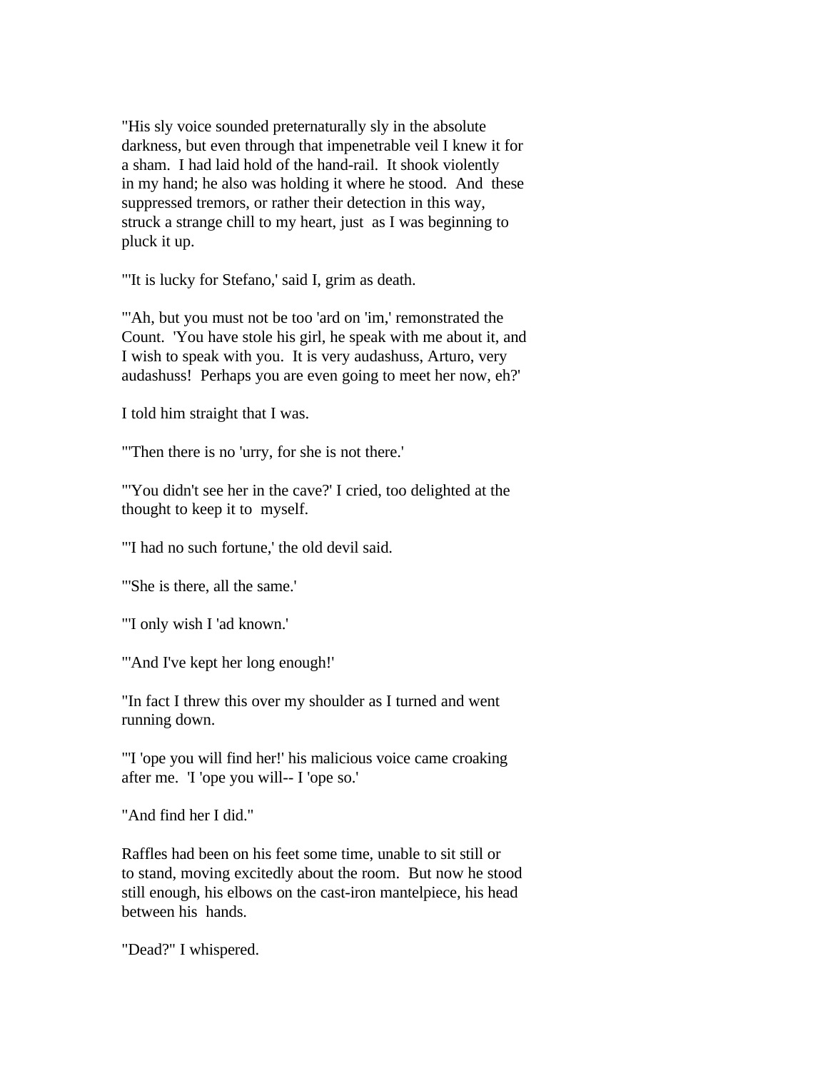"His sly voice sounded preternaturally sly in the absolute darkness, but even through that impenetrable veil I knew it for a sham. I had laid hold of the hand-rail. It shook violently in my hand; he also was holding it where he stood. And these suppressed tremors, or rather their detection in this way, struck a strange chill to my heart, just as I was beginning to pluck it up.

"'It is lucky for Stefano,' said I, grim as death.

"'Ah, but you must not be too 'ard on 'im,' remonstrated the Count. 'You have stole his girl, he speak with me about it, and I wish to speak with you. It is very audashuss, Arturo, very audashuss! Perhaps you are even going to meet her now, eh?'

I told him straight that I was.

"'Then there is no 'urry, for she is not there.'

"'You didn't see her in the cave?' I cried, too delighted at the thought to keep it to myself.

"'I had no such fortune,' the old devil said.

"'She is there, all the same.'

"'I only wish I 'ad known.'

"'And I've kept her long enough!'

"In fact I threw this over my shoulder as I turned and went running down.

"'I 'ope you will find her!' his malicious voice came croaking after me. 'I 'ope you will-- I 'ope so.'

"And find her I did."

Raffles had been on his feet some time, unable to sit still or to stand, moving excitedly about the room. But now he stood still enough, his elbows on the cast-iron mantelpiece, his head between his hands.

"Dead?" I whispered.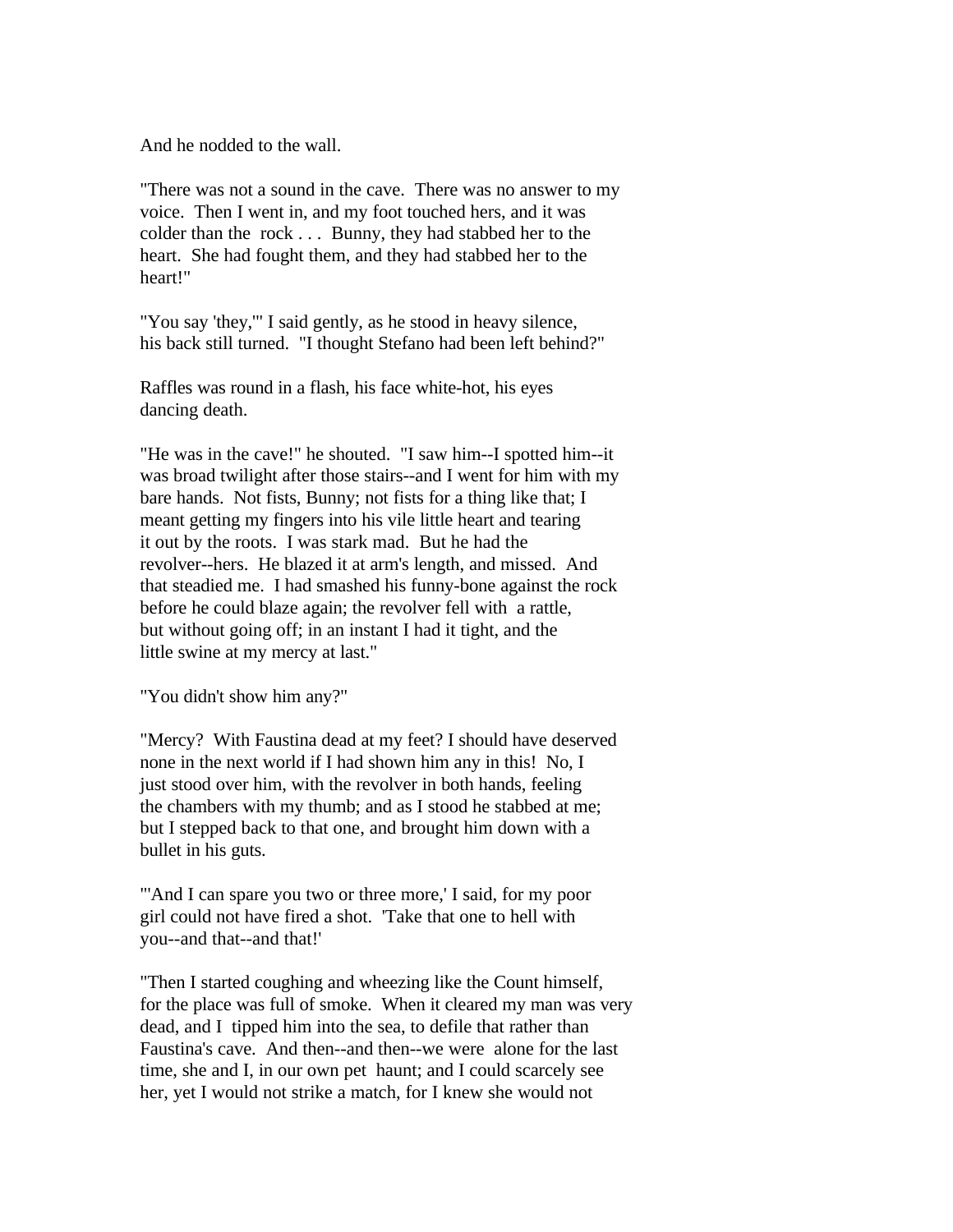And he nodded to the wall.

"There was not a sound in the cave. There was no answer to my voice. Then I went in, and my foot touched hers, and it was colder than the rock . . . Bunny, they had stabbed her to the heart. She had fought them, and they had stabbed her to the heart!"

"You say 'they,'" I said gently, as he stood in heavy silence, his back still turned. "I thought Stefano had been left behind?"

Raffles was round in a flash, his face white-hot, his eyes dancing death.

"He was in the cave!" he shouted. "I saw him--I spotted him--it was broad twilight after those stairs--and I went for him with my bare hands. Not fists, Bunny; not fists for a thing like that; I meant getting my fingers into his vile little heart and tearing it out by the roots. I was stark mad. But he had the revolver--hers. He blazed it at arm's length, and missed. And that steadied me. I had smashed his funny-bone against the rock before he could blaze again; the revolver fell with a rattle, but without going off; in an instant I had it tight, and the little swine at my mercy at last."

"You didn't show him any?"

"Mercy? With Faustina dead at my feet? I should have deserved none in the next world if I had shown him any in this! No, I just stood over him, with the revolver in both hands, feeling the chambers with my thumb; and as I stood he stabbed at me; but I stepped back to that one, and brought him down with a bullet in his guts.

"'And I can spare you two or three more,' I said, for my poor girl could not have fired a shot. 'Take that one to hell with you--and that--and that!'

"Then I started coughing and wheezing like the Count himself, for the place was full of smoke. When it cleared my man was very dead, and I tipped him into the sea, to defile that rather than Faustina's cave. And then--and then--we were alone for the last time, she and I, in our own pet haunt; and I could scarcely see her, yet I would not strike a match, for I knew she would not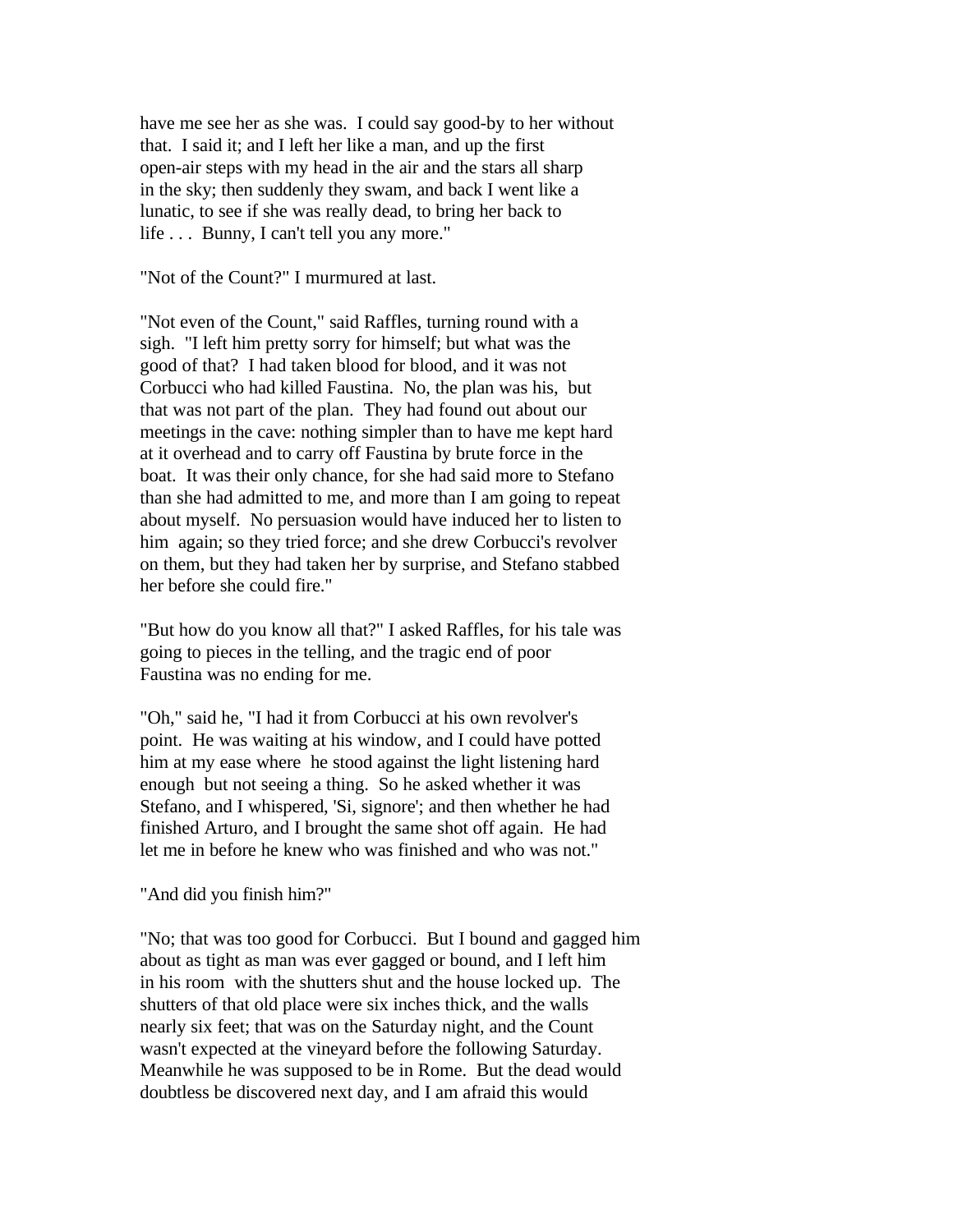have me see her as she was. I could say good-by to her without that. I said it; and I left her like a man, and up the first open-air steps with my head in the air and the stars all sharp in the sky; then suddenly they swam, and back I went like a lunatic, to see if she was really dead, to bring her back to life . . . Bunny, I can't tell you any more."

"Not of the Count?" I murmured at last.

"Not even of the Count," said Raffles, turning round with a sigh. "I left him pretty sorry for himself; but what was the good of that? I had taken blood for blood, and it was not Corbucci who had killed Faustina. No, the plan was his, but that was not part of the plan. They had found out about our meetings in the cave: nothing simpler than to have me kept hard at it overhead and to carry off Faustina by brute force in the boat. It was their only chance, for she had said more to Stefano than she had admitted to me, and more than I am going to repeat about myself. No persuasion would have induced her to listen to him again; so they tried force; and she drew Corbucci's revolver on them, but they had taken her by surprise, and Stefano stabbed her before she could fire."

"But how do you know all that?" I asked Raffles, for his tale was going to pieces in the telling, and the tragic end of poor Faustina was no ending for me.

"Oh," said he, "I had it from Corbucci at his own revolver's point. He was waiting at his window, and I could have potted him at my ease where he stood against the light listening hard enough but not seeing a thing. So he asked whether it was Stefano, and I whispered, 'Si, signore'; and then whether he had finished Arturo, and I brought the same shot off again. He had let me in before he knew who was finished and who was not."

"And did you finish him?"

"No; that was too good for Corbucci. But I bound and gagged him about as tight as man was ever gagged or bound, and I left him in his room with the shutters shut and the house locked up. The shutters of that old place were six inches thick, and the walls nearly six feet; that was on the Saturday night, and the Count wasn't expected at the vineyard before the following Saturday. Meanwhile he was supposed to be in Rome. But the dead would doubtless be discovered next day, and I am afraid this would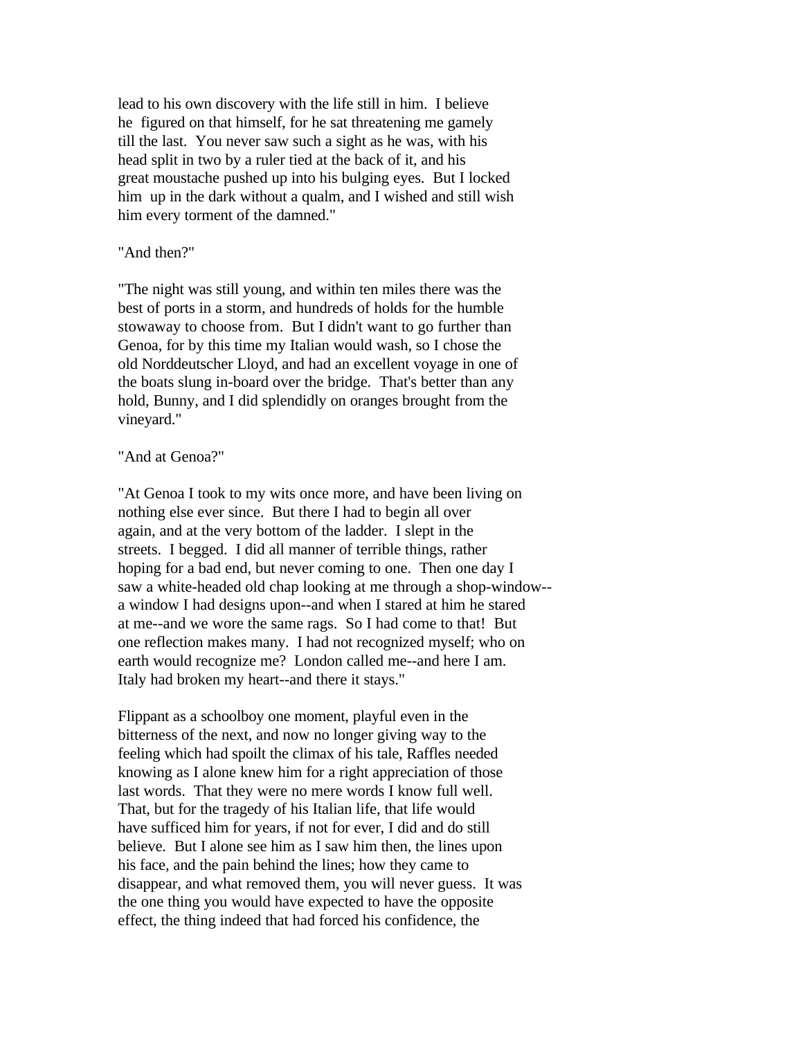lead to his own discovery with the life still in him. I believe he figured on that himself, for he sat threatening me gamely till the last. You never saw such a sight as he was, with his head split in two by a ruler tied at the back of it, and his great moustache pushed up into his bulging eyes. But I locked him up in the dark without a qualm, and I wished and still wish him every torment of the damned."

"And then?"

"The night was still young, and within ten miles there was the best of ports in a storm, and hundreds of holds for the humble stowaway to choose from. But I didn't want to go further than Genoa, for by this time my Italian would wash, so I chose the old Norddeutscher Lloyd, and had an excellent voyage in one of the boats slung in-board over the bridge. That's better than any hold, Bunny, and I did splendidly on oranges brought from the vineyard."

"And at Genoa?"

"At Genoa I took to my wits once more, and have been living on nothing else ever since. But there I had to begin all over again, and at the very bottom of the ladder. I slept in the streets. I begged. I did all manner of terrible things, rather hoping for a bad end, but never coming to one. Then one day I saw a white-headed old chap looking at me through a shop-window--a window I had designs upon--and when I stared at him he stared at me--and we wore the same rags. So I had come to that! But one reflection makes many. I had not recognized myself; who on earth would recognize me? London called me--and here I am. Italy had broken my heart--and there it stays."

Flippant as a schoolboy one moment, playful even in the bitterness of the next, and now no longer giving way to the feeling which had spoilt the climax of his tale, Raffles needed knowing as I alone knew him for a right appreciation of those last words. That they were no mere words I know full well. That, but for the tragedy of his Italian life, that life would have sufficed him for years, if not for ever, I did and do still believe. But I alone see him as I saw him then, the lines upon his face, and the pain behind the lines; how they came to disappear, and what removed them, you will never guess. It was the one thing you would have expected to have the opposite effect, the thing indeed that had forced his confidence, the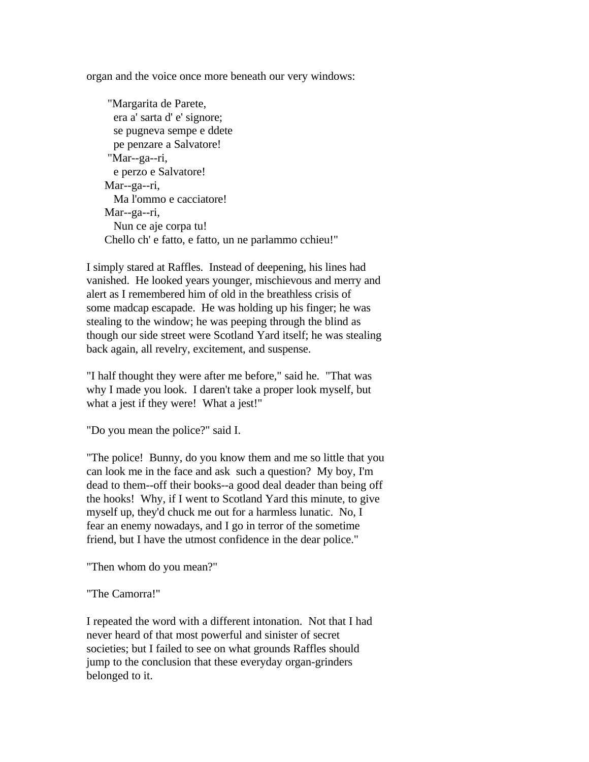organ and the voice once more beneath our very windows:

> "Margarita de Parete,  
> era a' sarta d' e' signore;  
> se pugneva sempe e ddete  
> pe penzare a Salvatore!  
> "Mar--ga--ri,  
> e perzo e Salvatore!  
> Mar--ga--ri,  
> Ma l'ommo e cacciatore!  
> Mar--ga--ri,  
> Nun ce aje corpa tu!  
> Chello ch' e fatto, e fatto, un ne parlammo cchieu!"

I simply stared at Raffles. Instead of deepening, his lines had vanished. He looked years younger, mischievous and merry and alert as I remembered him of old in the breathless crisis of some madcap escapade. He was holding up his finger; he was stealing to the window; he was peeping through the blind as though our side street were Scotland Yard itself; he was stealing back again, all revelry, excitement, and suspense.

"I half thought they were after me before," said he. "That was why I made you look. I daren't take a proper look myself, but what a jest if they were! What a jest!"

"Do you mean the police?" said I.

"The police! Bunny, do you know them and me so little that you can look me in the face and ask such a question? My boy, I'm dead to them--off their books--a good deal deader than being off the hooks! Why, if I went to Scotland Yard this minute, to give myself up, they'd chuck me out for a harmless lunatic. No, I fear an enemy nowadays, and I go in terror of the sometime friend, but I have the utmost confidence in the dear police."

"Then whom do you mean?"

"The Camorra!"

I repeated the word with a different intonation. Not that I had never heard of that most powerful and sinister of secret societies; but I failed to see on what grounds Raffles should jump to the conclusion that these everyday organ-grinders belonged to it.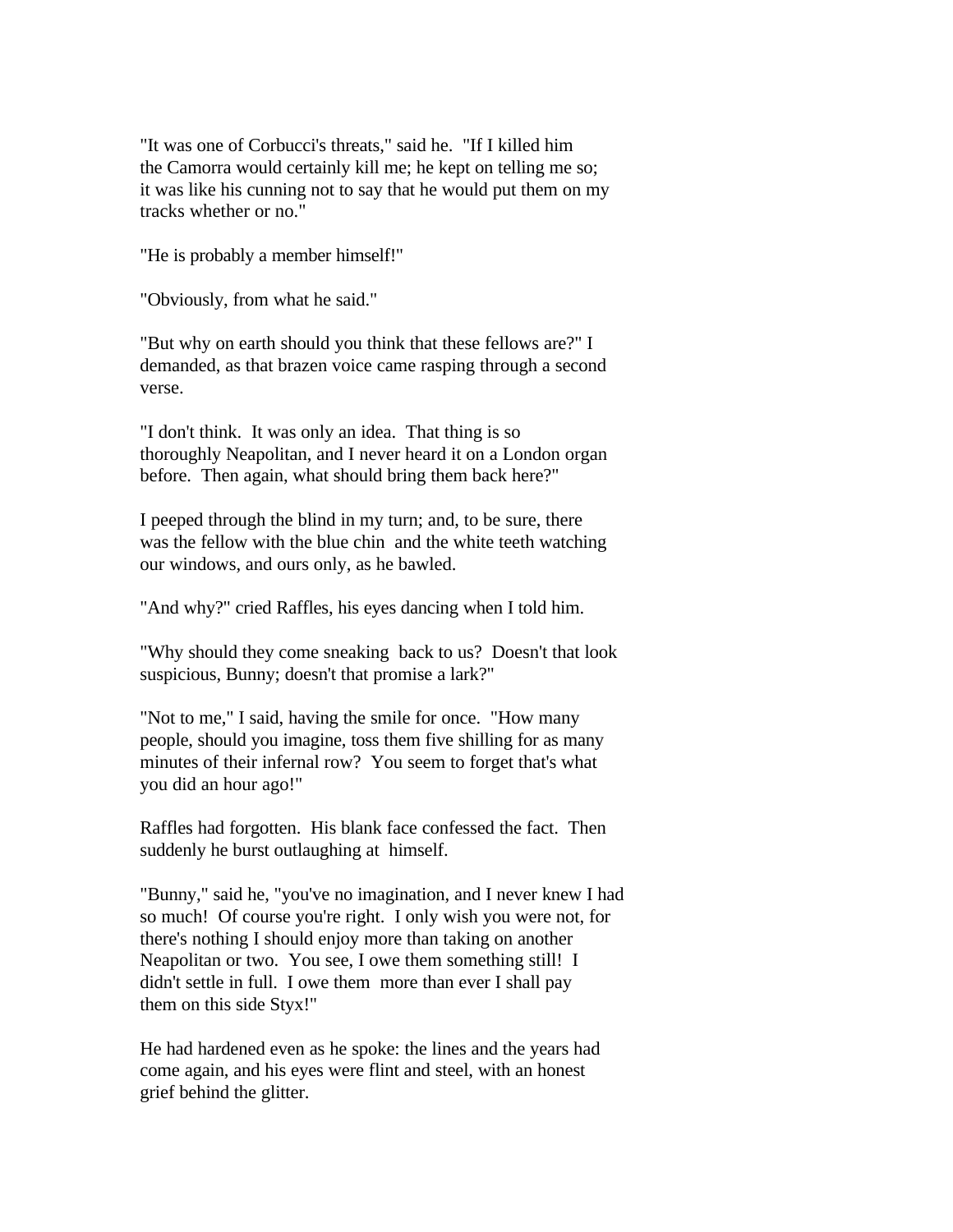"It was one of Corbucci's threats," said he. "If I killed him the Camorra would certainly kill me; he kept on telling me so; it was like his cunning not to say that he would put them on my tracks whether or no."

"He is probably a member himself!"

"Obviously, from what he said."

"But why on earth should you think that these fellows are?" I demanded, as that brazen voice came rasping through a second verse.

"I don't think. It was only an idea. That thing is so thoroughly Neapolitan, and I never heard it on a London organ before. Then again, what should bring them back here?"

I peeped through the blind in my turn; and, to be sure, there was the fellow with the blue chin and the white teeth watching our windows, and ours only, as he bawled.

"And why?" cried Raffles, his eyes dancing when I told him.

"Why should they come sneaking back to us? Doesn't that look suspicious, Bunny; doesn't that promise a lark?"

"Not to me," I said, having the smile for once. "How many people, should you imagine, toss them five shilling for as many minutes of their infernal row? You seem to forget that's what you did an hour ago!"

Raffles had forgotten. His blank face confessed the fact. Then suddenly he burst outlaughing at himself.

"Bunny," said he, "you've no imagination, and I never knew I had so much! Of course you're right. I only wish you were not, for there's nothing I should enjoy more than taking on another Neapolitan or two. You see, I owe them something still! I didn't settle in full. I owe them more than ever I shall pay them on this side Styx!"

He had hardened even as he spoke: the lines and the years had come again, and his eyes were flint and steel, with an honest grief behind the glitter.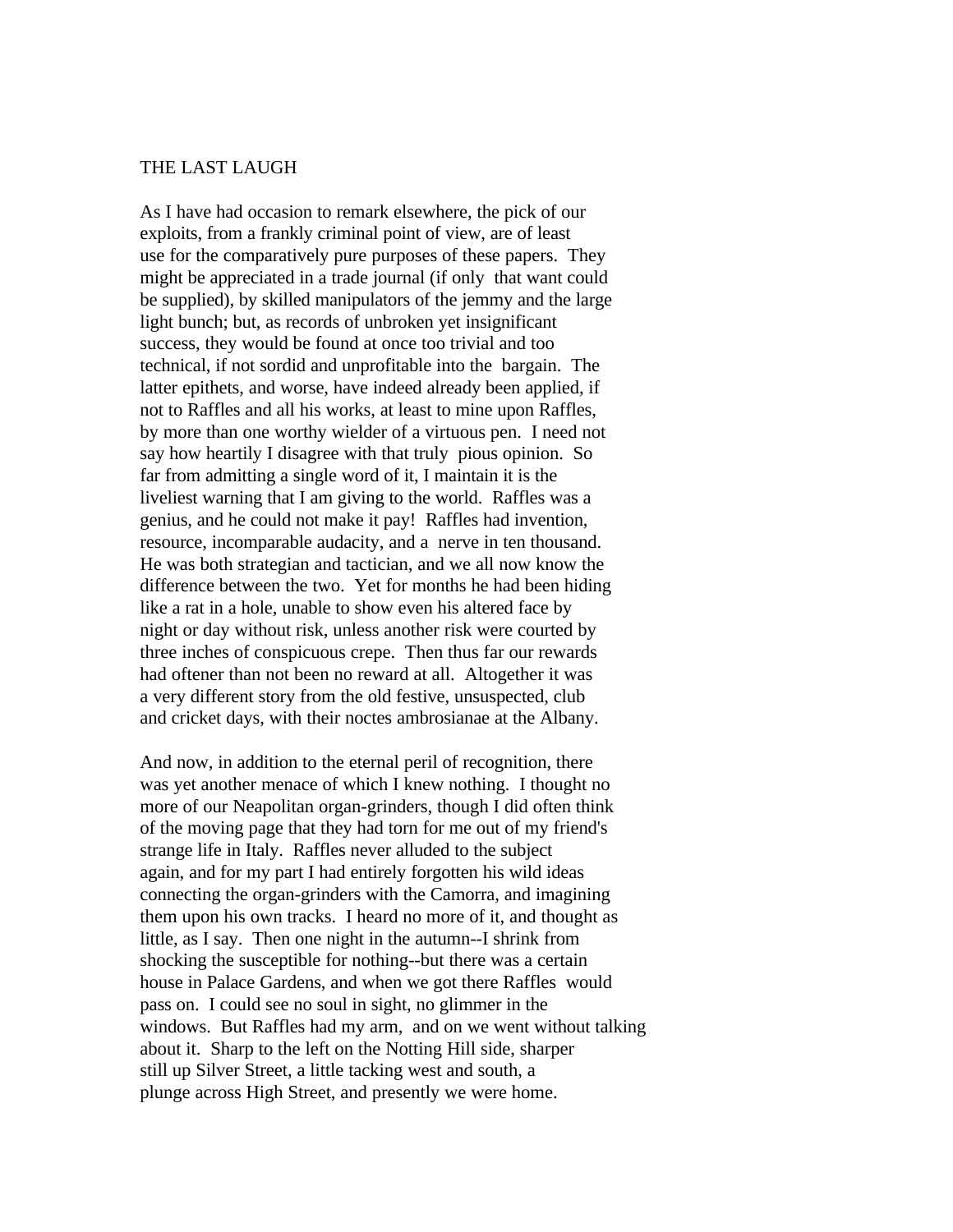# THE LAST LAUGH

As I have had occasion to remark elsewhere, the pick of our exploits, from a frankly criminal point of view, are of least use for the comparatively pure purposes of these papers. They might be appreciated in a trade journal (if only that want could be supplied), by skilled manipulators of the jemmy and the large light bunch; but, as records of unbroken yet insignificant success, they would be found at once too trivial and too technical, if not sordid and unprofitable into the bargain. The latter epithets, and worse, have indeed already been applied, if not to Raffles and all his works, at least to mine upon Raffles, by more than one worthy wielder of a virtuous pen. I need not say how heartily I disagree with that truly pious opinion. So far from admitting a single word of it, I maintain it is the liveliest warning that I am giving to the world. Raffles was a genius, and he could not make it pay! Raffles had invention, resource, incomparable audacity, and a nerve in ten thousand. He was both strategian and tactician, and we all now know the difference between the two. Yet for months he had been hiding like a rat in a hole, unable to show even his altered face by night or day without risk, unless another risk were courted by three inches of conspicuous crepe. Then thus far our rewards had oftener than not been no reward at all. Altogether it was a very different story from the old festive, unsuspected, club and cricket days, with their noctes ambrosianae at the Albany.

And now, in addition to the eternal peril of recognition, there was yet another menace of which I knew nothing. I thought no more of our Neapolitan organ-grinders, though I did often think of the moving page that they had torn for me out of my friend's strange life in Italy. Raffles never alluded to the subject again, and for my part I had entirely forgotten his wild ideas connecting the organ-grinders with the Camorra, and imagining them upon his own tracks. I heard no more of it, and thought as little, as I say. Then one night in the autumn--I shrink from shocking the susceptible for nothing--but there was a certain house in Palace Gardens, and when we got there Raffles would pass on. I could see no soul in sight, no glimmer in the windows. But Raffles had my arm, and on we went without talking about it. Sharp to the left on the Notting Hill side, sharper still up Silver Street, a little tacking west and south, a plunge across High Street, and presently we were home.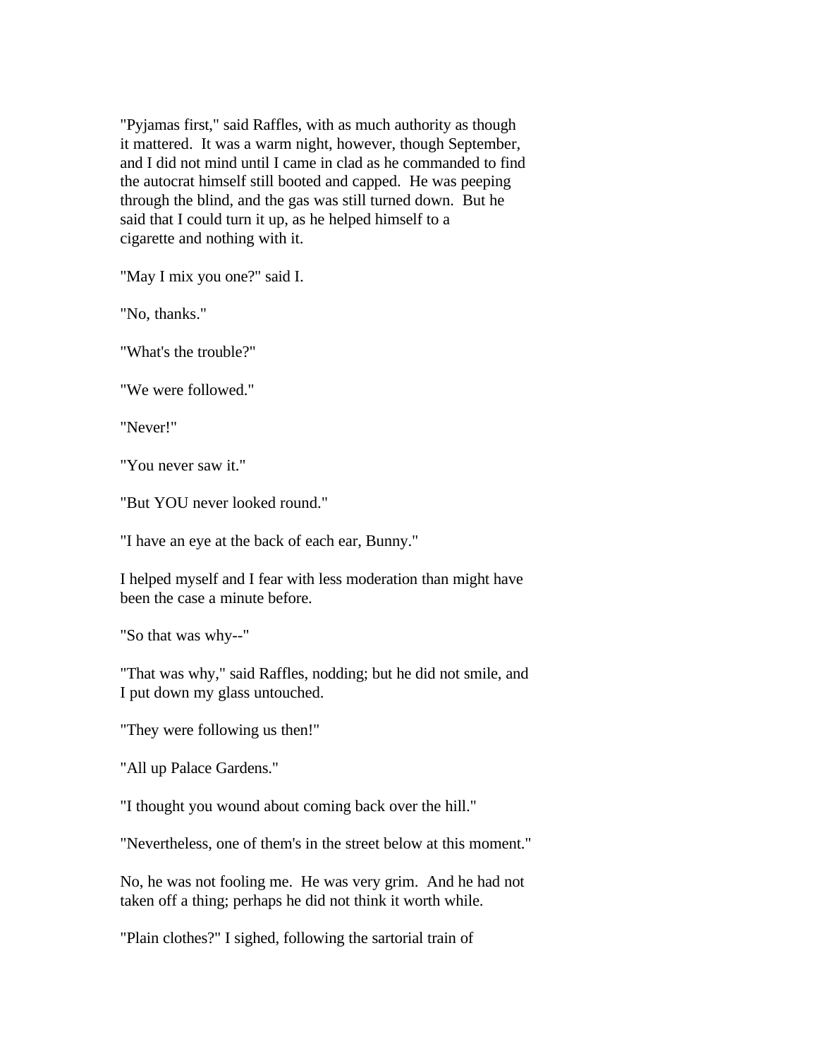"Pyjamas first," said Raffles, with as much authority as though it mattered. It was a warm night, however, though September, and I did not mind until I came in clad as he commanded to find the autocrat himself still booted and capped. He was peeping through the blind, and the gas was still turned down. But he said that I could turn it up, as he helped himself to a cigarette and nothing with it.

"May I mix you one?" said I.

"No, thanks."

"What's the trouble?"

"We were followed."

"Never!"

"You never saw it."

"But YOU never looked round."

"I have an eye at the back of each ear, Bunny."

I helped myself and I fear with less moderation than might have been the case a minute before.

"So that was why--"

"That was why," said Raffles, nodding; but he did not smile, and I put down my glass untouched.

"They were following us then!"

"All up Palace Gardens."

"I thought you wound about coming back over the hill."

"Nevertheless, one of them's in the street below at this moment."

No, he was not fooling me. He was very grim. And he had not taken off a thing; perhaps he did not think it worth while.

"Plain clothes?" I sighed, following the sartorial train of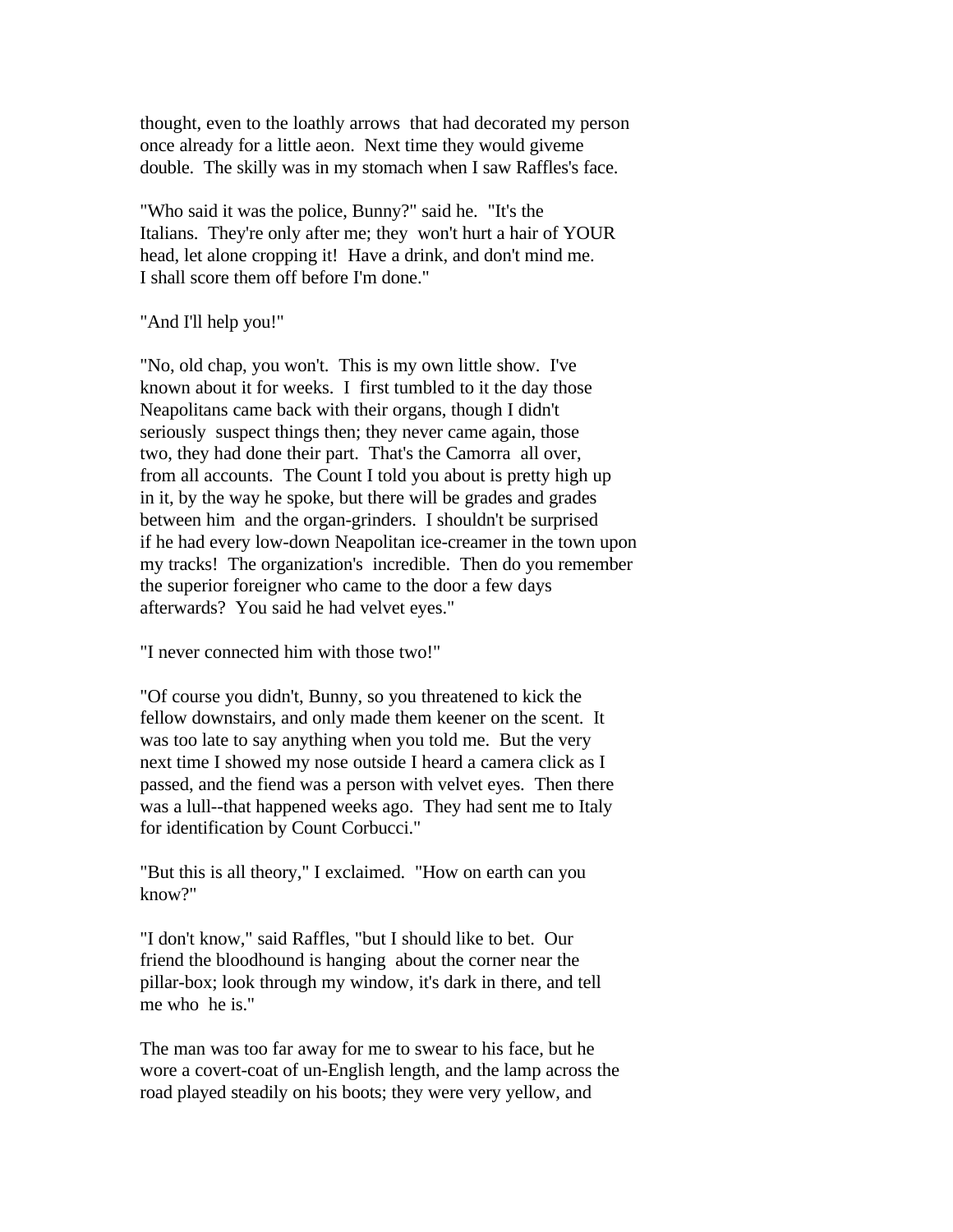thought, even to the loathly arrows that had decorated my person once already for a little aeon. Next time they would giveme double. The skilly was in my stomach when I saw Raffles's face.

"Who said it was the police, Bunny?" said he. "It's the Italians. They're only after me; they won't hurt a hair of YOUR head, let alone cropping it! Have a drink, and don't mind me. I shall score them off before I'm done."

"And I'll help you!"

"No, old chap, you won't. This is my own little show. I've known about it for weeks. I first tumbled to it the day those Neapolitans came back with their organs, though I didn't seriously suspect things then; they never came again, those two, they had done their part. That's the Camorra all over, from all accounts. The Count I told you about is pretty high up in it, by the way he spoke, but there will be grades and grades between him and the organ-grinders. I shouldn't be surprised if he had every low-down Neapolitan ice-creamer in the town upon my tracks! The organization's incredible. Then do you remember the superior foreigner who came to the door a few days afterwards? You said he had velvet eyes."

"I never connected him with those two!"

"Of course you didn't, Bunny, so you threatened to kick the fellow downstairs, and only made them keener on the scent. It was too late to say anything when you told me. But the very next time I showed my nose outside I heard a camera click as I passed, and the fiend was a person with velvet eyes. Then there was a lull--that happened weeks ago. They had sent me to Italy for identification by Count Corbucci."

"But this is all theory," I exclaimed. "How on earth can you know?"

"I don't know," said Raffles, "but I should like to bet. Our friend the bloodhound is hanging about the corner near the pillar-box; look through my window, it's dark in there, and tell me who he is."

The man was too far away for me to swear to his face, but he wore a covert-coat of un-English length, and the lamp across the road played steadily on his boots; they were very yellow, and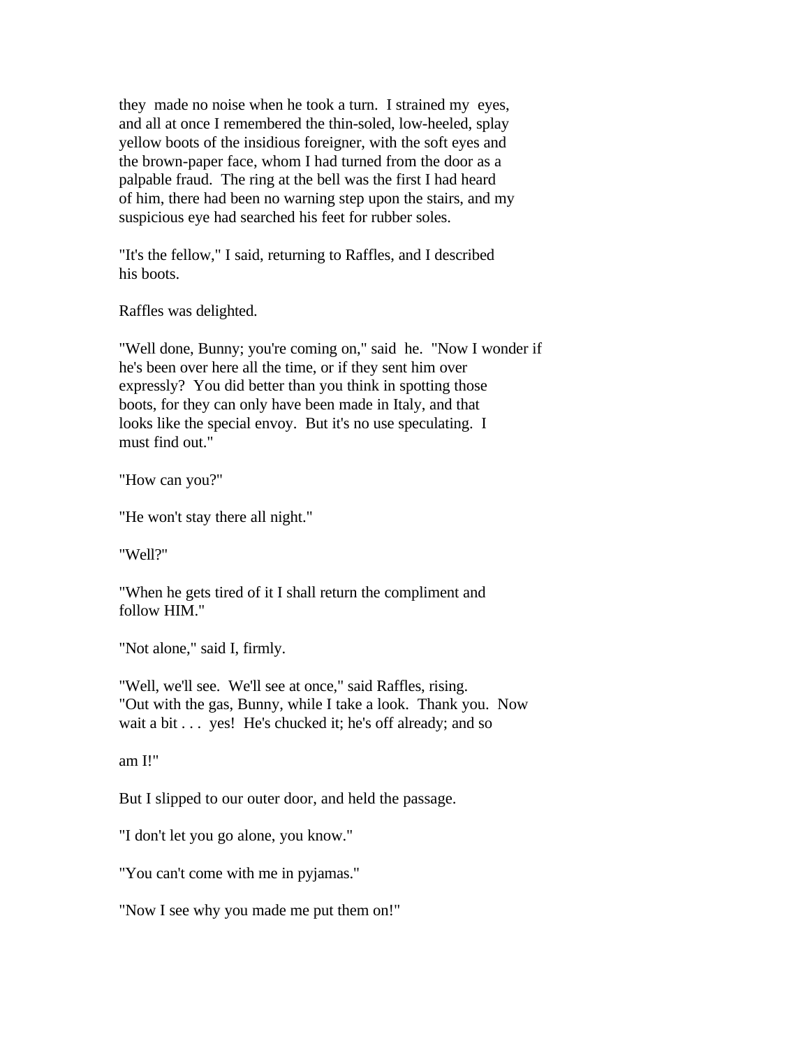they made no noise when he took a turn. I strained my eyes, and all at once I remembered the thin-soled, low-heeled, splay yellow boots of the insidious foreigner, with the soft eyes and the brown-paper face, whom I had turned from the door as a palpable fraud. The ring at the bell was the first I had heard of him, there had been no warning step upon the stairs, and my suspicious eye had searched his feet for rubber soles.

"It's the fellow," I said, returning to Raffles, and I described his boots.

Raffles was delighted.

"Well done, Bunny; you're coming on," said he. "Now I wonder if he's been over here all the time, or if they sent him over expressly? You did better than you think in spotting those boots, for they can only have been made in Italy, and that looks like the special envoy. But it's no use speculating. I must find out."

"How can you?"

"He won't stay there all night."

"Well?"

"When he gets tired of it I shall return the compliment and follow HIM."

"Not alone," said I, firmly.

"Well, we'll see. We'll see at once," said Raffles, rising. "Out with the gas, Bunny, while I take a look. Thank you. Now wait a bit . . . yes! He's chucked it; he's off already; and so

am I!"

But I slipped to our outer door, and held the passage.

"I don't let you go alone, you know."

"You can't come with me in pyjamas."

"Now I see why you made me put them on!"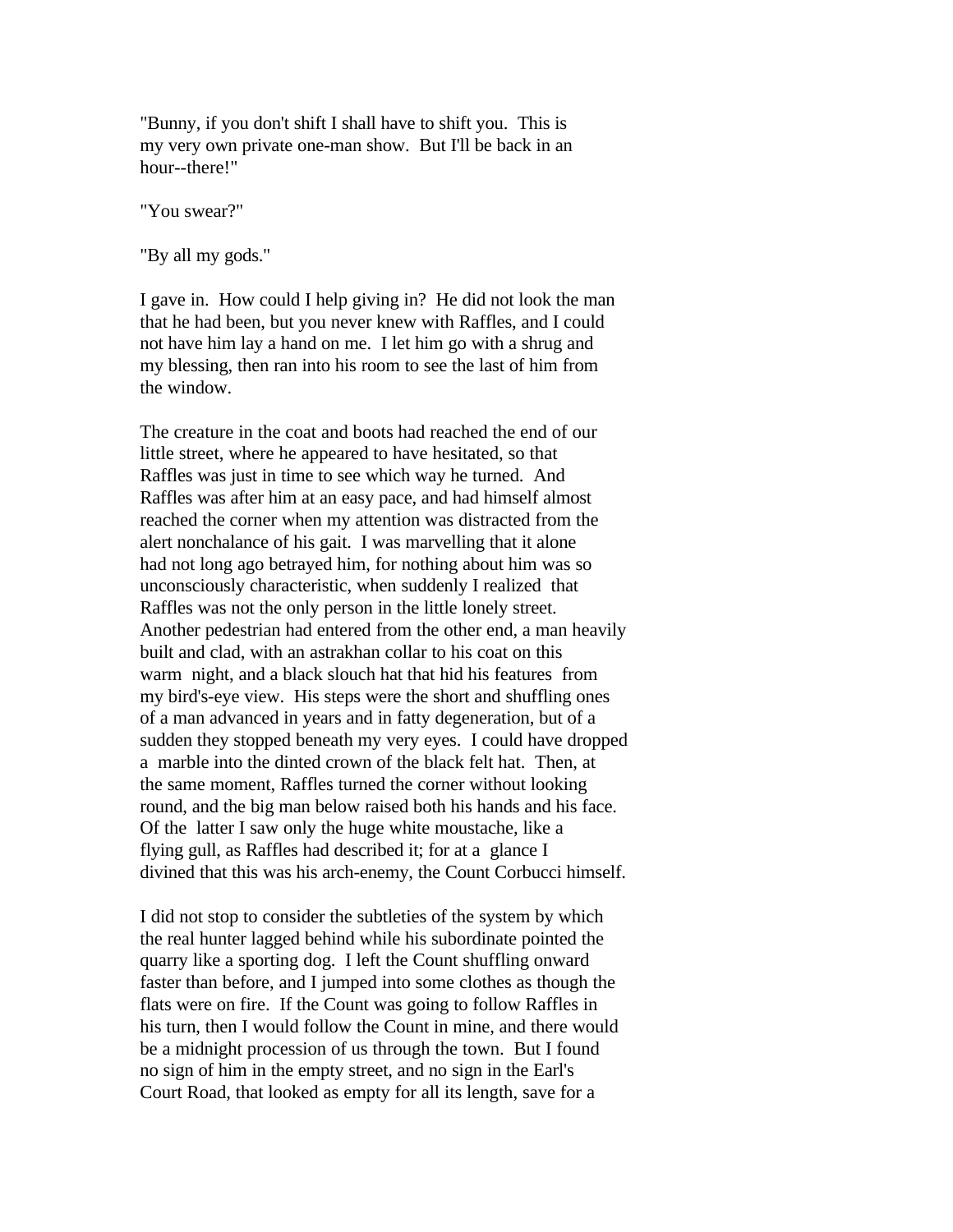"Bunny, if you don't shift I shall have to shift you. This is my very own private one-man show. But I'll be back in an hour--there!"

"You swear?"

"By all my gods."

I gave in. How could I help giving in? He did not look the man that he had been, but you never knew with Raffles, and I could not have him lay a hand on me. I let him go with a shrug and my blessing, then ran into his room to see the last of him from the window.

The creature in the coat and boots had reached the end of our little street, where he appeared to have hesitated, so that Raffles was just in time to see which way he turned. And Raffles was after him at an easy pace, and had himself almost reached the corner when my attention was distracted from the alert nonchalance of his gait. I was marvelling that it alone had not long ago betrayed him, for nothing about him was so unconsciously characteristic, when suddenly I realized that Raffles was not the only person in the little lonely street. Another pedestrian had entered from the other end, a man heavily built and clad, with an astrakhan collar to his coat on this warm night, and a black slouch hat that hid his features from my bird's-eye view. His steps were the short and shuffling ones of a man advanced in years and in fatty degeneration, but of a sudden they stopped beneath my very eyes. I could have dropped a marble into the dinted crown of the black felt hat. Then, at the same moment, Raffles turned the corner without looking round, and the big man below raised both his hands and his face. Of the latter I saw only the huge white moustache, like a flying gull, as Raffles had described it; for at a glance I divined that this was his arch-enemy, the Count Corbucci himself.

I did not stop to consider the subtleties of the system by which the real hunter lagged behind while his subordinate pointed the quarry like a sporting dog. I left the Count shuffling onward faster than before, and I jumped into some clothes as though the flats were on fire. If the Count was going to follow Raffles in his turn, then I would follow the Count in mine, and there would be a midnight procession of us through the town. But I found no sign of him in the empty street, and no sign in the Earl's Court Road, that looked as empty for all its length, save for a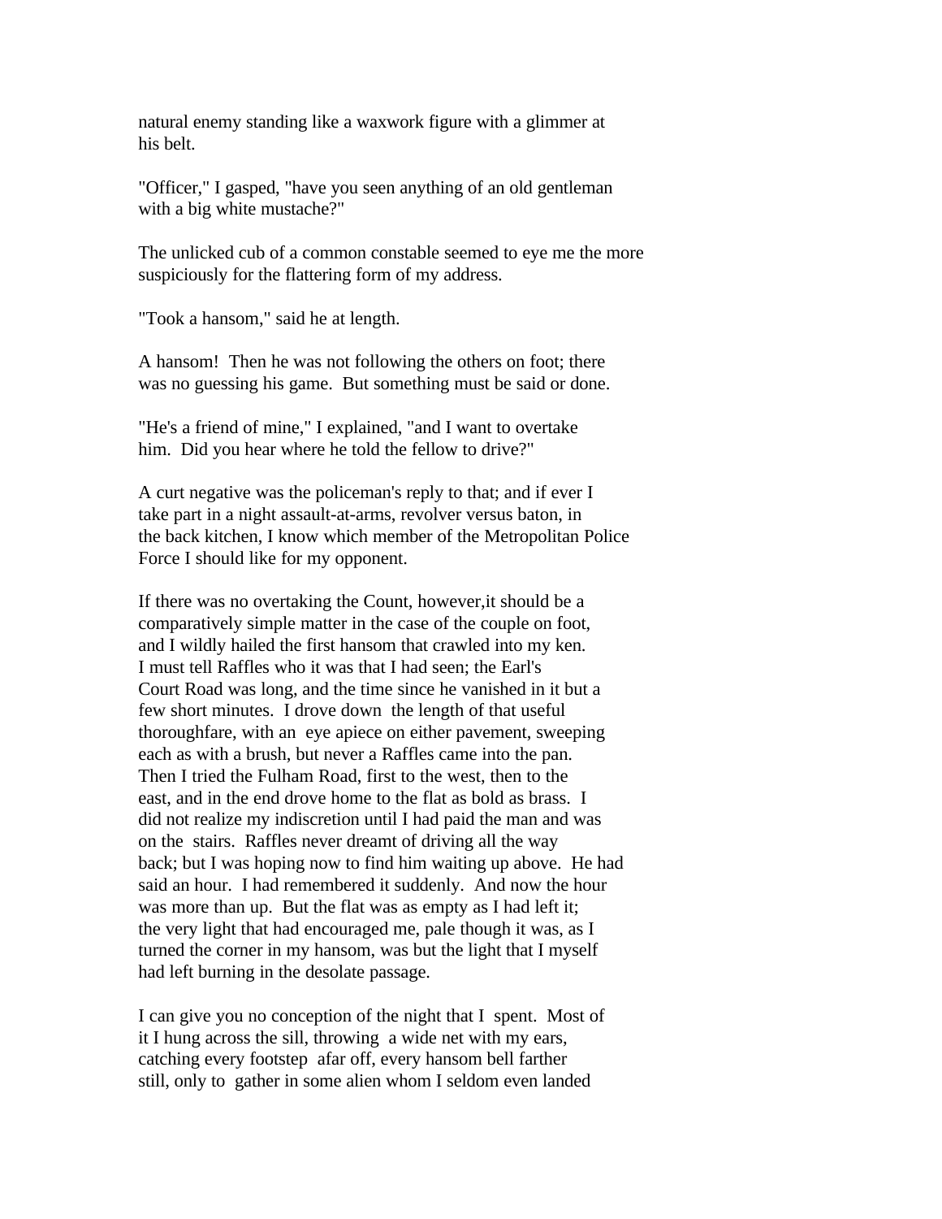natural enemy standing like a waxwork figure with a glimmer at his belt.

"Officer," I gasped, "have you seen anything of an old gentleman with a big white mustache?"

The unlicked cub of a common constable seemed to eye me the more suspiciously for the flattering form of my address.

"Took a hansom," said he at length.

A hansom! Then he was not following the others on foot; there was no guessing his game. But something must be said or done.

"He's a friend of mine," I explained, "and I want to overtake him. Did you hear where he told the fellow to drive?"

A curt negative was the policeman's reply to that; and if ever I take part in a night assault-at-arms, revolver versus baton, in the back kitchen, I know which member of the Metropolitan Police Force I should like for my opponent.

If there was no overtaking the Count, however,it should be a comparatively simple matter in the case of the couple on foot, and I wildly hailed the first hansom that crawled into my ken. I must tell Raffles who it was that I had seen; the Earl's Court Road was long, and the time since he vanished in it but a few short minutes. I drove down the length of that useful thoroughfare, with an eye apiece on either pavement, sweeping each as with a brush, but never a Raffles came into the pan. Then I tried the Fulham Road, first to the west, then to the east, and in the end drove home to the flat as bold as brass. I did not realize my indiscretion until I had paid the man and was on the stairs. Raffles never dreamt of driving all the way back; but I was hoping now to find him waiting up above. He had said an hour. I had remembered it suddenly. And now the hour was more than up. But the flat was as empty as I had left it; the very light that had encouraged me, pale though it was, as I turned the corner in my hansom, was but the light that I myself had left burning in the desolate passage.

I can give you no conception of the night that I spent. Most of it I hung across the sill, throwing a wide net with my ears, catching every footstep afar off, every hansom bell farther still, only to gather in some alien whom I seldom even landed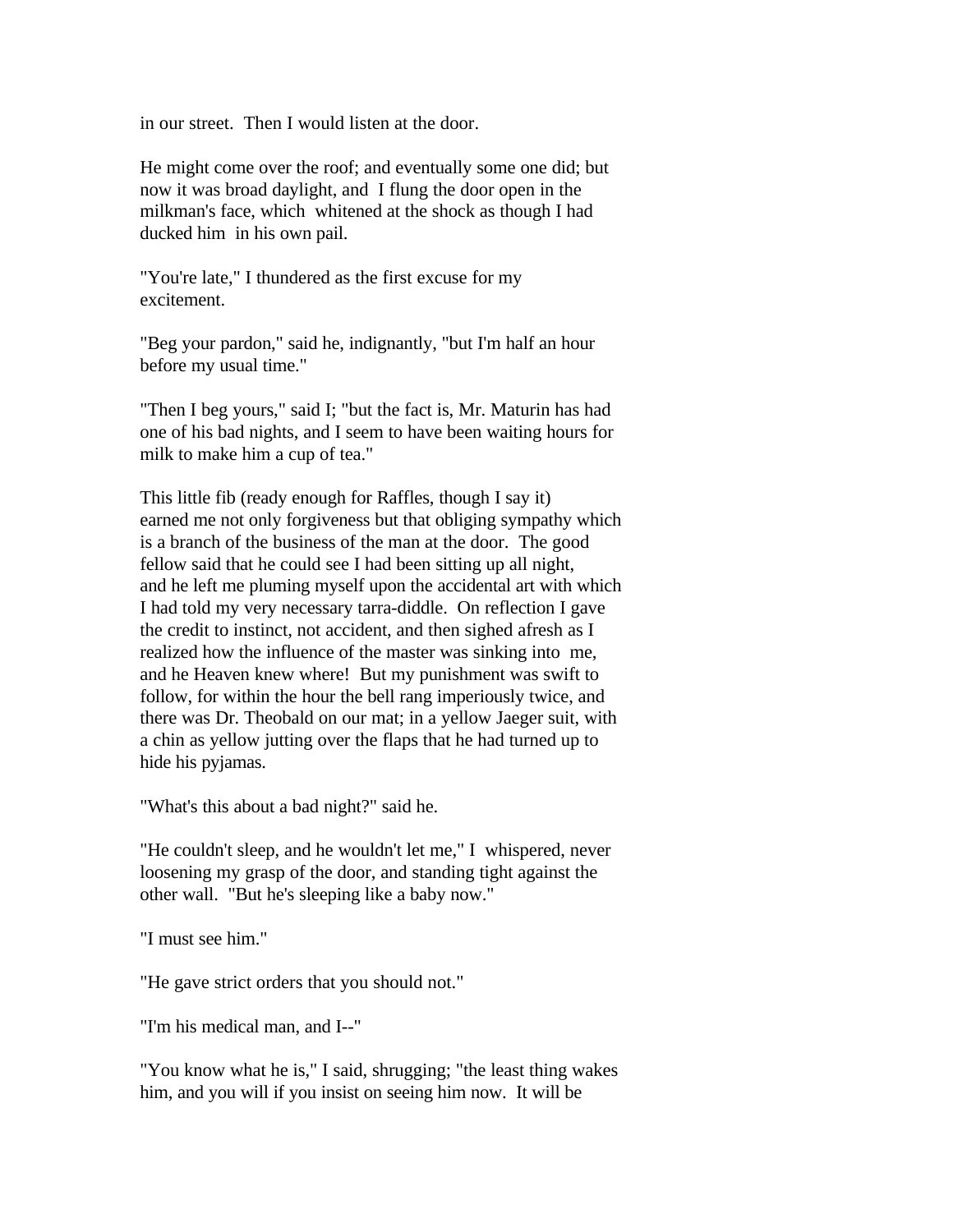in our street. Then I would listen at the door.

He might come over the roof; and eventually some one did; but now it was broad daylight, and I flung the door open in the milkman's face, which whitened at the shock as though I had ducked him in his own pail.

"You're late," I thundered as the first excuse for my excitement.

"Beg your pardon," said he, indignantly, "but I'm half an hour before my usual time."

"Then I beg yours," said I; "but the fact is, Mr. Maturin has had one of his bad nights, and I seem to have been waiting hours for milk to make him a cup of tea."

This little fib (ready enough for Raffles, though I say it) earned me not only forgiveness but that obliging sympathy which is a branch of the business of the man at the door. The good fellow said that he could see I had been sitting up all night, and he left me pluming myself upon the accidental art with which I had told my very necessary tarra-diddle. On reflection I gave the credit to instinct, not accident, and then sighed afresh as I realized how the influence of the master was sinking into me, and he Heaven knew where! But my punishment was swift to follow, for within the hour the bell rang imperiously twice, and there was Dr. Theobald on our mat; in a yellow Jaeger suit, with a chin as yellow jutting over the flaps that he had turned up to hide his pyjamas.

"What's this about a bad night?" said he.

"He couldn't sleep, and he wouldn't let me," I whispered, never loosening my grasp of the door, and standing tight against the other wall. "But he's sleeping like a baby now."

"I must see him."

"He gave strict orders that you should not."

"I'm his medical man, and I--"

"You know what he is," I said, shrugging; "the least thing wakes him, and you will if you insist on seeing him now. It will be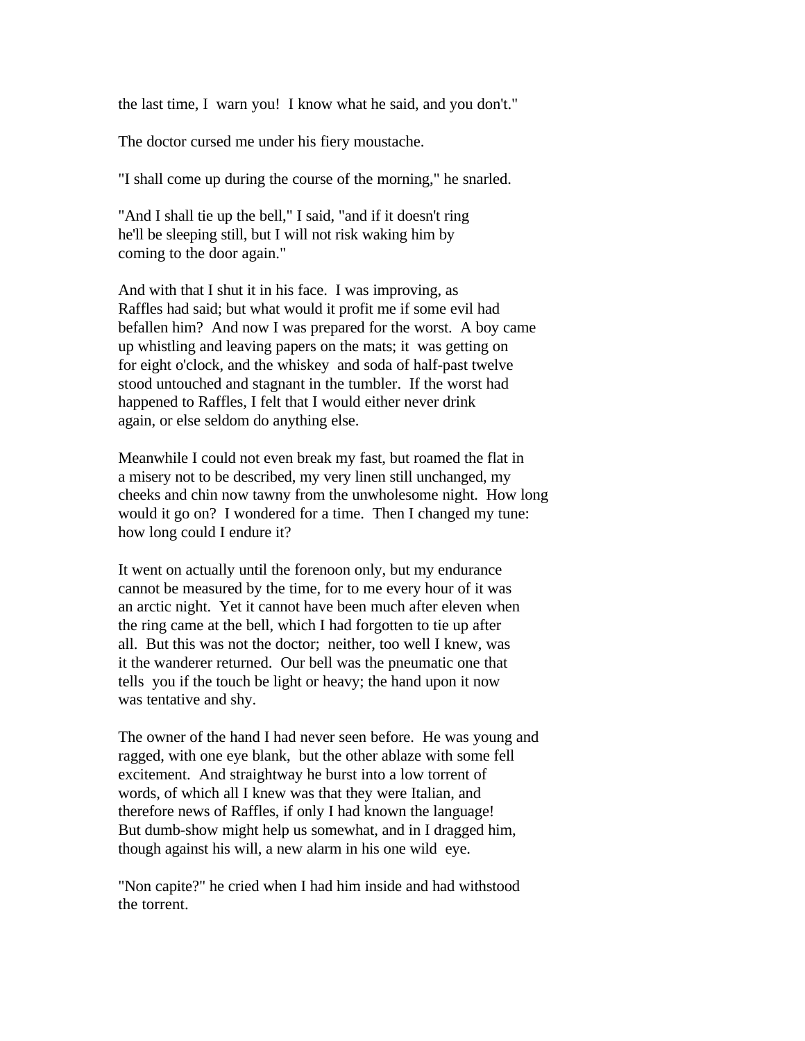the last time, I warn you! I know what he said, and you don't."

The doctor cursed me under his fiery moustache.

"I shall come up during the course of the morning," he snarled.

"And I shall tie up the bell," I said, "and if it doesn't ring he'll be sleeping still, but I will not risk waking him by coming to the door again."

And with that I shut it in his face. I was improving, as Raffles had said; but what would it profit me if some evil had befallen him? And now I was prepared for the worst. A boy came up whistling and leaving papers on the mats; it was getting on for eight o'clock, and the whiskey and soda of half-past twelve stood untouched and stagnant in the tumbler. If the worst had happened to Raffles, I felt that I would either never drink again, or else seldom do anything else.

Meanwhile I could not even break my fast, but roamed the flat in a misery not to be described, my very linen still unchanged, my cheeks and chin now tawny from the unwholesome night. How long would it go on? I wondered for a time. Then I changed my tune: how long could I endure it?

It went on actually until the forenoon only, but my endurance cannot be measured by the time, for to me every hour of it was an arctic night. Yet it cannot have been much after eleven when the ring came at the bell, which I had forgotten to tie up after all. But this was not the doctor; neither, too well I knew, was it the wanderer returned. Our bell was the pneumatic one that tells you if the touch be light or heavy; the hand upon it now was tentative and shy.

The owner of the hand I had never seen before. He was young and ragged, with one eye blank, but the other ablaze with some fell excitement. And straightway he burst into a low torrent of words, of which all I knew was that they were Italian, and therefore news of Raffles, if only I had known the language! But dumb-show might help us somewhat, and in I dragged him, though against his will, a new alarm in his one wild eye.

"Non capite?" he cried when I had him inside and had withstood the torrent.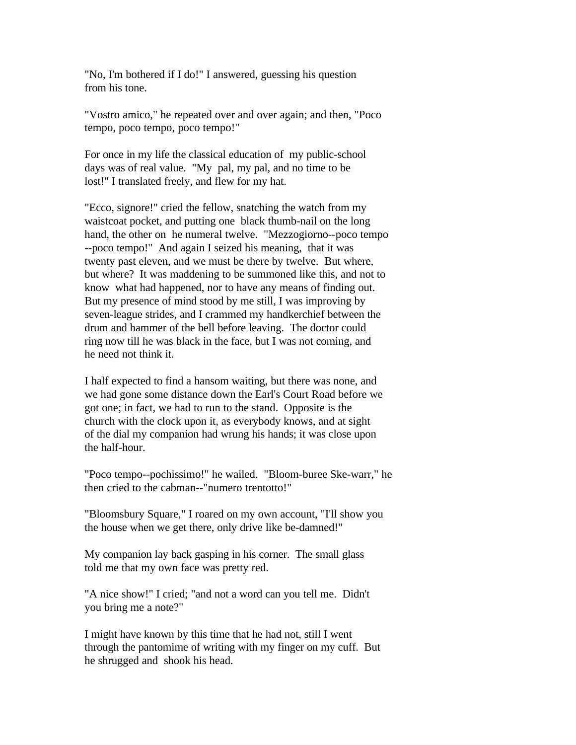"No, I'm bothered if I do!" I answered, guessing his question from his tone.

"Vostro amico," he repeated over and over again; and then, "Poco tempo, poco tempo, poco tempo!"

For once in my life the classical education of my public-school days was of real value. "My pal, my pal, and no time to be lost!" I translated freely, and flew for my hat.

"Ecco, signore!" cried the fellow, snatching the watch from my waistcoat pocket, and putting one black thumb-nail on the long hand, the other on he numeral twelve. "Mezzogiorno--poco tempo --poco tempo!" And again I seized his meaning, that it was twenty past eleven, and we must be there by twelve. But where, but where? It was maddening to be summoned like this, and not to know what had happened, nor to have any means of finding out. But my presence of mind stood by me still, I was improving by seven-league strides, and I crammed my handkerchief between the drum and hammer of the bell before leaving. The doctor could ring now till he was black in the face, but I was not coming, and he need not think it.

I half expected to find a hansom waiting, but there was none, and we had gone some distance down the Earl's Court Road before we got one; in fact, we had to run to the stand. Opposite is the church with the clock upon it, as everybody knows, and at sight of the dial my companion had wrung his hands; it was close upon the half-hour.

"Poco tempo--pochissimo!" he wailed. "Bloom-buree Ske-warr," he then cried to the cabman--"numero trentotto!"

"Bloomsbury Square," I roared on my own account, "I'll show you the house when we get there, only drive like be-damned!"

My companion lay back gasping in his corner. The small glass told me that my own face was pretty red.

"A nice show!" I cried; "and not a word can you tell me. Didn't you bring me a note?"

I might have known by this time that he had not, still I went through the pantomime of writing with my finger on my cuff. But he shrugged and shook his head.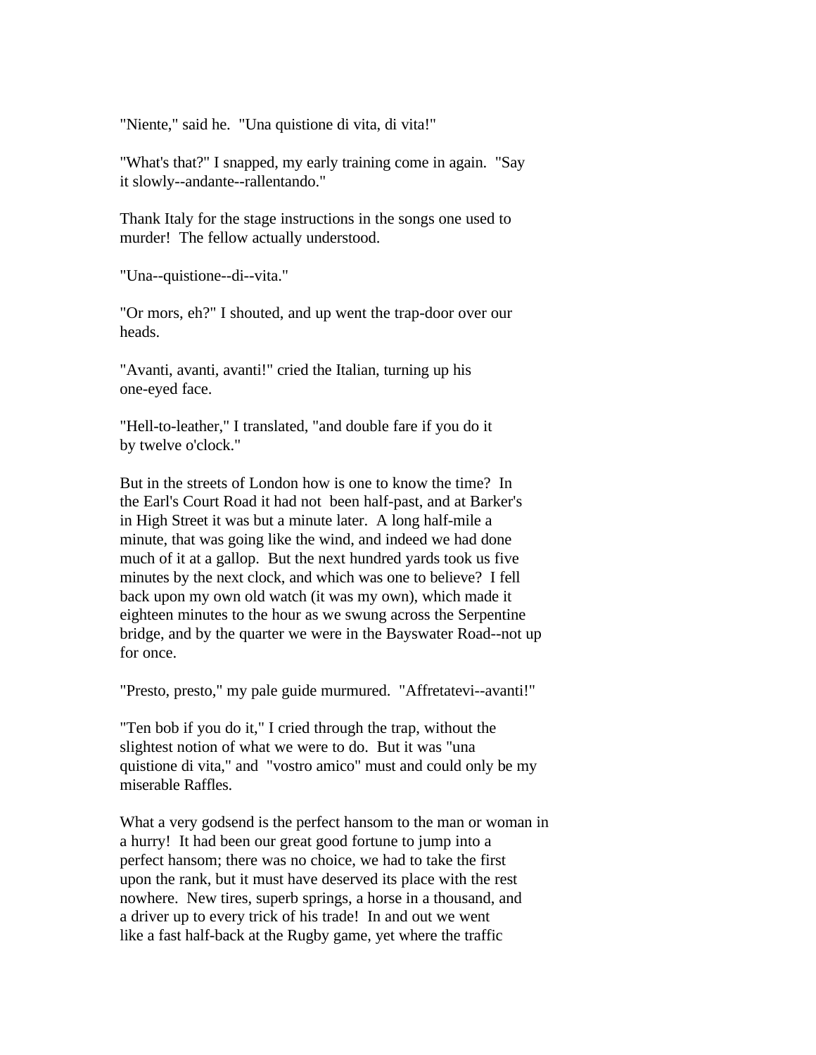"Niente," said he.  "Una quistione di vita, di vita!"

"What's that?" I snapped, my early training come in again.  "Say it slowly--andante--rallentando."

Thank Italy for the stage instructions in the songs one used to murder!  The fellow actually understood.

"Una--quistione--di--vita."

"Or mors, eh?" I shouted, and up went the trap-door over our heads.

"Avanti, avanti, avanti!" cried the Italian, turning up his one-eyed face.

"Hell-to-leather," I translated, "and double fare if you do it by twelve o'clock."

But in the streets of London how is one to know the time?  In the Earl's Court Road it had not  been half-past, and at Barker's in High Street it was but a minute later.  A long half-mile a minute, that was going like the wind, and indeed we had done much of it at a gallop.  But the next hundred yards took us five minutes by the next clock, and which was one to believe?  I fell back upon my own old watch (it was my own), which made it eighteen minutes to the hour as we swung across the Serpentine bridge, and by the quarter we were in the Bayswater Road--not up for once.

"Presto, presto," my pale guide murmured.  "Affretatevi--avanti!"

"Ten bob if you do it," I cried through the trap, without the slightest notion of what we were to do.  But it was "una quistione di vita," and  "vostro amico" must and could only be my miserable Raffles.

What a very godsend is the perfect hansom to the man or woman in a hurry!  It had been our great good fortune to jump into a perfect hansom; there was no choice, we had to take the first upon the rank, but it must have deserved its place with the rest nowhere.  New tires, superb springs, a horse in a thousand, and a driver up to every trick of his trade!  In and out we went like a fast half-back at the Rugby game, yet where the traffic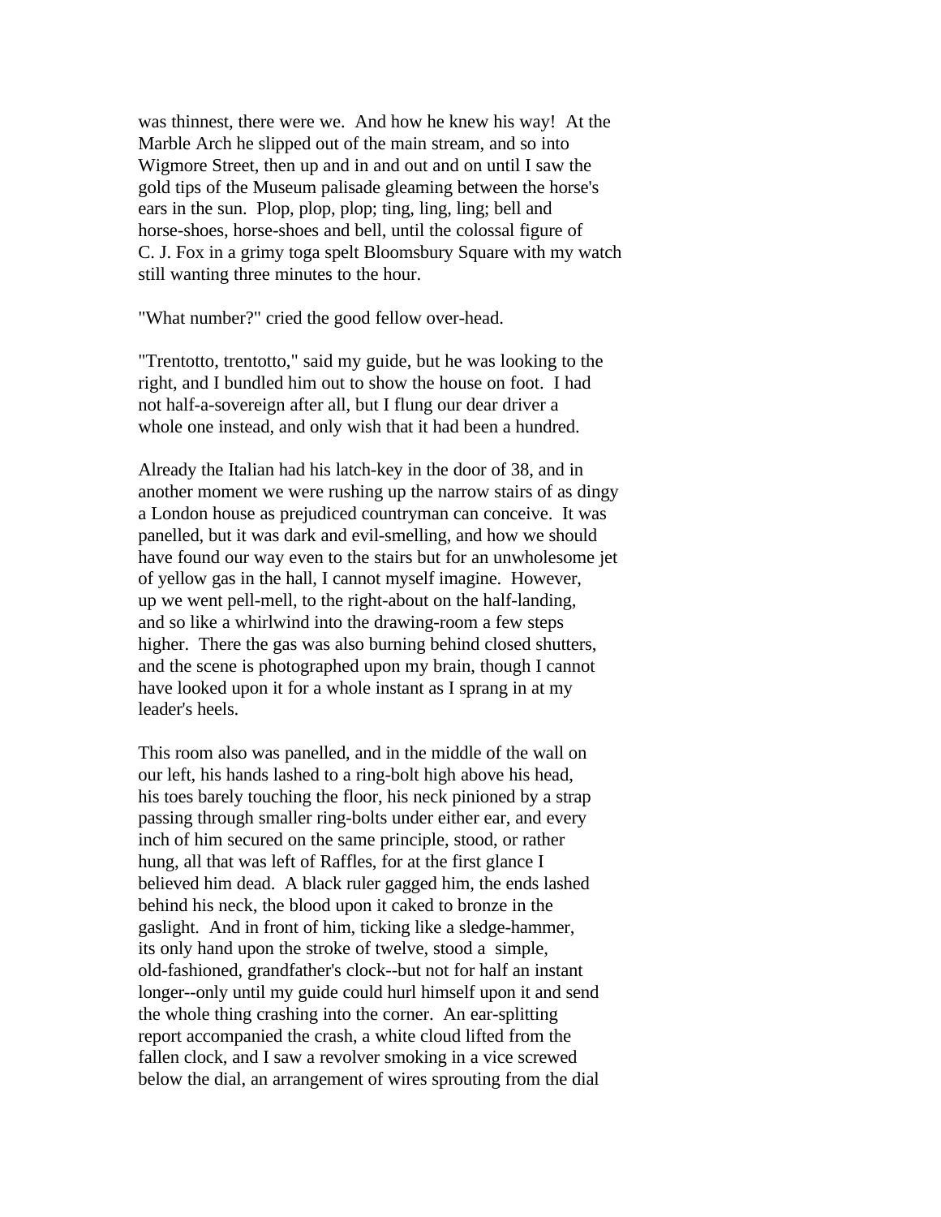was thinnest, there were we. And how he knew his way! At the Marble Arch he slipped out of the main stream, and so into Wigmore Street, then up and in and out and on until I saw the gold tips of the Museum palisade gleaming between the horse's ears in the sun. Plop, plop, plop; ting, ling, ling; bell and horse-shoes, horse-shoes and bell, until the colossal figure of C. J. Fox in a grimy toga spelt Bloomsbury Square with my watch still wanting three minutes to the hour.

"What number?" cried the good fellow over-head.

"Trentotto, trentotto," said my guide, but he was looking to the right, and I bundled him out to show the house on foot. I had not half-a-sovereign after all, but I flung our dear driver a whole one instead, and only wish that it had been a hundred.

Already the Italian had his latch-key in the door of 38, and in another moment we were rushing up the narrow stairs of as dingy a London house as prejudiced countryman can conceive. It was panelled, but it was dark and evil-smelling, and how we should have found our way even to the stairs but for an unwholesome jet of yellow gas in the hall, I cannot myself imagine. However, up we went pell-mell, to the right-about on the half-landing, and so like a whirlwind into the drawing-room a few steps higher. There the gas was also burning behind closed shutters, and the scene is photographed upon my brain, though I cannot have looked upon it for a whole instant as I sprang in at my leader's heels.

This room also was panelled, and in the middle of the wall on our left, his hands lashed to a ring-bolt high above his head, his toes barely touching the floor, his neck pinioned by a strap passing through smaller ring-bolts under either ear, and every inch of him secured on the same principle, stood, or rather hung, all that was left of Raffles, for at the first glance I believed him dead. A black ruler gagged him, the ends lashed behind his neck, the blood upon it caked to bronze in the gaslight. And in front of him, ticking like a sledge-hammer, its only hand upon the stroke of twelve, stood a simple, old-fashioned, grandfather's clock--but not for half an instant longer--only until my guide could hurl himself upon it and send the whole thing crashing into the corner. An ear-splitting report accompanied the crash, a white cloud lifted from the fallen clock, and I saw a revolver smoking in a vice screwed below the dial, an arrangement of wires sprouting from the dial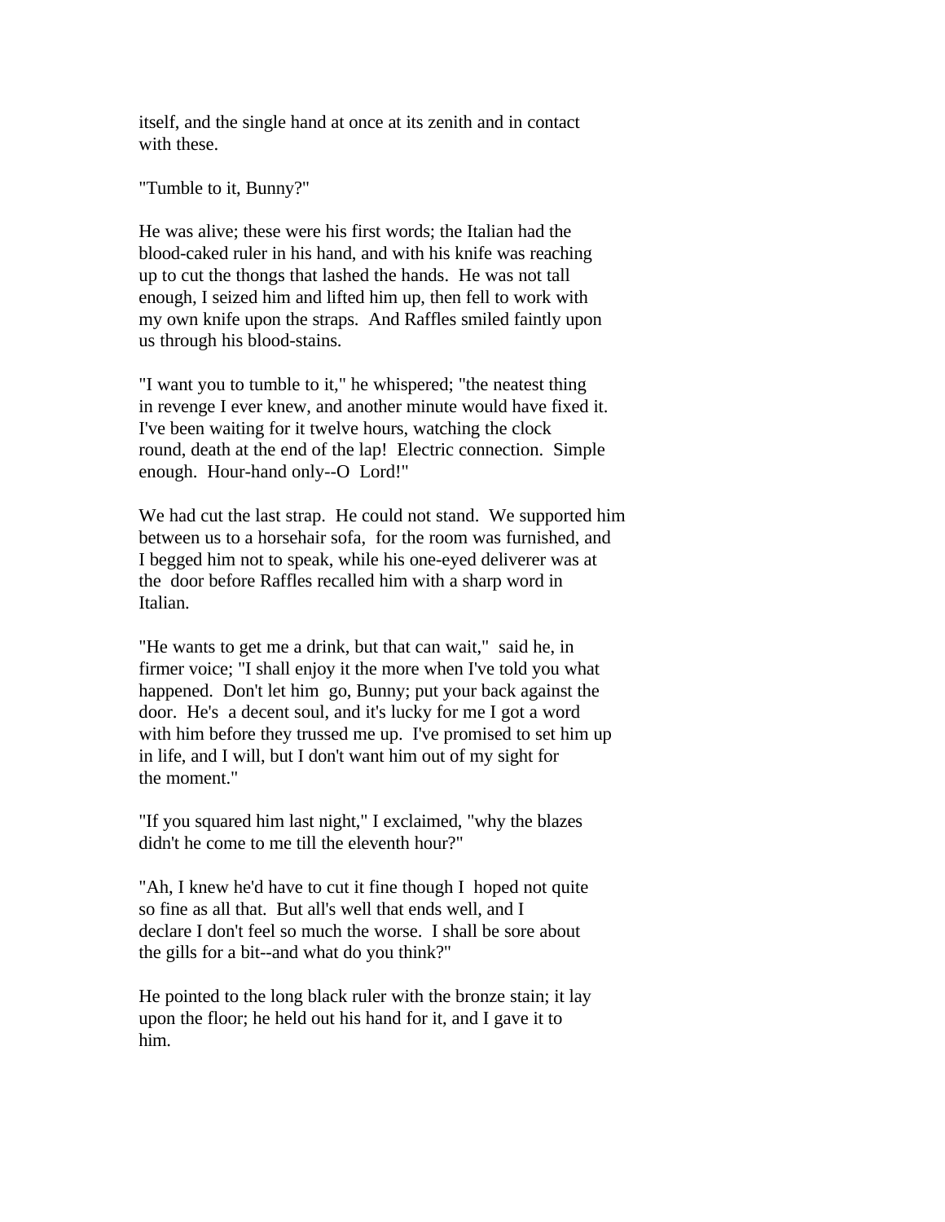itself, and the single hand at once at its zenith and in contact with these.

"Tumble to it, Bunny?"

He was alive; these were his first words; the Italian had the blood-caked ruler in his hand, and with his knife was reaching up to cut the thongs that lashed the hands. He was not tall enough, I seized him and lifted him up, then fell to work with my own knife upon the straps. And Raffles smiled faintly upon us through his blood-stains.

"I want you to tumble to it," he whispered; "the neatest thing in revenge I ever knew, and another minute would have fixed it. I've been waiting for it twelve hours, watching the clock round, death at the end of the lap! Electric connection. Simple enough. Hour-hand only--O Lord!"

We had cut the last strap. He could not stand. We supported him between us to a horsehair sofa, for the room was furnished, and I begged him not to speak, while his one-eyed deliverer was at the door before Raffles recalled him with a sharp word in Italian.

"He wants to get me a drink, but that can wait," said he, in firmer voice; "I shall enjoy it the more when I've told you what happened. Don't let him go, Bunny; put your back against the door. He's a decent soul, and it's lucky for me I got a word with him before they trussed me up. I've promised to set him up in life, and I will, but I don't want him out of my sight for the moment."

"If you squared him last night," I exclaimed, "why the blazes didn't he come to me till the eleventh hour?"

"Ah, I knew he'd have to cut it fine though I hoped not quite so fine as all that. But all's well that ends well, and I declare I don't feel so much the worse. I shall be sore about the gills for a bit--and what do you think?"

He pointed to the long black ruler with the bronze stain; it lay upon the floor; he held out his hand for it, and I gave it to him.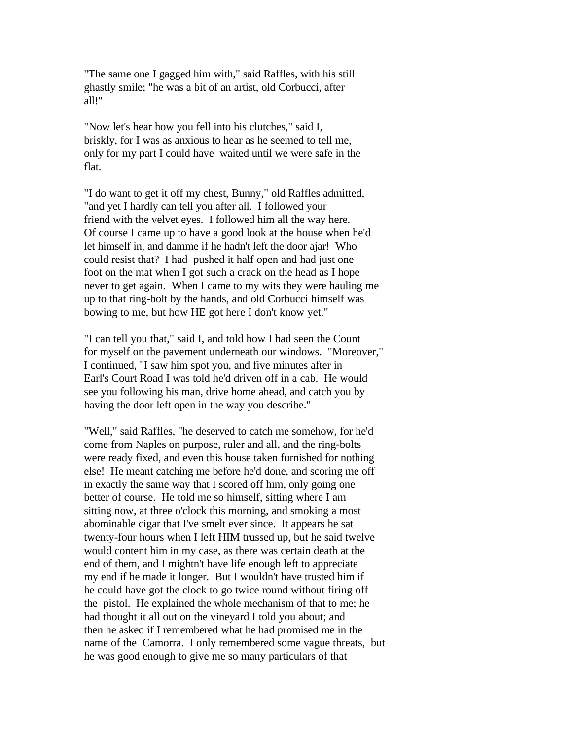"The same one I gagged him with," said Raffles, with his still ghastly smile; "he was a bit of an artist, old Corbucci, after all!"

"Now let's hear how you fell into his clutches," said I, briskly, for I was as anxious to hear as he seemed to tell me, only for my part I could have waited until we were safe in the flat.

"I do want to get it off my chest, Bunny," old Raffles admitted, "and yet I hardly can tell you after all. I followed your friend with the velvet eyes. I followed him all the way here. Of course I came up to have a good look at the house when he'd let himself in, and damme if he hadn't left the door ajar! Who could resist that? I had pushed it half open and had just one foot on the mat when I got such a crack on the head as I hope never to get again. When I came to my wits they were hauling me up to that ring-bolt by the hands, and old Corbucci himself was bowing to me, but how HE got here I don't know yet."

"I can tell you that," said I, and told how I had seen the Count for myself on the pavement underneath our windows. "Moreover," I continued, "I saw him spot you, and five minutes after in Earl's Court Road I was told he'd driven off in a cab. He would see you following his man, drive home ahead, and catch you by having the door left open in the way you describe."

"Well," said Raffles, "he deserved to catch me somehow, for he'd come from Naples on purpose, ruler and all, and the ring-bolts were ready fixed, and even this house taken furnished for nothing else! He meant catching me before he'd done, and scoring me off in exactly the same way that I scored off him, only going one better of course. He told me so himself, sitting where I am sitting now, at three o'clock this morning, and smoking a most abominable cigar that I've smelt ever since. It appears he sat twenty-four hours when I left HIM trussed up, but he said twelve would content him in my case, as there was certain death at the end of them, and I mightn't have life enough left to appreciate my end if he made it longer. But I wouldn't have trusted him if he could have got the clock to go twice round without firing off the pistol. He explained the whole mechanism of that to me; he had thought it all out on the vineyard I told you about; and then he asked if I remembered what he had promised me in the name of the Camorra. I only remembered some vague threats, but he was good enough to give me so many particulars of that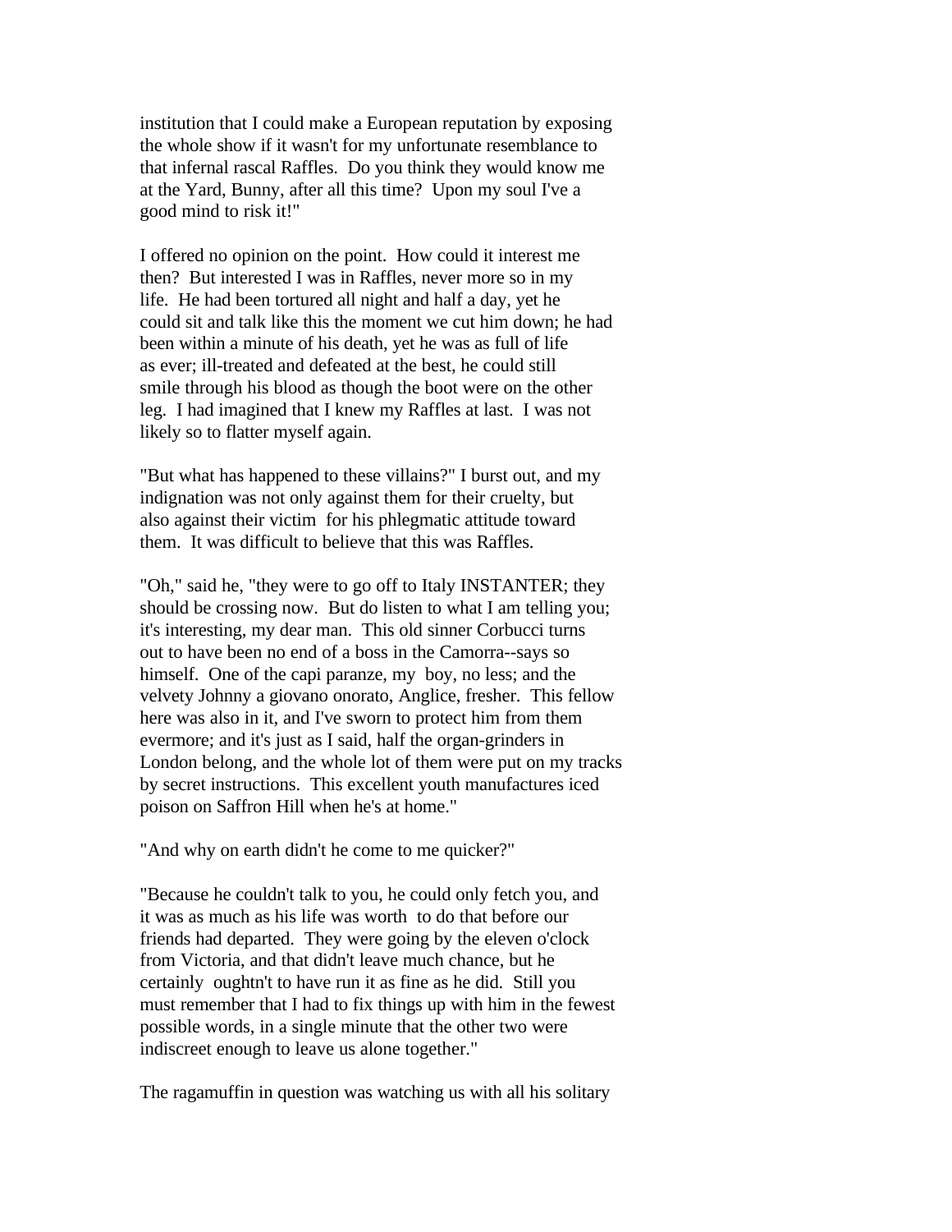institution that I could make a European reputation by exposing the whole show if it wasn't for my unfortunate resemblance to that infernal rascal Raffles. Do you think they would know me at the Yard, Bunny, after all this time? Upon my soul I've a good mind to risk it!"

I offered no opinion on the point. How could it interest me then? But interested I was in Raffles, never more so in my life. He had been tortured all night and half a day, yet he could sit and talk like this the moment we cut him down; he had been within a minute of his death, yet he was as full of life as ever; ill-treated and defeated at the best, he could still smile through his blood as though the boot were on the other leg. I had imagined that I knew my Raffles at last. I was not likely so to flatter myself again.

"But what has happened to these villains?" I burst out, and my indignation was not only against them for their cruelty, but also against their victim for his phlegmatic attitude toward them. It was difficult to believe that this was Raffles.

"Oh," said he, "they were to go off to Italy INSTANTER; they should be crossing now. But do listen to what I am telling you; it's interesting, my dear man. This old sinner Corbucci turns out to have been no end of a boss in the Camorra--says so himself. One of the capi paranze, my boy, no less; and the velvety Johnny a giovano onorato, Anglice, fresher. This fellow here was also in it, and I've sworn to protect him from them evermore; and it's just as I said, half the organ-grinders in London belong, and the whole lot of them were put on my tracks by secret instructions. This excellent youth manufactures iced poison on Saffron Hill when he's at home."

"And why on earth didn't he come to me quicker?"

"Because he couldn't talk to you, he could only fetch you, and it was as much as his life was worth to do that before our friends had departed. They were going by the eleven o'clock from Victoria, and that didn't leave much chance, but he certainly oughtn't to have run it as fine as he did. Still you must remember that I had to fix things up with him in the fewest possible words, in a single minute that the other two were indiscreet enough to leave us alone together."

The ragamuffin in question was watching us with all his solitary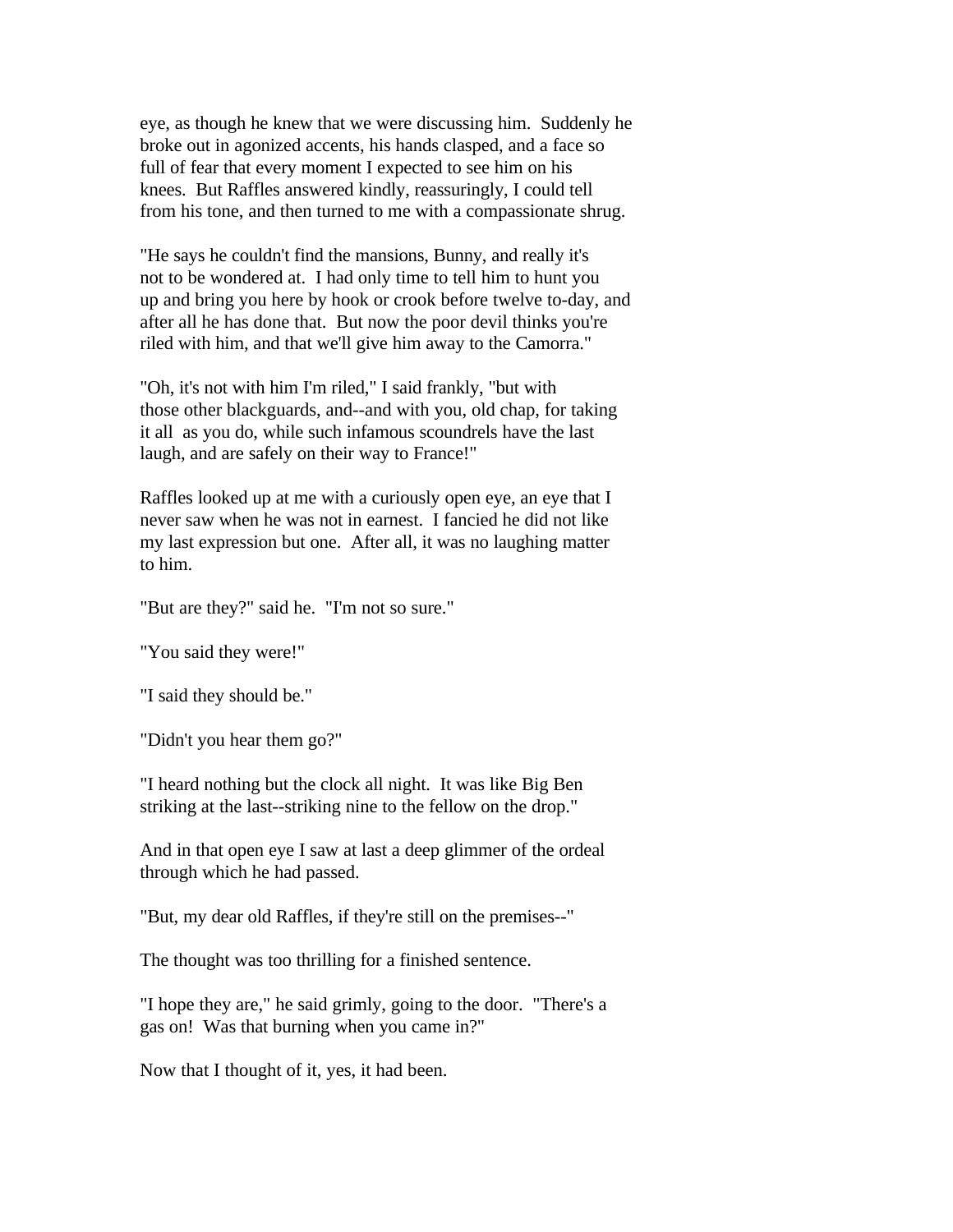eye, as though he knew that we were discussing him. Suddenly he broke out in agonized accents, his hands clasped, and a face so full of fear that every moment I expected to see him on his knees. But Raffles answered kindly, reassuringly, I could tell from his tone, and then turned to me with a compassionate shrug.

"He says he couldn't find the mansions, Bunny, and really it's not to be wondered at. I had only time to tell him to hunt you up and bring you here by hook or crook before twelve to-day, and after all he has done that. But now the poor devil thinks you're riled with him, and that we'll give him away to the Camorra."

"Oh, it's not with him I'm riled," I said frankly, "but with those other blackguards, and--and with you, old chap, for taking it all as you do, while such infamous scoundrels have the last laugh, and are safely on their way to France!"

Raffles looked up at me with a curiously open eye, an eye that I never saw when he was not in earnest. I fancied he did not like my last expression but one. After all, it was no laughing matter to him.

"But are they?" said he. "I'm not so sure."

"You said they were!"

"I said they should be."

"Didn't you hear them go?"

"I heard nothing but the clock all night. It was like Big Ben striking at the last--striking nine to the fellow on the drop."

And in that open eye I saw at last a deep glimmer of the ordeal through which he had passed.

"But, my dear old Raffles, if they're still on the premises--"

The thought was too thrilling for a finished sentence.

"I hope they are," he said grimly, going to the door. "There's a gas on! Was that burning when you came in?"

Now that I thought of it, yes, it had been.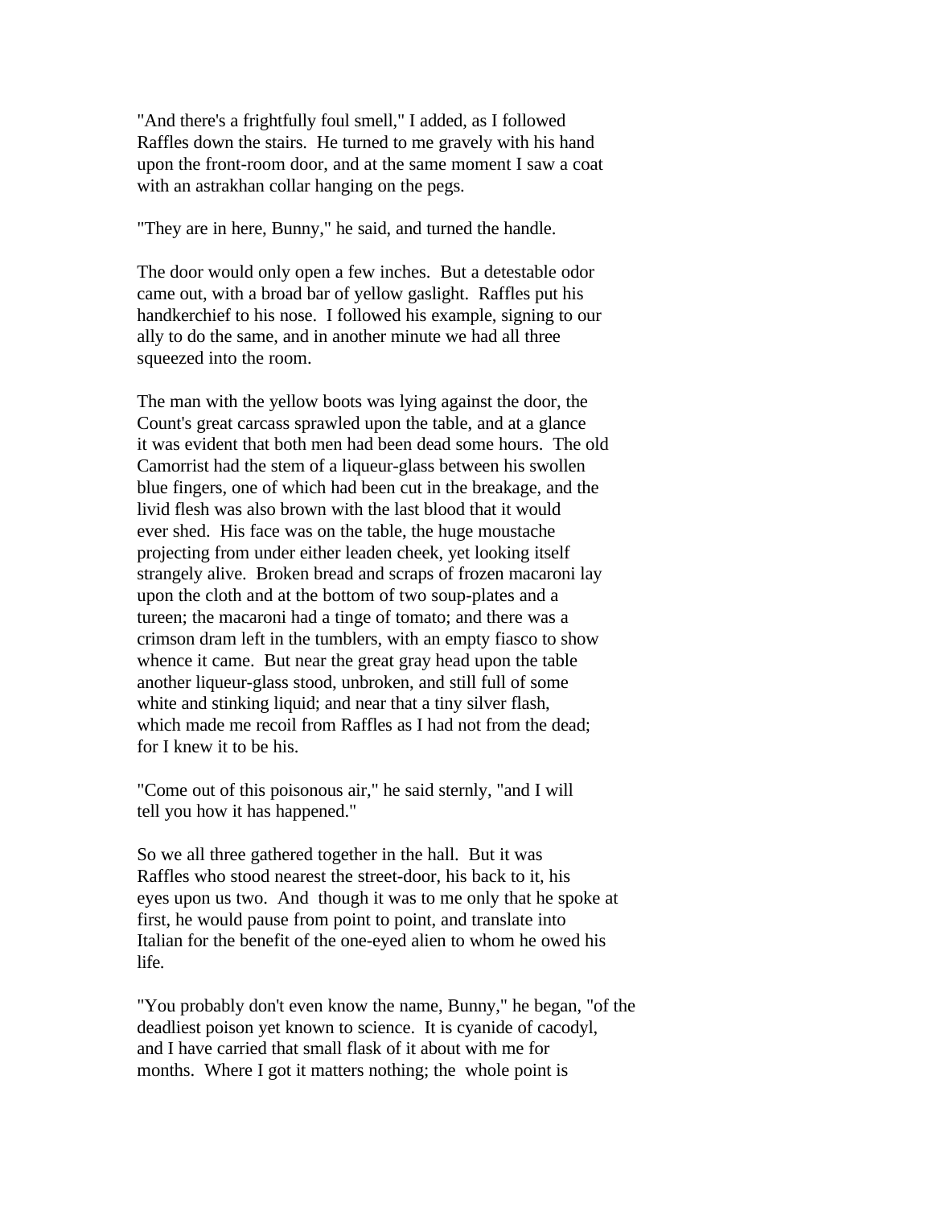"And there's a frightfully foul smell," I added, as I followed Raffles down the stairs. He turned to me gravely with his hand upon the front-room door, and at the same moment I saw a coat with an astrakhan collar hanging on the pegs.

"They are in here, Bunny," he said, and turned the handle.

The door would only open a few inches. But a detestable odor came out, with a broad bar of yellow gaslight. Raffles put his handkerchief to his nose. I followed his example, signing to our ally to do the same, and in another minute we had all three squeezed into the room.

The man with the yellow boots was lying against the door, the Count's great carcass sprawled upon the table, and at a glance it was evident that both men had been dead some hours. The old Camorrist had the stem of a liqueur-glass between his swollen blue fingers, one of which had been cut in the breakage, and the livid flesh was also brown with the last blood that it would ever shed. His face was on the table, the huge moustache projecting from under either leaden cheek, yet looking itself strangely alive. Broken bread and scraps of frozen macaroni lay upon the cloth and at the bottom of two soup-plates and a tureen; the macaroni had a tinge of tomato; and there was a crimson dram left in the tumblers, with an empty fiasco to show whence it came. But near the great gray head upon the table another liqueur-glass stood, unbroken, and still full of some white and stinking liquid; and near that a tiny silver flash, which made me recoil from Raffles as I had not from the dead; for I knew it to be his.

"Come out of this poisonous air," he said sternly, "and I will tell you how it has happened."

So we all three gathered together in the hall. But it was Raffles who stood nearest the street-door, his back to it, his eyes upon us two. And though it was to me only that he spoke at first, he would pause from point to point, and translate into Italian for the benefit of the one-eyed alien to whom he owed his life.

"You probably don't even know the name, Bunny," he began, "of the deadliest poison yet known to science. It is cyanide of cacodyl, and I have carried that small flask of it about with me for months. Where I got it matters nothing; the whole point is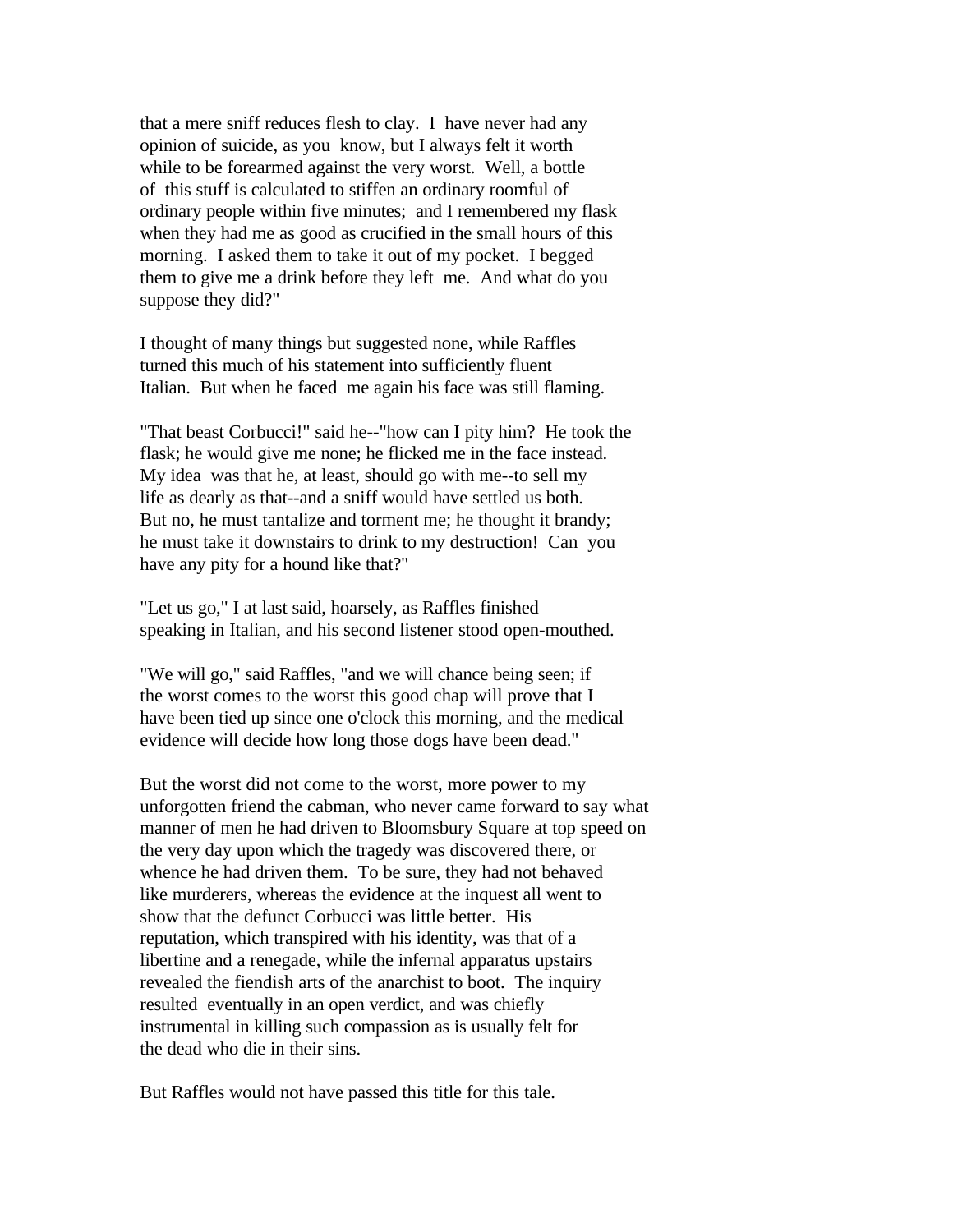that a mere sniff reduces flesh to clay. I have never had any opinion of suicide, as you know, but I always felt it worth while to be forearmed against the very worst. Well, a bottle of this stuff is calculated to stiffen an ordinary roomful of ordinary people within five minutes; and I remembered my flask when they had me as good as crucified in the small hours of this morning. I asked them to take it out of my pocket. I begged them to give me a drink before they left me. And what do you suppose they did?"

I thought of many things but suggested none, while Raffles turned this much of his statement into sufficiently fluent Italian. But when he faced me again his face was still flaming.

"That beast Corbucci!" said he--"how can I pity him? He took the flask; he would give me none; he flicked me in the face instead. My idea was that he, at least, should go with me--to sell my life as dearly as that--and a sniff would have settled us both. But no, he must tantalize and torment me; he thought it brandy; he must take it downstairs to drink to my destruction! Can you have any pity for a hound like that?"

"Let us go," I at last said, hoarsely, as Raffles finished speaking in Italian, and his second listener stood open-mouthed.

"We will go," said Raffles, "and we will chance being seen; if the worst comes to the worst this good chap will prove that I have been tied up since one o'clock this morning, and the medical evidence will decide how long those dogs have been dead."

But the worst did not come to the worst, more power to my unforgotten friend the cabman, who never came forward to say what manner of men he had driven to Bloomsbury Square at top speed on the very day upon which the tragedy was discovered there, or whence he had driven them. To be sure, they had not behaved like murderers, whereas the evidence at the inquest all went to show that the defunct Corbucci was little better. His reputation, which transpired with his identity, was that of a libertine and a renegade, while the infernal apparatus upstairs revealed the fiendish arts of the anarchist to boot. The inquiry resulted eventually in an open verdict, and was chiefly instrumental in killing such compassion as is usually felt for the dead who die in their sins.

But Raffles would not have passed this title for this tale.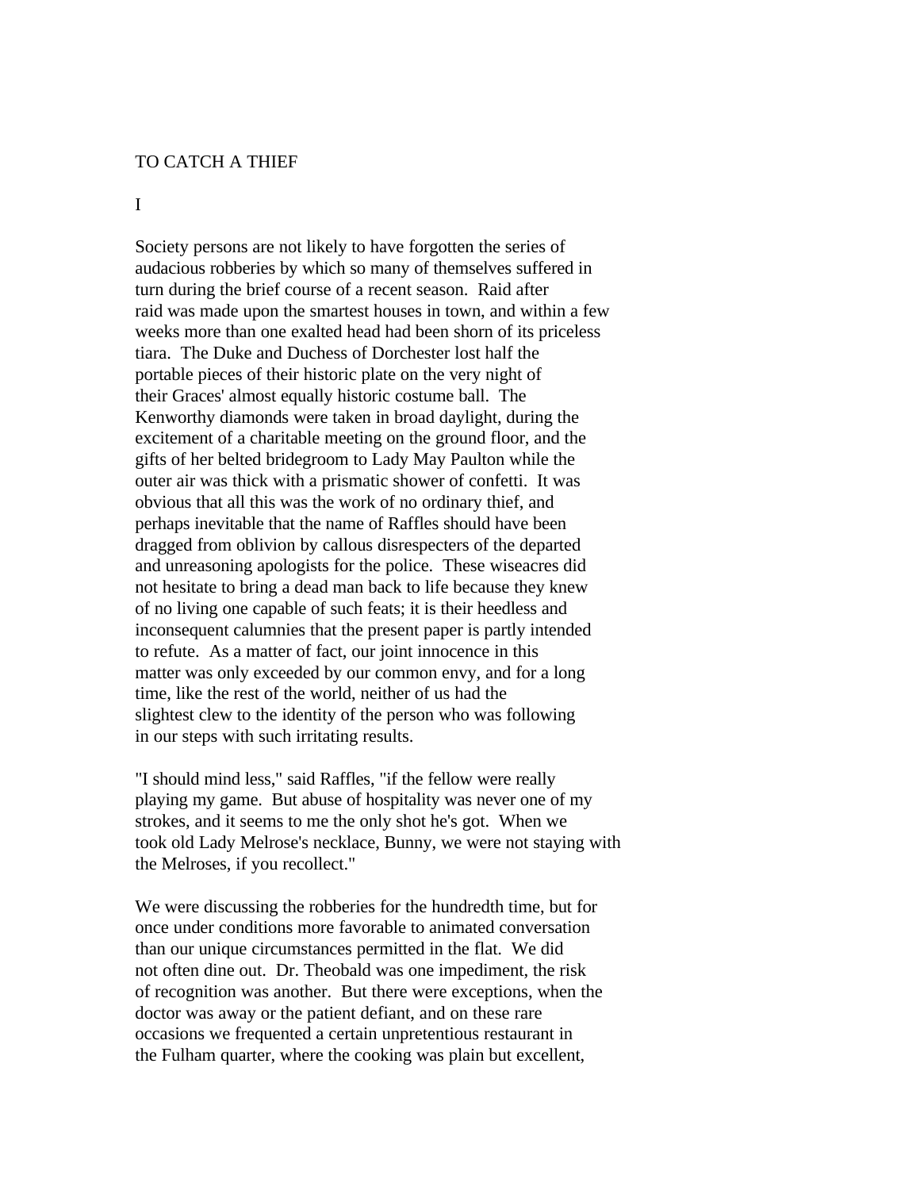# TO CATCH A THIEF

## I

Society persons are not likely to have forgotten the series of audacious robberies by which so many of themselves suffered in turn during the brief course of a recent season. Raid after raid was made upon the smartest houses in town, and within a few weeks more than one exalted head had been shorn of its priceless tiara. The Duke and Duchess of Dorchester lost half the portable pieces of their historic plate on the very night of their Graces' almost equally historic costume ball. The Kenworthy diamonds were taken in broad daylight, during the excitement of a charitable meeting on the ground floor, and the gifts of her belted bridegroom to Lady May Paulton while the outer air was thick with a prismatic shower of confetti. It was obvious that all this was the work of no ordinary thief, and perhaps inevitable that the name of Raffles should have been dragged from oblivion by callous disrespecters of the departed and unreasoning apologists for the police. These wiseacres did not hesitate to bring a dead man back to life because they knew of no living one capable of such feats; it is their heedless and inconsequent calumnies that the present paper is partly intended to refute. As a matter of fact, our joint innocence in this matter was only exceeded by our common envy, and for a long time, like the rest of the world, neither of us had the slightest clew to the identity of the person who was following in our steps with such irritating results.

"I should mind less," said Raffles, "if the fellow were really playing my game. But abuse of hospitality was never one of my strokes, and it seems to me the only shot he's got. When we took old Lady Melrose's necklace, Bunny, we were not staying with the Melroses, if you recollect."

We were discussing the robberies for the hundredth time, but for once under conditions more favorable to animated conversation than our unique circumstances permitted in the flat. We did not often dine out. Dr. Theobald was one impediment, the risk of recognition was another. But there were exceptions, when the doctor was away or the patient defiant, and on these rare occasions we frequented a certain unpretentious restaurant in the Fulham quarter, where the cooking was plain but excellent,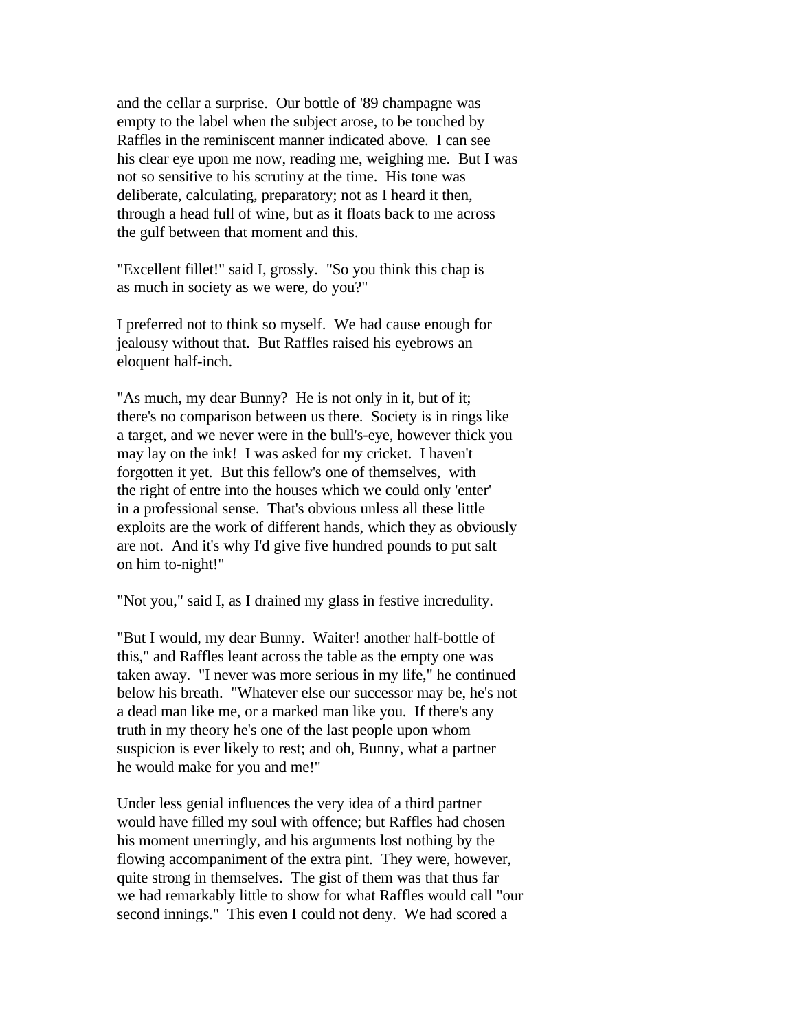and the cellar a surprise. Our bottle of '89 champagne was empty to the label when the subject arose, to be touched by Raffles in the reminiscent manner indicated above. I can see his clear eye upon me now, reading me, weighing me. But I was not so sensitive to his scrutiny at the time. His tone was deliberate, calculating, preparatory; not as I heard it then, through a head full of wine, but as it floats back to me across the gulf between that moment and this.

"Excellent fillet!" said I, grossly. "So you think this chap is as much in society as we were, do you?"

I preferred not to think so myself. We had cause enough for jealousy without that. But Raffles raised his eyebrows an eloquent half-inch.

"As much, my dear Bunny? He is not only in it, but of it; there's no comparison between us there. Society is in rings like a target, and we never were in the bull's-eye, however thick you may lay on the ink! I was asked for my cricket. I haven't forgotten it yet. But this fellow's one of themselves, with the right of entre into the houses which we could only 'enter' in a professional sense. That's obvious unless all these little exploits are the work of different hands, which they as obviously are not. And it's why I'd give five hundred pounds to put salt on him to-night!"

"Not you," said I, as I drained my glass in festive incredulity.

"But I would, my dear Bunny. Waiter! another half-bottle of this," and Raffles leant across the table as the empty one was taken away. "I never was more serious in my life," he continued below his breath. "Whatever else our successor may be, he's not a dead man like me, or a marked man like you. If there's any truth in my theory he's one of the last people upon whom suspicion is ever likely to rest; and oh, Bunny, what a partner he would make for you and me!"

Under less genial influences the very idea of a third partner would have filled my soul with offence; but Raffles had chosen his moment unerringly, and his arguments lost nothing by the flowing accompaniment of the extra pint. They were, however, quite strong in themselves. The gist of them was that thus far we had remarkably little to show for what Raffles would call "our second innings." This even I could not deny. We had scored a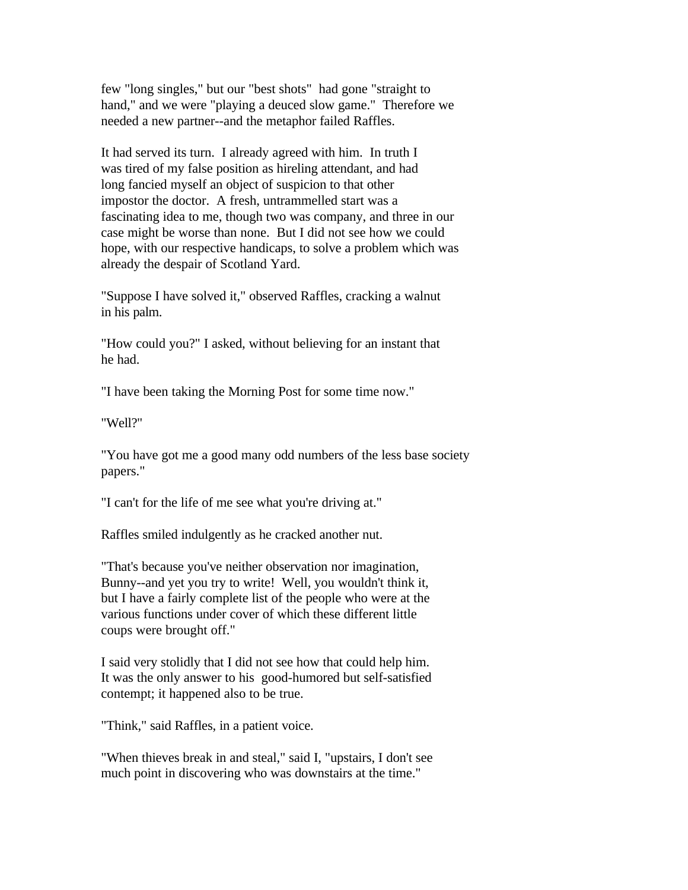few "long singles," but our "best shots" had gone "straight to hand," and we were "playing a deuced slow game." Therefore we needed a new partner--and the metaphor failed Raffles.

It had served its turn. I already agreed with him. In truth I was tired of my false position as hireling attendant, and had long fancied myself an object of suspicion to that other impostor the doctor. A fresh, untrammelled start was a fascinating idea to me, though two was company, and three in our case might be worse than none. But I did not see how we could hope, with our respective handicaps, to solve a problem which was already the despair of Scotland Yard.

"Suppose I have solved it," observed Raffles, cracking a walnut in his palm.

"How could you?" I asked, without believing for an instant that he had.

"I have been taking the Morning Post for some time now."

"Well?"

"You have got me a good many odd numbers of the less base society papers."

"I can't for the life of me see what you're driving at."

Raffles smiled indulgently as he cracked another nut.

"That's because you've neither observation nor imagination, Bunny--and yet you try to write! Well, you wouldn't think it, but I have a fairly complete list of the people who were at the various functions under cover of which these different little coups were brought off."

I said very stolidly that I did not see how that could help him. It was the only answer to his good-humored but self-satisfied contempt; it happened also to be true.

"Think," said Raffles, in a patient voice.

"When thieves break in and steal," said I, "upstairs, I don't see much point in discovering who was downstairs at the time."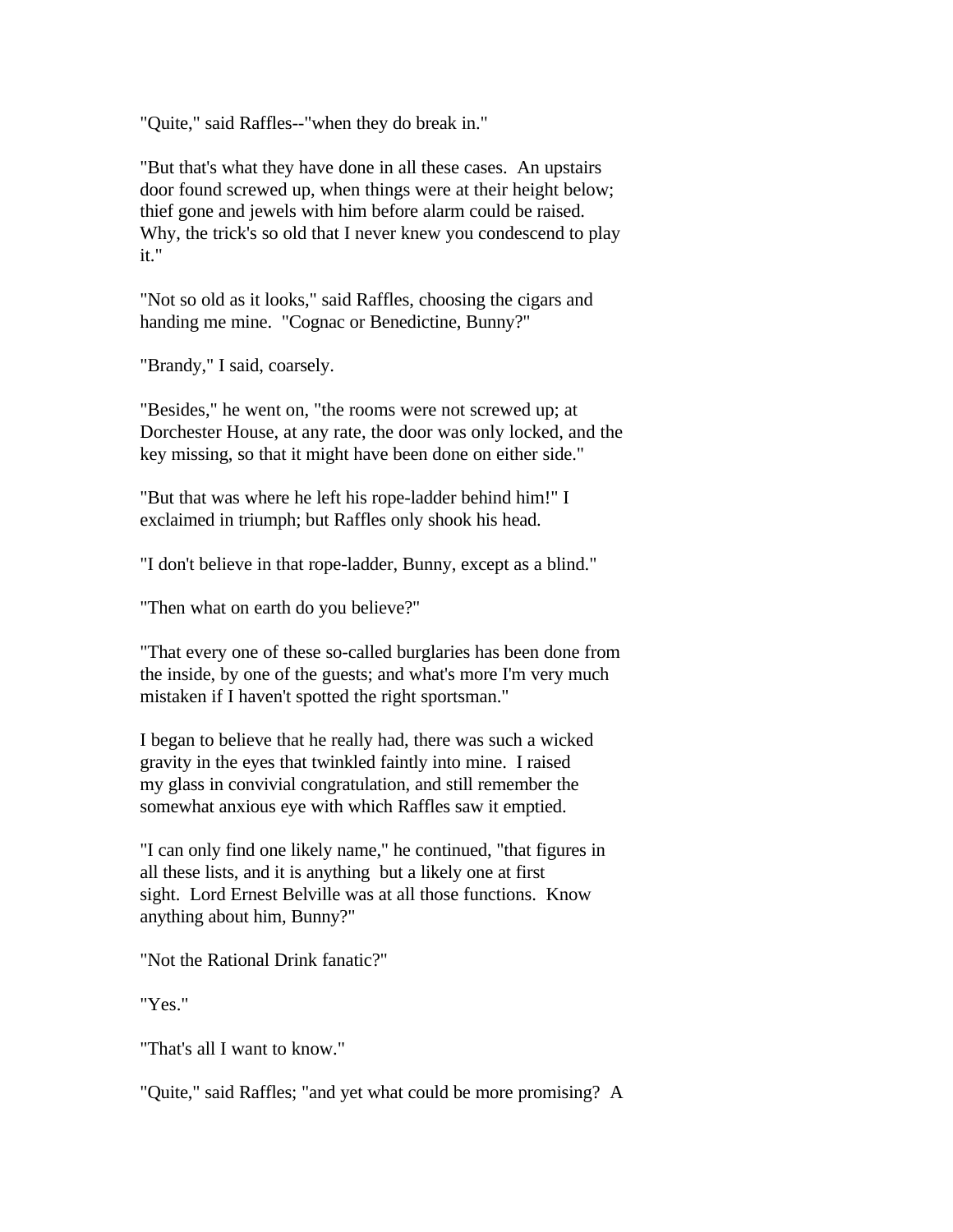"Quite," said Raffles--"when they do break in."

"But that's what they have done in all these cases. An upstairs door found screwed up, when things were at their height below; thief gone and jewels with him before alarm could be raised. Why, the trick's so old that I never knew you condescend to play it."

"Not so old as it looks," said Raffles, choosing the cigars and handing me mine. "Cognac or Benedictine, Bunny?"

"Brandy," I said, coarsely.

"Besides," he went on, "the rooms were not screwed up; at Dorchester House, at any rate, the door was only locked, and the key missing, so that it might have been done on either side."

"But that was where he left his rope-ladder behind him!" I exclaimed in triumph; but Raffles only shook his head.

"I don't believe in that rope-ladder, Bunny, except as a blind."

"Then what on earth do you believe?"

"That every one of these so-called burglaries has been done from the inside, by one of the guests; and what's more I'm very much mistaken if I haven't spotted the right sportsman."

I began to believe that he really had, there was such a wicked gravity in the eyes that twinkled faintly into mine. I raised my glass in convivial congratulation, and still remember the somewhat anxious eye with which Raffles saw it emptied.

"I can only find one likely name," he continued, "that figures in all these lists, and it is anything but a likely one at first sight. Lord Ernest Belville was at all those functions. Know anything about him, Bunny?"

"Not the Rational Drink fanatic?"

"Yes."

"That's all I want to know."

"Quite," said Raffles; "and yet what could be more promising? A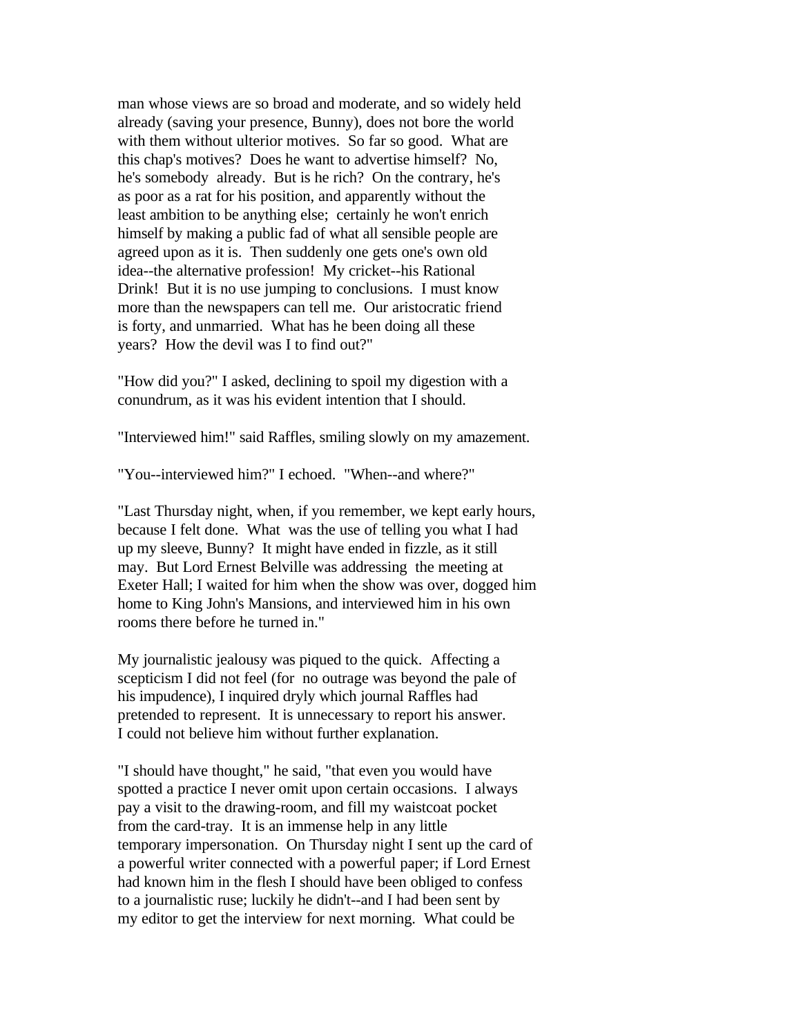man whose views are so broad and moderate, and so widely held already (saving your presence, Bunny), does not bore the world with them without ulterior motives. So far so good. What are this chap's motives? Does he want to advertise himself? No, he's somebody already. But is he rich? On the contrary, he's as poor as a rat for his position, and apparently without the least ambition to be anything else; certainly he won't enrich himself by making a public fad of what all sensible people are agreed upon as it is. Then suddenly one gets one's own old idea--the alternative profession! My cricket--his Rational Drink! But it is no use jumping to conclusions. I must know more than the newspapers can tell me. Our aristocratic friend is forty, and unmarried. What has he been doing all these years? How the devil was I to find out?"

"How did you?" I asked, declining to spoil my digestion with a conundrum, as it was his evident intention that I should.

"Interviewed him!" said Raffles, smiling slowly on my amazement.

"You--interviewed him?" I echoed. "When--and where?"

"Last Thursday night, when, if you remember, we kept early hours, because I felt done. What was the use of telling you what I had up my sleeve, Bunny? It might have ended in fizzle, as it still may. But Lord Ernest Belville was addressing the meeting at Exeter Hall; I waited for him when the show was over, dogged him home to King John's Mansions, and interviewed him in his own rooms there before he turned in."

My journalistic jealousy was piqued to the quick. Affecting a scepticism I did not feel (for no outrage was beyond the pale of his impudence), I inquired dryly which journal Raffles had pretended to represent. It is unnecessary to report his answer. I could not believe him without further explanation.

"I should have thought," he said, "that even you would have spotted a practice I never omit upon certain occasions. I always pay a visit to the drawing-room, and fill my waistcoat pocket from the card-tray. It is an immense help in any little temporary impersonation. On Thursday night I sent up the card of a powerful writer connected with a powerful paper; if Lord Ernest had known him in the flesh I should have been obliged to confess to a journalistic ruse; luckily he didn't--and I had been sent by my editor to get the interview for next morning. What could be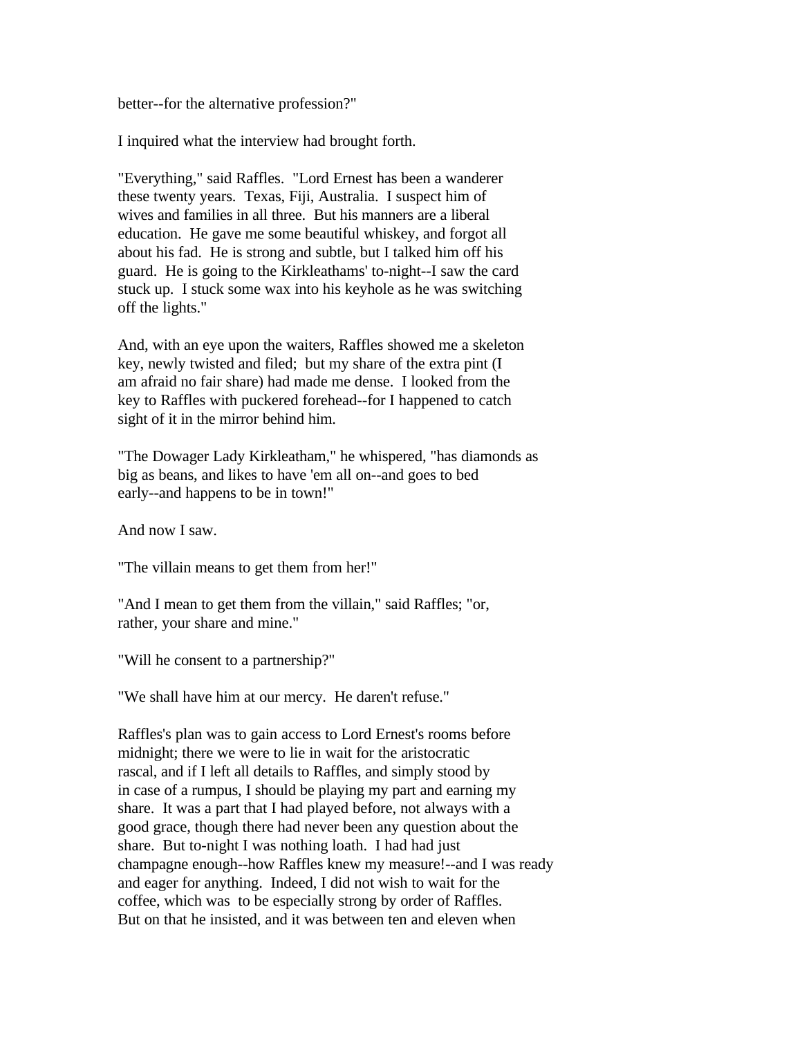better--for the alternative profession?"

I inquired what the interview had brought forth.

"Everything," said Raffles. "Lord Ernest has been a wanderer these twenty years. Texas, Fiji, Australia. I suspect him of wives and families in all three. But his manners are a liberal education. He gave me some beautiful whiskey, and forgot all about his fad. He is strong and subtle, but I talked him off his guard. He is going to the Kirkleathams' to-night--I saw the card stuck up. I stuck some wax into his keyhole as he was switching off the lights."

And, with an eye upon the waiters, Raffles showed me a skeleton key, newly twisted and filed; but my share of the extra pint (I am afraid no fair share) had made me dense. I looked from the key to Raffles with puckered forehead--for I happened to catch sight of it in the mirror behind him.

"The Dowager Lady Kirkleatham," he whispered, "has diamonds as big as beans, and likes to have 'em all on--and goes to bed early--and happens to be in town!"

And now I saw.

"The villain means to get them from her!"

"And I mean to get them from the villain," said Raffles; "or, rather, your share and mine."

"Will he consent to a partnership?"

"We shall have him at our mercy. He daren't refuse."

Raffles's plan was to gain access to Lord Ernest's rooms before midnight; there we were to lie in wait for the aristocratic rascal, and if I left all details to Raffles, and simply stood by in case of a rumpus, I should be playing my part and earning my share. It was a part that I had played before, not always with a good grace, though there had never been any question about the share. But to-night I was nothing loath. I had had just champagne enough--how Raffles knew my measure!--and I was ready and eager for anything. Indeed, I did not wish to wait for the coffee, which was to be especially strong by order of Raffles. But on that he insisted, and it was between ten and eleven when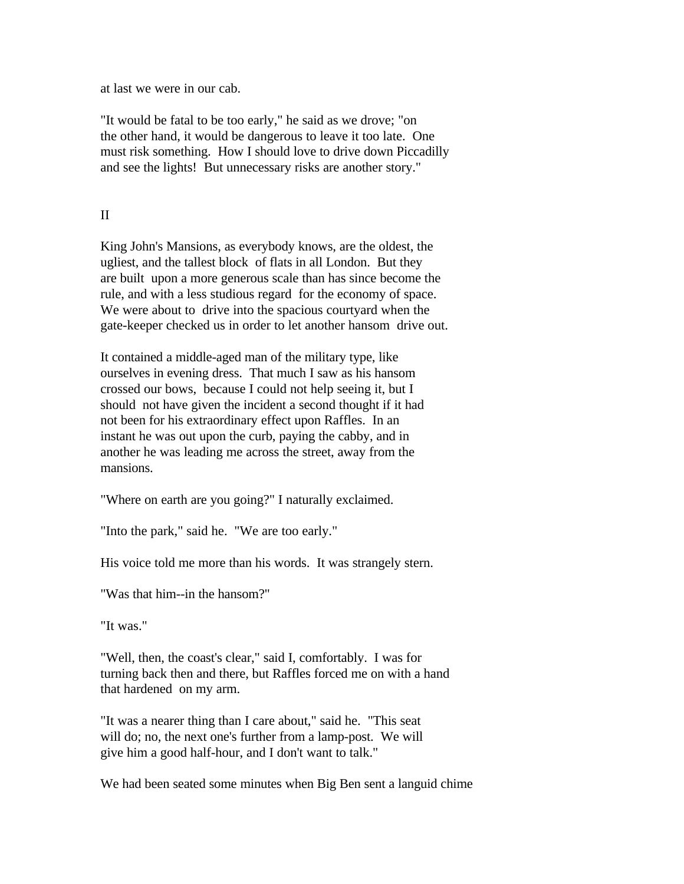at last we were in our cab.

"It would be fatal to be too early," he said as we drove; "on the other hand, it would be dangerous to leave it too late. One must risk something. How I should love to drive down Piccadilly and see the lights! But unnecessary risks are another story."

## II

King John's Mansions, as everybody knows, are the oldest, the ugliest, and the tallest block of flats in all London. But they are built upon a more generous scale than has since become the rule, and with a less studious regard for the economy of space. We were about to drive into the spacious courtyard when the gate-keeper checked us in order to let another hansom drive out.

It contained a middle-aged man of the military type, like ourselves in evening dress. That much I saw as his hansom crossed our bows, because I could not help seeing it, but I should not have given the incident a second thought if it had not been for his extraordinary effect upon Raffles. In an instant he was out upon the curb, paying the cabby, and in another he was leading me across the street, away from the mansions.

"Where on earth are you going?" I naturally exclaimed.

"Into the park," said he. "We are too early."

His voice told me more than his words. It was strangely stern.

"Was that him--in the hansom?"

"It was."

"Well, then, the coast's clear," said I, comfortably. I was for turning back then and there, but Raffles forced me on with a hand that hardened on my arm.

"It was a nearer thing than I care about," said he. "This seat will do; no, the next one's further from a lamp-post. We will give him a good half-hour, and I don't want to talk."

We had been seated some minutes when Big Ben sent a languid chime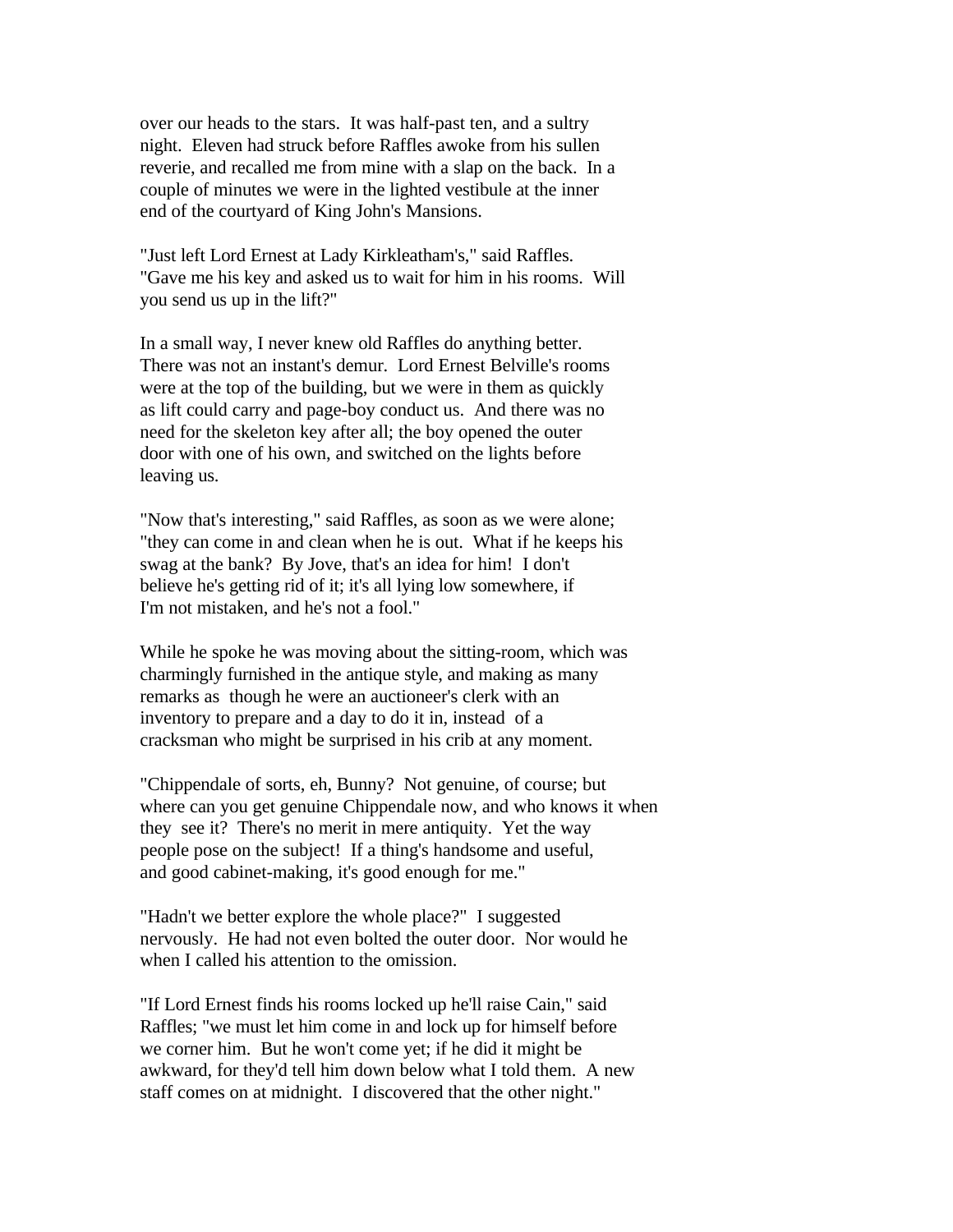over our heads to the stars. It was half-past ten, and a sultry night. Eleven had struck before Raffles awoke from his sullen reverie, and recalled me from mine with a slap on the back. In a couple of minutes we were in the lighted vestibule at the inner end of the courtyard of King John's Mansions.

"Just left Lord Ernest at Lady Kirkleatham's," said Raffles. "Gave me his key and asked us to wait for him in his rooms. Will you send us up in the lift?"

In a small way, I never knew old Raffles do anything better. There was not an instant's demur. Lord Ernest Belville's rooms were at the top of the building, but we were in them as quickly as lift could carry and page-boy conduct us. And there was no need for the skeleton key after all; the boy opened the outer door with one of his own, and switched on the lights before leaving us.

"Now that's interesting," said Raffles, as soon as we were alone; "they can come in and clean when he is out. What if he keeps his swag at the bank? By Jove, that's an idea for him! I don't believe he's getting rid of it; it's all lying low somewhere, if I'm not mistaken, and he's not a fool."

While he spoke he was moving about the sitting-room, which was charmingly furnished in the antique style, and making as many remarks as though he were an auctioneer's clerk with an inventory to prepare and a day to do it in, instead of a cracksman who might be surprised in his crib at any moment.

"Chippendale of sorts, eh, Bunny? Not genuine, of course; but where can you get genuine Chippendale now, and who knows it when they see it? There's no merit in mere antiquity. Yet the way people pose on the subject! If a thing's handsome and useful, and good cabinet-making, it's good enough for me."

"Hadn't we better explore the whole place?" I suggested nervously. He had not even bolted the outer door. Nor would he when I called his attention to the omission.

"If Lord Ernest finds his rooms locked up he'll raise Cain," said Raffles; "we must let him come in and lock up for himself before we corner him. But he won't come yet; if he did it might be awkward, for they'd tell him down below what I told them. A new staff comes on at midnight. I discovered that the other night."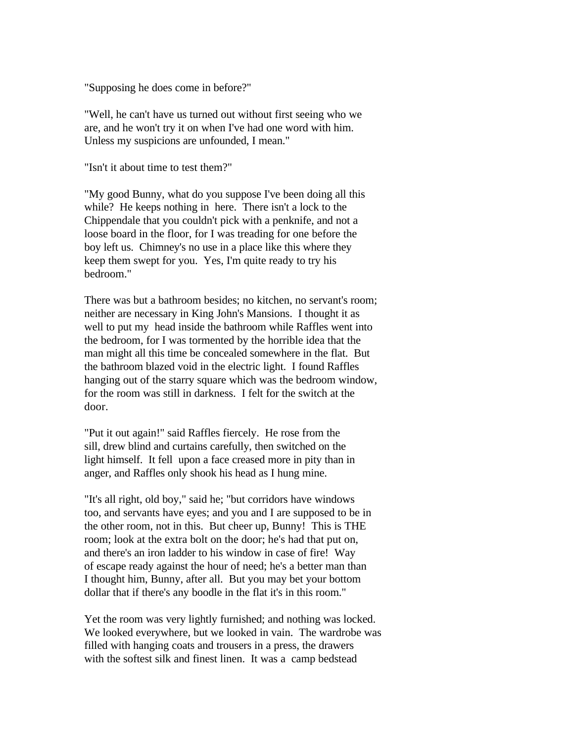"Supposing he does come in before?"

"Well, he can't have us turned out without first seeing who we are, and he won't try it on when I've had one word with him. Unless my suspicions are unfounded, I mean."

"Isn't it about time to test them?"

"My good Bunny, what do you suppose I've been doing all this while? He keeps nothing in here. There isn't a lock to the Chippendale that you couldn't pick with a penknife, and not a loose board in the floor, for I was treading for one before the boy left us. Chimney's no use in a place like this where they keep them swept for you. Yes, I'm quite ready to try his bedroom."

There was but a bathroom besides; no kitchen, no servant's room; neither are necessary in King John's Mansions. I thought it as well to put my head inside the bathroom while Raffles went into the bedroom, for I was tormented by the horrible idea that the man might all this time be concealed somewhere in the flat. But the bathroom blazed void in the electric light. I found Raffles hanging out of the starry square which was the bedroom window, for the room was still in darkness. I felt for the switch at the door.

"Put it out again!" said Raffles fiercely. He rose from the sill, drew blind and curtains carefully, then switched on the light himself. It fell upon a face creased more in pity than in anger, and Raffles only shook his head as I hung mine.

"It's all right, old boy," said he; "but corridors have windows too, and servants have eyes; and you and I are supposed to be in the other room, not in this. But cheer up, Bunny! This is THE room; look at the extra bolt on the door; he's had that put on, and there's an iron ladder to his window in case of fire! Way of escape ready against the hour of need; he's a better man than I thought him, Bunny, after all. But you may bet your bottom dollar that if there's any boodle in the flat it's in this room."

Yet the room was very lightly furnished; and nothing was locked. We looked everywhere, but we looked in vain. The wardrobe was filled with hanging coats and trousers in a press, the drawers with the softest silk and finest linen. It was a camp bedstead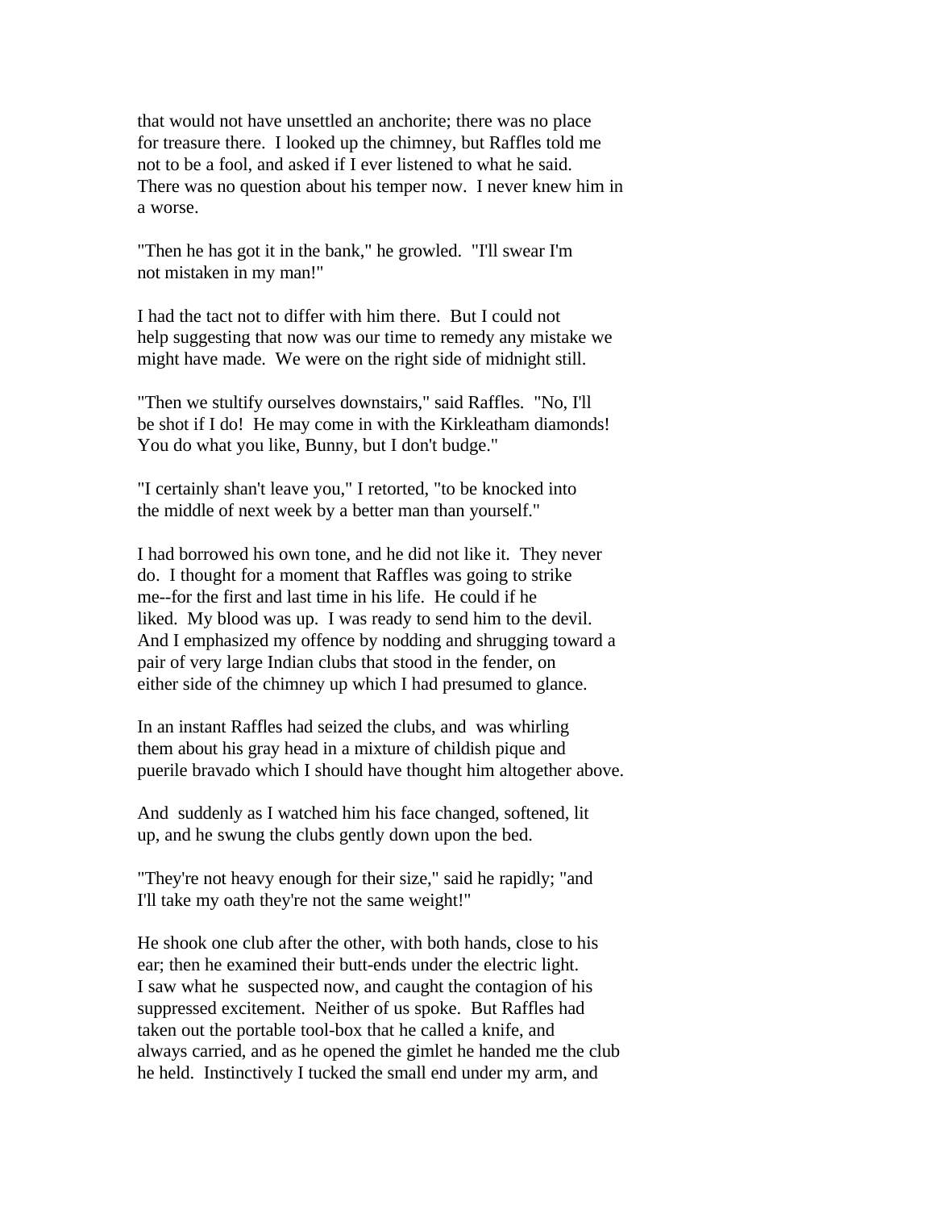that would not have unsettled an anchorite; there was no place for treasure there. I looked up the chimney, but Raffles told me not to be a fool, and asked if I ever listened to what he said. There was no question about his temper now. I never knew him in a worse.

"Then he has got it in the bank," he growled. "I'll swear I'm not mistaken in my man!"

I had the tact not to differ with him there. But I could not help suggesting that now was our time to remedy any mistake we might have made. We were on the right side of midnight still.

"Then we stultify ourselves downstairs," said Raffles. "No, I'll be shot if I do! He may come in with the Kirkleatham diamonds! You do what you like, Bunny, but I don't budge."

"I certainly shan't leave you," I retorted, "to be knocked into the middle of next week by a better man than yourself."

I had borrowed his own tone, and he did not like it. They never do. I thought for a moment that Raffles was going to strike me--for the first and last time in his life. He could if he liked. My blood was up. I was ready to send him to the devil. And I emphasized my offence by nodding and shrugging toward a pair of very large Indian clubs that stood in the fender, on either side of the chimney up which I had presumed to glance.

In an instant Raffles had seized the clubs, and was whirling them about his gray head in a mixture of childish pique and puerile bravado which I should have thought him altogether above.

And suddenly as I watched him his face changed, softened, lit up, and he swung the clubs gently down upon the bed.

"They're not heavy enough for their size," said he rapidly; "and I'll take my oath they're not the same weight!"

He shook one club after the other, with both hands, close to his ear; then he examined their butt-ends under the electric light. I saw what he suspected now, and caught the contagion of his suppressed excitement. Neither of us spoke. But Raffles had taken out the portable tool-box that he called a knife, and always carried, and as he opened the gimlet he handed me the club he held. Instinctively I tucked the small end under my arm, and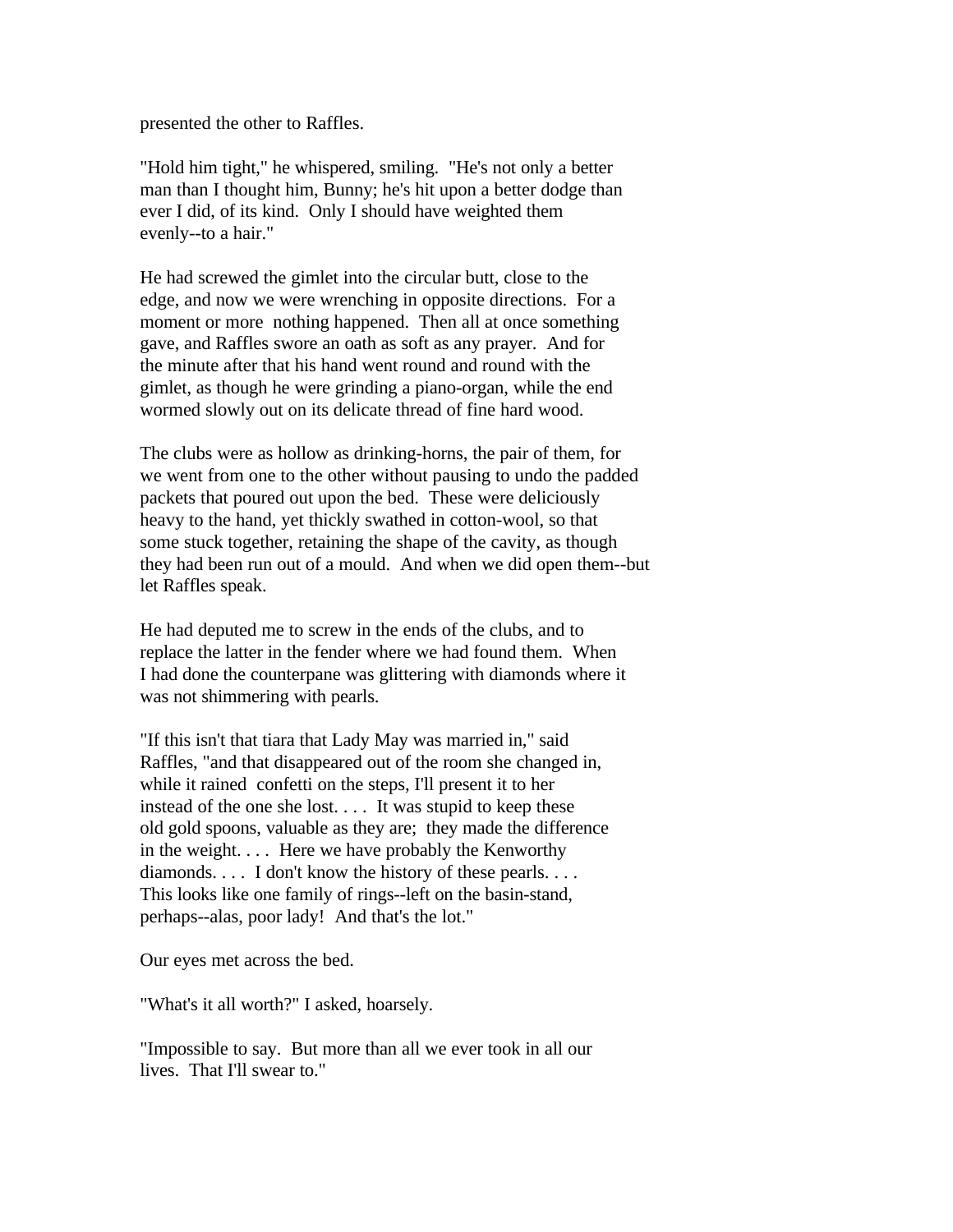presented the other to Raffles.

"Hold him tight," he whispered, smiling. "He's not only a better man than I thought him, Bunny; he's hit upon a better dodge than ever I did, of its kind. Only I should have weighted them evenly--to a hair."

He had screwed the gimlet into the circular butt, close to the edge, and now we were wrenching in opposite directions. For a moment or more nothing happened. Then all at once something gave, and Raffles swore an oath as soft as any prayer. And for the minute after that his hand went round and round with the gimlet, as though he were grinding a piano-organ, while the end wormed slowly out on its delicate thread of fine hard wood.

The clubs were as hollow as drinking-horns, the pair of them, for we went from one to the other without pausing to undo the padded packets that poured out upon the bed. These were deliciously heavy to the hand, yet thickly swathed in cotton-wool, so that some stuck together, retaining the shape of the cavity, as though they had been run out of a mould. And when we did open them--but let Raffles speak.

He had deputed me to screw in the ends of the clubs, and to replace the latter in the fender where we had found them. When I had done the counterpane was glittering with diamonds where it was not shimmering with pearls.

"If this isn't that tiara that Lady May was married in," said Raffles, "and that disappeared out of the room she changed in, while it rained confetti on the steps, I'll present it to her instead of the one she lost. . . . It was stupid to keep these old gold spoons, valuable as they are; they made the difference in the weight. . . . Here we have probably the Kenworthy diamonds. . . . I don't know the history of these pearls. . . . This looks like one family of rings--left on the basin-stand, perhaps--alas, poor lady! And that's the lot."

Our eyes met across the bed.

"What's it all worth?" I asked, hoarsely.

"Impossible to say. But more than all we ever took in all our lives. That I'll swear to."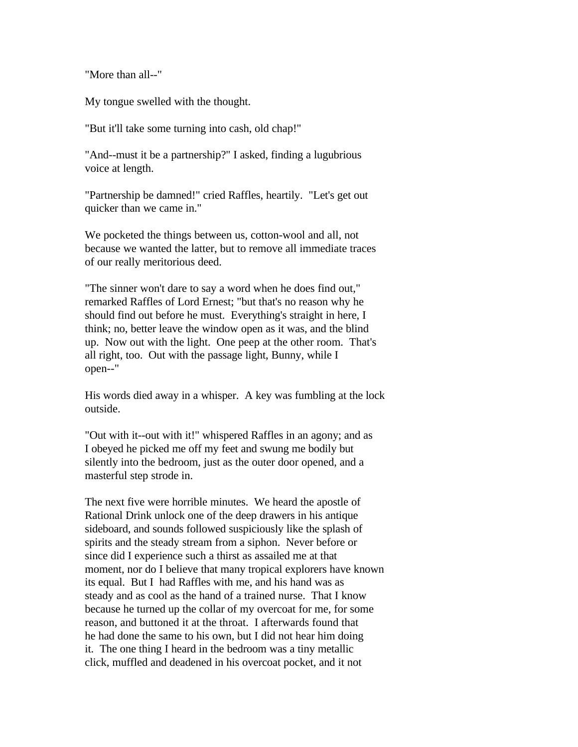"More than all--"

My tongue swelled with the thought.

"But it'll take some turning into cash, old chap!"

"And--must it be a partnership?" I asked, finding a lugubrious voice at length.

"Partnership be damned!" cried Raffles, heartily. "Let's get out quicker than we came in."

We pocketed the things between us, cotton-wool and all, not because we wanted the latter, but to remove all immediate traces of our really meritorious deed.

"The sinner won't dare to say a word when he does find out," remarked Raffles of Lord Ernest; "but that's no reason why he should find out before he must. Everything's straight in here, I think; no, better leave the window open as it was, and the blind up. Now out with the light. One peep at the other room. That's all right, too. Out with the passage light, Bunny, while I open--"

His words died away in a whisper. A key was fumbling at the lock outside.

"Out with it--out with it!" whispered Raffles in an agony; and as I obeyed he picked me off my feet and swung me bodily but silently into the bedroom, just as the outer door opened, and a masterful step strode in.

The next five were horrible minutes. We heard the apostle of Rational Drink unlock one of the deep drawers in his antique sideboard, and sounds followed suspiciously like the splash of spirits and the steady stream from a siphon. Never before or since did I experience such a thirst as assailed me at that moment, nor do I believe that many tropical explorers have known its equal. But I had Raffles with me, and his hand was as steady and as cool as the hand of a trained nurse. That I know because he turned up the collar of my overcoat for me, for some reason, and buttoned it at the throat. I afterwards found that he had done the same to his own, but I did not hear him doing it. The one thing I heard in the bedroom was a tiny metallic click, muffled and deadened in his overcoat pocket, and it not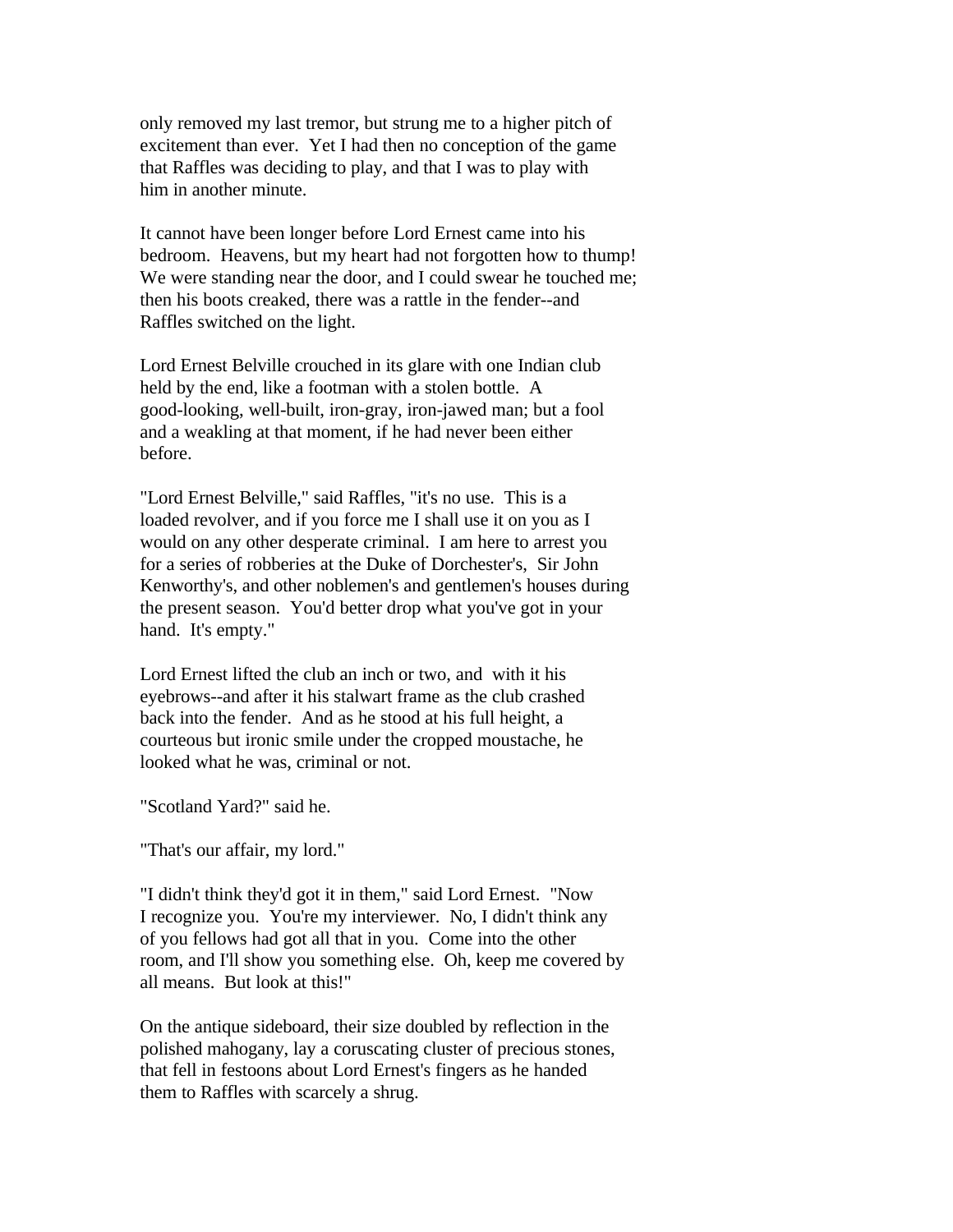only removed my last tremor, but strung me to a higher pitch of excitement than ever. Yet I had then no conception of the game that Raffles was deciding to play, and that I was to play with him in another minute.

It cannot have been longer before Lord Ernest came into his bedroom. Heavens, but my heart had not forgotten how to thump! We were standing near the door, and I could swear he touched me; then his boots creaked, there was a rattle in the fender--and Raffles switched on the light.

Lord Ernest Belville crouched in its glare with one Indian club held by the end, like a footman with a stolen bottle. A good-looking, well-built, iron-gray, iron-jawed man; but a fool and a weakling at that moment, if he had never been either before.

"Lord Ernest Belville," said Raffles, "it's no use. This is a loaded revolver, and if you force me I shall use it on you as I would on any other desperate criminal. I am here to arrest you for a series of robberies at the Duke of Dorchester's, Sir John Kenworthy's, and other noblemen's and gentlemen's houses during the present season. You'd better drop what you've got in your hand. It's empty."

Lord Ernest lifted the club an inch or two, and with it his eyebrows--and after it his stalwart frame as the club crashed back into the fender. And as he stood at his full height, a courteous but ironic smile under the cropped moustache, he looked what he was, criminal or not.

"Scotland Yard?" said he.

"That's our affair, my lord."

"I didn't think they'd got it in them," said Lord Ernest. "Now I recognize you. You're my interviewer. No, I didn't think any of you fellows had got all that in you. Come into the other room, and I'll show you something else. Oh, keep me covered by all means. But look at this!"

On the antique sideboard, their size doubled by reflection in the polished mahogany, lay a coruscating cluster of precious stones, that fell in festoons about Lord Ernest's fingers as he handed them to Raffles with scarcely a shrug.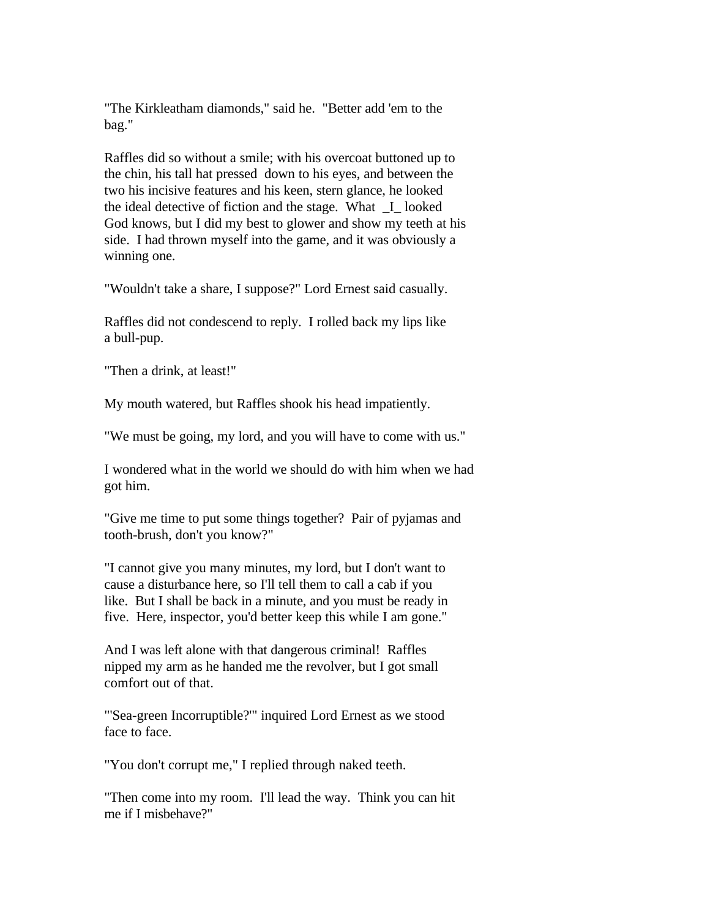"The Kirkleatham diamonds," said he. "Better add 'em to the bag."

Raffles did so without a smile; with his overcoat buttoned up to the chin, his tall hat pressed down to his eyes, and between the two his incisive features and his keen, stern glance, he looked the ideal detective of fiction and the stage. What _I_ looked God knows, but I did my best to glower and show my teeth at his side. I had thrown myself into the game, and it was obviously a winning one.

"Wouldn't take a share, I suppose?" Lord Ernest said casually.

Raffles did not condescend to reply. I rolled back my lips like a bull-pup.

"Then a drink, at least!"

My mouth watered, but Raffles shook his head impatiently.

"We must be going, my lord, and you will have to come with us."

I wondered what in the world we should do with him when we had got him.

"Give me time to put some things together? Pair of pyjamas and tooth-brush, don't you know?"

"I cannot give you many minutes, my lord, but I don't want to cause a disturbance here, so I'll tell them to call a cab if you like. But I shall be back in a minute, and you must be ready in five. Here, inspector, you'd better keep this while I am gone."

And I was left alone with that dangerous criminal! Raffles nipped my arm as he handed me the revolver, but I got small comfort out of that.

"'Sea-green Incorruptible?'" inquired Lord Ernest as we stood face to face.

"You don't corrupt me," I replied through naked teeth.

"Then come into my room. I'll lead the way. Think you can hit me if I misbehave?"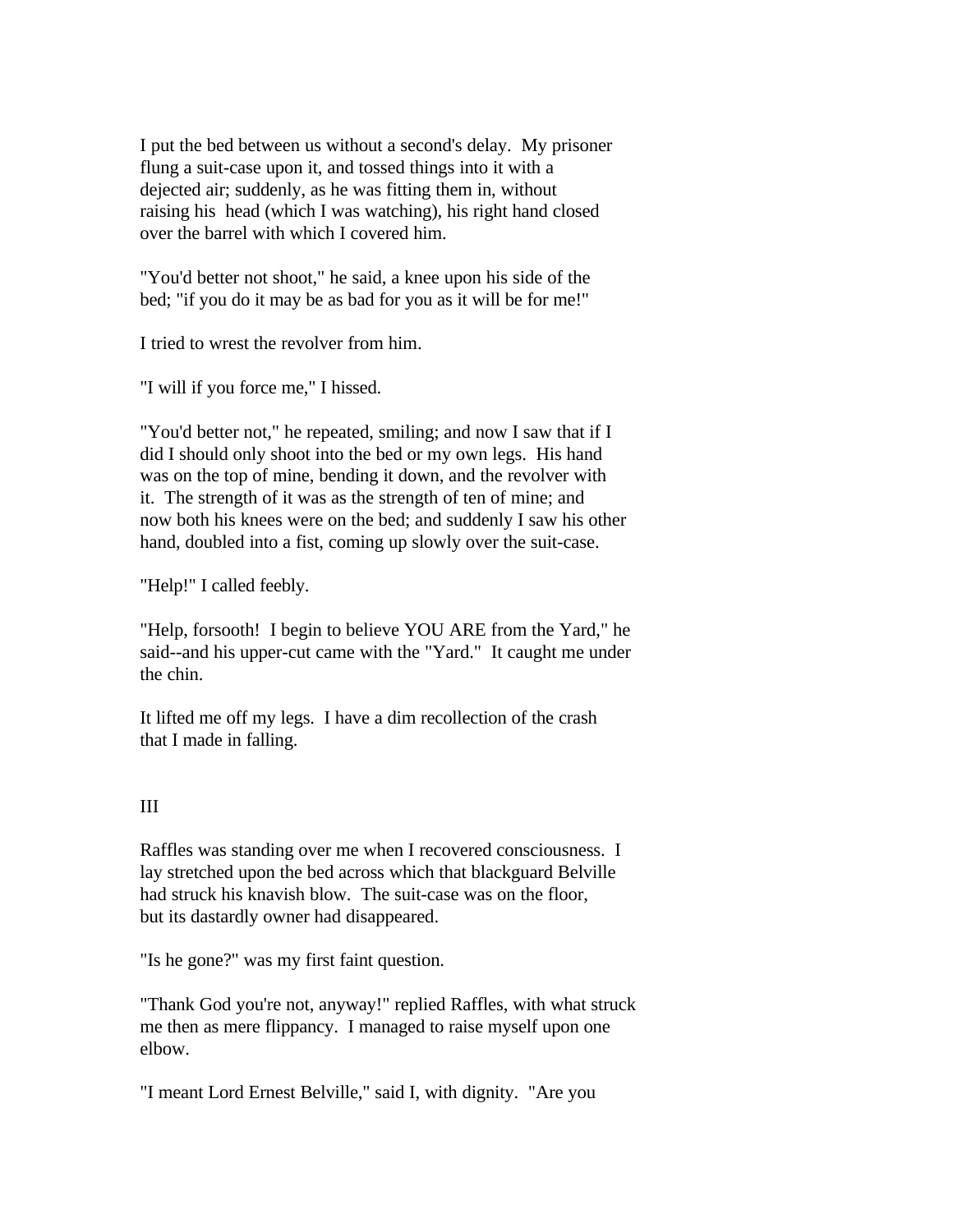I put the bed between us without a second's delay. My prisoner flung a suit-case upon it, and tossed things into it with a dejected air; suddenly, as he was fitting them in, without raising his head (which I was watching), his right hand closed over the barrel with which I covered him.

"You'd better not shoot," he said, a knee upon his side of the bed; "if you do it may be as bad for you as it will be for me!"

I tried to wrest the revolver from him.

"I will if you force me," I hissed.

"You'd better not," he repeated, smiling; and now I saw that if I did I should only shoot into the bed or my own legs. His hand was on the top of mine, bending it down, and the revolver with it. The strength of it was as the strength of ten of mine; and now both his knees were on the bed; and suddenly I saw his other hand, doubled into a fist, coming up slowly over the suit-case.

"Help!" I called feebly.

"Help, forsooth! I begin to believe YOU ARE from the Yard," he said--and his upper-cut came with the "Yard." It caught me under the chin.

It lifted me off my legs. I have a dim recollection of the crash that I made in falling.

## III

Raffles was standing over me when I recovered consciousness. I lay stretched upon the bed across which that blackguard Belville had struck his knavish blow. The suit-case was on the floor, but its dastardly owner had disappeared.

"Is he gone?" was my first faint question.

"Thank God you're not, anyway!" replied Raffles, with what struck me then as mere flippancy. I managed to raise myself upon one elbow.

"I meant Lord Ernest Belville," said I, with dignity. "Are you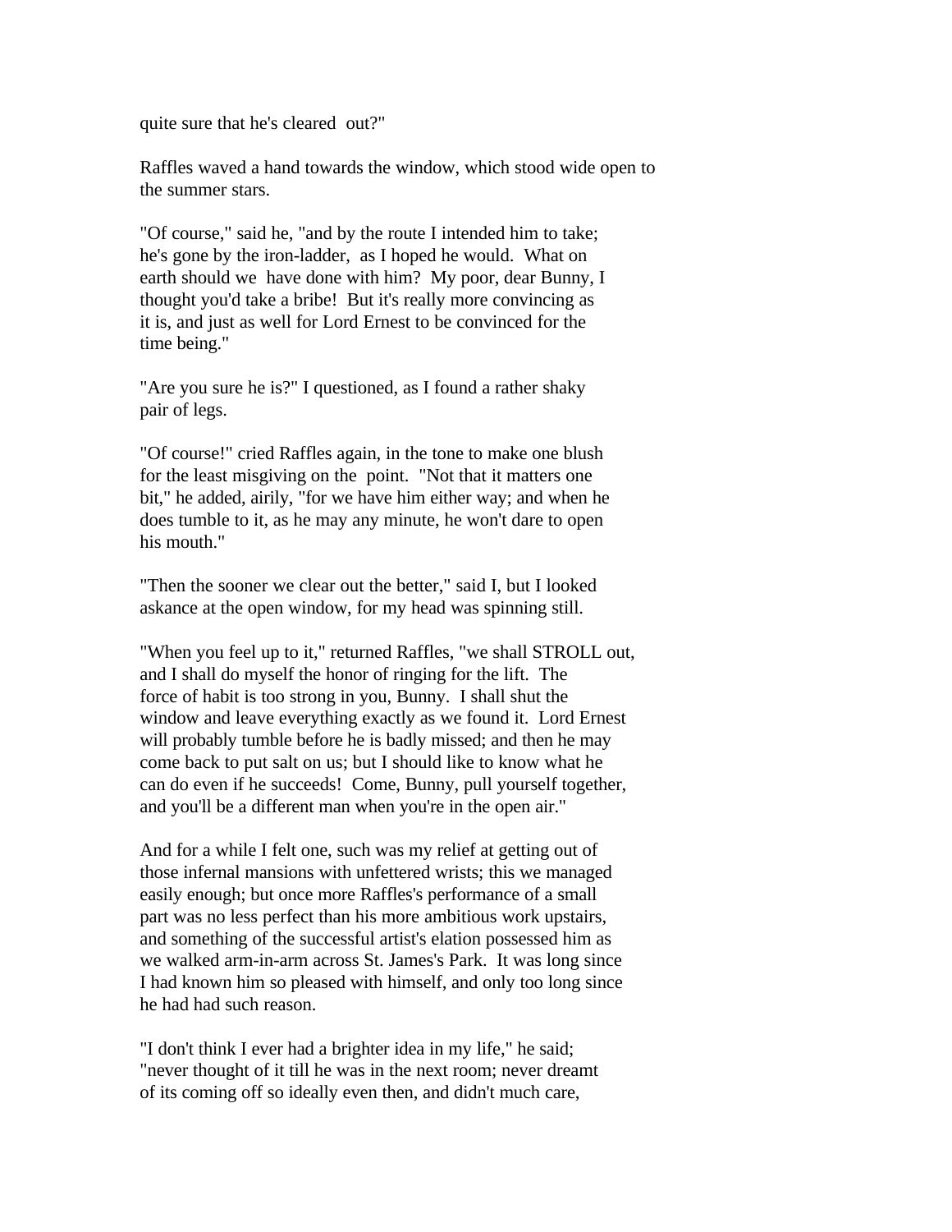quite sure that he's cleared out?"

Raffles waved a hand towards the window, which stood wide open to the summer stars.

"Of course," said he, "and by the route I intended him to take; he's gone by the iron-ladder, as I hoped he would. What on earth should we have done with him? My poor, dear Bunny, I thought you'd take a bribe! But it's really more convincing as it is, and just as well for Lord Ernest to be convinced for the time being."

"Are you sure he is?" I questioned, as I found a rather shaky pair of legs.

"Of course!" cried Raffles again, in the tone to make one blush for the least misgiving on the point. "Not that it matters one bit," he added, airily, "for we have him either way; and when he does tumble to it, as he may any minute, he won't dare to open his mouth."

"Then the sooner we clear out the better," said I, but I looked askance at the open window, for my head was spinning still.

"When you feel up to it," returned Raffles, "we shall STROLL out, and I shall do myself the honor of ringing for the lift. The force of habit is too strong in you, Bunny. I shall shut the window and leave everything exactly as we found it. Lord Ernest will probably tumble before he is badly missed; and then he may come back to put salt on us; but I should like to know what he can do even if he succeeds! Come, Bunny, pull yourself together, and you'll be a different man when you're in the open air."

And for a while I felt one, such was my relief at getting out of those infernal mansions with unfettered wrists; this we managed easily enough; but once more Raffles's performance of a small part was no less perfect than his more ambitious work upstairs, and something of the successful artist's elation possessed him as we walked arm-in-arm across St. James's Park. It was long since I had known him so pleased with himself, and only too long since he had had such reason.

"I don't think I ever had a brighter idea in my life," he said; "never thought of it till he was in the next room; never dreamt of its coming off so ideally even then, and didn't much care,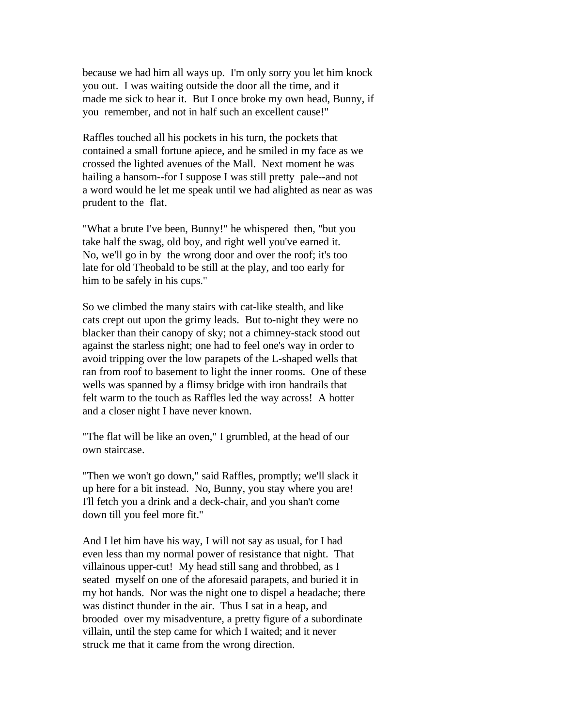because we had him all ways up. I'm only sorry you let him knock you out. I was waiting outside the door all the time, and it made me sick to hear it. But I once broke my own head, Bunny, if you remember, and not in half such an excellent cause!"

Raffles touched all his pockets in his turn, the pockets that contained a small fortune apiece, and he smiled in my face as we crossed the lighted avenues of the Mall. Next moment he was hailing a hansom--for I suppose I was still pretty pale--and not a word would he let me speak until we had alighted as near as was prudent to the flat.

"What a brute I've been, Bunny!" he whispered then, "but you take half the swag, old boy, and right well you've earned it. No, we'll go in by the wrong door and over the roof; it's too late for old Theobald to be still at the play, and too early for him to be safely in his cups."

So we climbed the many stairs with cat-like stealth, and like cats crept out upon the grimy leads. But to-night they were no blacker than their canopy of sky; not a chimney-stack stood out against the starless night; one had to feel one's way in order to avoid tripping over the low parapets of the L-shaped wells that ran from roof to basement to light the inner rooms. One of these wells was spanned by a flimsy bridge with iron handrails that felt warm to the touch as Raffles led the way across! A hotter and a closer night I have never known.

"The flat will be like an oven," I grumbled, at the head of our own staircase.

"Then we won't go down," said Raffles, promptly; we'll slack it up here for a bit instead. No, Bunny, you stay where you are! I'll fetch you a drink and a deck-chair, and you shan't come down till you feel more fit."

And I let him have his way, I will not say as usual, for I had even less than my normal power of resistance that night. That villainous upper-cut! My head still sang and throbbed, as I seated myself on one of the aforesaid parapets, and buried it in my hot hands. Nor was the night one to dispel a headache; there was distinct thunder in the air. Thus I sat in a heap, and brooded over my misadventure, a pretty figure of a subordinate villain, until the step came for which I waited; and it never struck me that it came from the wrong direction.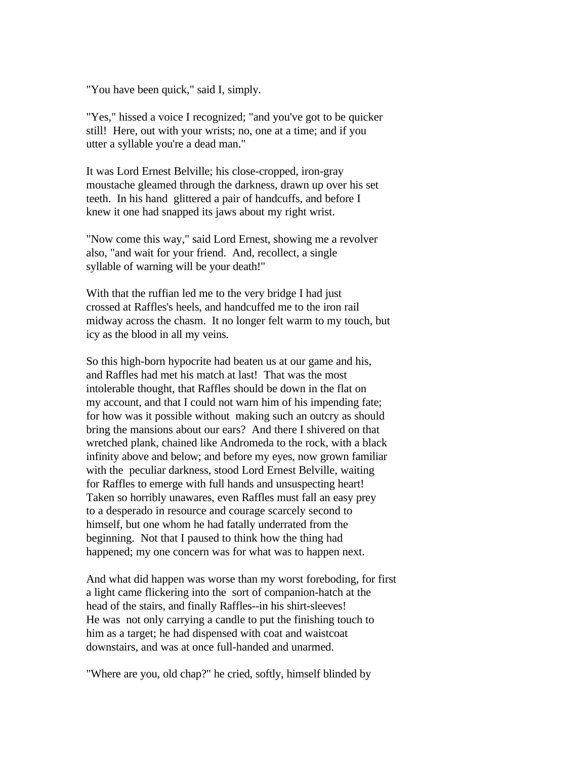"You have been quick," said I, simply.

"Yes," hissed a voice I recognized; "and you've got to be quicker still! Here, out with your wrists; no, one at a time; and if you utter a syllable you're a dead man."

It was Lord Ernest Belville; his close-cropped, iron-gray moustache gleamed through the darkness, drawn up over his set teeth. In his hand glittered a pair of handcuffs, and before I knew it one had snapped its jaws about my right wrist.

"Now come this way," said Lord Ernest, showing me a revolver also, "and wait for your friend. And, recollect, a single syllable of warning will be your death!"

With that the ruffian led me to the very bridge I had just crossed at Raffles's heels, and handcuffed me to the iron rail midway across the chasm. It no longer felt warm to my touch, but icy as the blood in all my veins.

So this high-born hypocrite had beaten us at our game and his, and Raffles had met his match at last! That was the most intolerable thought, that Raffles should be down in the flat on my account, and that I could not warn him of his impending fate; for how was it possible without making such an outcry as should bring the mansions about our ears? And there I shivered on that wretched plank, chained like Andromeda to the rock, with a black infinity above and below; and before my eyes, now grown familiar with the peculiar darkness, stood Lord Ernest Belville, waiting for Raffles to emerge with full hands and unsuspecting heart! Taken so horribly unawares, even Raffles must fall an easy prey to a desperado in resource and courage scarcely second to himself, but one whom he had fatally underrated from the beginning. Not that I paused to think how the thing had happened; my one concern was for what was to happen next.

And what did happen was worse than my worst foreboding, for first a light came flickering into the sort of companion-hatch at the head of the stairs, and finally Raffles--in his shirt-sleeves! He was not only carrying a candle to put the finishing touch to him as a target; he had dispensed with coat and waistcoat downstairs, and was at once full-handed and unarmed.

"Where are you, old chap?" he cried, softly, himself blinded by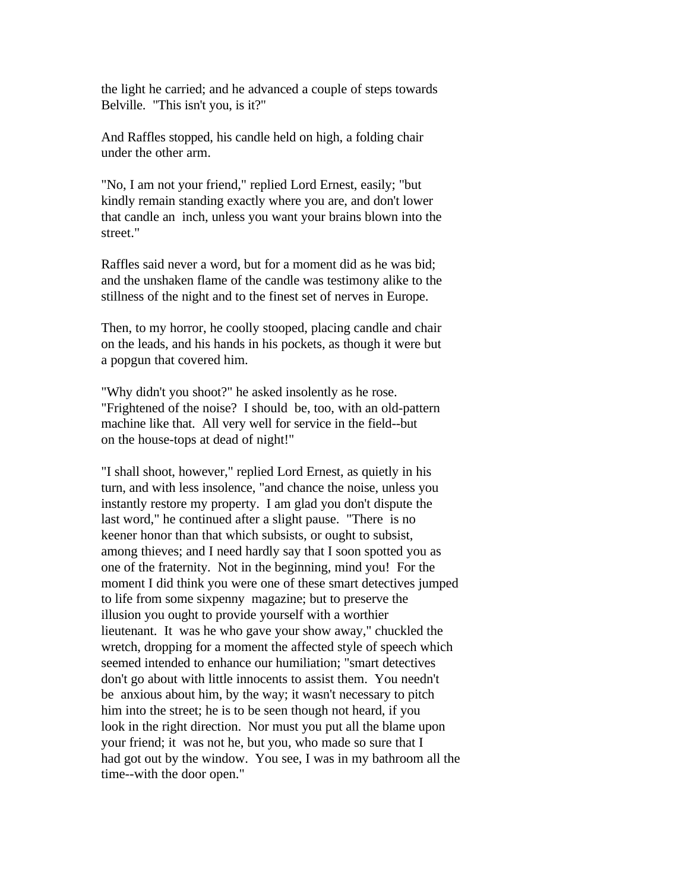the light he carried; and he advanced a couple of steps towards Belville. "This isn't you, is it?"

And Raffles stopped, his candle held on high, a folding chair under the other arm.

"No, I am not your friend," replied Lord Ernest, easily; "but kindly remain standing exactly where you are, and don't lower that candle an inch, unless you want your brains blown into the street."

Raffles said never a word, but for a moment did as he was bid; and the unshaken flame of the candle was testimony alike to the stillness of the night and to the finest set of nerves in Europe.

Then, to my horror, he coolly stooped, placing candle and chair on the leads, and his hands in his pockets, as though it were but a popgun that covered him.

"Why didn't you shoot?" he asked insolently as he rose. "Frightened of the noise? I should be, too, with an old-pattern machine like that. All very well for service in the field--but on the house-tops at dead of night!"

"I shall shoot, however," replied Lord Ernest, as quietly in his turn, and with less insolence, "and chance the noise, unless you instantly restore my property. I am glad you don't dispute the last word," he continued after a slight pause. "There is no keener honor than that which subsists, or ought to subsist, among thieves; and I need hardly say that I soon spotted you as one of the fraternity. Not in the beginning, mind you! For the moment I did think you were one of these smart detectives jumped to life from some sixpenny magazine; but to preserve the illusion you ought to provide yourself with a worthier lieutenant. It was he who gave your show away," chuckled the wretch, dropping for a moment the affected style of speech which seemed intended to enhance our humiliation; "smart detectives don't go about with little innocents to assist them. You needn't be anxious about him, by the way; it wasn't necessary to pitch him into the street; he is to be seen though not heard, if you look in the right direction. Nor must you put all the blame upon your friend; it was not he, but you, who made so sure that I had got out by the window. You see, I was in my bathroom all the time--with the door open."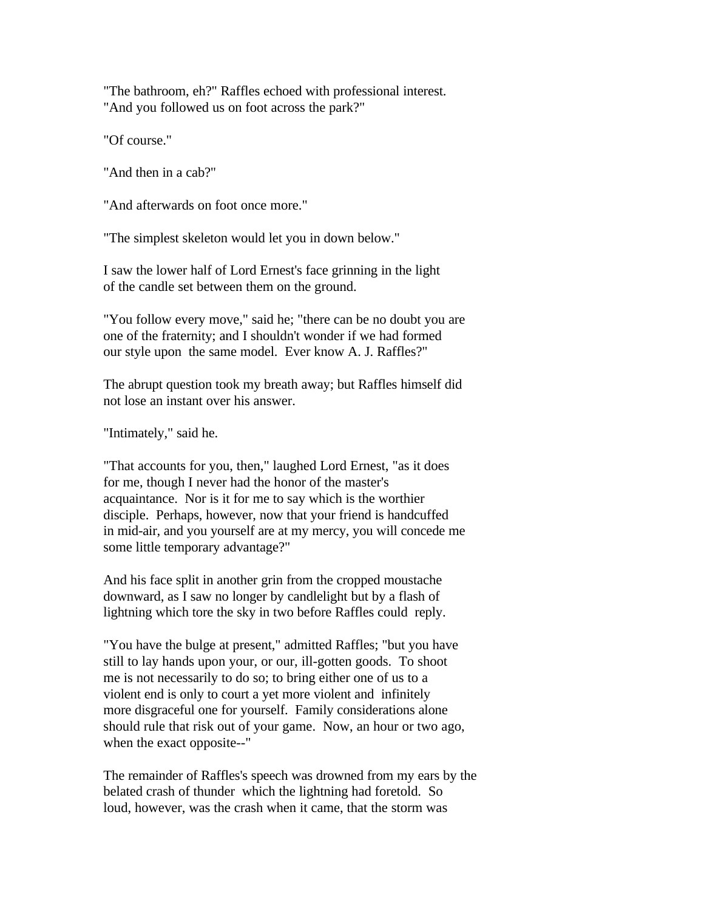"The bathroom, eh?" Raffles echoed with professional interest. "And you followed us on foot across the park?"

"Of course."

"And then in a cab?"

"And afterwards on foot once more."

"The simplest skeleton would let you in down below."

I saw the lower half of Lord Ernest's face grinning in the light of the candle set between them on the ground.

"You follow every move," said he; "there can be no doubt you are one of the fraternity; and I shouldn't wonder if we had formed our style upon the same model. Ever know A. J. Raffles?"

The abrupt question took my breath away; but Raffles himself did not lose an instant over his answer.

"Intimately," said he.

"That accounts for you, then," laughed Lord Ernest, "as it does for me, though I never had the honor of the master's acquaintance. Nor is it for me to say which is the worthier disciple. Perhaps, however, now that your friend is handcuffed in mid-air, and you yourself are at my mercy, you will concede me some little temporary advantage?"

And his face split in another grin from the cropped moustache downward, as I saw no longer by candlelight but by a flash of lightning which tore the sky in two before Raffles could reply.

"You have the bulge at present," admitted Raffles; "but you have still to lay hands upon your, or our, ill-gotten goods. To shoot me is not necessarily to do so; to bring either one of us to a violent end is only to court a yet more violent and infinitely more disgraceful one for yourself. Family considerations alone should rule that risk out of your game. Now, an hour or two ago, when the exact opposite--"

The remainder of Raffles's speech was drowned from my ears by the belated crash of thunder which the lightning had foretold. So loud, however, was the crash when it came, that the storm was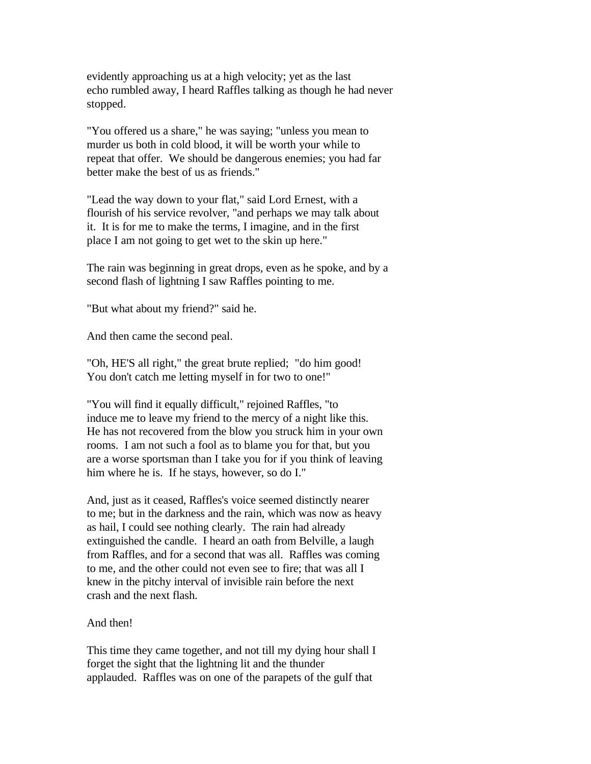evidently approaching us at a high velocity; yet as the last echo rumbled away, I heard Raffles talking as though he had never stopped.

"You offered us a share," he was saying; "unless you mean to murder us both in cold blood, it will be worth your while to repeat that offer. We should be dangerous enemies; you had far better make the best of us as friends."

"Lead the way down to your flat," said Lord Ernest, with a flourish of his service revolver, "and perhaps we may talk about it. It is for me to make the terms, I imagine, and in the first place I am not going to get wet to the skin up here."

The rain was beginning in great drops, even as he spoke, and by a second flash of lightning I saw Raffles pointing to me.

"But what about my friend?" said he.

And then came the second peal.

"Oh, HE'S all right," the great brute replied; "do him good! You don't catch me letting myself in for two to one!"

"You will find it equally difficult," rejoined Raffles, "to induce me to leave my friend to the mercy of a night like this. He has not recovered from the blow you struck him in your own rooms. I am not such a fool as to blame you for that, but you are a worse sportsman than I take you for if you think of leaving him where he is. If he stays, however, so do I."

And, just as it ceased, Raffles's voice seemed distinctly nearer to me; but in the darkness and the rain, which was now as heavy as hail, I could see nothing clearly. The rain had already extinguished the candle. I heard an oath from Belville, a laugh from Raffles, and for a second that was all. Raffles was coming to me, and the other could not even see to fire; that was all I knew in the pitchy interval of invisible rain before the next crash and the next flash.

And then!

This time they came together, and not till my dying hour shall I forget the sight that the lightning lit and the thunder applauded. Raffles was on one of the parapets of the gulf that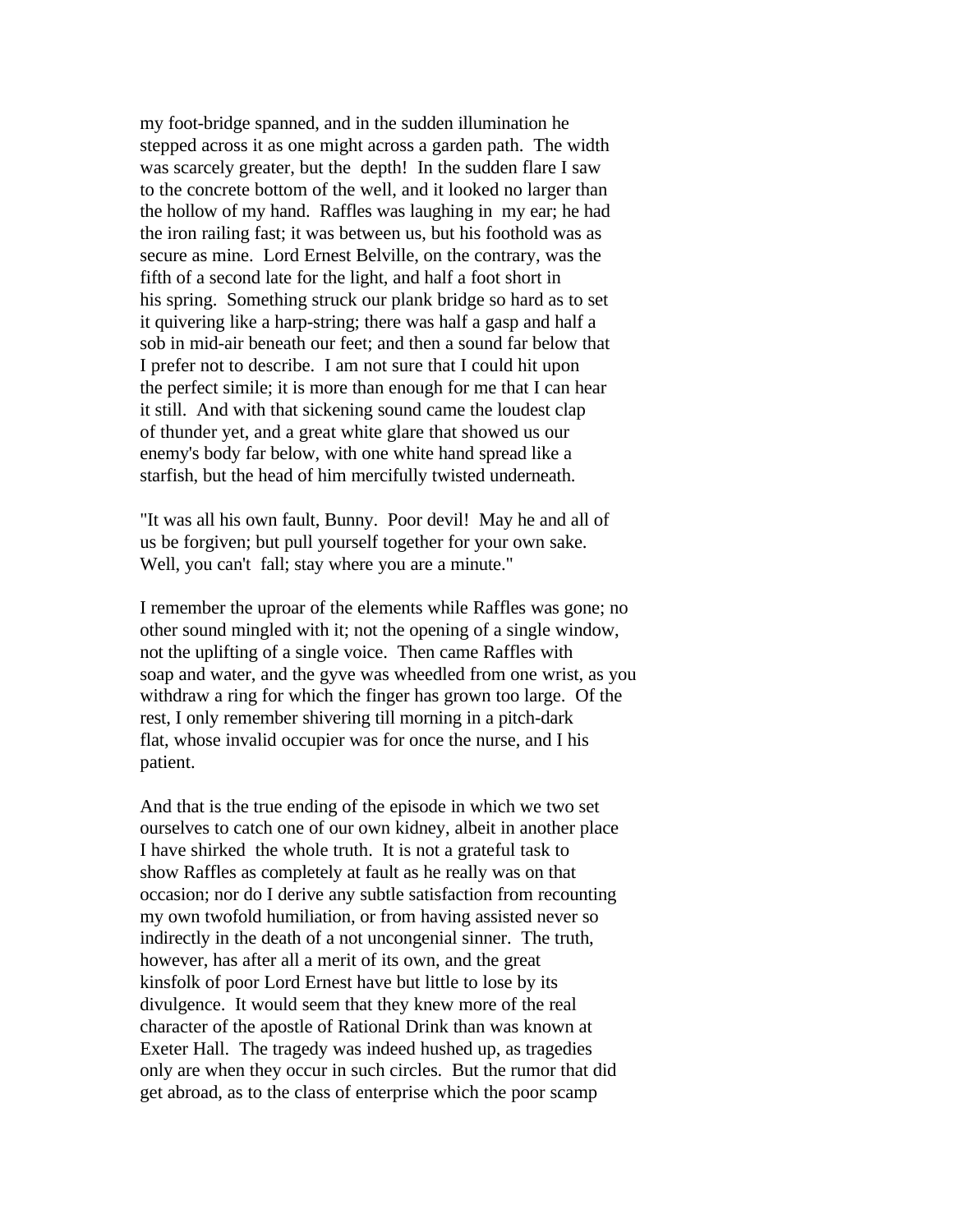my foot-bridge spanned, and in the sudden illumination he stepped across it as one might across a garden path. The width was scarcely greater, but the depth! In the sudden flare I saw to the concrete bottom of the well, and it looked no larger than the hollow of my hand. Raffles was laughing in my ear; he had the iron railing fast; it was between us, but his foothold was as secure as mine. Lord Ernest Belville, on the contrary, was the fifth of a second late for the light, and half a foot short in his spring. Something struck our plank bridge so hard as to set it quivering like a harp-string; there was half a gasp and half a sob in mid-air beneath our feet; and then a sound far below that I prefer not to describe. I am not sure that I could hit upon the perfect simile; it is more than enough for me that I can hear it still. And with that sickening sound came the loudest clap of thunder yet, and a great white glare that showed us our enemy's body far below, with one white hand spread like a starfish, but the head of him mercifully twisted underneath.

"It was all his own fault, Bunny. Poor devil! May he and all of us be forgiven; but pull yourself together for your own sake. Well, you can't fall; stay where you are a minute."

I remember the uproar of the elements while Raffles was gone; no other sound mingled with it; not the opening of a single window, not the uplifting of a single voice. Then came Raffles with soap and water, and the gyve was wheedled from one wrist, as you withdraw a ring for which the finger has grown too large. Of the rest, I only remember shivering till morning in a pitch-dark flat, whose invalid occupier was for once the nurse, and I his patient.

And that is the true ending of the episode in which we two set ourselves to catch one of our own kidney, albeit in another place I have shirked the whole truth. It is not a grateful task to show Raffles as completely at fault as he really was on that occasion; nor do I derive any subtle satisfaction from recounting my own twofold humiliation, or from having assisted never so indirectly in the death of a not uncongenial sinner. The truth, however, has after all a merit of its own, and the great kinsfolk of poor Lord Ernest have but little to lose by its divulgence. It would seem that they knew more of the real character of the apostle of Rational Drink than was known at Exeter Hall. The tragedy was indeed hushed up, as tragedies only are when they occur in such circles. But the rumor that did get abroad, as to the class of enterprise which the poor scamp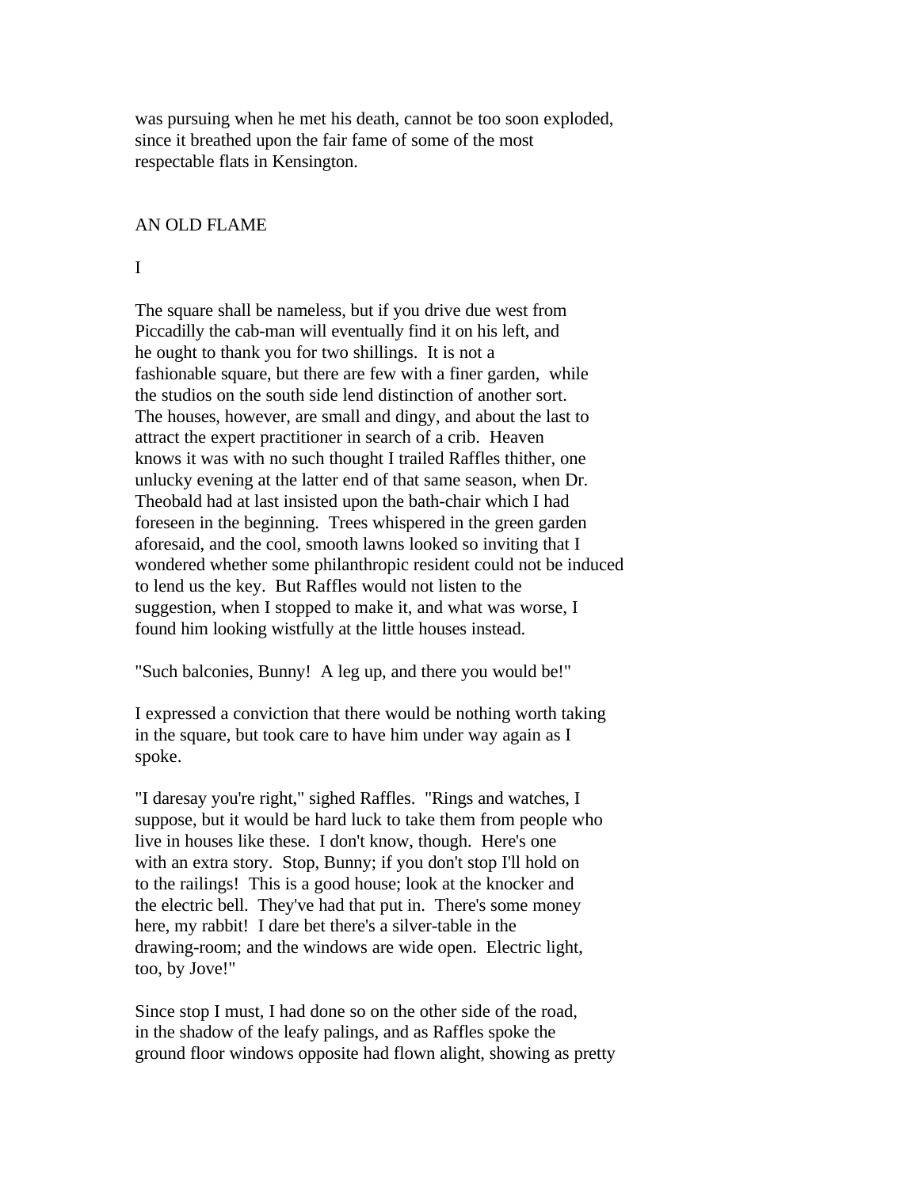was pursuing when he met his death, cannot be too soon exploded, since it breathed upon the fair fame of some of the most respectable flats in Kensington.

## AN OLD FLAME

### I

The square shall be nameless, but if you drive due west from Piccadilly the cab-man will eventually find it on his left, and he ought to thank you for two shillings. It is not a fashionable square, but there are few with a finer garden, while the studios on the south side lend distinction of another sort. The houses, however, are small and dingy, and about the last to attract the expert practitioner in search of a crib. Heaven knows it was with no such thought I trailed Raffles thither, one unlucky evening at the latter end of that same season, when Dr. Theobald had at last insisted upon the bath-chair which I had foreseen in the beginning. Trees whispered in the green garden aforesaid, and the cool, smooth lawns looked so inviting that I wondered whether some philanthropic resident could not be induced to lend us the key. But Raffles would not listen to the suggestion, when I stopped to make it, and what was worse, I found him looking wistfully at the little houses instead.

"Such balconies, Bunny! A leg up, and there you would be!"

I expressed a conviction that there would be nothing worth taking in the square, but took care to have him under way again as I spoke.

"I daresay you're right," sighed Raffles. "Rings and watches, I suppose, but it would be hard luck to take them from people who live in houses like these. I don't know, though. Here's one with an extra story. Stop, Bunny; if you don't stop I'll hold on to the railings! This is a good house; look at the knocker and the electric bell. They've had that put in. There's some money here, my rabbit! I dare bet there's a silver-table in the drawing-room; and the windows are wide open. Electric light, too, by Jove!"

Since stop I must, I had done so on the other side of the road, in the shadow of the leafy palings, and as Raffles spoke the ground floor windows opposite had flown alight, showing as pretty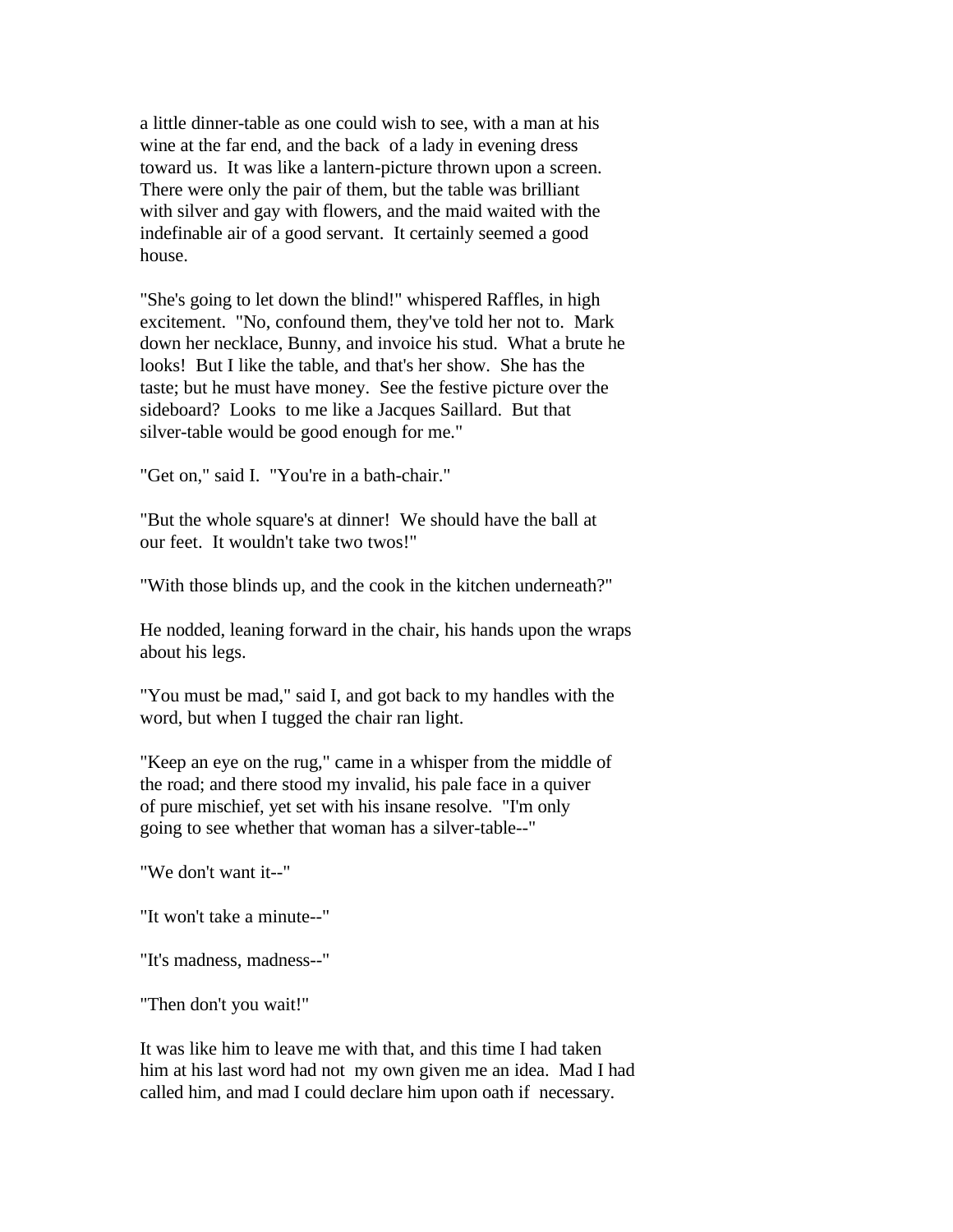a little dinner-table as one could wish to see, with a man at his wine at the far end, and the back of a lady in evening dress toward us. It was like a lantern-picture thrown upon a screen. There were only the pair of them, but the table was brilliant with silver and gay with flowers, and the maid waited with the indefinable air of a good servant. It certainly seemed a good house.

"She's going to let down the blind!" whispered Raffles, in high excitement. "No, confound them, they've told her not to. Mark down her necklace, Bunny, and invoice his stud. What a brute he looks! But I like the table, and that's her show. She has the taste; but he must have money. See the festive picture over the sideboard? Looks to me like a Jacques Saillard. But that silver-table would be good enough for me."

"Get on," said I. "You're in a bath-chair."

"But the whole square's at dinner! We should have the ball at our feet. It wouldn't take two twos!"

"With those blinds up, and the cook in the kitchen underneath?"

He nodded, leaning forward in the chair, his hands upon the wraps about his legs.

"You must be mad," said I, and got back to my handles with the word, but when I tugged the chair ran light.

"Keep an eye on the rug," came in a whisper from the middle of the road; and there stood my invalid, his pale face in a quiver of pure mischief, yet set with his insane resolve. "I'm only going to see whether that woman has a silver-table--"

"We don't want it--"

"It won't take a minute--"

"It's madness, madness--"

"Then don't you wait!"

It was like him to leave me with that, and this time I had taken him at his last word had not my own given me an idea. Mad I had called him, and mad I could declare him upon oath if necessary.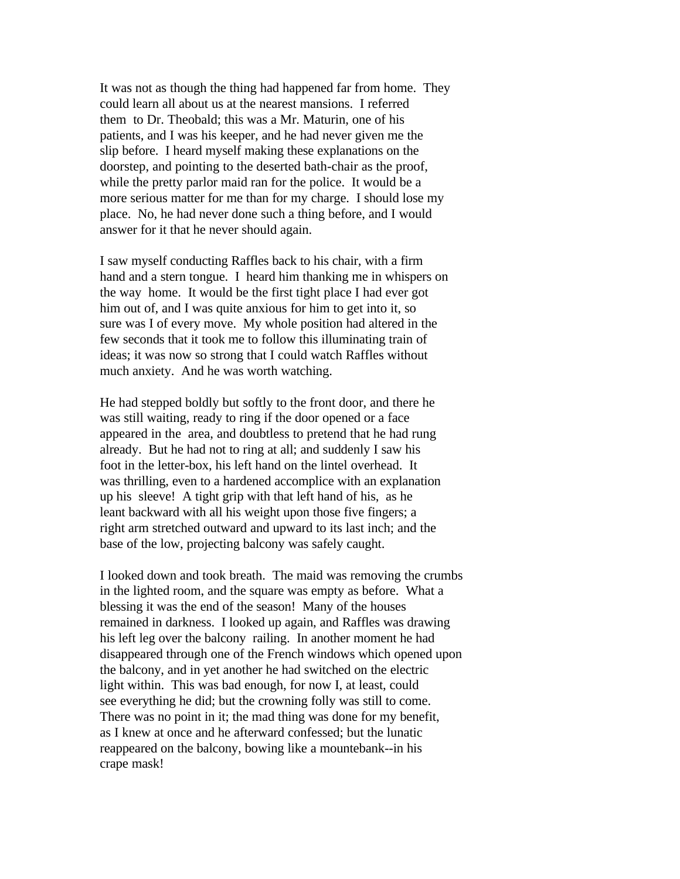It was not as though the thing had happened far from home. They could learn all about us at the nearest mansions. I referred them to Dr. Theobald; this was a Mr. Maturin, one of his patients, and I was his keeper, and he had never given me the slip before. I heard myself making these explanations on the doorstep, and pointing to the deserted bath-chair as the proof, while the pretty parlor maid ran for the police. It would be a more serious matter for me than for my charge. I should lose my place. No, he had never done such a thing before, and I would answer for it that he never should again.

I saw myself conducting Raffles back to his chair, with a firm hand and a stern tongue. I heard him thanking me in whispers on the way home. It would be the first tight place I had ever got him out of, and I was quite anxious for him to get into it, so sure was I of every move. My whole position had altered in the few seconds that it took me to follow this illuminating train of ideas; it was now so strong that I could watch Raffles without much anxiety. And he was worth watching.

He had stepped boldly but softly to the front door, and there he was still waiting, ready to ring if the door opened or a face appeared in the area, and doubtless to pretend that he had rung already. But he had not to ring at all; and suddenly I saw his foot in the letter-box, his left hand on the lintel overhead. It was thrilling, even to a hardened accomplice with an explanation up his sleeve! A tight grip with that left hand of his, as he leant backward with all his weight upon those five fingers; a right arm stretched outward and upward to its last inch; and the base of the low, projecting balcony was safely caught.

I looked down and took breath. The maid was removing the crumbs in the lighted room, and the square was empty as before. What a blessing it was the end of the season! Many of the houses remained in darkness. I looked up again, and Raffles was drawing his left leg over the balcony railing. In another moment he had disappeared through one of the French windows which opened upon the balcony, and in yet another he had switched on the electric light within. This was bad enough, for now I, at least, could see everything he did; but the crowning folly was still to come. There was no point in it; the mad thing was done for my benefit, as I knew at once and he afterward confessed; but the lunatic reappeared on the balcony, bowing like a mountebank--in his crape mask!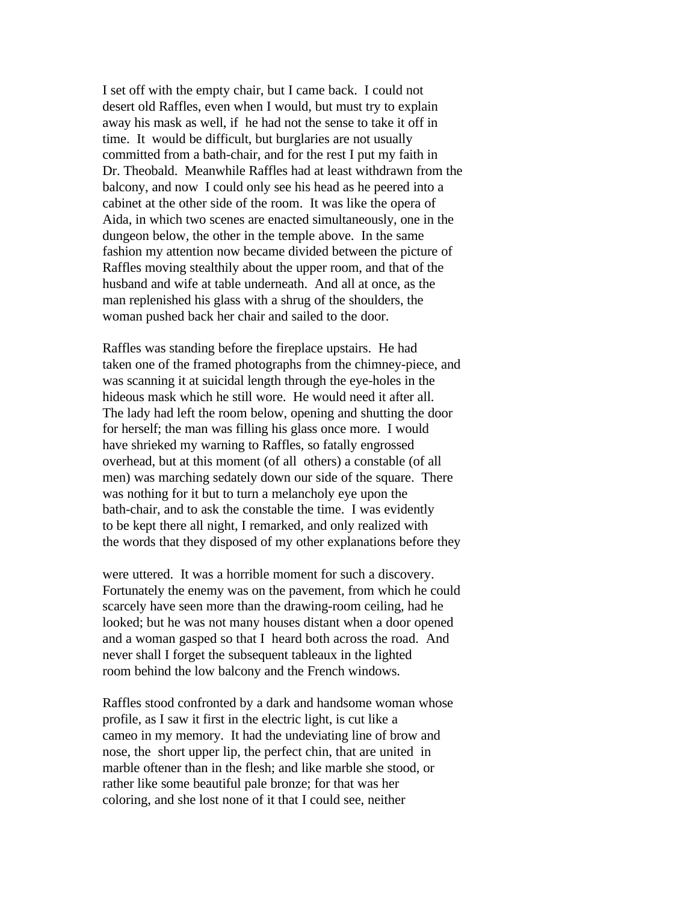I set off with the empty chair, but I came back. I could not desert old Raffles, even when I would, but must try to explain away his mask as well, if he had not the sense to take it off in time. It would be difficult, but burglaries are not usually committed from a bath-chair, and for the rest I put my faith in Dr. Theobald. Meanwhile Raffles had at least withdrawn from the balcony, and now I could only see his head as he peered into a cabinet at the other side of the room. It was like the opera of Aida, in which two scenes are enacted simultaneously, one in the dungeon below, the other in the temple above. In the same fashion my attention now became divided between the picture of Raffles moving stealthily about the upper room, and that of the husband and wife at table underneath. And all at once, as the man replenished his glass with a shrug of the shoulders, the woman pushed back her chair and sailed to the door.

Raffles was standing before the fireplace upstairs. He had taken one of the framed photographs from the chimney-piece, and was scanning it at suicidal length through the eye-holes in the hideous mask which he still wore. He would need it after all. The lady had left the room below, opening and shutting the door for herself; the man was filling his glass once more. I would have shrieked my warning to Raffles, so fatally engrossed overhead, but at this moment (of all others) a constable (of all men) was marching sedately down our side of the square. There was nothing for it but to turn a melancholy eye upon the bath-chair, and to ask the constable the time. I was evidently to be kept there all night, I remarked, and only realized with the words that they disposed of my other explanations before they were uttered. It was a horrible moment for such a discovery. Fortunately the enemy was on the pavement, from which he could scarcely have seen more than the drawing-room ceiling, had he looked; but he was not many houses distant when a door opened and a woman gasped so that I heard both across the road. And never shall I forget the subsequent tableaux in the lighted room behind the low balcony and the French windows.

Raffles stood confronted by a dark and handsome woman whose profile, as I saw it first in the electric light, is cut like a cameo in my memory. It had the undeviating line of brow and nose, the short upper lip, the perfect chin, that are united in marble oftener than in the flesh; and like marble she stood, or rather like some beautiful pale bronze; for that was her coloring, and she lost none of it that I could see, neither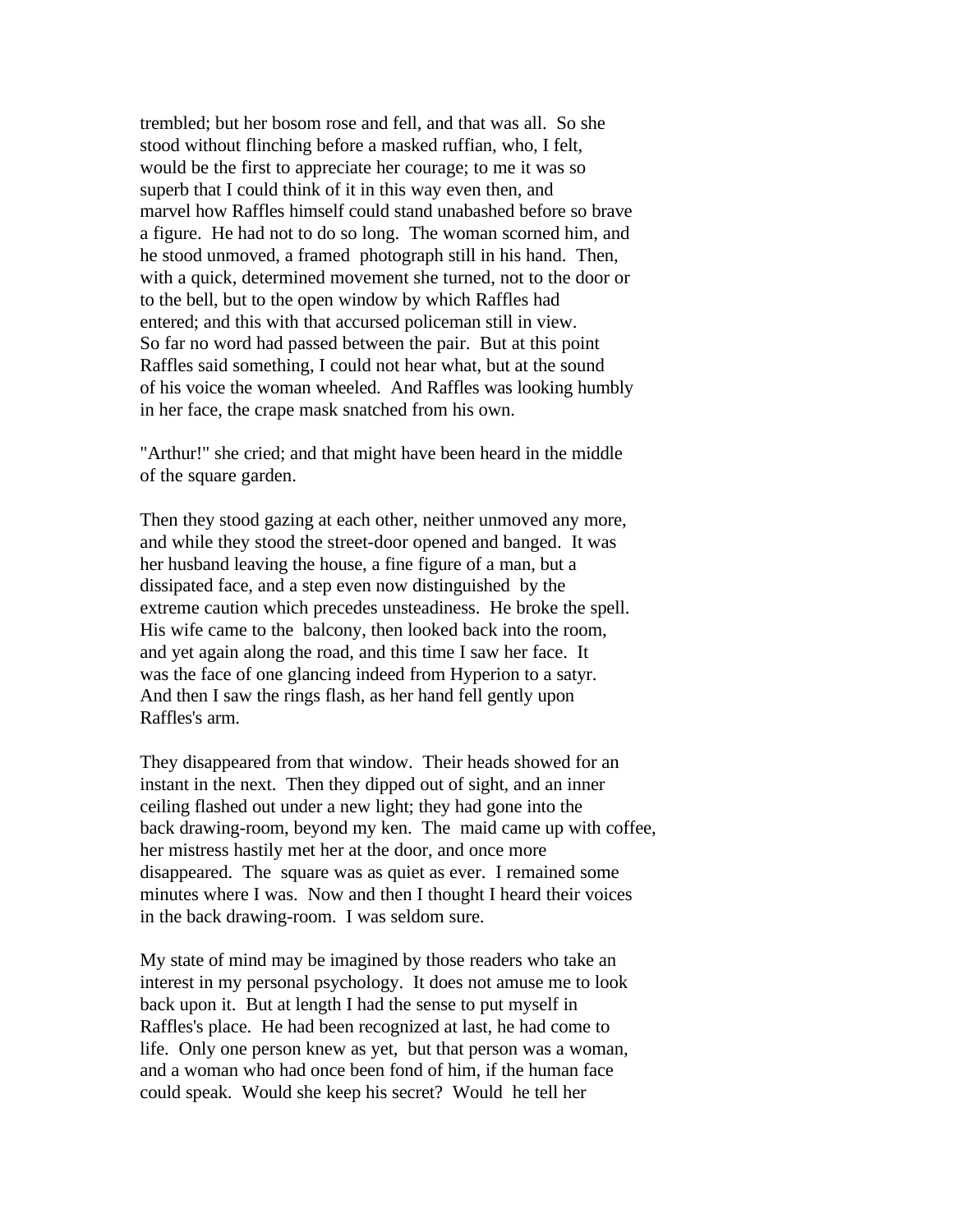trembled; but her bosom rose and fell, and that was all. So she stood without flinching before a masked ruffian, who, I felt, would be the first to appreciate her courage; to me it was so superb that I could think of it in this way even then, and marvel how Raffles himself could stand unabashed before so brave a figure. He had not to do so long. The woman scorned him, and he stood unmoved, a framed photograph still in his hand. Then, with a quick, determined movement she turned, not to the door or to the bell, but to the open window by which Raffles had entered; and this with that accursed policeman still in view. So far no word had passed between the pair. But at this point Raffles said something, I could not hear what, but at the sound of his voice the woman wheeled. And Raffles was looking humbly in her face, the crape mask snatched from his own.

"Arthur!" she cried; and that might have been heard in the middle of the square garden.

Then they stood gazing at each other, neither unmoved any more, and while they stood the street-door opened and banged. It was her husband leaving the house, a fine figure of a man, but a dissipated face, and a step even now distinguished by the extreme caution which precedes unsteadiness. He broke the spell. His wife came to the balcony, then looked back into the room, and yet again along the road, and this time I saw her face. It was the face of one glancing indeed from Hyperion to a satyr. And then I saw the rings flash, as her hand fell gently upon Raffles's arm.

They disappeared from that window. Their heads showed for an instant in the next. Then they dipped out of sight, and an inner ceiling flashed out under a new light; they had gone into the back drawing-room, beyond my ken. The maid came up with coffee, her mistress hastily met her at the door, and once more disappeared. The square was as quiet as ever. I remained some minutes where I was. Now and then I thought I heard their voices in the back drawing-room. I was seldom sure.

My state of mind may be imagined by those readers who take an interest in my personal psychology. It does not amuse me to look back upon it. But at length I had the sense to put myself in Raffles's place. He had been recognized at last, he had come to life. Only one person knew as yet, but that person was a woman, and a woman who had once been fond of him, if the human face could speak. Would she keep his secret? Would he tell her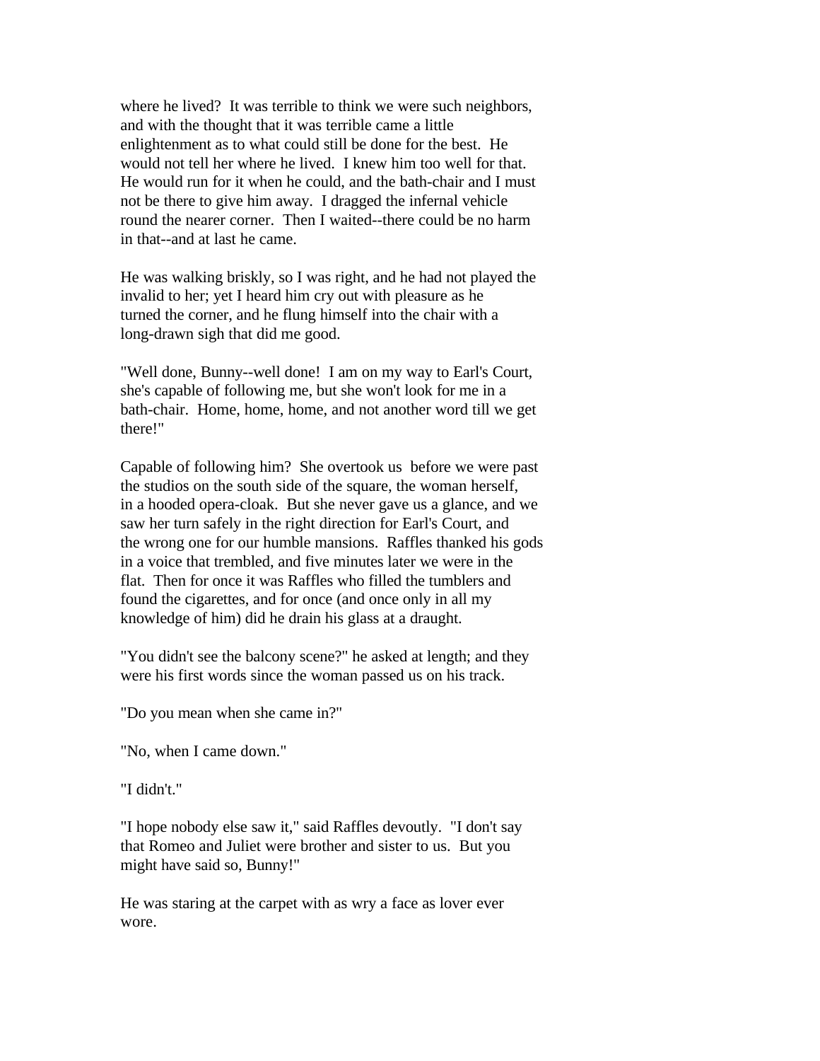where he lived? It was terrible to think we were such neighbors, and with the thought that it was terrible came a little enlightenment as to what could still be done for the best. He would not tell her where he lived. I knew him too well for that. He would run for it when he could, and the bath-chair and I must not be there to give him away. I dragged the infernal vehicle round the nearer corner. Then I waited--there could be no harm in that--and at last he came.

He was walking briskly, so I was right, and he had not played the invalid to her; yet I heard him cry out with pleasure as he turned the corner, and he flung himself into the chair with a long-drawn sigh that did me good.

"Well done, Bunny--well done! I am on my way to Earl's Court, she's capable of following me, but she won't look for me in a bath-chair. Home, home, home, and not another word till we get there!"

Capable of following him? She overtook us before we were past the studios on the south side of the square, the woman herself, in a hooded opera-cloak. But she never gave us a glance, and we saw her turn safely in the right direction for Earl's Court, and the wrong one for our humble mansions. Raffles thanked his gods in a voice that trembled, and five minutes later we were in the flat. Then for once it was Raffles who filled the tumblers and found the cigarettes, and for once (and once only in all my knowledge of him) did he drain his glass at a draught.

"You didn't see the balcony scene?" he asked at length; and they were his first words since the woman passed us on his track.

"Do you mean when she came in?"

"No, when I came down."

"I didn't."

"I hope nobody else saw it," said Raffles devoutly. "I don't say that Romeo and Juliet were brother and sister to us. But you might have said so, Bunny!"

He was staring at the carpet with as wry a face as lover ever wore.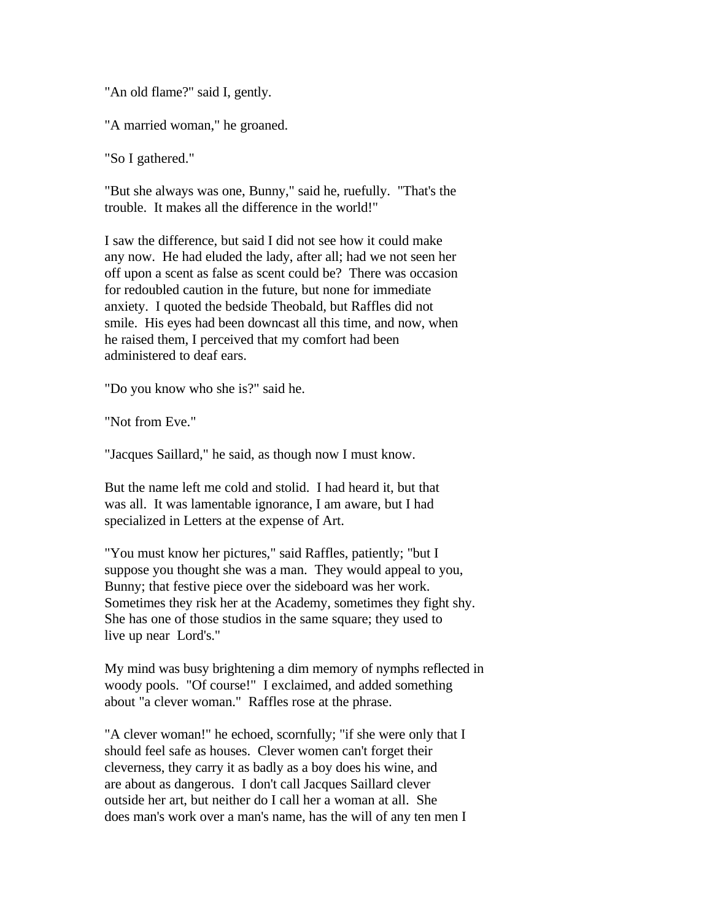"An old flame?" said I, gently.

"A married woman," he groaned.

"So I gathered."

"But she always was one, Bunny," said he, ruefully. "That's the trouble. It makes all the difference in the world!"

I saw the difference, but said I did not see how it could make any now. He had eluded the lady, after all; had we not seen her off upon a scent as false as scent could be? There was occasion for redoubled caution in the future, but none for immediate anxiety. I quoted the bedside Theobald, but Raffles did not smile. His eyes had been downcast all this time, and now, when he raised them, I perceived that my comfort had been administered to deaf ears.

"Do you know who she is?" said he.

"Not from Eve."

"Jacques Saillard," he said, as though now I must know.

But the name left me cold and stolid. I had heard it, but that was all. It was lamentable ignorance, I am aware, but I had specialized in Letters at the expense of Art.

"You must know her pictures," said Raffles, patiently; "but I suppose you thought she was a man. They would appeal to you, Bunny; that festive piece over the sideboard was her work. Sometimes they risk her at the Academy, sometimes they fight shy. She has one of those studios in the same square; they used to live up near Lord's."

My mind was busy brightening a dim memory of nymphs reflected in woody pools. "Of course!" I exclaimed, and added something about "a clever woman." Raffles rose at the phrase.

"A clever woman!" he echoed, scornfully; "if she were only that I should feel safe as houses. Clever women can't forget their cleverness, they carry it as badly as a boy does his wine, and are about as dangerous. I don't call Jacques Saillard clever outside her art, but neither do I call her a woman at all. She does man's work over a man's name, has the will of any ten men I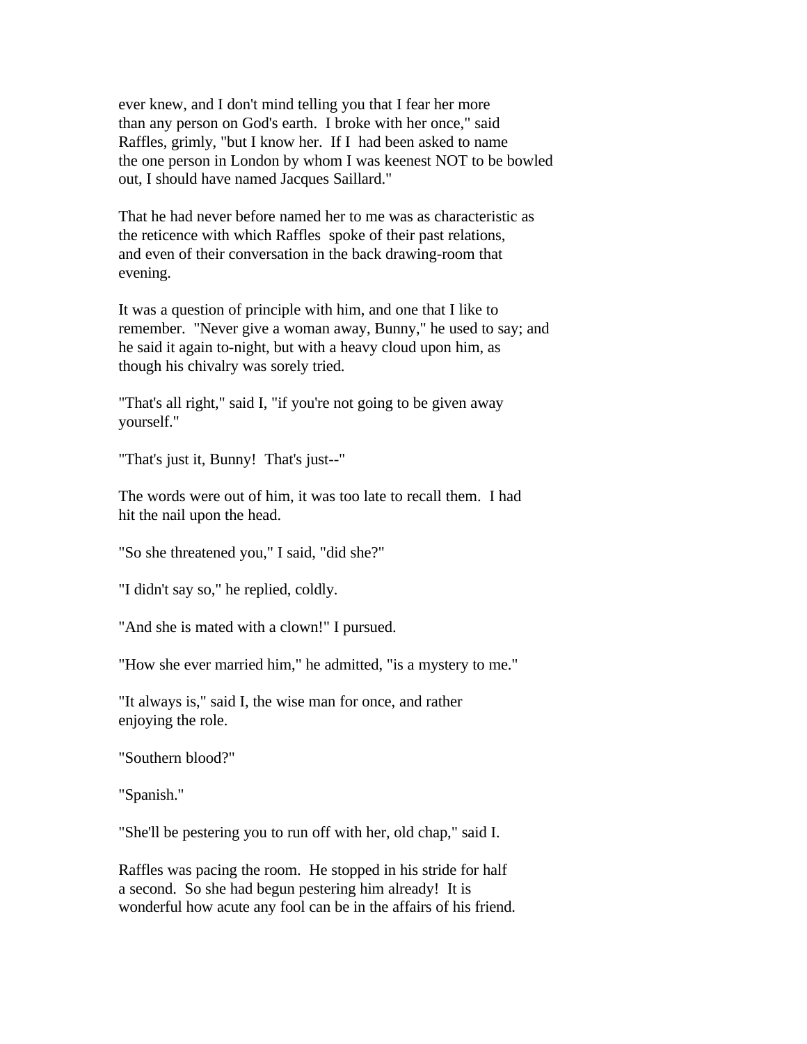ever knew, and I don't mind telling you that I fear her more than any person on God's earth. I broke with her once," said Raffles, grimly, "but I know her. If I had been asked to name the one person in London by whom I was keenest NOT to be bowled out, I should have named Jacques Saillard."

That he had never before named her to me was as characteristic as the reticence with which Raffles spoke of their past relations, and even of their conversation in the back drawing-room that evening.

It was a question of principle with him, and one that I like to remember. "Never give a woman away, Bunny," he used to say; and he said it again to-night, but with a heavy cloud upon him, as though his chivalry was sorely tried.

"That's all right," said I, "if you're not going to be given away yourself."

"That's just it, Bunny! That's just--"

The words were out of him, it was too late to recall them. I had hit the nail upon the head.

"So she threatened you," I said, "did she?"

"I didn't say so," he replied, coldly.

"And she is mated with a clown!" I pursued.

"How she ever married him," he admitted, "is a mystery to me."

"It always is," said I, the wise man for once, and rather enjoying the role.

"Southern blood?"

"Spanish."

"She'll be pestering you to run off with her, old chap," said I.

Raffles was pacing the room. He stopped in his stride for half a second. So she had begun pestering him already! It is wonderful how acute any fool can be in the affairs of his friend.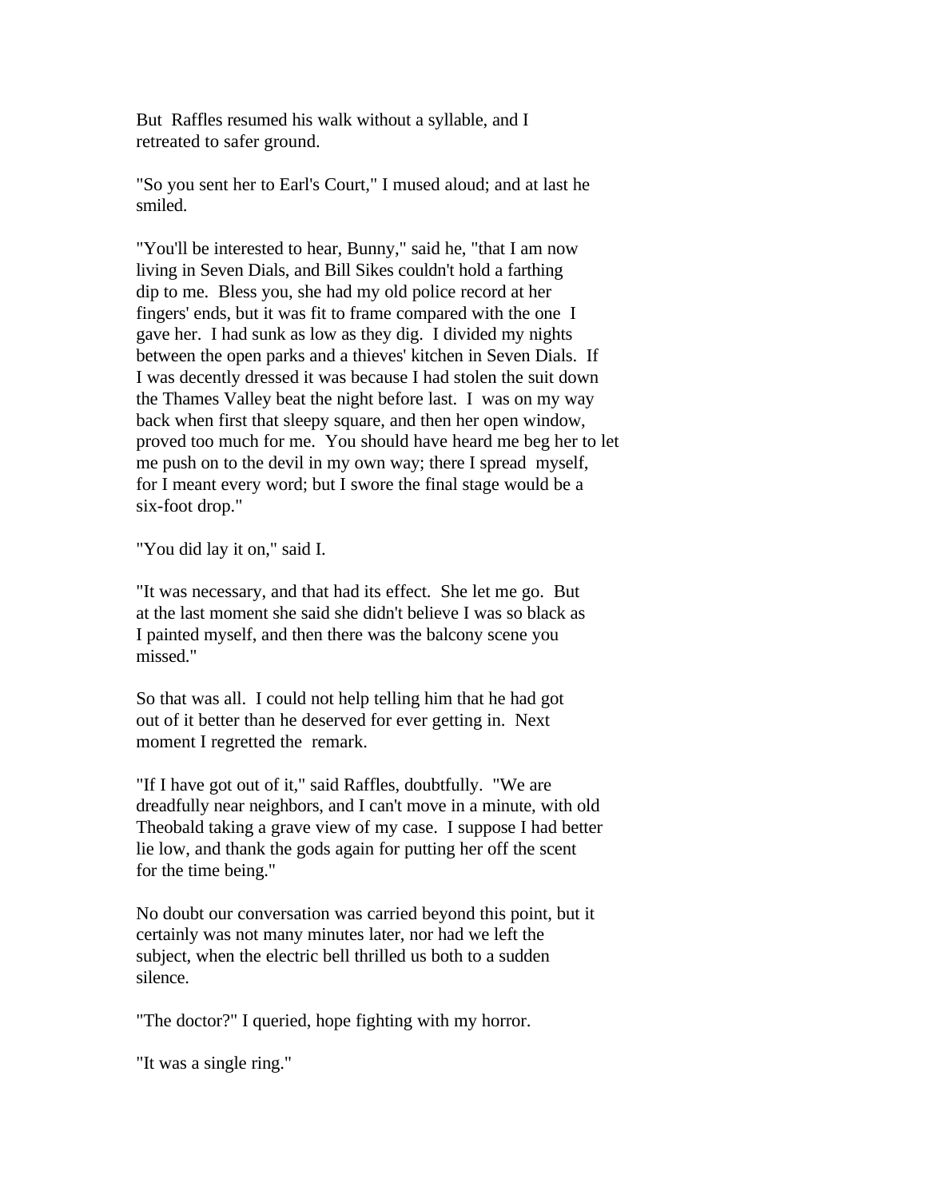But Raffles resumed his walk without a syllable, and I retreated to safer ground.

"So you sent her to Earl's Court," I mused aloud; and at last he smiled.

"You'll be interested to hear, Bunny," said he, "that I am now living in Seven Dials, and Bill Sikes couldn't hold a farthing dip to me. Bless you, she had my old police record at her fingers' ends, but it was fit to frame compared with the one I gave her. I had sunk as low as they dig. I divided my nights between the open parks and a thieves' kitchen in Seven Dials. If I was decently dressed it was because I had stolen the suit down the Thames Valley beat the night before last. I was on my way back when first that sleepy square, and then her open window, proved too much for me. You should have heard me beg her to let me push on to the devil in my own way; there I spread myself, for I meant every word; but I swore the final stage would be a six-foot drop."

"You did lay it on," said I.

"It was necessary, and that had its effect. She let me go. But at the last moment she said she didn't believe I was so black as I painted myself, and then there was the balcony scene you missed."

So that was all. I could not help telling him that he had got out of it better than he deserved for ever getting in. Next moment I regretted the remark.

"If I have got out of it," said Raffles, doubtfully. "We are dreadfully near neighbors, and I can't move in a minute, with old Theobald taking a grave view of my case. I suppose I had better lie low, and thank the gods again for putting her off the scent for the time being."

No doubt our conversation was carried beyond this point, but it certainly was not many minutes later, nor had we left the subject, when the electric bell thrilled us both to a sudden silence.

"The doctor?" I queried, hope fighting with my horror.

"It was a single ring."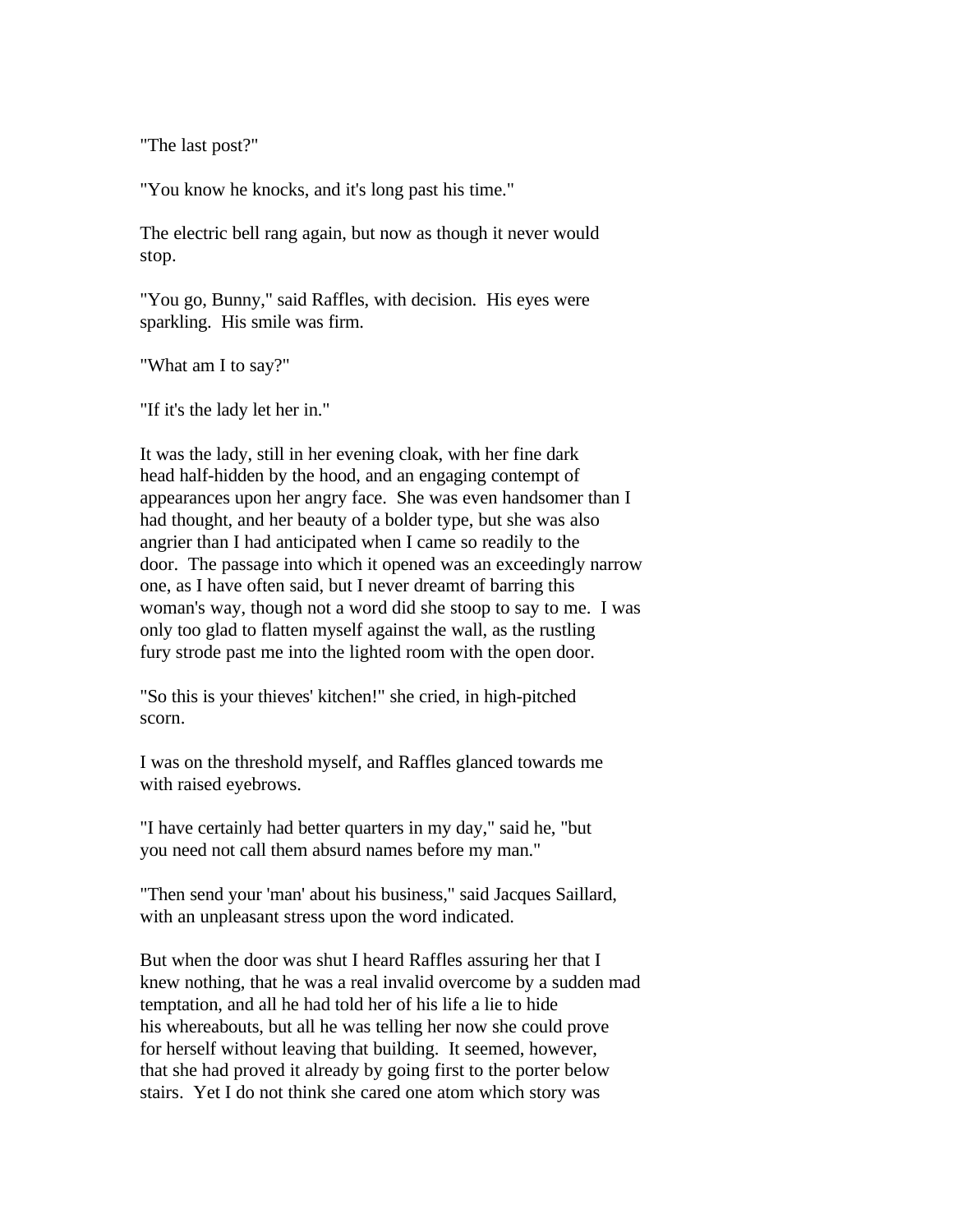"The last post?"

"You know he knocks, and it's long past his time."

The electric bell rang again, but now as though it never would stop.

"You go, Bunny," said Raffles, with decision. His eyes were sparkling. His smile was firm.

"What am I to say?"

"If it's the lady let her in."

It was the lady, still in her evening cloak, with her fine dark head half-hidden by the hood, and an engaging contempt of appearances upon her angry face. She was even handsomer than I had thought, and her beauty of a bolder type, but she was also angrier than I had anticipated when I came so readily to the door. The passage into which it opened was an exceedingly narrow one, as I have often said, but I never dreamt of barring this woman's way, though not a word did she stoop to say to me. I was only too glad to flatten myself against the wall, as the rustling fury strode past me into the lighted room with the open door.

"So this is your thieves' kitchen!" she cried, in high-pitched scorn.

I was on the threshold myself, and Raffles glanced towards me with raised eyebrows.

"I have certainly had better quarters in my day," said he, "but you need not call them absurd names before my man."

"Then send your 'man' about his business," said Jacques Saillard, with an unpleasant stress upon the word indicated.

But when the door was shut I heard Raffles assuring her that I knew nothing, that he was a real invalid overcome by a sudden mad temptation, and all he had told her of his life a lie to hide his whereabouts, but all he was telling her now she could prove for herself without leaving that building. It seemed, however, that she had proved it already by going first to the porter below stairs. Yet I do not think she cared one atom which story was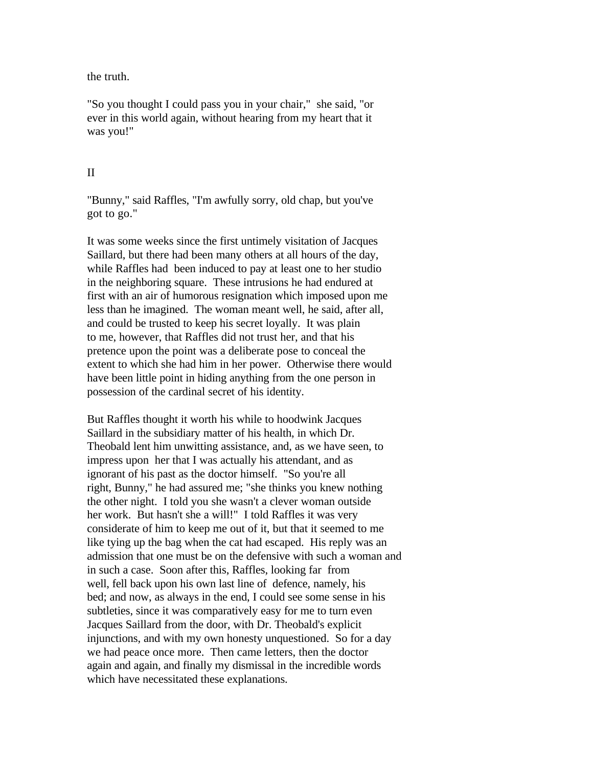the truth.

"So you thought I could pass you in your chair," she said, "or ever in this world again, without hearing from my heart that it was you!"

## II

"Bunny," said Raffles, "I'm awfully sorry, old chap, but you've got to go."

It was some weeks since the first untimely visitation of Jacques Saillard, but there had been many others at all hours of the day, while Raffles had been induced to pay at least one to her studio in the neighboring square. These intrusions he had endured at first with an air of humorous resignation which imposed upon me less than he imagined. The woman meant well, he said, after all, and could be trusted to keep his secret loyally. It was plain to me, however, that Raffles did not trust her, and that his pretence upon the point was a deliberate pose to conceal the extent to which she had him in her power. Otherwise there would have been little point in hiding anything from the one person in possession of the cardinal secret of his identity.

But Raffles thought it worth his while to hoodwink Jacques Saillard in the subsidiary matter of his health, in which Dr. Theobald lent him unwitting assistance, and, as we have seen, to impress upon her that I was actually his attendant, and as ignorant of his past as the doctor himself. "So you're all right, Bunny," he had assured me; "she thinks you knew nothing the other night. I told you she wasn't a clever woman outside her work. But hasn't she a will!" I told Raffles it was very considerate of him to keep me out of it, but that it seemed to me like tying up the bag when the cat had escaped. His reply was an admission that one must be on the defensive with such a woman and in such a case. Soon after this, Raffles, looking far from well, fell back upon his own last line of defence, namely, his bed; and now, as always in the end, I could see some sense in his subtleties, since it was comparatively easy for me to turn even Jacques Saillard from the door, with Dr. Theobald's explicit injunctions, and with my own honesty unquestioned. So for a day we had peace once more. Then came letters, then the doctor again and again, and finally my dismissal in the incredible words which have necessitated these explanations.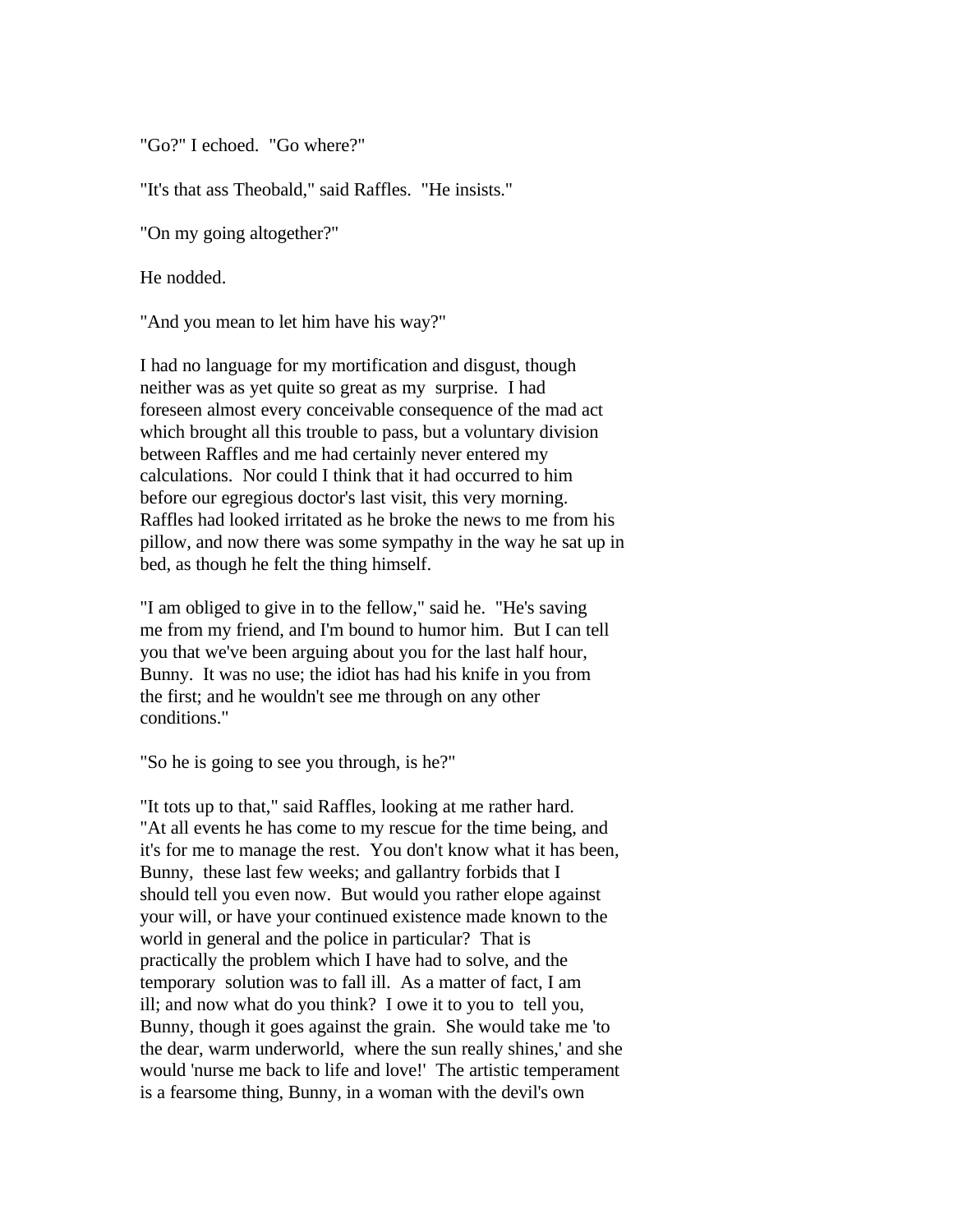"Go?" I echoed. "Go where?"

"It's that ass Theobald," said Raffles. "He insists."

"On my going altogether?"

He nodded.

"And you mean to let him have his way?"

I had no language for my mortification and disgust, though neither was as yet quite so great as my surprise. I had foreseen almost every conceivable consequence of the mad act which brought all this trouble to pass, but a voluntary division between Raffles and me had certainly never entered my calculations. Nor could I think that it had occurred to him before our egregious doctor's last visit, this very morning. Raffles had looked irritated as he broke the news to me from his pillow, and now there was some sympathy in the way he sat up in bed, as though he felt the thing himself.

"I am obliged to give in to the fellow," said he. "He's saving me from my friend, and I'm bound to humor him. But I can tell you that we've been arguing about you for the last half hour, Bunny. It was no use; the idiot has had his knife in you from the first; and he wouldn't see me through on any other conditions."

"So he is going to see you through, is he?"

"It tots up to that," said Raffles, looking at me rather hard. "At all events he has come to my rescue for the time being, and it's for me to manage the rest. You don't know what it has been, Bunny, these last few weeks; and gallantry forbids that I should tell you even now. But would you rather elope against your will, or have your continued existence made known to the world in general and the police in particular? That is practically the problem which I have had to solve, and the temporary solution was to fall ill. As a matter of fact, I am ill; and now what do you think? I owe it to you to tell you, Bunny, though it goes against the grain. She would take me 'to the dear, warm underworld, where the sun really shines,' and she would 'nurse me back to life and love!' The artistic temperament is a fearsome thing, Bunny, in a woman with the devil's own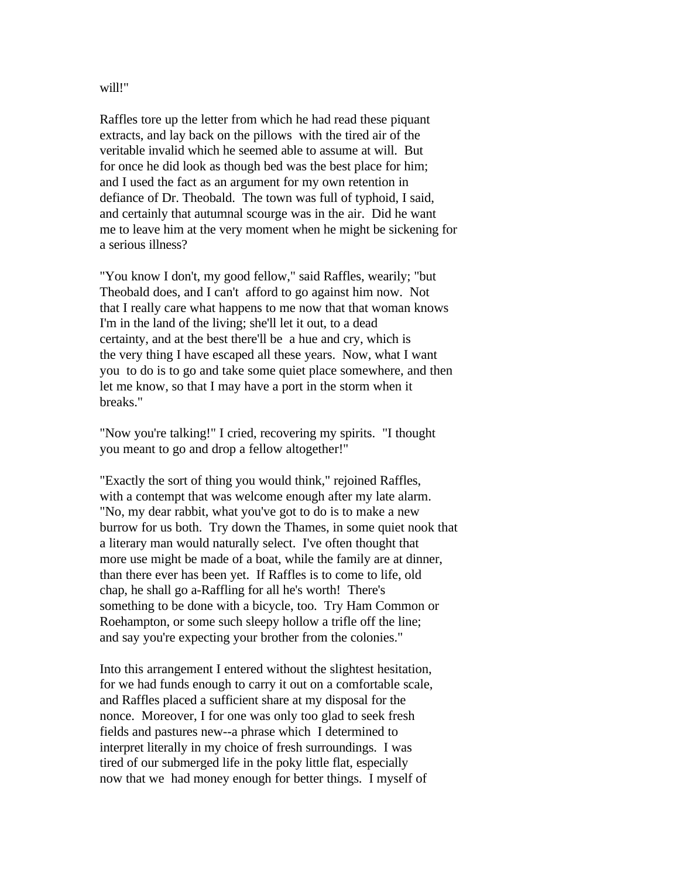will!"

Raffles tore up the letter from which he had read these piquant extracts, and lay back on the pillows with the tired air of the veritable invalid which he seemed able to assume at will. But for once he did look as though bed was the best place for him; and I used the fact as an argument for my own retention in defiance of Dr. Theobald. The town was full of typhoid, I said, and certainly that autumnal scourge was in the air. Did he want me to leave him at the very moment when he might be sickening for a serious illness?

"You know I don't, my good fellow," said Raffles, wearily; "but Theobald does, and I can't afford to go against him now. Not that I really care what happens to me now that that woman knows I'm in the land of the living; she'll let it out, to a dead certainty, and at the best there'll be a hue and cry, which is the very thing I have escaped all these years. Now, what I want you to do is to go and take some quiet place somewhere, and then let me know, so that I may have a port in the storm when it breaks."

"Now you're talking!" I cried, recovering my spirits. "I thought you meant to go and drop a fellow altogether!"

"Exactly the sort of thing you would think," rejoined Raffles, with a contempt that was welcome enough after my late alarm. "No, my dear rabbit, what you've got to do is to make a new burrow for us both. Try down the Thames, in some quiet nook that a literary man would naturally select. I've often thought that more use might be made of a boat, while the family are at dinner, than there ever has been yet. If Raffles is to come to life, old chap, he shall go a-Raffling for all he's worth! There's something to be done with a bicycle, too. Try Ham Common or Roehampton, or some such sleepy hollow a trifle off the line; and say you're expecting your brother from the colonies."

Into this arrangement I entered without the slightest hesitation, for we had funds enough to carry it out on a comfortable scale, and Raffles placed a sufficient share at my disposal for the nonce. Moreover, I for one was only too glad to seek fresh fields and pastures new--a phrase which I determined to interpret literally in my choice of fresh surroundings. I was tired of our submerged life in the poky little flat, especially now that we had money enough for better things. I myself of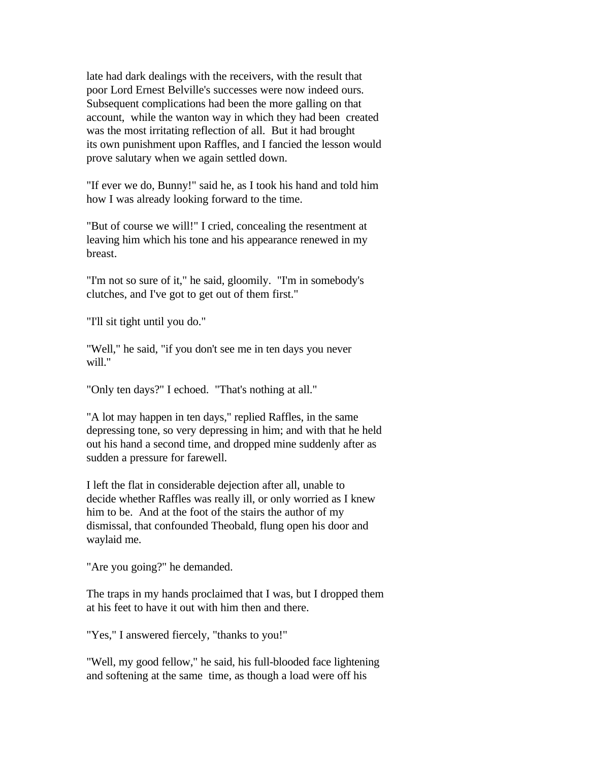late had dark dealings with the receivers, with the result that poor Lord Ernest Belville's successes were now indeed ours. Subsequent complications had been the more galling on that account, while the wanton way in which they had been created was the most irritating reflection of all. But it had brought its own punishment upon Raffles, and I fancied the lesson would prove salutary when we again settled down.

"If ever we do, Bunny!" said he, as I took his hand and told him how I was already looking forward to the time.

"But of course we will!" I cried, concealing the resentment at leaving him which his tone and his appearance renewed in my breast.

"I'm not so sure of it," he said, gloomily. "I'm in somebody's clutches, and I've got to get out of them first."

"I'll sit tight until you do."

"Well," he said, "if you don't see me in ten days you never will."

"Only ten days?" I echoed. "That's nothing at all."

"A lot may happen in ten days," replied Raffles, in the same depressing tone, so very depressing in him; and with that he held out his hand a second time, and dropped mine suddenly after as sudden a pressure for farewell.

I left the flat in considerable dejection after all, unable to decide whether Raffles was really ill, or only worried as I knew him to be. And at the foot of the stairs the author of my dismissal, that confounded Theobald, flung open his door and waylaid me.

"Are you going?" he demanded.

The traps in my hands proclaimed that I was, but I dropped them at his feet to have it out with him then and there.

"Yes," I answered fiercely, "thanks to you!"

"Well, my good fellow," he said, his full-blooded face lightening and softening at the same time, as though a load were off his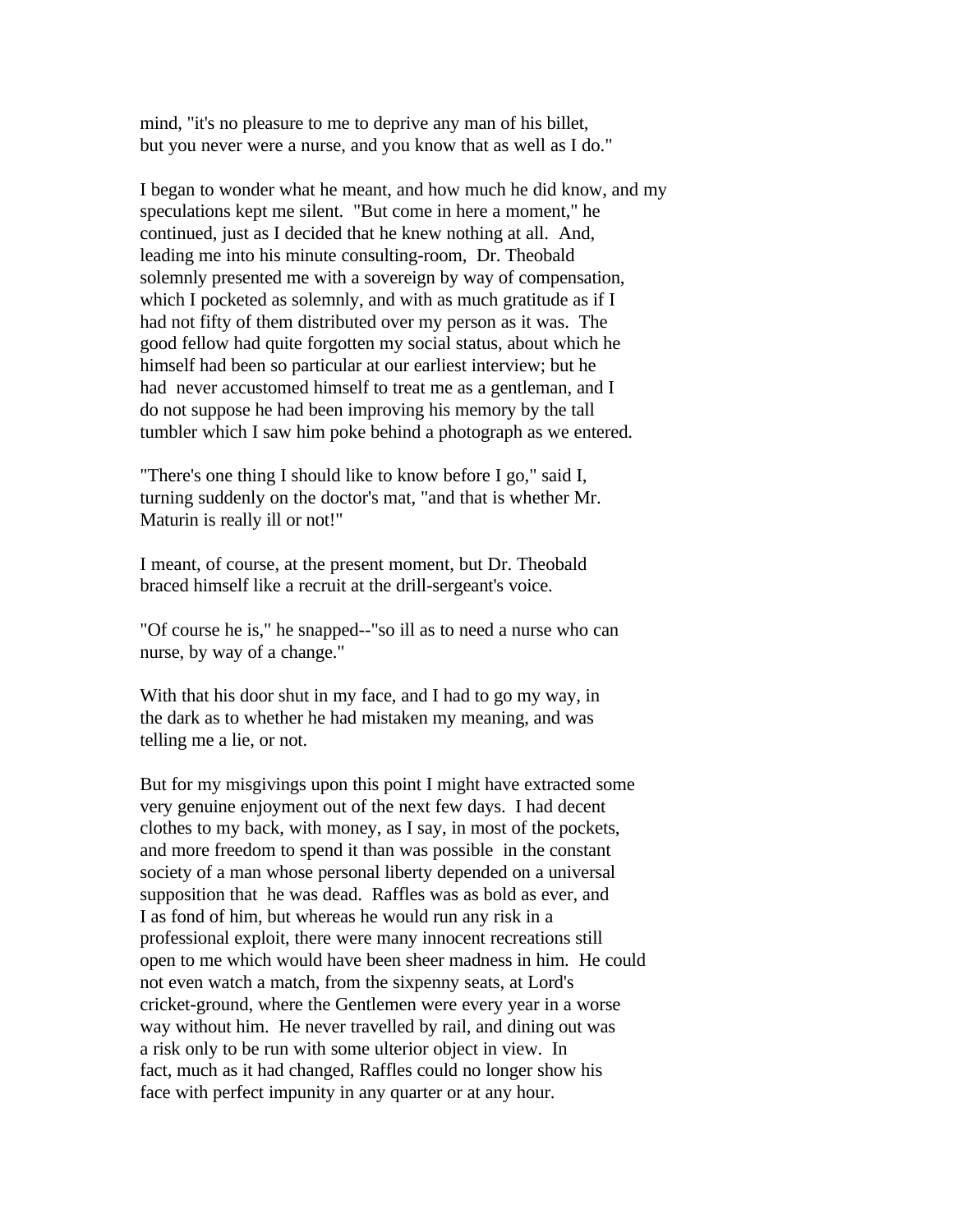mind, "it's no pleasure to me to deprive any man of his billet, but you never were a nurse, and you know that as well as I do."

I began to wonder what he meant, and how much he did know, and my speculations kept me silent. "But come in here a moment," he continued, just as I decided that he knew nothing at all. And, leading me into his minute consulting-room, Dr. Theobald solemnly presented me with a sovereign by way of compensation, which I pocketed as solemnly, and with as much gratitude as if I had not fifty of them distributed over my person as it was. The good fellow had quite forgotten my social status, about which he himself had been so particular at our earliest interview; but he had never accustomed himself to treat me as a gentleman, and I do not suppose he had been improving his memory by the tall tumbler which I saw him poke behind a photograph as we entered.

"There's one thing I should like to know before I go," said I, turning suddenly on the doctor's mat, "and that is whether Mr. Maturin is really ill or not!"

I meant, of course, at the present moment, but Dr. Theobald braced himself like a recruit at the drill-sergeant's voice.

"Of course he is," he snapped--"so ill as to need a nurse who can nurse, by way of a change."

With that his door shut in my face, and I had to go my way, in the dark as to whether he had mistaken my meaning, and was telling me a lie, or not.

But for my misgivings upon this point I might have extracted some very genuine enjoyment out of the next few days. I had decent clothes to my back, with money, as I say, in most of the pockets, and more freedom to spend it than was possible in the constant society of a man whose personal liberty depended on a universal supposition that he was dead. Raffles was as bold as ever, and I as fond of him, but whereas he would run any risk in a professional exploit, there were many innocent recreations still open to me which would have been sheer madness in him. He could not even watch a match, from the sixpenny seats, at Lord's cricket-ground, where the Gentlemen were every year in a worse way without him. He never travelled by rail, and dining out was a risk only to be run with some ulterior object in view. In fact, much as it had changed, Raffles could no longer show his face with perfect impunity in any quarter or at any hour.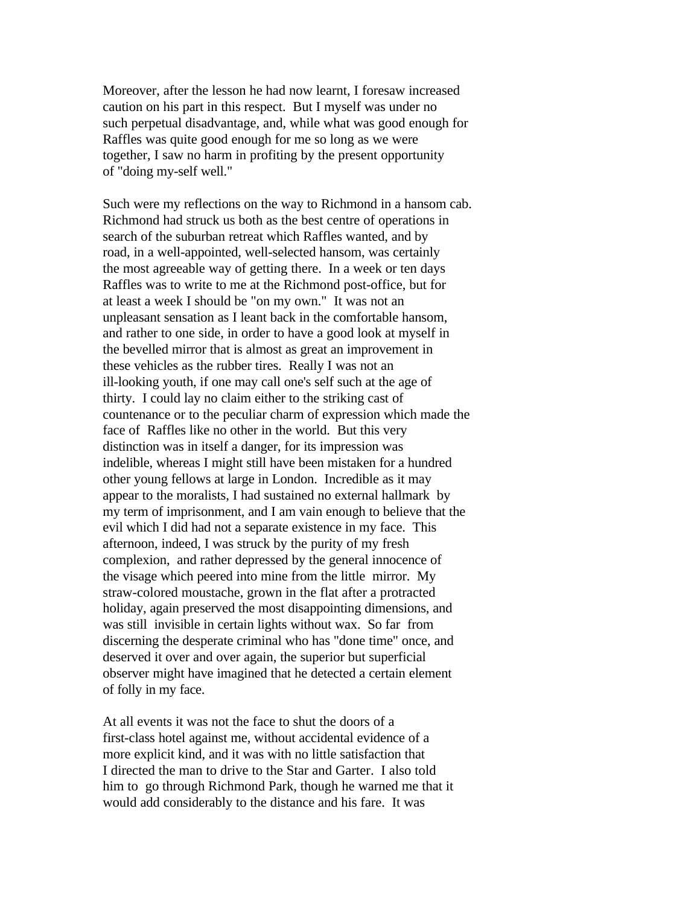Moreover, after the lesson he had now learnt, I foresaw increased caution on his part in this respect. But I myself was under no such perpetual disadvantage, and, while what was good enough for Raffles was quite good enough for me so long as we were together, I saw no harm in profiting by the present opportunity of "doing my-self well."

Such were my reflections on the way to Richmond in a hansom cab. Richmond had struck us both as the best centre of operations in search of the suburban retreat which Raffles wanted, and by road, in a well-appointed, well-selected hansom, was certainly the most agreeable way of getting there. In a week or ten days Raffles was to write to me at the Richmond post-office, but for at least a week I should be "on my own." It was not an unpleasant sensation as I leant back in the comfortable hansom, and rather to one side, in order to have a good look at myself in the bevelled mirror that is almost as great an improvement in these vehicles as the rubber tires. Really I was not an ill-looking youth, if one may call one's self such at the age of thirty. I could lay no claim either to the striking cast of countenance or to the peculiar charm of expression which made the face of Raffles like no other in the world. But this very distinction was in itself a danger, for its impression was indelible, whereas I might still have been mistaken for a hundred other young fellows at large in London. Incredible as it may appear to the moralists, I had sustained no external hallmark by my term of imprisonment, and I am vain enough to believe that the evil which I did had not a separate existence in my face. This afternoon, indeed, I was struck by the purity of my fresh complexion, and rather depressed by the general innocence of the visage which peered into mine from the little mirror. My straw-colored moustache, grown in the flat after a protracted holiday, again preserved the most disappointing dimensions, and was still invisible in certain lights without wax. So far from discerning the desperate criminal who has "done time" once, and deserved it over and over again, the superior but superficial observer might have imagined that he detected a certain element of folly in my face.

At all events it was not the face to shut the doors of a first-class hotel against me, without accidental evidence of a more explicit kind, and it was with no little satisfaction that I directed the man to drive to the Star and Garter. I also told him to go through Richmond Park, though he warned me that it would add considerably to the distance and his fare. It was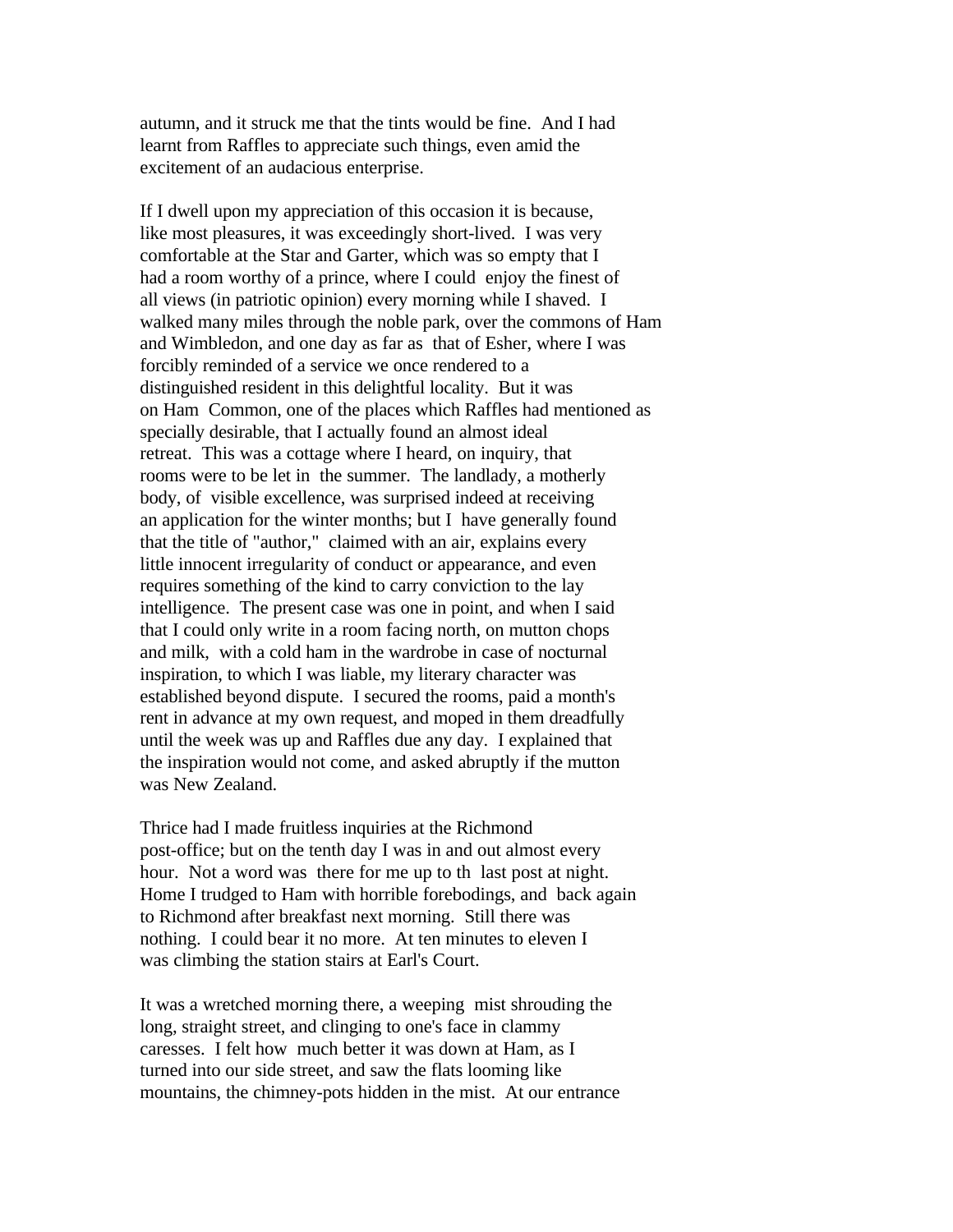autumn, and it struck me that the tints would be fine. And I had learnt from Raffles to appreciate such things, even amid the excitement of an audacious enterprise.

If I dwell upon my appreciation of this occasion it is because, like most pleasures, it was exceedingly short-lived. I was very comfortable at the Star and Garter, which was so empty that I had a room worthy of a prince, where I could enjoy the finest of all views (in patriotic opinion) every morning while I shaved. I walked many miles through the noble park, over the commons of Ham and Wimbledon, and one day as far as that of Esher, where I was forcibly reminded of a service we once rendered to a distinguished resident in this delightful locality. But it was on Ham Common, one of the places which Raffles had mentioned as specially desirable, that I actually found an almost ideal retreat. This was a cottage where I heard, on inquiry, that rooms were to be let in the summer. The landlady, a motherly body, of visible excellence, was surprised indeed at receiving an application for the winter months; but I have generally found that the title of "author," claimed with an air, explains every little innocent irregularity of conduct or appearance, and even requires something of the kind to carry conviction to the lay intelligence. The present case was one in point, and when I said that I could only write in a room facing north, on mutton chops and milk, with a cold ham in the wardrobe in case of nocturnal inspiration, to which I was liable, my literary character was established beyond dispute. I secured the rooms, paid a month's rent in advance at my own request, and moped in them dreadfully until the week was up and Raffles due any day. I explained that the inspiration would not come, and asked abruptly if the mutton was New Zealand.

Thrice had I made fruitless inquiries at the Richmond post-office; but on the tenth day I was in and out almost every hour. Not a word was there for me up to th last post at night. Home I trudged to Ham with horrible forebodings, and back again to Richmond after breakfast next morning. Still there was nothing. I could bear it no more. At ten minutes to eleven I was climbing the station stairs at Earl's Court.

It was a wretched morning there, a weeping mist shrouding the long, straight street, and clinging to one's face in clammy caresses. I felt how much better it was down at Ham, as I turned into our side street, and saw the flats looming like mountains, the chimney-pots hidden in the mist. At our entrance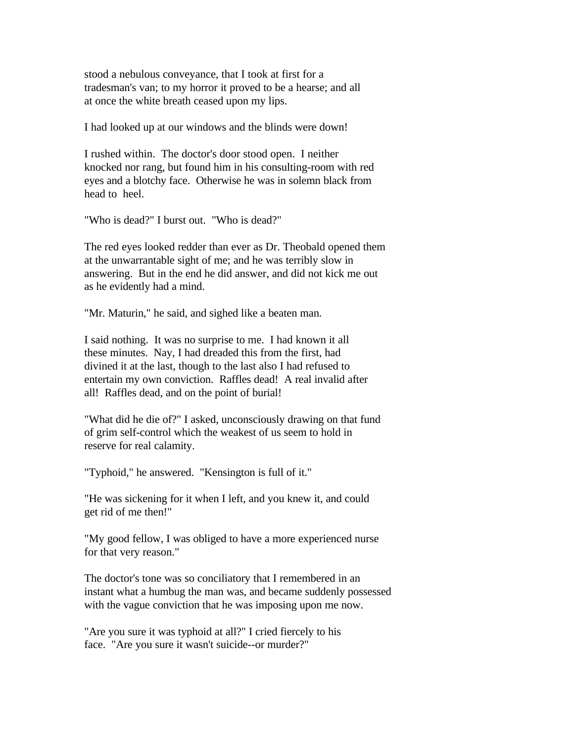stood a nebulous conveyance, that I took at first for a tradesman's van; to my horror it proved to be a hearse; and all at once the white breath ceased upon my lips.

I had looked up at our windows and the blinds were down!

I rushed within. The doctor's door stood open. I neither knocked nor rang, but found him in his consulting-room with red eyes and a blotchy face. Otherwise he was in solemn black from head to heel.

"Who is dead?" I burst out. "Who is dead?"

The red eyes looked redder than ever as Dr. Theobald opened them at the unwarrantable sight of me; and he was terribly slow in answering. But in the end he did answer, and did not kick me out as he evidently had a mind.

"Mr. Maturin," he said, and sighed like a beaten man.

I said nothing. It was no surprise to me. I had known it all these minutes. Nay, I had dreaded this from the first, had divined it at the last, though to the last also I had refused to entertain my own conviction. Raffles dead! A real invalid after all! Raffles dead, and on the point of burial!

"What did he die of?" I asked, unconsciously drawing on that fund of grim self-control which the weakest of us seem to hold in reserve for real calamity.

"Typhoid," he answered. "Kensington is full of it."

"He was sickening for it when I left, and you knew it, and could get rid of me then!"

"My good fellow, I was obliged to have a more experienced nurse for that very reason."

The doctor's tone was so conciliatory that I remembered in an instant what a humbug the man was, and became suddenly possessed with the vague conviction that he was imposing upon me now.

"Are you sure it was typhoid at all?" I cried fiercely to his face. "Are you sure it wasn't suicide--or murder?"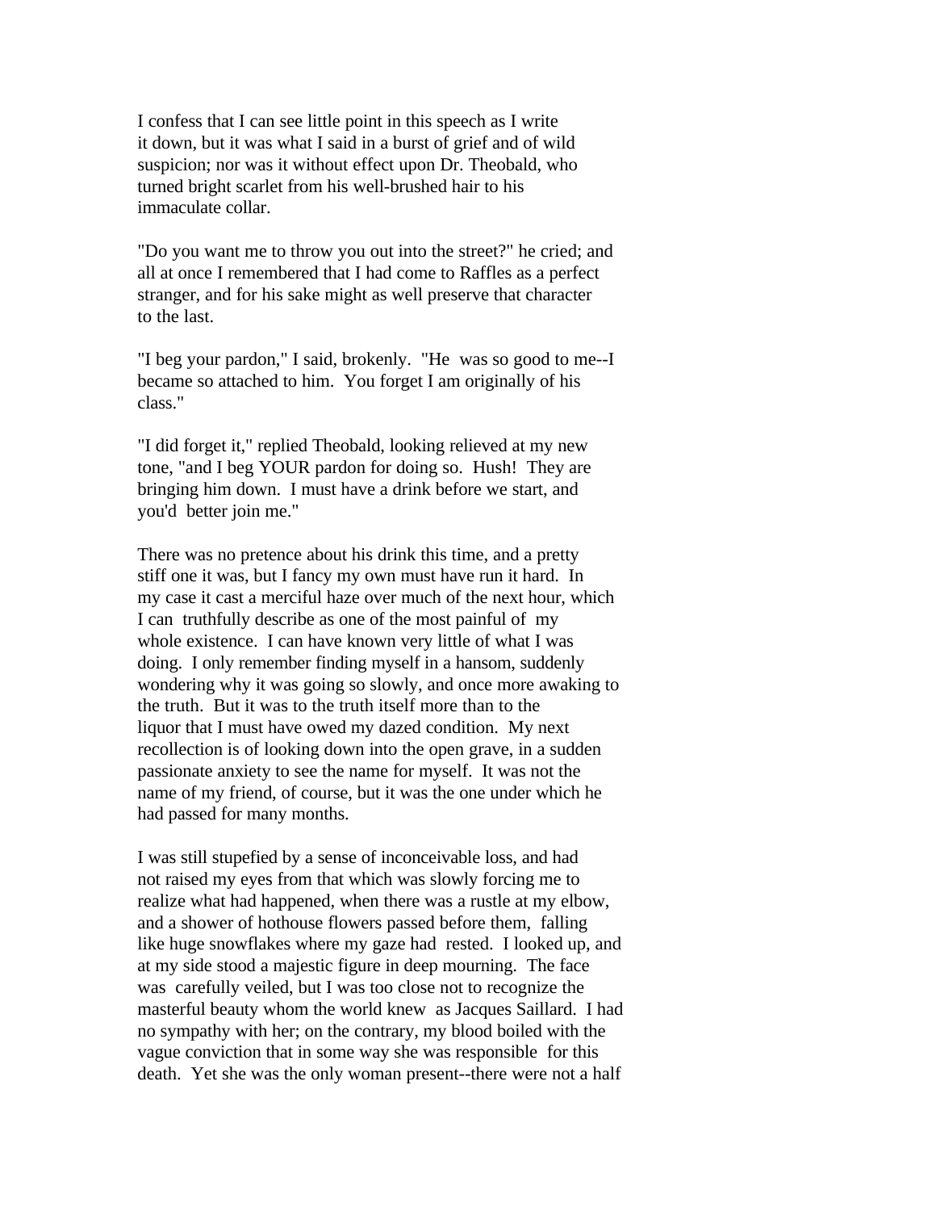I confess that I can see little point in this speech as I write it down, but it was what I said in a burst of grief and of wild suspicion; nor was it without effect upon Dr. Theobald, who turned bright scarlet from his well-brushed hair to his immaculate collar.

"Do you want me to throw you out into the street?" he cried; and all at once I remembered that I had come to Raffles as a perfect stranger, and for his sake might as well preserve that character to the last.

"I beg your pardon," I said, brokenly. "He was so good to me--I became so attached to him. You forget I am originally of his class."

"I did forget it," replied Theobald, looking relieved at my new tone, "and I beg YOUR pardon for doing so. Hush! They are bringing him down. I must have a drink before we start, and you'd better join me."

There was no pretence about his drink this time, and a pretty stiff one it was, but I fancy my own must have run it hard. In my case it cast a merciful haze over much of the next hour, which I can truthfully describe as one of the most painful of my whole existence. I can have known very little of what I was doing. I only remember finding myself in a hansom, suddenly wondering why it was going so slowly, and once more awaking to the truth. But it was to the truth itself more than to the liquor that I must have owed my dazed condition. My next recollection is of looking down into the open grave, in a sudden passionate anxiety to see the name for myself. It was not the name of my friend, of course, but it was the one under which he had passed for many months.

I was still stupefied by a sense of inconceivable loss, and had not raised my eyes from that which was slowly forcing me to realize what had happened, when there was a rustle at my elbow, and a shower of hothouse flowers passed before them, falling like huge snowflakes where my gaze had rested. I looked up, and at my side stood a majestic figure in deep mourning. The face was carefully veiled, but I was too close not to recognize the masterful beauty whom the world knew as Jacques Saillard. I had no sympathy with her; on the contrary, my blood boiled with the vague conviction that in some way she was responsible for this death. Yet she was the only woman present--there were not a half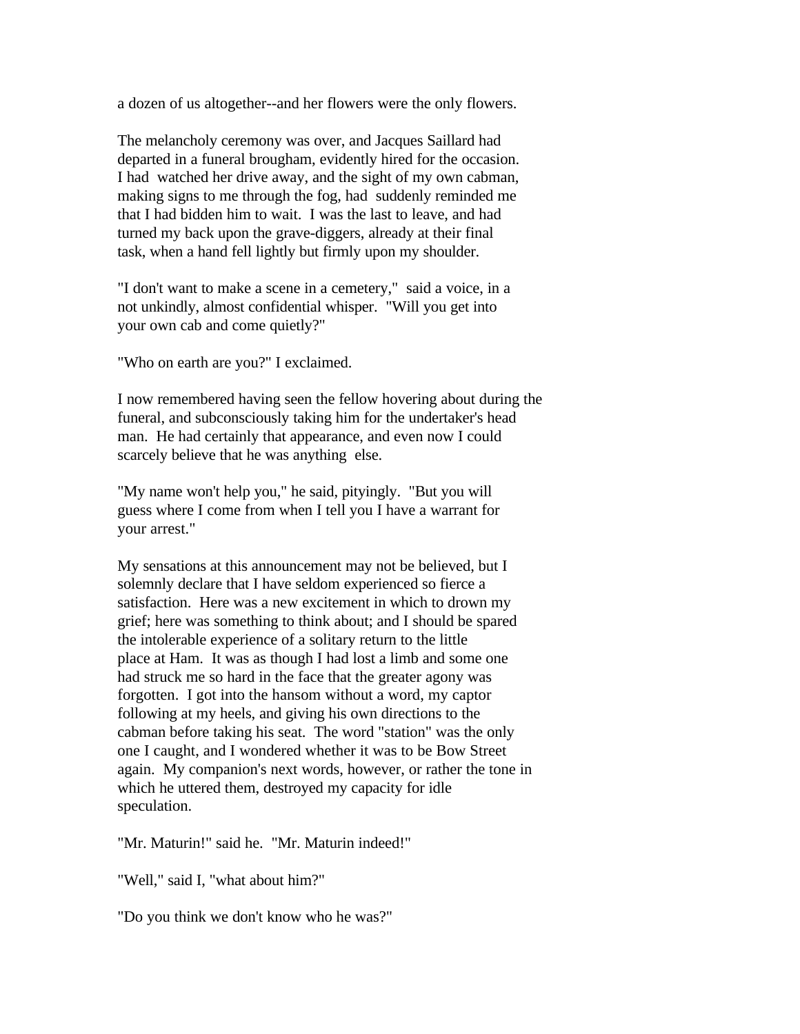a dozen of us altogether--and her flowers were the only flowers.

The melancholy ceremony was over, and Jacques Saillard had departed in a funeral brougham, evidently hired for the occasion. I had watched her drive away, and the sight of my own cabman, making signs to me through the fog, had suddenly reminded me that I had bidden him to wait. I was the last to leave, and had turned my back upon the grave-diggers, already at their final task, when a hand fell lightly but firmly upon my shoulder.

"I don't want to make a scene in a cemetery," said a voice, in a not unkindly, almost confidential whisper. "Will you get into your own cab and come quietly?"

"Who on earth are you?" I exclaimed.

I now remembered having seen the fellow hovering about during the funeral, and subconsciously taking him for the undertaker's head man. He had certainly that appearance, and even now I could scarcely believe that he was anything else.

"My name won't help you," he said, pityingly. "But you will guess where I come from when I tell you I have a warrant for your arrest."

My sensations at this announcement may not be believed, but I solemnly declare that I have seldom experienced so fierce a satisfaction. Here was a new excitement in which to drown my grief; here was something to think about; and I should be spared the intolerable experience of a solitary return to the little place at Ham. It was as though I had lost a limb and some one had struck me so hard in the face that the greater agony was forgotten. I got into the hansom without a word, my captor following at my heels, and giving his own directions to the cabman before taking his seat. The word "station" was the only one I caught, and I wondered whether it was to be Bow Street again. My companion's next words, however, or rather the tone in which he uttered them, destroyed my capacity for idle speculation.

"Mr. Maturin!" said he. "Mr. Maturin indeed!"

"Well," said I, "what about him?"

"Do you think we don't know who he was?"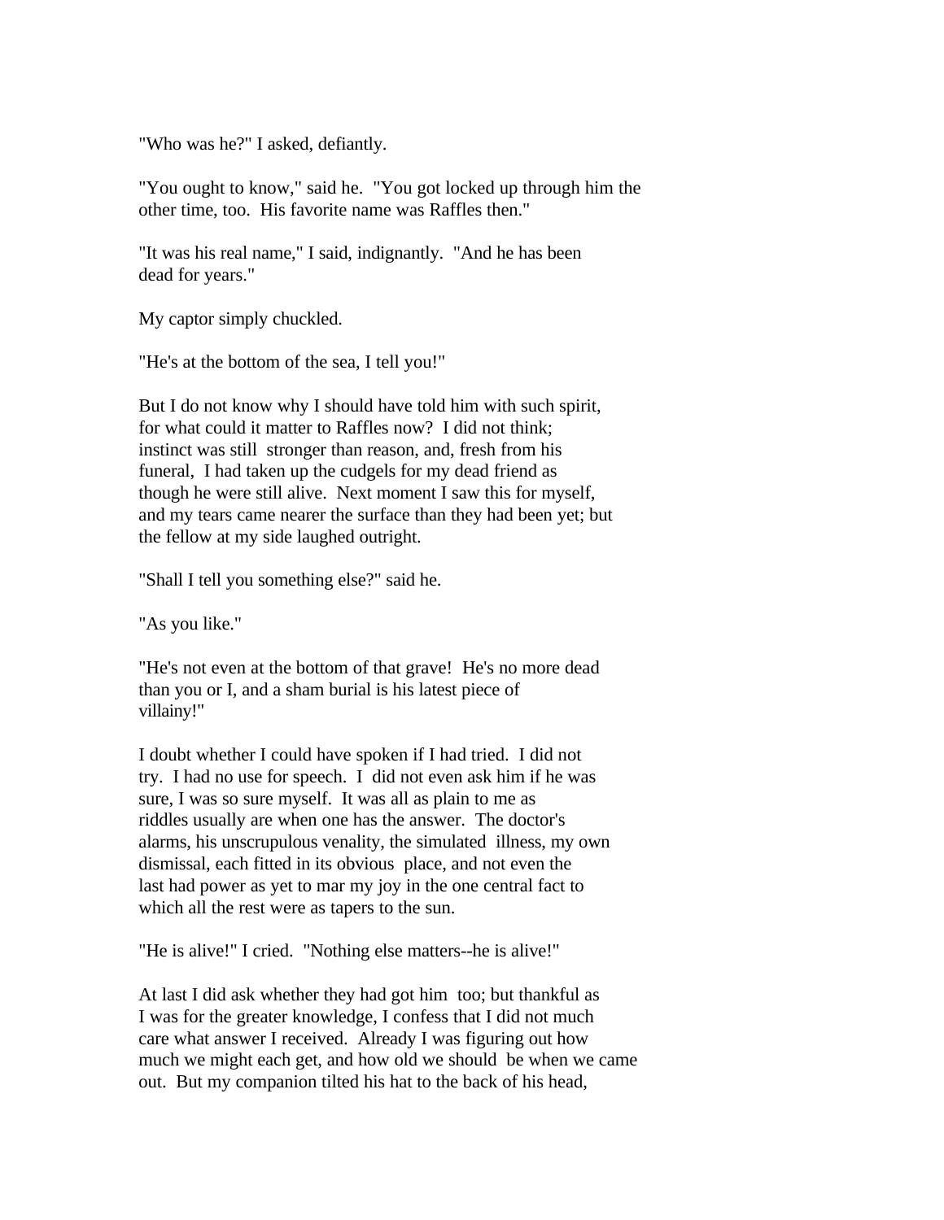"Who was he?" I asked, defiantly.

"You ought to know," said he. "You got locked up through him the other time, too. His favorite name was Raffles then."

"It was his real name," I said, indignantly. "And he has been dead for years."

My captor simply chuckled.

"He's at the bottom of the sea, I tell you!"

But I do not know why I should have told him with such spirit, for what could it matter to Raffles now? I did not think; instinct was still stronger than reason, and, fresh from his funeral, I had taken up the cudgels for my dead friend as though he were still alive. Next moment I saw this for myself, and my tears came nearer the surface than they had been yet; but the fellow at my side laughed outright.

"Shall I tell you something else?" said he.

"As you like."

"He's not even at the bottom of that grave! He's no more dead than you or I, and a sham burial is his latest piece of villainy!"

I doubt whether I could have spoken if I had tried. I did not try. I had no use for speech. I did not even ask him if he was sure, I was so sure myself. It was all as plain to me as riddles usually are when one has the answer. The doctor's alarms, his unscrupulous venality, the simulated illness, my own dismissal, each fitted in its obvious place, and not even the last had power as yet to mar my joy in the one central fact to which all the rest were as tapers to the sun.

"He is alive!" I cried. "Nothing else matters--he is alive!"

At last I did ask whether they had got him too; but thankful as I was for the greater knowledge, I confess that I did not much care what answer I received. Already I was figuring out how much we might each get, and how old we should be when we came out. But my companion tilted his hat to the back of his head,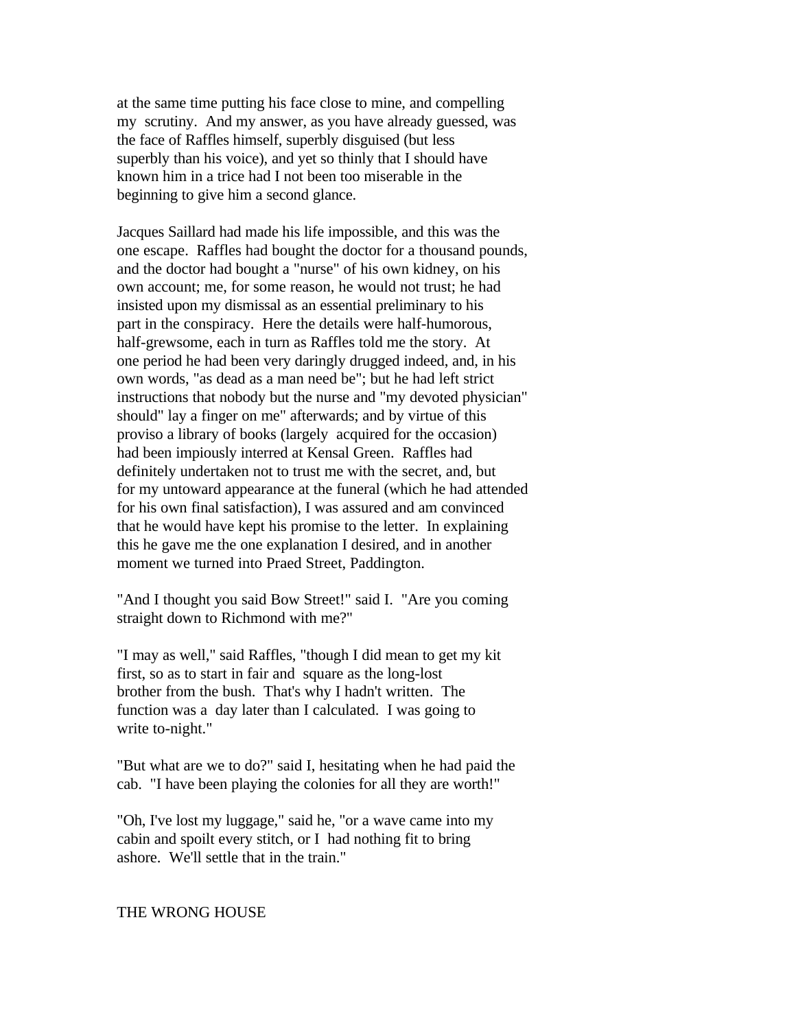at the same time putting his face close to mine, and compelling my scrutiny. And my answer, as you have already guessed, was the face of Raffles himself, superbly disguised (but less superbly than his voice), and yet so thinly that I should have known him in a trice had I not been too miserable in the beginning to give him a second glance.

Jacques Saillard had made his life impossible, and this was the one escape. Raffles had bought the doctor for a thousand pounds, and the doctor had bought a "nurse" of his own kidney, on his own account; me, for some reason, he would not trust; he had insisted upon my dismissal as an essential preliminary to his part in the conspiracy. Here the details were half-humorous, half-grewsome, each in turn as Raffles told me the story. At one period he had been very daringly drugged indeed, and, in his own words, "as dead as a man need be"; but he had left strict instructions that nobody but the nurse and "my devoted physician" should" lay a finger on me" afterwards; and by virtue of this proviso a library of books (largely acquired for the occasion) had been impiously interred at Kensal Green. Raffles had definitely undertaken not to trust me with the secret, and, but for my untoward appearance at the funeral (which he had attended for his own final satisfaction), I was assured and am convinced that he would have kept his promise to the letter. In explaining this he gave me the one explanation I desired, and in another moment we turned into Praed Street, Paddington.

"And I thought you said Bow Street!" said I. "Are you coming straight down to Richmond with me?"

"I may as well," said Raffles, "though I did mean to get my kit first, so as to start in fair and square as the long-lost brother from the bush. That's why I hadn't written. The function was a day later than I calculated. I was going to write to-night."

"But what are we to do?" said I, hesitating when he had paid the cab. "I have been playing the colonies for all they are worth!"

"Oh, I've lost my luggage," said he, "or a wave came into my cabin and spoilt every stitch, or I had nothing fit to bring ashore. We'll settle that in the train."

## THE WRONG HOUSE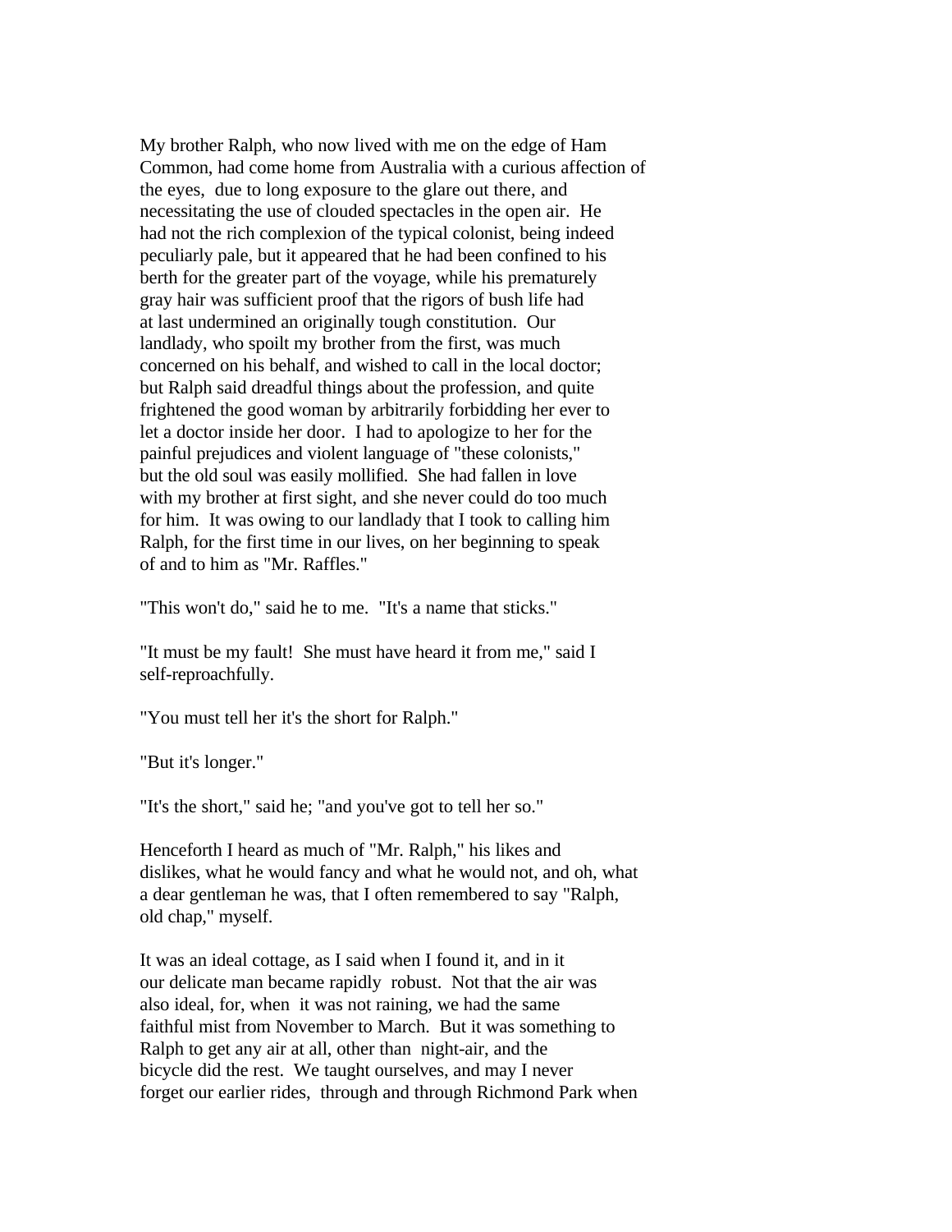My brother Ralph, who now lived with me on the edge of Ham Common, had come home from Australia with a curious affection of the eyes, due to long exposure to the glare out there, and necessitating the use of clouded spectacles in the open air. He had not the rich complexion of the typical colonist, being indeed peculiarly pale, but it appeared that he had been confined to his berth for the greater part of the voyage, while his prematurely gray hair was sufficient proof that the rigors of bush life had at last undermined an originally tough constitution. Our landlady, who spoilt my brother from the first, was much concerned on his behalf, and wished to call in the local doctor; but Ralph said dreadful things about the profession, and quite frightened the good woman by arbitrarily forbidding her ever to let a doctor inside her door. I had to apologize to her for the painful prejudices and violent language of "these colonists," but the old soul was easily mollified. She had fallen in love with my brother at first sight, and she never could do too much for him. It was owing to our landlady that I took to calling him Ralph, for the first time in our lives, on her beginning to speak of and to him as "Mr. Raffles."

"This won't do," said he to me. "It's a name that sticks."

"It must be my fault! She must have heard it from me," said I self-reproachfully.

"You must tell her it's the short for Ralph."

"But it's longer."

"It's the short," said he; "and you've got to tell her so."

Henceforth I heard as much of "Mr. Ralph," his likes and dislikes, what he would fancy and what he would not, and oh, what a dear gentleman he was, that I often remembered to say "Ralph, old chap," myself.

It was an ideal cottage, as I said when I found it, and in it our delicate man became rapidly robust. Not that the air was also ideal, for, when it was not raining, we had the same faithful mist from November to March. But it was something to Ralph to get any air at all, other than night-air, and the bicycle did the rest. We taught ourselves, and may I never forget our earlier rides, through and through Richmond Park when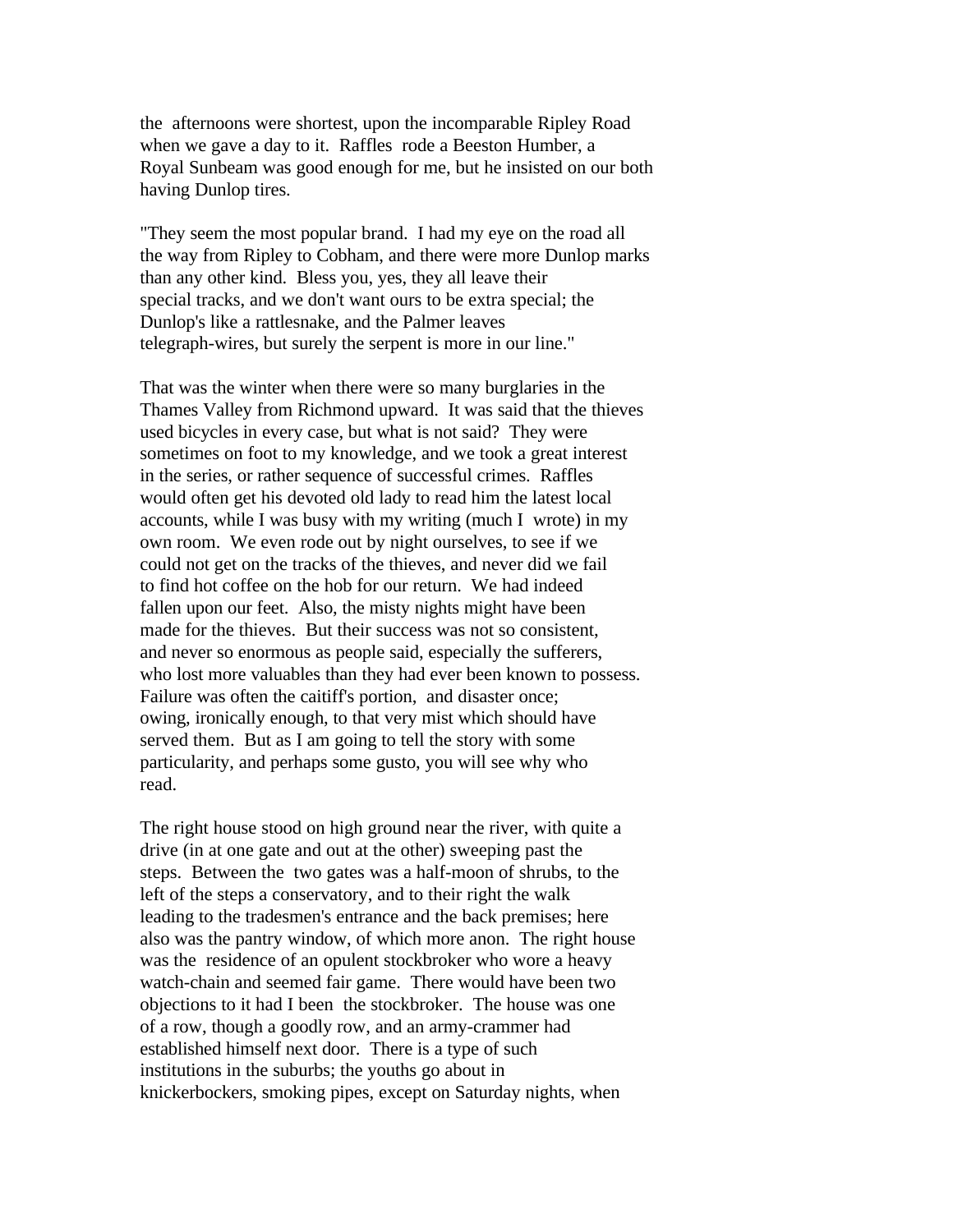the afternoons were shortest, upon the incomparable Ripley Road when we gave a day to it. Raffles rode a Beeston Humber, a Royal Sunbeam was good enough for me, but he insisted on our both having Dunlop tires.

"They seem the most popular brand. I had my eye on the road all the way from Ripley to Cobham, and there were more Dunlop marks than any other kind. Bless you, yes, they all leave their special tracks, and we don't want ours to be extra special; the Dunlop's like a rattlesnake, and the Palmer leaves telegraph-wires, but surely the serpent is more in our line."

That was the winter when there were so many burglaries in the Thames Valley from Richmond upward. It was said that the thieves used bicycles in every case, but what is not said? They were sometimes on foot to my knowledge, and we took a great interest in the series, or rather sequence of successful crimes. Raffles would often get his devoted old lady to read him the latest local accounts, while I was busy with my writing (much I wrote) in my own room. We even rode out by night ourselves, to see if we could not get on the tracks of the thieves, and never did we fail to find hot coffee on the hob for our return. We had indeed fallen upon our feet. Also, the misty nights might have been made for the thieves. But their success was not so consistent, and never so enormous as people said, especially the sufferers, who lost more valuables than they had ever been known to possess. Failure was often the caitiff's portion, and disaster once; owing, ironically enough, to that very mist which should have served them. But as I am going to tell the story with some particularity, and perhaps some gusto, you will see why who read.

The right house stood on high ground near the river, with quite a drive (in at one gate and out at the other) sweeping past the steps. Between the two gates was a half-moon of shrubs, to the left of the steps a conservatory, and to their right the walk leading to the tradesmen's entrance and the back premises; here also was the pantry window, of which more anon. The right house was the residence of an opulent stockbroker who wore a heavy watch-chain and seemed fair game. There would have been two objections to it had I been the stockbroker. The house was one of a row, though a goodly row, and an army-crammer had established himself next door. There is a type of such institutions in the suburbs; the youths go about in knickerbockers, smoking pipes, except on Saturday nights, when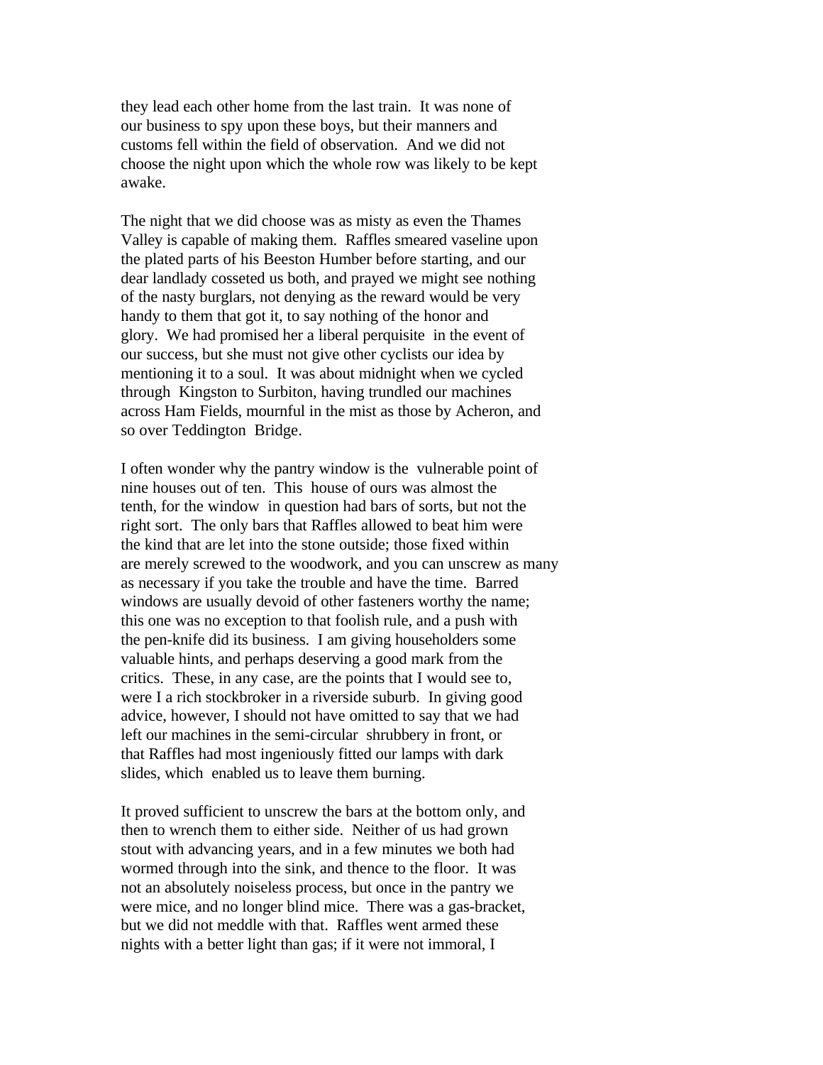they lead each other home from the last train. It was none of our business to spy upon these boys, but their manners and customs fell within the field of observation. And we did not choose the night upon which the whole row was likely to be kept awake.

The night that we did choose was as misty as even the Thames Valley is capable of making them. Raffles smeared vaseline upon the plated parts of his Beeston Humber before starting, and our dear landlady cosseted us both, and prayed we might see nothing of the nasty burglars, not denying as the reward would be very handy to them that got it, to say nothing of the honor and glory. We had promised her a liberal perquisite in the event of our success, but she must not give other cyclists our idea by mentioning it to a soul. It was about midnight when we cycled through Kingston to Surbiton, having trundled our machines across Ham Fields, mournful in the mist as those by Acheron, and so over Teddington Bridge.

I often wonder why the pantry window is the vulnerable point of nine houses out of ten. This house of ours was almost the tenth, for the window in question had bars of sorts, but not the right sort. The only bars that Raffles allowed to beat him were the kind that are let into the stone outside; those fixed within are merely screwed to the woodwork, and you can unscrew as many as necessary if you take the trouble and have the time. Barred windows are usually devoid of other fasteners worthy the name; this one was no exception to that foolish rule, and a push with the pen-knife did its business. I am giving householders some valuable hints, and perhaps deserving a good mark from the critics. These, in any case, are the points that I would see to, were I a rich stockbroker in a riverside suburb. In giving good advice, however, I should not have omitted to say that we had left our machines in the semi-circular shrubbery in front, or that Raffles had most ingeniously fitted our lamps with dark slides, which enabled us to leave them burning.

It proved sufficient to unscrew the bars at the bottom only, and then to wrench them to either side. Neither of us had grown stout with advancing years, and in a few minutes we both had wormed through into the sink, and thence to the floor. It was not an absolutely noiseless process, but once in the pantry we were mice, and no longer blind mice. There was a gas-bracket, but we did not meddle with that. Raffles went armed these nights with a better light than gas; if it were not immoral, I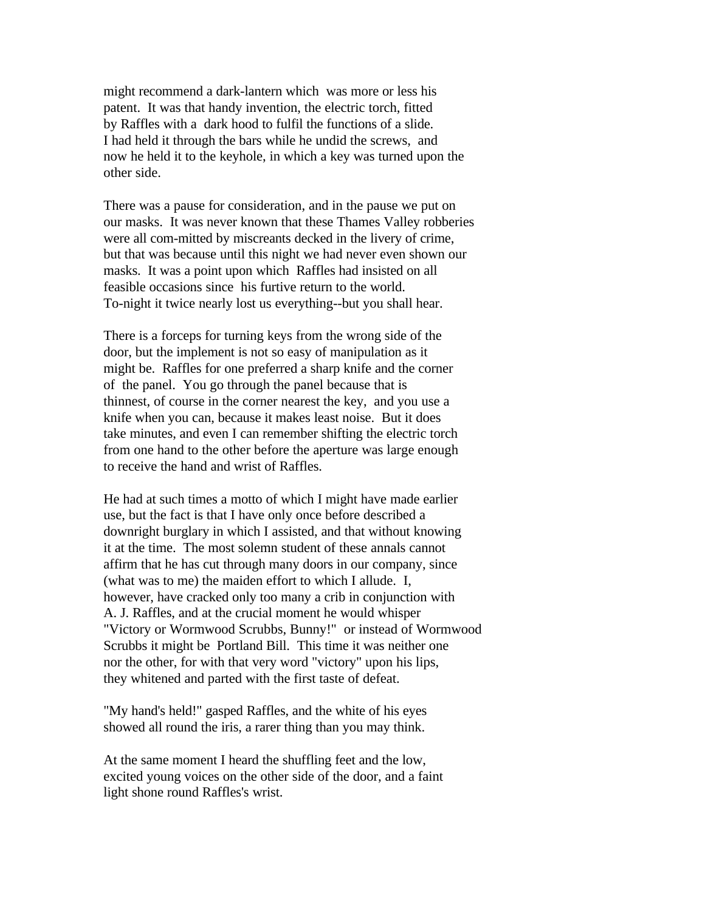might recommend a dark-lantern which was more or less his patent. It was that handy invention, the electric torch, fitted by Raffles with a dark hood to fulfil the functions of a slide. I had held it through the bars while he undid the screws, and now he held it to the keyhole, in which a key was turned upon the other side.

There was a pause for consideration, and in the pause we put on our masks. It was never known that these Thames Valley robberies were all com-mitted by miscreants decked in the livery of crime, but that was because until this night we had never even shown our masks. It was a point upon which Raffles had insisted on all feasible occasions since his furtive return to the world. To-night it twice nearly lost us everything--but you shall hear.

There is a forceps for turning keys from the wrong side of the door, but the implement is not so easy of manipulation as it might be. Raffles for one preferred a sharp knife and the corner of the panel. You go through the panel because that is thinnest, of course in the corner nearest the key, and you use a knife when you can, because it makes least noise. But it does take minutes, and even I can remember shifting the electric torch from one hand to the other before the aperture was large enough to receive the hand and wrist of Raffles.

He had at such times a motto of which I might have made earlier use, but the fact is that I have only once before described a downright burglary in which I assisted, and that without knowing it at the time. The most solemn student of these annals cannot affirm that he has cut through many doors in our company, since (what was to me) the maiden effort to which I allude. I, however, have cracked only too many a crib in conjunction with A. J. Raffles, and at the crucial moment he would whisper "Victory or Wormwood Scrubbs, Bunny!" or instead of Wormwood Scrubbs it might be Portland Bill. This time it was neither one nor the other, for with that very word "victory" upon his lips, they whitened and parted with the first taste of defeat.

"My hand's held!" gasped Raffles, and the white of his eyes showed all round the iris, a rarer thing than you may think.

At the same moment I heard the shuffling feet and the low, excited young voices on the other side of the door, and a faint light shone round Raffles's wrist.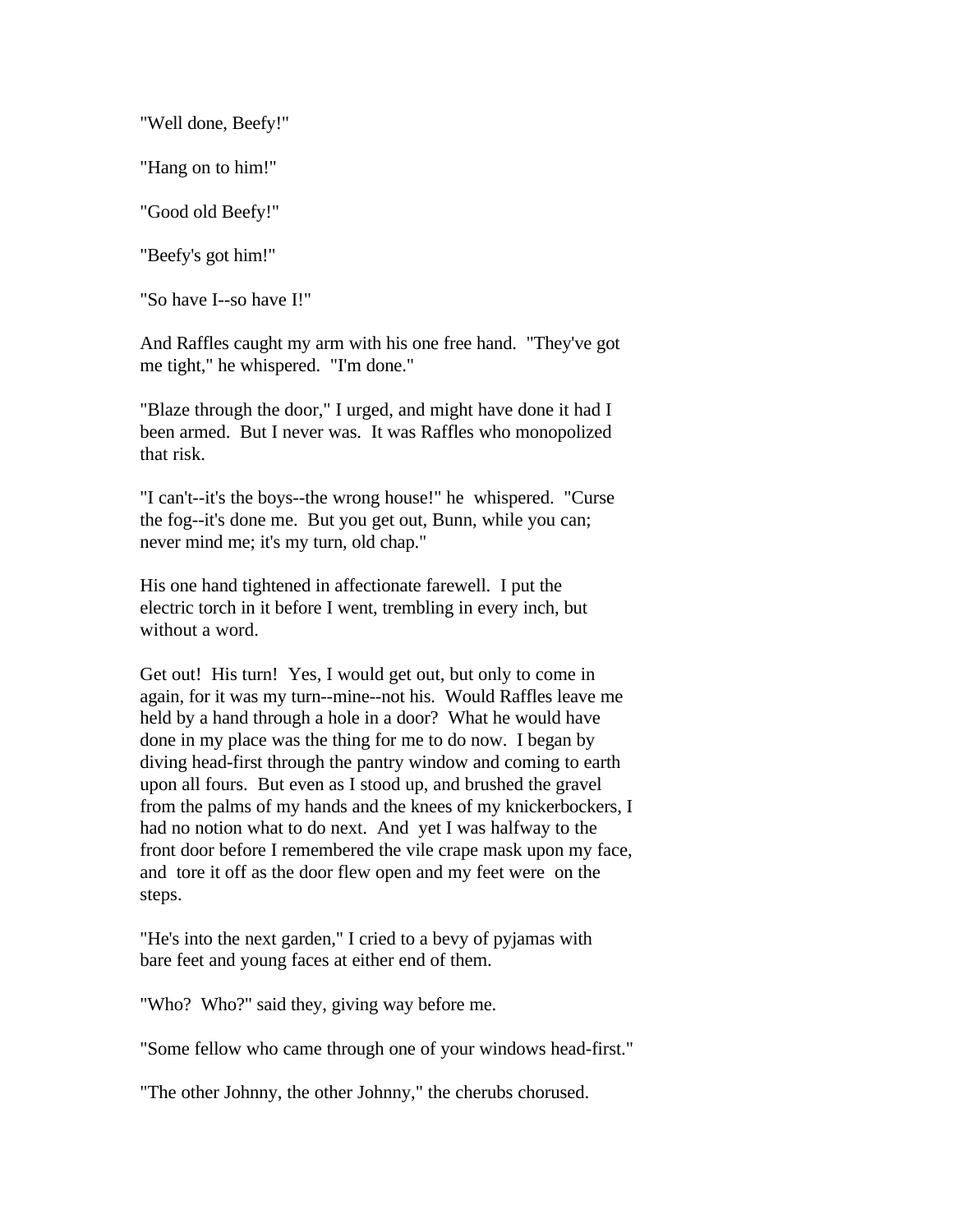"Well done, Beefy!"

"Hang on to him!"

"Good old Beefy!"

"Beefy's got him!"

"So have I--so have I!"

And Raffles caught my arm with his one free hand. "They've got me tight," he whispered. "I'm done."

"Blaze through the door," I urged, and might have done it had I been armed. But I never was. It was Raffles who monopolized that risk.

"I can't--it's the boys--the wrong house!" he whispered. "Curse the fog--it's done me. But you get out, Bunn, while you can; never mind me; it's my turn, old chap."

His one hand tightened in affectionate farewell. I put the electric torch in it before I went, trembling in every inch, but without a word.

Get out! His turn! Yes, I would get out, but only to come in again, for it was my turn--mine--not his. Would Raffles leave me held by a hand through a hole in a door? What he would have done in my place was the thing for me to do now. I began by diving head-first through the pantry window and coming to earth upon all fours. But even as I stood up, and brushed the gravel from the palms of my hands and the knees of my knickerbockers, I had no notion what to do next. And yet I was halfway to the front door before I remembered the vile crape mask upon my face, and tore it off as the door flew open and my feet were on the steps.

"He's into the next garden," I cried to a bevy of pyjamas with bare feet and young faces at either end of them.

"Who? Who?" said they, giving way before me.

"Some fellow who came through one of your windows head-first."

"The other Johnny, the other Johnny," the cherubs chorused.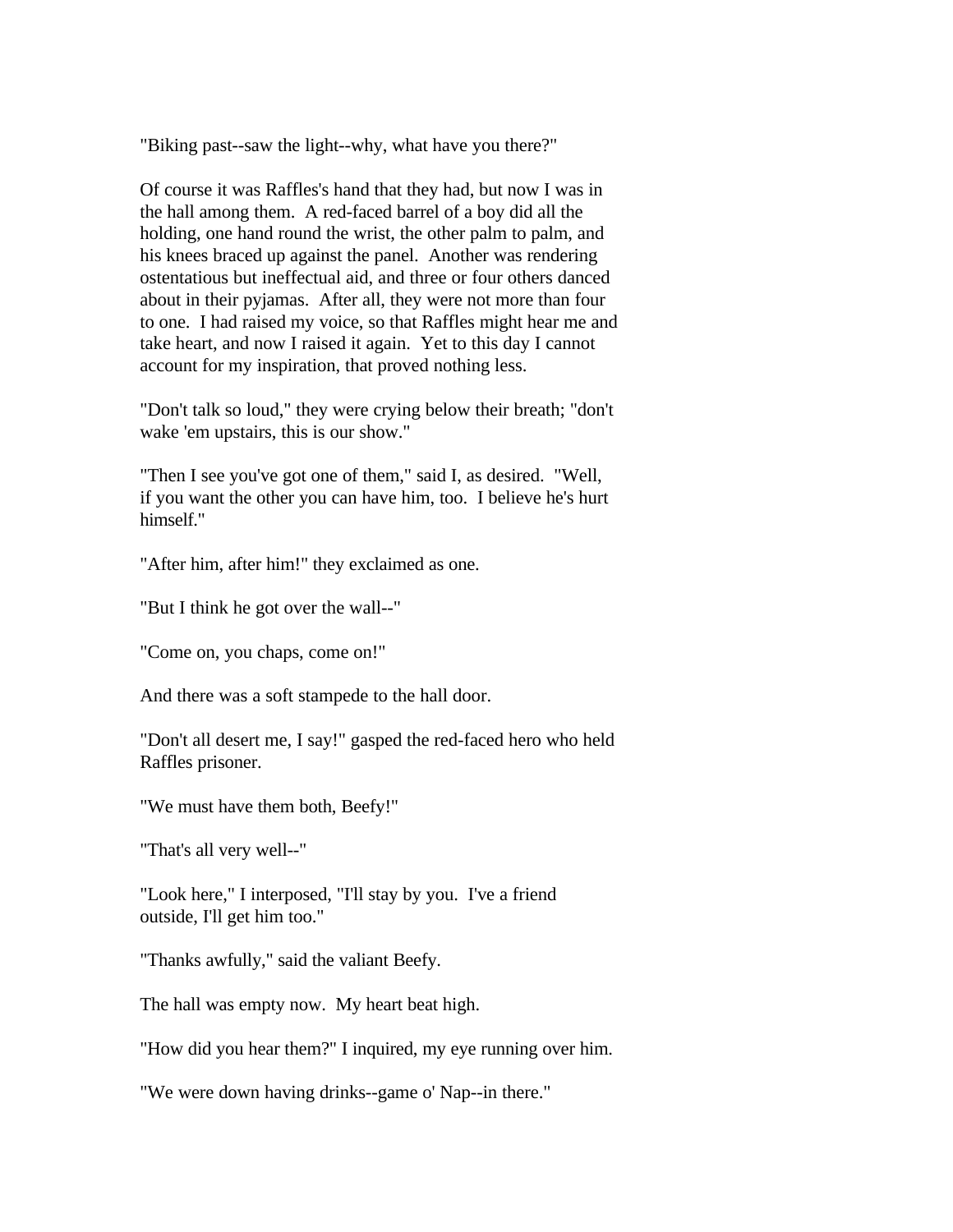"Biking past--saw the light--why, what have you there?"

Of course it was Raffles's hand that they had, but now I was in the hall among them. A red-faced barrel of a boy did all the holding, one hand round the wrist, the other palm to palm, and his knees braced up against the panel. Another was rendering ostentatious but ineffectual aid, and three or four others danced about in their pyjamas. After all, they were not more than four to one. I had raised my voice, so that Raffles might hear me and take heart, and now I raised it again. Yet to this day I cannot account for my inspiration, that proved nothing less.

"Don't talk so loud," they were crying below their breath; "don't wake 'em upstairs, this is our show."

"Then I see you've got one of them," said I, as desired. "Well, if you want the other you can have him, too. I believe he's hurt himself."

"After him, after him!" they exclaimed as one.

"But I think he got over the wall--"

"Come on, you chaps, come on!"

And there was a soft stampede to the hall door.

"Don't all desert me, I say!" gasped the red-faced hero who held Raffles prisoner.

"We must have them both, Beefy!"

"That's all very well--"

"Look here," I interposed, "I'll stay by you. I've a friend outside, I'll get him too."

"Thanks awfully," said the valiant Beefy.

The hall was empty now. My heart beat high.

"How did you hear them?" I inquired, my eye running over him.

"We were down having drinks--game o' Nap--in there."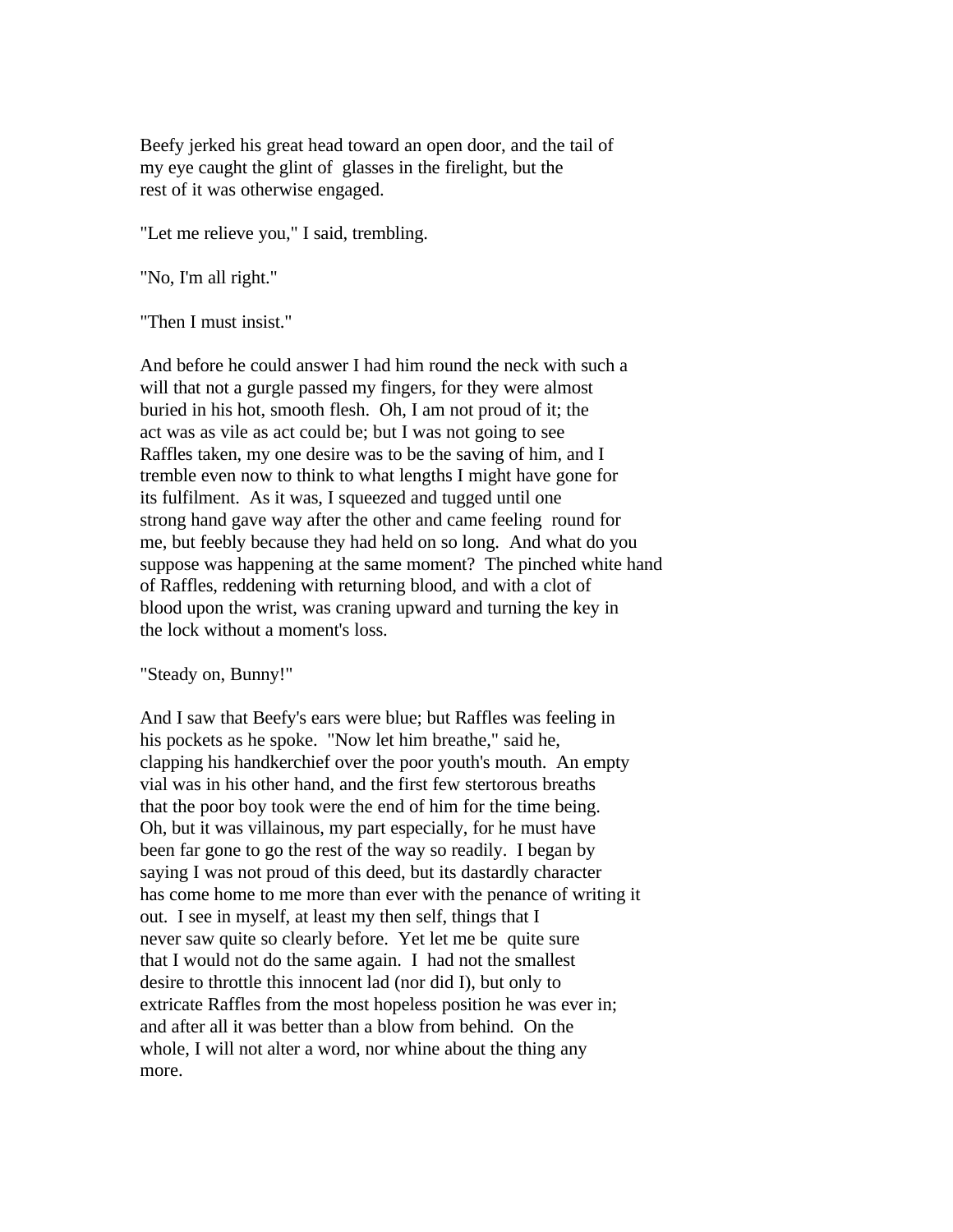Beefy jerked his great head toward an open door, and the tail of my eye caught the glint of glasses in the firelight, but the rest of it was otherwise engaged.

"Let me relieve you," I said, trembling.

"No, I'm all right."

"Then I must insist."

And before he could answer I had him round the neck with such a will that not a gurgle passed my fingers, for they were almost buried in his hot, smooth flesh. Oh, I am not proud of it; the act was as vile as act could be; but I was not going to see Raffles taken, my one desire was to be the saving of him, and I tremble even now to think to what lengths I might have gone for its fulfilment. As it was, I squeezed and tugged until one strong hand gave way after the other and came feeling round for me, but feebly because they had held on so long. And what do you suppose was happening at the same moment? The pinched white hand of Raffles, reddening with returning blood, and with a clot of blood upon the wrist, was craning upward and turning the key in the lock without a moment's loss.

"Steady on, Bunny!"

And I saw that Beefy's ears were blue; but Raffles was feeling in his pockets as he spoke. "Now let him breathe," said he, clapping his handkerchief over the poor youth's mouth. An empty vial was in his other hand, and the first few stertorous breaths that the poor boy took were the end of him for the time being. Oh, but it was villainous, my part especially, for he must have been far gone to go the rest of the way so readily. I began by saying I was not proud of this deed, but its dastardly character has come home to me more than ever with the penance of writing it out. I see in myself, at least my then self, things that I never saw quite so clearly before. Yet let me be quite sure that I would not do the same again. I had not the smallest desire to throttle this innocent lad (nor did I), but only to extricate Raffles from the most hopeless position he was ever in; and after all it was better than a blow from behind. On the whole, I will not alter a word, nor whine about the thing any more.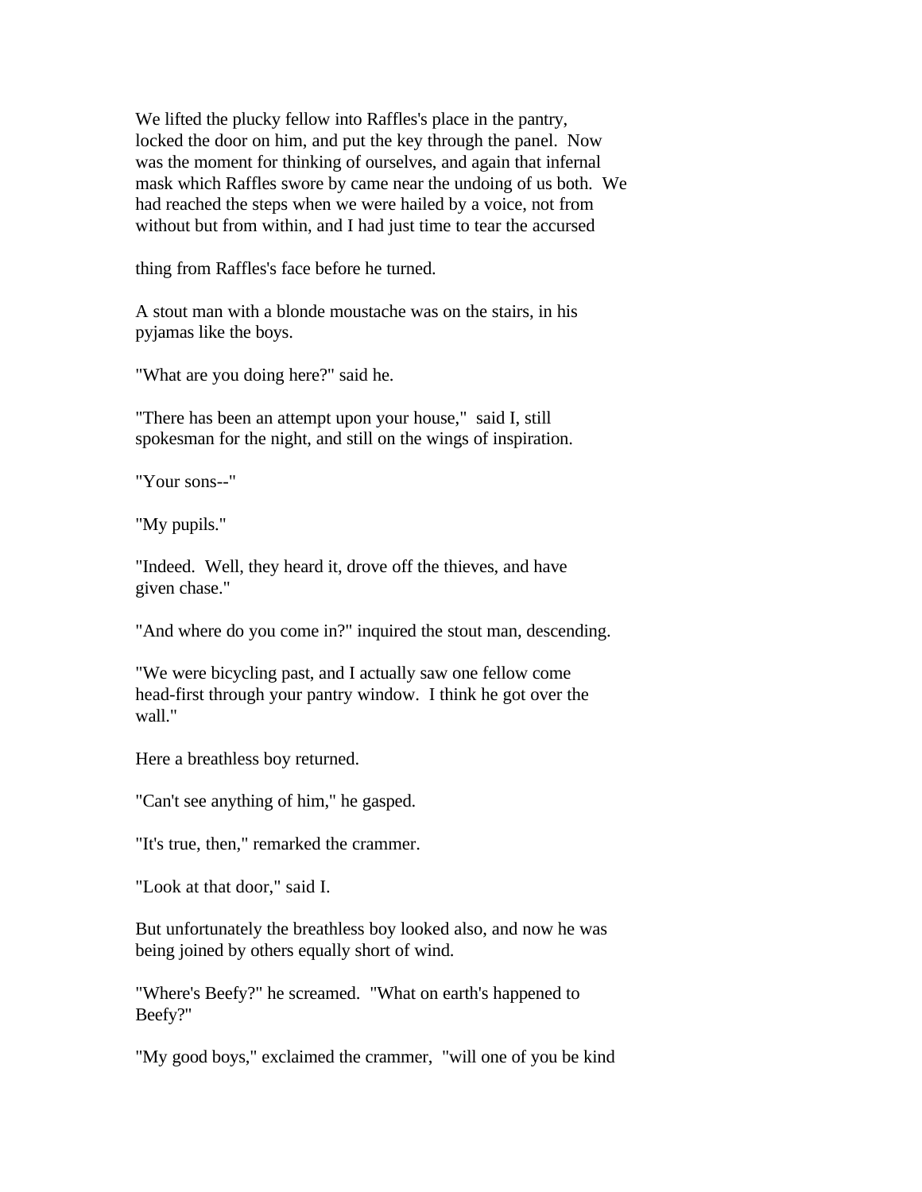We lifted the plucky fellow into Raffles's place in the pantry, locked the door on him, and put the key through the panel. Now was the moment for thinking of ourselves, and again that infernal mask which Raffles swore by came near the undoing of us both. We had reached the steps when we were hailed by a voice, not from without but from within, and I had just time to tear the accursed thing from Raffles's face before he turned.

A stout man with a blonde moustache was on the stairs, in his pyjamas like the boys.

"What are you doing here?" said he.

"There has been an attempt upon your house," said I, still spokesman for the night, and still on the wings of inspiration.

"Your sons--"

"My pupils."

"Indeed. Well, they heard it, drove off the thieves, and have given chase."

"And where do you come in?" inquired the stout man, descending.

"We were bicycling past, and I actually saw one fellow come head-first through your pantry window. I think he got over the wall."

Here a breathless boy returned.

"Can't see anything of him," he gasped.

"It's true, then," remarked the crammer.

"Look at that door," said I.

But unfortunately the breathless boy looked also, and now he was being joined by others equally short of wind.

"Where's Beefy?" he screamed. "What on earth's happened to Beefy?"

"My good boys," exclaimed the crammer, "will one of you be kind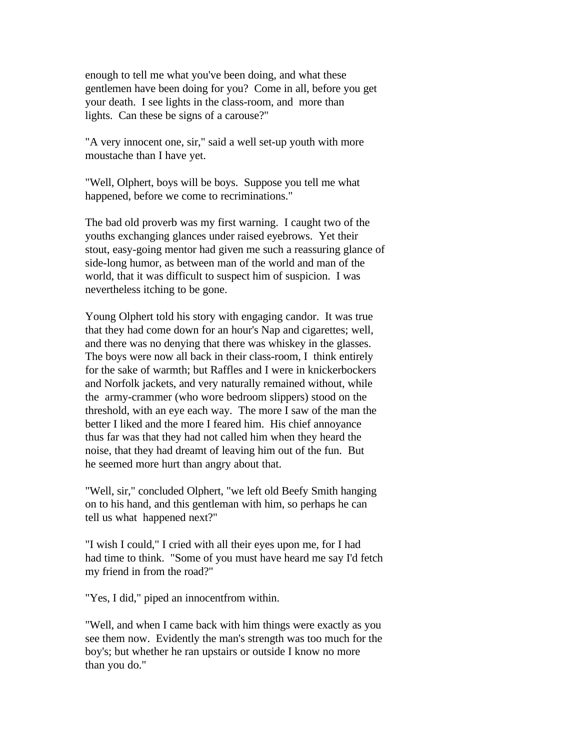enough to tell me what you've been doing, and what these gentlemen have been doing for you? Come in all, before you get your death. I see lights in the class-room, and more than lights. Can these be signs of a carouse?"

"A very innocent one, sir," said a well set-up youth with more moustache than I have yet.

"Well, Olphert, boys will be boys. Suppose you tell me what happened, before we come to recriminations."

The bad old proverb was my first warning. I caught two of the youths exchanging glances under raised eyebrows. Yet their stout, easy-going mentor had given me such a reassuring glance of side-long humor, as between man of the world and man of the world, that it was difficult to suspect him of suspicion. I was nevertheless itching to be gone.

Young Olphert told his story with engaging candor. It was true that they had come down for an hour's Nap and cigarettes; well, and there was no denying that there was whiskey in the glasses. The boys were now all back in their class-room, I think entirely for the sake of warmth; but Raffles and I were in knickerbockers and Norfolk jackets, and very naturally remained without, while the army-crammer (who wore bedroom slippers) stood on the threshold, with an eye each way. The more I saw of the man the better I liked and the more I feared him. His chief annoyance thus far was that they had not called him when they heard the noise, that they had dreamt of leaving him out of the fun. But he seemed more hurt than angry about that.

"Well, sir," concluded Olphert, "we left old Beefy Smith hanging on to his hand, and this gentleman with him, so perhaps he can tell us what happened next?"

"I wish I could," I cried with all their eyes upon me, for I had had time to think. "Some of you must have heard me say I'd fetch my friend in from the road?"

"Yes, I did," piped an innocentfrom within.

"Well, and when I came back with him things were exactly as you see them now. Evidently the man's strength was too much for the boy's; but whether he ran upstairs or outside I know no more than you do."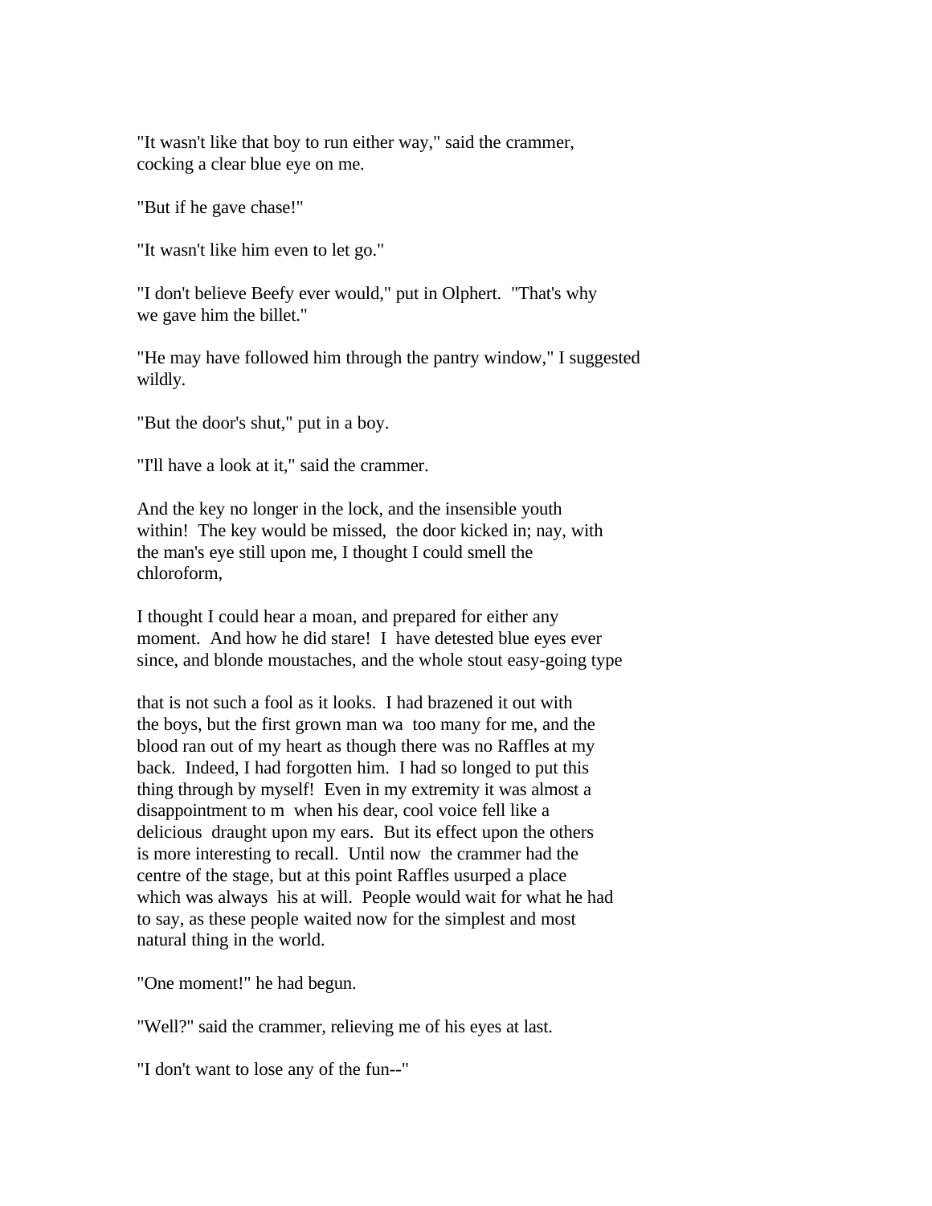"It wasn't like that boy to run either way," said the crammer, cocking a clear blue eye on me.

"But if he gave chase!"

"It wasn't like him even to let go."

"I don't believe Beefy ever would," put in Olphert. "That's why we gave him the billet."

"He may have followed him through the pantry window," I suggested wildly.

"But the door's shut," put in a boy.

"I'll have a look at it," said the crammer.

And the key no longer in the lock, and the insensible youth within! The key would be missed, the door kicked in; nay, with the man's eye still upon me, I thought I could smell the chloroform,

I thought I could hear a moan, and prepared for either any moment. And how he did stare! I have detested blue eyes ever since, and blonde moustaches, and the whole stout easy-going type

that is not such a fool as it looks. I had brazened it out with the boys, but the first grown man wa too many for me, and the blood ran out of my heart as though there was no Raffles at my back. Indeed, I had forgotten him. I had so longed to put this thing through by myself! Even in my extremity it was almost a disappointment to m when his dear, cool voice fell like a delicious draught upon my ears. But its effect upon the others is more interesting to recall. Until now the crammer had the centre of the stage, but at this point Raffles usurped a place which was always his at will. People would wait for what he had to say, as these people waited now for the simplest and most natural thing in the world.

"One moment!" he had begun.

"Well?" said the crammer, relieving me of his eyes at last.

"I don't want to lose any of the fun--"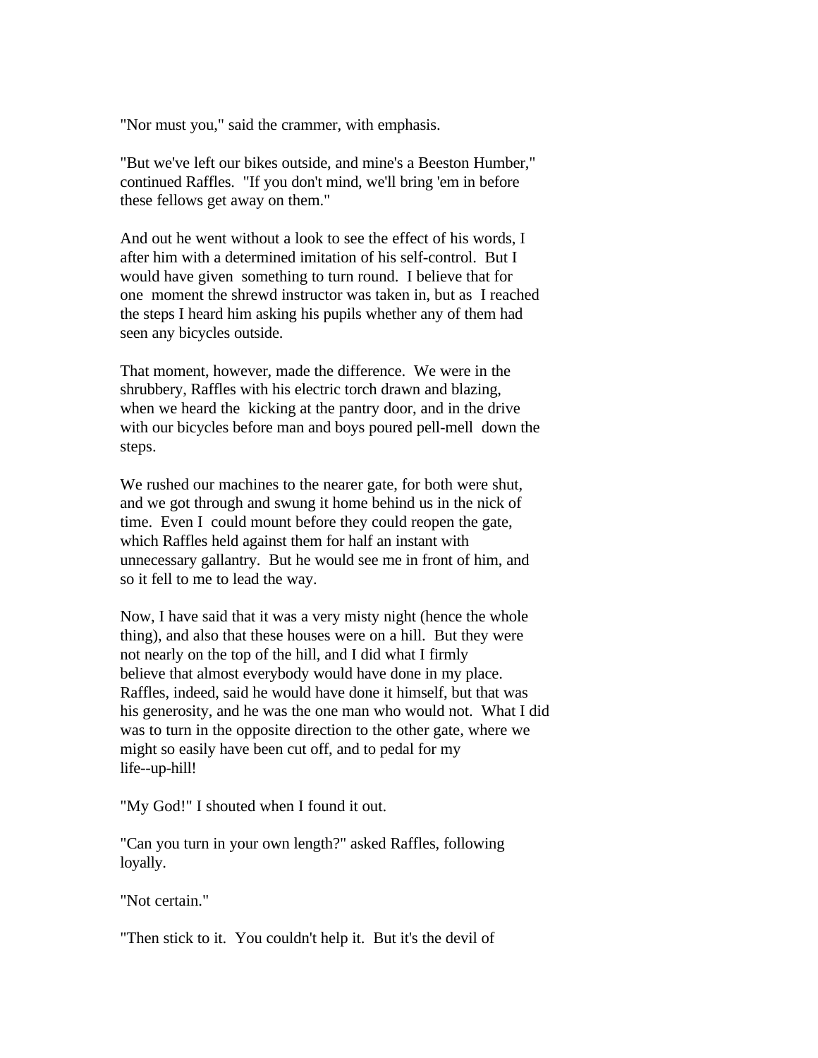"Nor must you," said the crammer, with emphasis.

"But we've left our bikes outside, and mine's a Beeston Humber," continued Raffles. "If you don't mind, we'll bring 'em in before these fellows get away on them."

And out he went without a look to see the effect of his words, I after him with a determined imitation of his self-control. But I would have given something to turn round. I believe that for one moment the shrewd instructor was taken in, but as I reached the steps I heard him asking his pupils whether any of them had seen any bicycles outside.

That moment, however, made the difference. We were in the shrubbery, Raffles with his electric torch drawn and blazing, when we heard the kicking at the pantry door, and in the drive with our bicycles before man and boys poured pell-mell down the steps.

We rushed our machines to the nearer gate, for both were shut, and we got through and swung it home behind us in the nick of time. Even I could mount before they could reopen the gate, which Raffles held against them for half an instant with unnecessary gallantry. But he would see me in front of him, and so it fell to me to lead the way.

Now, I have said that it was a very misty night (hence the whole thing), and also that these houses were on a hill. But they were not nearly on the top of the hill, and I did what I firmly believe that almost everybody would have done in my place. Raffles, indeed, said he would have done it himself, but that was his generosity, and he was the one man who would not. What I did was to turn in the opposite direction to the other gate, where we might so easily have been cut off, and to pedal for my life--up-hill!

"My God!" I shouted when I found it out.

"Can you turn in your own length?" asked Raffles, following loyally.

"Not certain."

"Then stick to it. You couldn't help it. But it's the devil of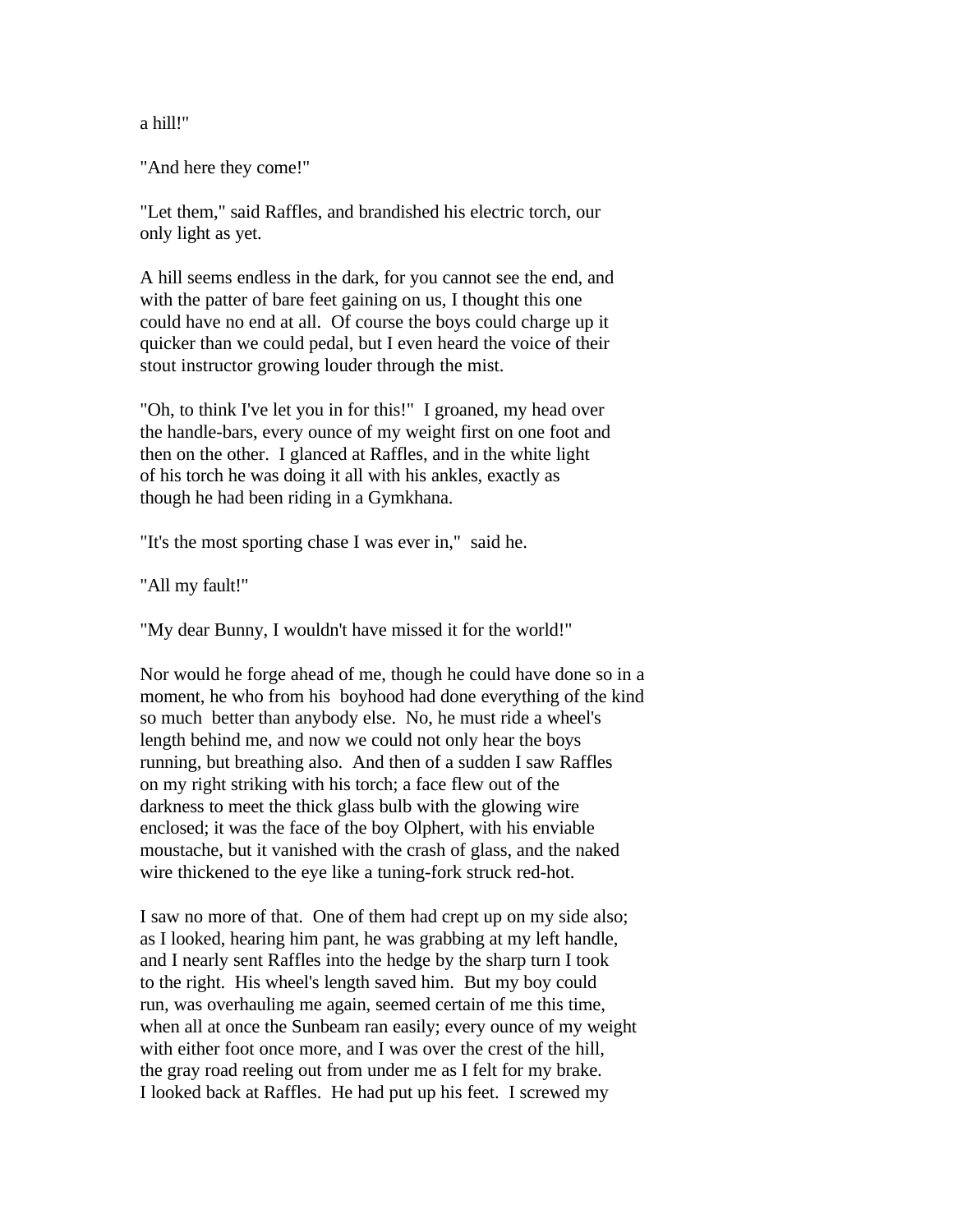a hill!"

"And here they come!"

"Let them," said Raffles, and brandished his electric torch, our only light as yet.

A hill seems endless in the dark, for you cannot see the end, and with the patter of bare feet gaining on us, I thought this one could have no end at all. Of course the boys could charge up it quicker than we could pedal, but I even heard the voice of their stout instructor growing louder through the mist.

"Oh, to think I've let you in for this!" I groaned, my head over the handle-bars, every ounce of my weight first on one foot and then on the other. I glanced at Raffles, and in the white light of his torch he was doing it all with his ankles, exactly as though he had been riding in a Gymkhana.

"It's the most sporting chase I was ever in," said he.

"All my fault!"

"My dear Bunny, I wouldn't have missed it for the world!"

Nor would he forge ahead of me, though he could have done so in a moment, he who from his boyhood had done everything of the kind so much better than anybody else. No, he must ride a wheel's length behind me, and now we could not only hear the boys running, but breathing also. And then of a sudden I saw Raffles on my right striking with his torch; a face flew out of the darkness to meet the thick glass bulb with the glowing wire enclosed; it was the face of the boy Olphert, with his enviable moustache, but it vanished with the crash of glass, and the naked wire thickened to the eye like a tuning-fork struck red-hot.

I saw no more of that. One of them had crept up on my side also; as I looked, hearing him pant, he was grabbing at my left handle, and I nearly sent Raffles into the hedge by the sharp turn I took to the right. His wheel's length saved him. But my boy could run, was overhauling me again, seemed certain of me this time, when all at once the Sunbeam ran easily; every ounce of my weight with either foot once more, and I was over the crest of the hill, the gray road reeling out from under me as I felt for my brake. I looked back at Raffles. He had put up his feet. I screwed my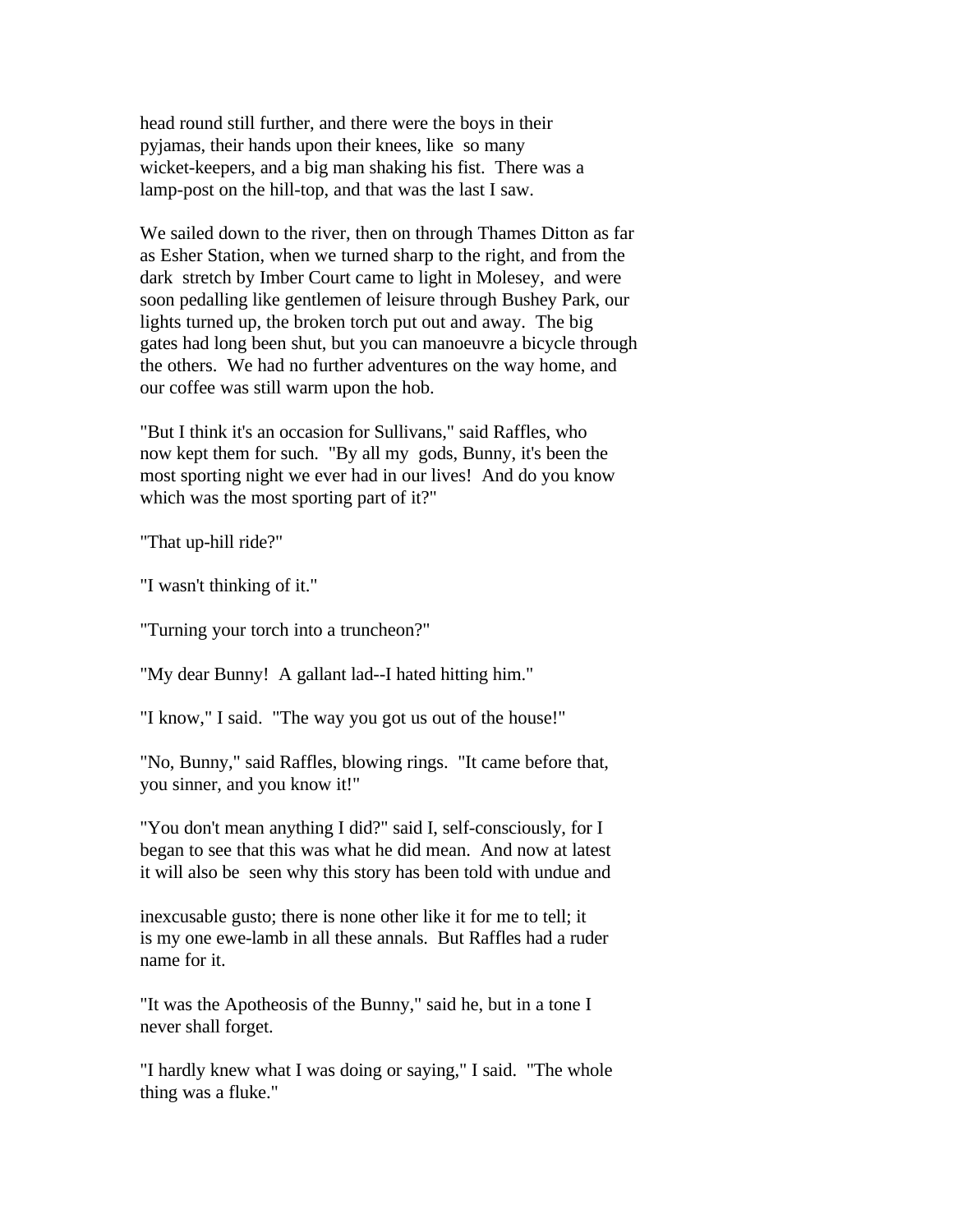head round still further, and there were the boys in their pyjamas, their hands upon their knees, like so many wicket-keepers, and a big man shaking his fist. There was a lamp-post on the hill-top, and that was the last I saw.

We sailed down to the river, then on through Thames Ditton as far as Esher Station, when we turned sharp to the right, and from the dark stretch by Imber Court came to light in Molesey, and were soon pedalling like gentlemen of leisure through Bushey Park, our lights turned up, the broken torch put out and away. The big gates had long been shut, but you can manoeuvre a bicycle through the others. We had no further adventures on the way home, and our coffee was still warm upon the hob.

"But I think it's an occasion for Sullivans," said Raffles, who now kept them for such. "By all my gods, Bunny, it's been the most sporting night we ever had in our lives! And do you know which was the most sporting part of it?"

"That up-hill ride?"

"I wasn't thinking of it."

"Turning your torch into a truncheon?"

"My dear Bunny! A gallant lad--I hated hitting him."

"I know," I said. "The way you got us out of the house!"

"No, Bunny," said Raffles, blowing rings. "It came before that, you sinner, and you know it!"

"You don't mean anything I did?" said I, self-consciously, for I began to see that this was what he did mean. And now at latest it will also be seen why this story has been told with undue and inexcusable gusto; there is none other like it for me to tell; it is my one ewe-lamb in all these annals. But Raffles had a ruder name for it.

"It was the Apotheosis of the Bunny," said he, but in a tone I never shall forget.

"I hardly knew what I was doing or saying," I said. "The whole thing was a fluke."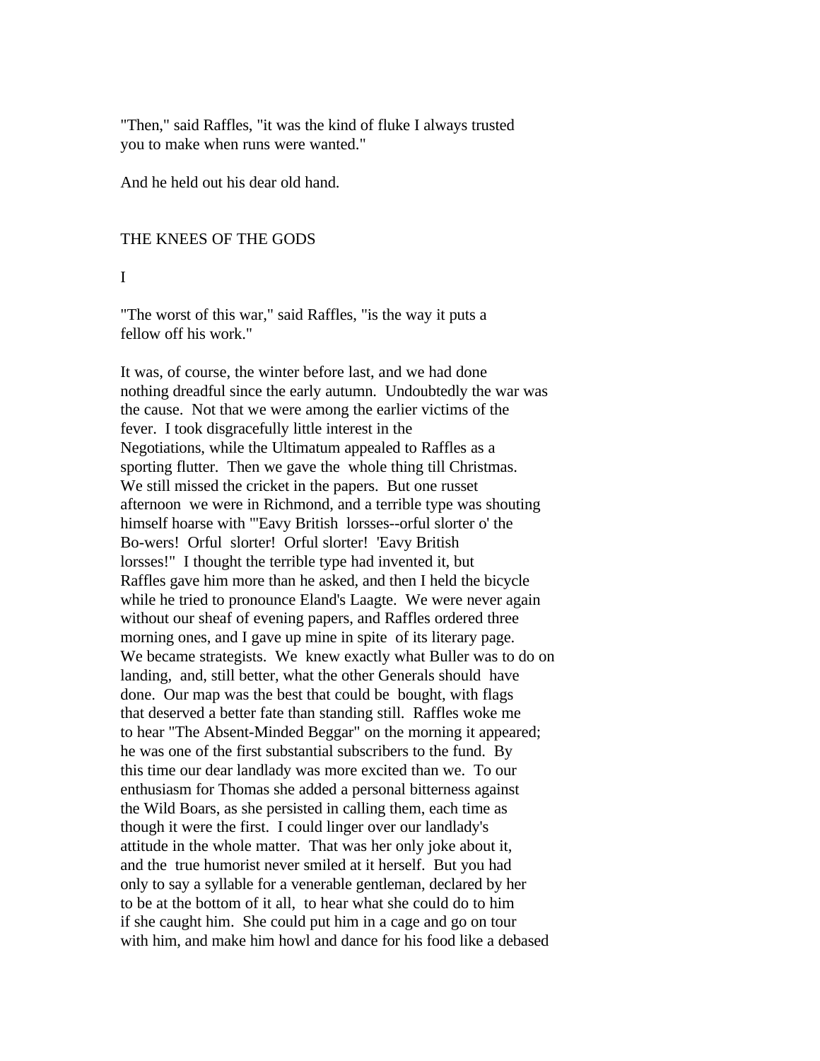"Then," said Raffles, "it was the kind of fluke I always trusted you to make when runs were wanted."

And he held out his dear old hand.

## THE KNEES OF THE GODS

### I

"The worst of this war," said Raffles, "is the way it puts a fellow off his work."

It was, of course, the winter before last, and we had done nothing dreadful since the early autumn. Undoubtedly the war was the cause. Not that we were among the earlier victims of the fever. I took disgracefully little interest in the Negotiations, while the Ultimatum appealed to Raffles as a sporting flutter. Then we gave the whole thing till Christmas. We still missed the cricket in the papers. But one russet afternoon we were in Richmond, and a terrible type was shouting himself hoarse with "'Eavy British lorsses--orful slorter o' the Bo-wers! Orful slorter! Orful slorter! 'Eavy British lorsses!" I thought the terrible type had invented it, but Raffles gave him more than he asked, and then I held the bicycle while he tried to pronounce Eland's Laagte. We were never again without our sheaf of evening papers, and Raffles ordered three morning ones, and I gave up mine in spite of its literary page. We became strategists. We knew exactly what Buller was to do on landing, and, still better, what the other Generals should have done. Our map was the best that could be bought, with flags that deserved a better fate than standing still. Raffles woke me to hear "The Absent-Minded Beggar" on the morning it appeared; he was one of the first substantial subscribers to the fund. By this time our dear landlady was more excited than we. To our enthusiasm for Thomas she added a personal bitterness against the Wild Boars, as she persisted in calling them, each time as though it were the first. I could linger over our landlady's attitude in the whole matter. That was her only joke about it, and the true humorist never smiled at it herself. But you had only to say a syllable for a venerable gentleman, declared by her to be at the bottom of it all, to hear what she could do to him if she caught him. She could put him in a cage and go on tour with him, and make him howl and dance for his food like a debased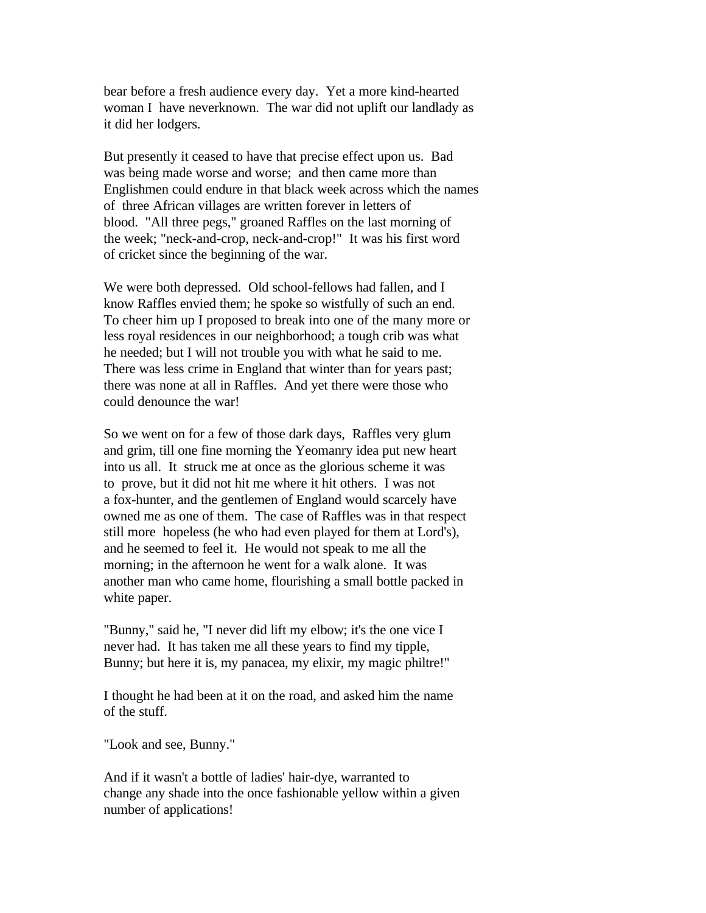bear before a fresh audience every day. Yet a more kind-hearted woman I have neverknown. The war did not uplift our landlady as it did her lodgers.

But presently it ceased to have that precise effect upon us. Bad was being made worse and worse; and then came more than Englishmen could endure in that black week across which the names of three African villages are written forever in letters of blood. "All three pegs," groaned Raffles on the last morning of the week; "neck-and-crop, neck-and-crop!" It was his first word of cricket since the beginning of the war.

We were both depressed. Old school-fellows had fallen, and I know Raffles envied them; he spoke so wistfully of such an end. To cheer him up I proposed to break into one of the many more or less royal residences in our neighborhood; a tough crib was what he needed; but I will not trouble you with what he said to me. There was less crime in England that winter than for years past; there was none at all in Raffles. And yet there were those who could denounce the war!

So we went on for a few of those dark days, Raffles very glum and grim, till one fine morning the Yeomanry idea put new heart into us all. It struck me at once as the glorious scheme it was to prove, but it did not hit me where it hit others. I was not a fox-hunter, and the gentlemen of England would scarcely have owned me as one of them. The case of Raffles was in that respect still more hopeless (he who had even played for them at Lord's), and he seemed to feel it. He would not speak to me all the morning; in the afternoon he went for a walk alone. It was another man who came home, flourishing a small bottle packed in white paper.

"Bunny," said he, "I never did lift my elbow; it's the one vice I never had. It has taken me all these years to find my tipple, Bunny; but here it is, my panacea, my elixir, my magic philtre!"

I thought he had been at it on the road, and asked him the name of the stuff.

"Look and see, Bunny."

And if it wasn't a bottle of ladies' hair-dye, warranted to change any shade into the once fashionable yellow within a given number of applications!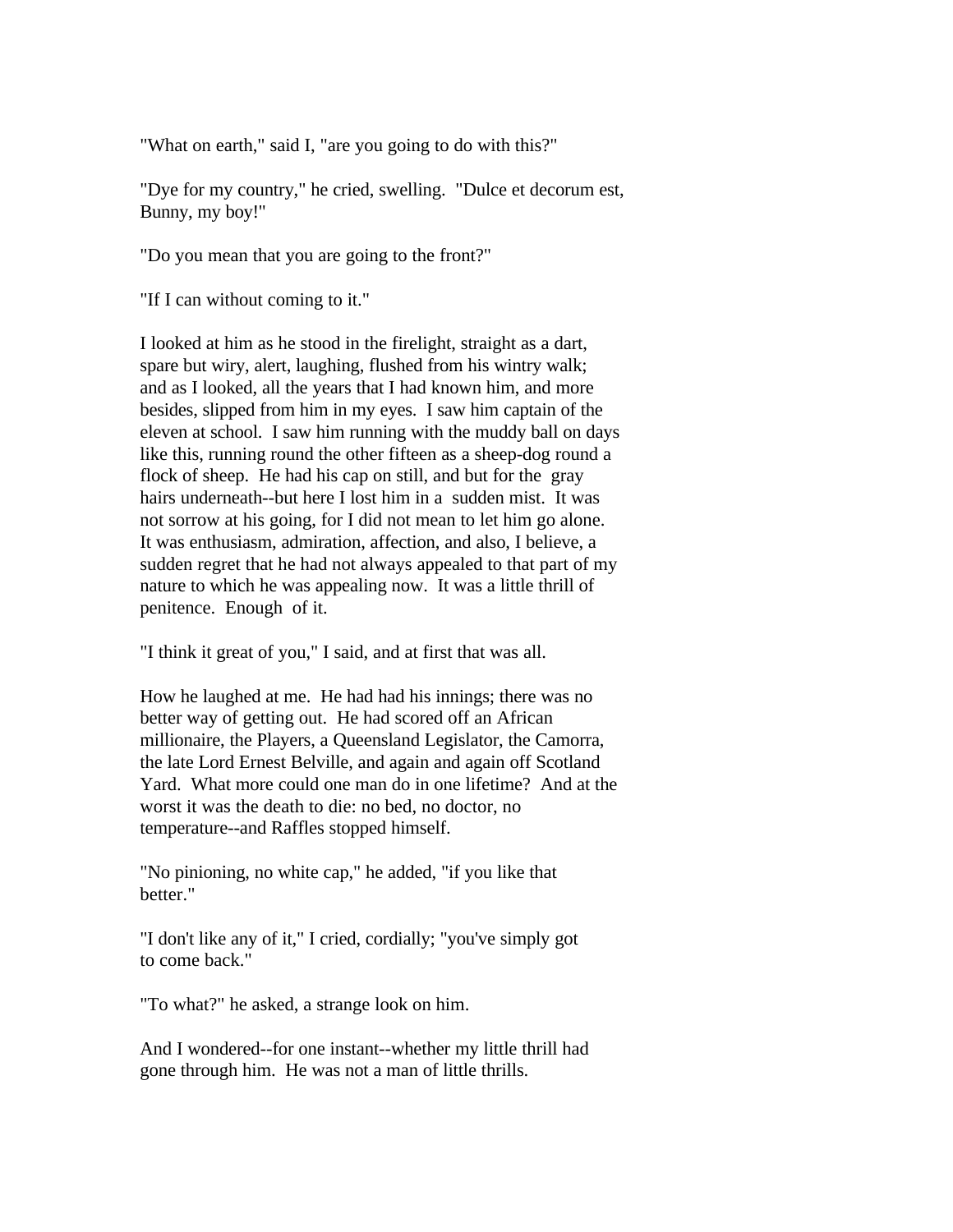"What on earth," said I, "are you going to do with this?"

"Dye for my country," he cried, swelling. "Dulce et decorum est, Bunny, my boy!"

"Do you mean that you are going to the front?"

"If I can without coming to it."

I looked at him as he stood in the firelight, straight as a dart, spare but wiry, alert, laughing, flushed from his wintry walk; and as I looked, all the years that I had known him, and more besides, slipped from him in my eyes. I saw him captain of the eleven at school. I saw him running with the muddy ball on days like this, running round the other fifteen as a sheep-dog round a flock of sheep. He had his cap on still, and but for the gray hairs underneath--but here I lost him in a sudden mist. It was not sorrow at his going, for I did not mean to let him go alone. It was enthusiasm, admiration, affection, and also, I believe, a sudden regret that he had not always appealed to that part of my nature to which he was appealing now. It was a little thrill of penitence. Enough of it.

"I think it great of you," I said, and at first that was all.

How he laughed at me. He had had his innings; there was no better way of getting out. He had scored off an African millionaire, the Players, a Queensland Legislator, the Camorra, the late Lord Ernest Belville, and again and again off Scotland Yard. What more could one man do in one lifetime? And at the worst it was the death to die: no bed, no doctor, no temperature--and Raffles stopped himself.

"No pinioning, no white cap," he added, "if you like that better."

"I don't like any of it," I cried, cordially; "you've simply got to come back."

"To what?" he asked, a strange look on him.

And I wondered--for one instant--whether my little thrill had gone through him. He was not a man of little thrills.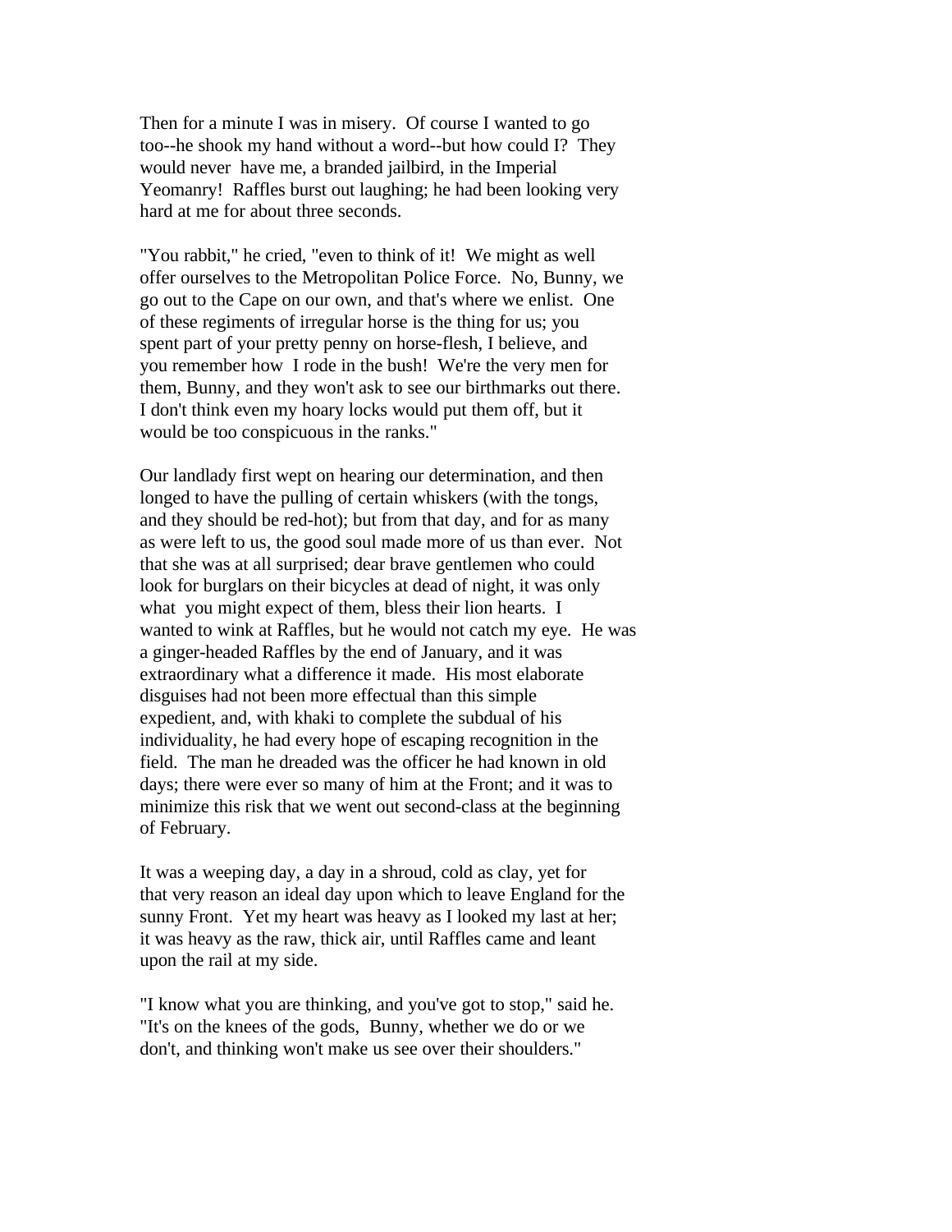Then for a minute I was in misery. Of course I wanted to go too--he shook my hand without a word--but how could I? They would never have me, a branded jailbird, in the Imperial Yeomanry! Raffles burst out laughing; he had been looking very hard at me for about three seconds.

"You rabbit," he cried, "even to think of it! We might as well offer ourselves to the Metropolitan Police Force. No, Bunny, we go out to the Cape on our own, and that's where we enlist. One of these regiments of irregular horse is the thing for us; you spent part of your pretty penny on horse-flesh, I believe, and you remember how I rode in the bush! We're the very men for them, Bunny, and they won't ask to see our birthmarks out there. I don't think even my hoary locks would put them off, but it would be too conspicuous in the ranks."

Our landlady first wept on hearing our determination, and then longed to have the pulling of certain whiskers (with the tongs, and they should be red-hot); but from that day, and for as many as were left to us, the good soul made more of us than ever. Not that she was at all surprised; dear brave gentlemen who could look for burglars on their bicycles at dead of night, it was only what you might expect of them, bless their lion hearts. I wanted to wink at Raffles, but he would not catch my eye. He was a ginger-headed Raffles by the end of January, and it was extraordinary what a difference it made. His most elaborate disguises had not been more effectual than this simple expedient, and, with khaki to complete the subdual of his individuality, he had every hope of escaping recognition in the field. The man he dreaded was the officer he had known in old days; there were ever so many of him at the Front; and it was to minimize this risk that we went out second-class at the beginning of February.

It was a weeping day, a day in a shroud, cold as clay, yet for that very reason an ideal day upon which to leave England for the sunny Front. Yet my heart was heavy as I looked my last at her; it was heavy as the raw, thick air, until Raffles came and leant upon the rail at my side.

"I know what you are thinking, and you've got to stop," said he. "It's on the knees of the gods, Bunny, whether we do or we don't, and thinking won't make us see over their shoulders."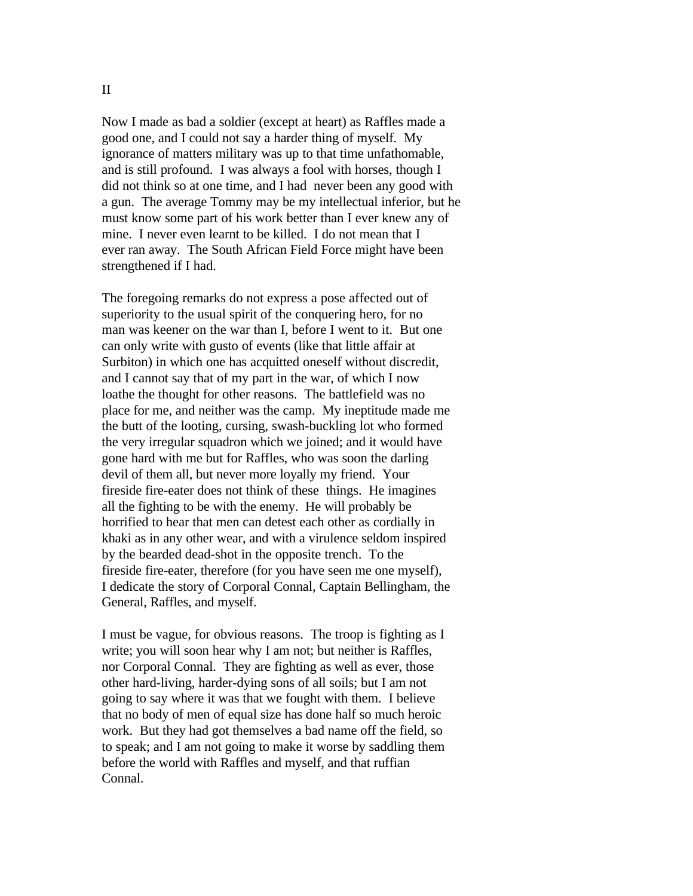II

Now I made as bad a soldier (except at heart) as Raffles made a good one, and I could not say a harder thing of myself. My ignorance of matters military was up to that time unfathomable, and is still profound. I was always a fool with horses, though I did not think so at one time, and I had never been any good with a gun. The average Tommy may be my intellectual inferior, but he must know some part of his work better than I ever knew any of mine. I never even learnt to be killed. I do not mean that I ever ran away. The South African Field Force might have been strengthened if I had.

The foregoing remarks do not express a pose affected out of superiority to the usual spirit of the conquering hero, for no man was keener on the war than I, before I went to it. But one can only write with gusto of events (like that little affair at Surbiton) in which one has acquitted oneself without discredit, and I cannot say that of my part in the war, of which I now loathe the thought for other reasons. The battlefield was no place for me, and neither was the camp. My ineptitude made me the butt of the looting, cursing, swash-buckling lot who formed the very irregular squadron which we joined; and it would have gone hard with me but for Raffles, who was soon the darling devil of them all, but never more loyally my friend. Your fireside fire-eater does not think of these things. He imagines all the fighting to be with the enemy. He will probably be horrified to hear that men can detest each other as cordially in khaki as in any other wear, and with a virulence seldom inspired by the bearded dead-shot in the opposite trench. To the fireside fire-eater, therefore (for you have seen me one myself), I dedicate the story of Corporal Connal, Captain Bellingham, the General, Raffles, and myself.

I must be vague, for obvious reasons. The troop is fighting as I write; you will soon hear why I am not; but neither is Raffles, nor Corporal Connal. They are fighting as well as ever, those other hard-living, harder-dying sons of all soils; but I am not going to say where it was that we fought with them. I believe that no body of men of equal size has done half so much heroic work. But they had got themselves a bad name off the field, so to speak; and I am not going to make it worse by saddling them before the world with Raffles and myself, and that ruffian Connal.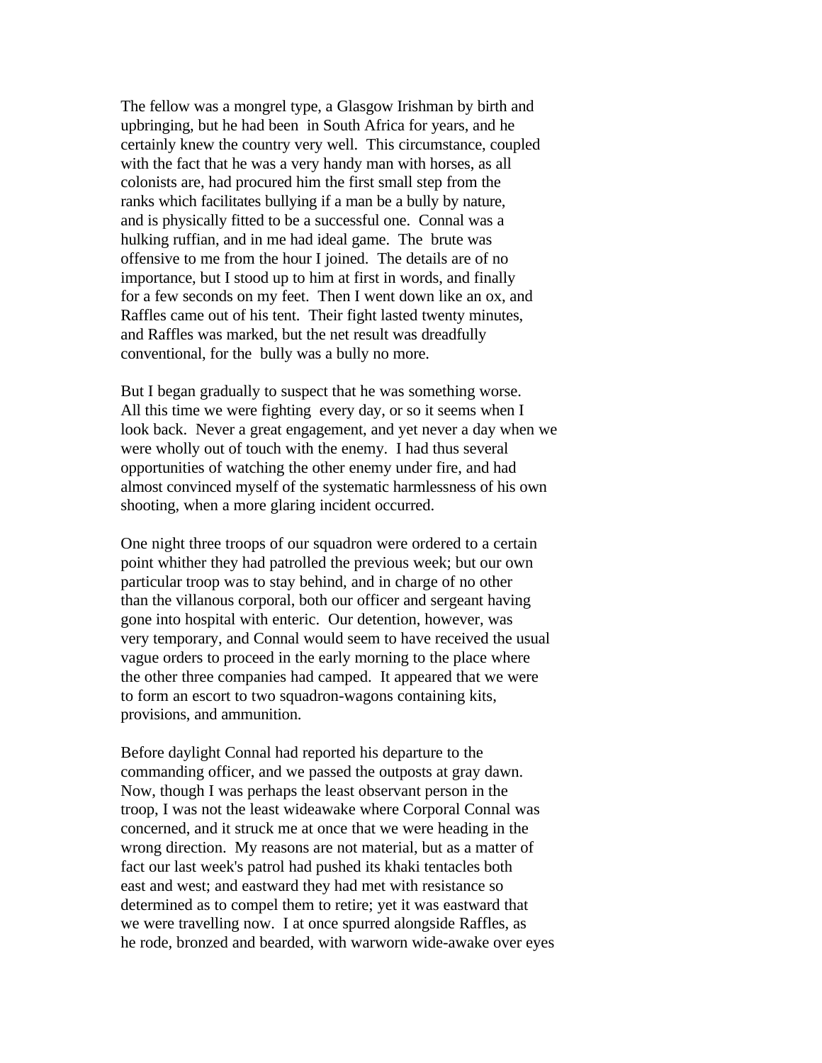The fellow was a mongrel type, a Glasgow Irishman by birth and upbringing, but he had been in South Africa for years, and he certainly knew the country very well. This circumstance, coupled with the fact that he was a very handy man with horses, as all colonists are, had procured him the first small step from the ranks which facilitates bullying if a man be a bully by nature, and is physically fitted to be a successful one. Connal was a hulking ruffian, and in me had ideal game. The brute was offensive to me from the hour I joined. The details are of no importance, but I stood up to him at first in words, and finally for a few seconds on my feet. Then I went down like an ox, and Raffles came out of his tent. Their fight lasted twenty minutes, and Raffles was marked, but the net result was dreadfully conventional, for the bully was a bully no more.

But I began gradually to suspect that he was something worse. All this time we were fighting every day, or so it seems when I look back. Never a great engagement, and yet never a day when we were wholly out of touch with the enemy. I had thus several opportunities of watching the other enemy under fire, and had almost convinced myself of the systematic harmlessness of his own shooting, when a more glaring incident occurred.

One night three troops of our squadron were ordered to a certain point whither they had patrolled the previous week; but our own particular troop was to stay behind, and in charge of no other than the villanous corporal, both our officer and sergeant having gone into hospital with enteric. Our detention, however, was very temporary, and Connal would seem to have received the usual vague orders to proceed in the early morning to the place where the other three companies had camped. It appeared that we were to form an escort to two squadron-wagons containing kits, provisions, and ammunition.

Before daylight Connal had reported his departure to the commanding officer, and we passed the outposts at gray dawn. Now, though I was perhaps the least observant person in the troop, I was not the least wideawake where Corporal Connal was concerned, and it struck me at once that we were heading in the wrong direction. My reasons are not material, but as a matter of fact our last week's patrol had pushed its khaki tentacles both east and west; and eastward they had met with resistance so determined as to compel them to retire; yet it was eastward that we were travelling now. I at once spurred alongside Raffles, as he rode, bronzed and bearded, with warworn wide-awake over eyes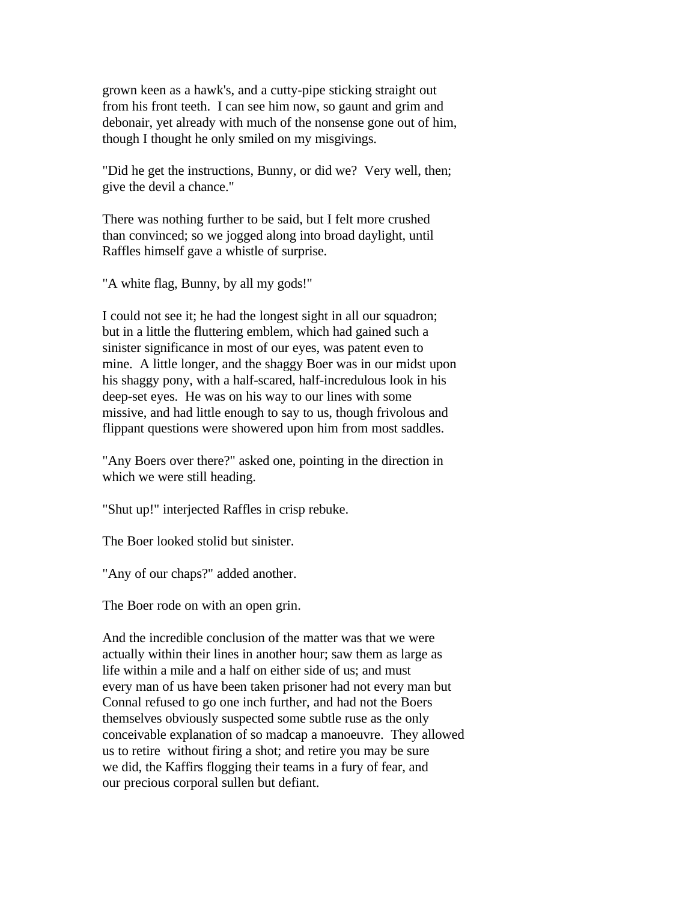grown keen as a hawk's, and a cutty-pipe sticking straight out from his front teeth. I can see him now, so gaunt and grim and debonair, yet already with much of the nonsense gone out of him, though I thought he only smiled on my misgivings.

"Did he get the instructions, Bunny, or did we? Very well, then; give the devil a chance."

There was nothing further to be said, but I felt more crushed than convinced; so we jogged along into broad daylight, until Raffles himself gave a whistle of surprise.

"A white flag, Bunny, by all my gods!"

I could not see it; he had the longest sight in all our squadron; but in a little the fluttering emblem, which had gained such a sinister significance in most of our eyes, was patent even to mine. A little longer, and the shaggy Boer was in our midst upon his shaggy pony, with a half-scared, half-incredulous look in his deep-set eyes. He was on his way to our lines with some missive, and had little enough to say to us, though frivolous and flippant questions were showered upon him from most saddles.

"Any Boers over there?" asked one, pointing in the direction in which we were still heading.

"Shut up!" interjected Raffles in crisp rebuke.

The Boer looked stolid but sinister.

"Any of our chaps?" added another.

The Boer rode on with an open grin.

And the incredible conclusion of the matter was that we were actually within their lines in another hour; saw them as large as life within a mile and a half on either side of us; and must every man of us have been taken prisoner had not every man but Connal refused to go one inch further, and had not the Boers themselves obviously suspected some subtle ruse as the only conceivable explanation of so madcap a manoeuvre. They allowed us to retire without firing a shot; and retire you may be sure we did, the Kaffirs flogging their teams in a fury of fear, and our precious corporal sullen but defiant.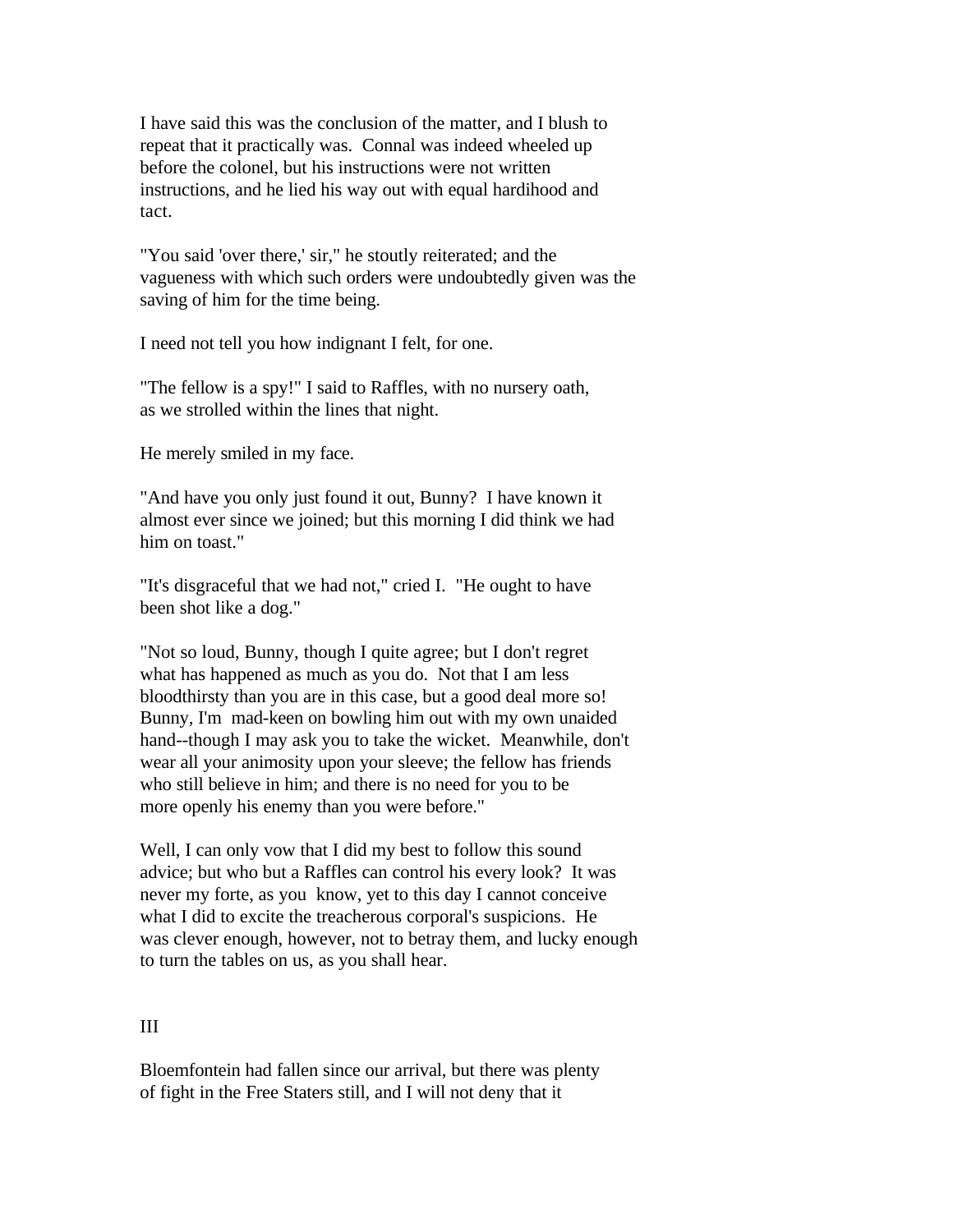I have said this was the conclusion of the matter, and I blush to repeat that it practically was. Connal was indeed wheeled up before the colonel, but his instructions were not written instructions, and he lied his way out with equal hardihood and tact.

"You said 'over there,' sir," he stoutly reiterated; and the vagueness with which such orders were undoubtedly given was the saving of him for the time being.

I need not tell you how indignant I felt, for one.

"The fellow is a spy!" I said to Raffles, with no nursery oath, as we strolled within the lines that night.

He merely smiled in my face.

"And have you only just found it out, Bunny? I have known it almost ever since we joined; but this morning I did think we had him on toast."

"It's disgraceful that we had not," cried I. "He ought to have been shot like a dog."

"Not so loud, Bunny, though I quite agree; but I don't regret what has happened as much as you do. Not that I am less bloodthirsty than you are in this case, but a good deal more so! Bunny, I'm mad-keen on bowling him out with my own unaided hand--though I may ask you to take the wicket. Meanwhile, don't wear all your animosity upon your sleeve; the fellow has friends who still believe in him; and there is no need for you to be more openly his enemy than you were before."

Well, I can only vow that I did my best to follow this sound advice; but who but a Raffles can control his every look? It was never my forte, as you know, yet to this day I cannot conceive what I did to excite the treacherous corporal's suspicions. He was clever enough, however, not to betray them, and lucky enough to turn the tables on us, as you shall hear.

## III

Bloemfontein had fallen since our arrival, but there was plenty of fight in the Free Staters still, and I will not deny that it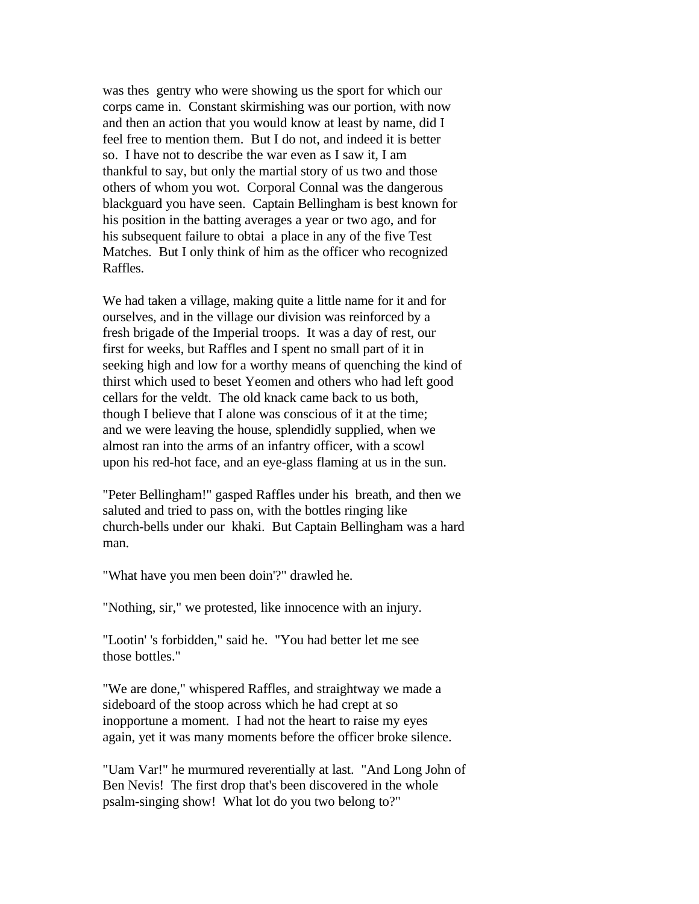was thes gentry who were showing us the sport for which our corps came in. Constant skirmishing was our portion, with now and then an action that you would know at least by name, did I feel free to mention them. But I do not, and indeed it is better so. I have not to describe the war even as I saw it, I am thankful to say, but only the martial story of us two and those others of whom you wot. Corporal Connal was the dangerous blackguard you have seen. Captain Bellingham is best known for his position in the batting averages a year or two ago, and for his subsequent failure to obtai a place in any of the five Test Matches. But I only think of him as the officer who recognized Raffles.

We had taken a village, making quite a little name for it and for ourselves, and in the village our division was reinforced by a fresh brigade of the Imperial troops. It was a day of rest, our first for weeks, but Raffles and I spent no small part of it in seeking high and low for a worthy means of quenching the kind of thirst which used to beset Yeomen and others who had left good cellars for the veldt. The old knack came back to us both, though I believe that I alone was conscious of it at the time; and we were leaving the house, splendidly supplied, when we almost ran into the arms of an infantry officer, with a scowl upon his red-hot face, and an eye-glass flaming at us in the sun.

"Peter Bellingham!" gasped Raffles under his breath, and then we saluted and tried to pass on, with the bottles ringing like church-bells under our khaki. But Captain Bellingham was a hard man.

"What have you men been doin'?" drawled he.

"Nothing, sir," we protested, like innocence with an injury.

"Lootin' 's forbidden," said he. "You had better let me see those bottles."

"We are done," whispered Raffles, and straightway we made a sideboard of the stoop across which he had crept at so inopportune a moment. I had not the heart to raise my eyes again, yet it was many moments before the officer broke silence.

"Uam Var!" he murmured reverentially at last. "And Long John of Ben Nevis! The first drop that's been discovered in the whole psalm-singing show! What lot do you two belong to?"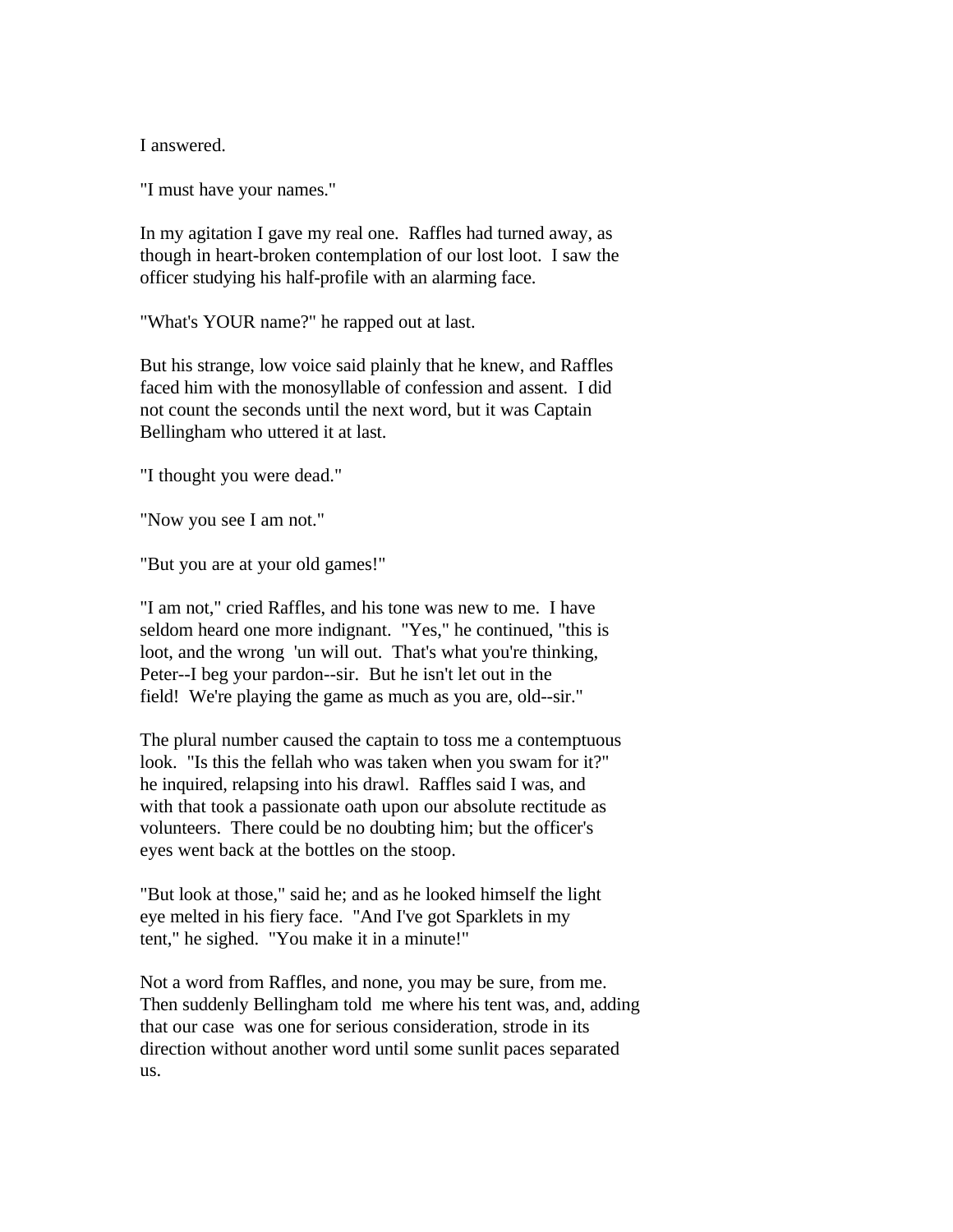I answered.

"I must have your names."

In my agitation I gave my real one. Raffles had turned away, as though in heart-broken contemplation of our lost loot. I saw the officer studying his half-profile with an alarming face.

"What's YOUR name?" he rapped out at last.

But his strange, low voice said plainly that he knew, and Raffles faced him with the monosyllable of confession and assent. I did not count the seconds until the next word, but it was Captain Bellingham who uttered it at last.

"I thought you were dead."

"Now you see I am not."

"But you are at your old games!"

"I am not," cried Raffles, and his tone was new to me. I have seldom heard one more indignant. "Yes," he continued, "this is loot, and the wrong 'un will out. That's what you're thinking, Peter--I beg your pardon--sir. But he isn't let out in the field! We're playing the game as much as you are, old--sir."

The plural number caused the captain to toss me a contemptuous look. "Is this the fellah who was taken when you swam for it?" he inquired, relapsing into his drawl. Raffles said I was, and with that took a passionate oath upon our absolute rectitude as volunteers. There could be no doubting him; but the officer's eyes went back at the bottles on the stoop.

"But look at those," said he; and as he looked himself the light eye melted in his fiery face. "And I've got Sparklets in my tent," he sighed. "You make it in a minute!"

Not a word from Raffles, and none, you may be sure, from me. Then suddenly Bellingham told me where his tent was, and, adding that our case was one for serious consideration, strode in its direction without another word until some sunlit paces separated us.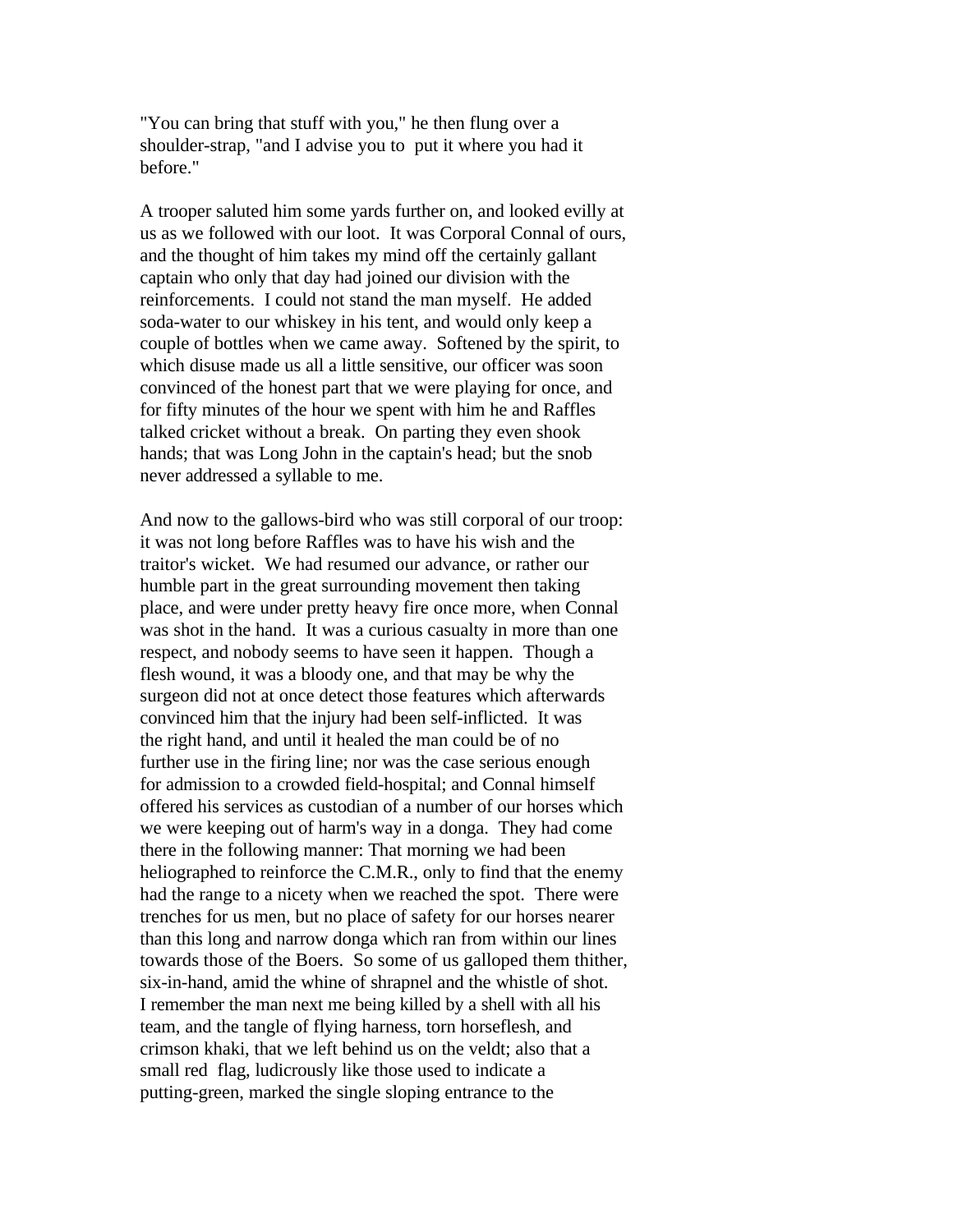"You can bring that stuff with you," he then flung over a shoulder-strap, "and I advise you to put it where you had it before."

A trooper saluted him some yards further on, and looked evilly at us as we followed with our loot. It was Corporal Connal of ours, and the thought of him takes my mind off the certainly gallant captain who only that day had joined our division with the reinforcements. I could not stand the man myself. He added soda-water to our whiskey in his tent, and would only keep a couple of bottles when we came away. Softened by the spirit, to which disuse made us all a little sensitive, our officer was soon convinced of the honest part that we were playing for once, and for fifty minutes of the hour we spent with him he and Raffles talked cricket without a break. On parting they even shook hands; that was Long John in the captain's head; but the snob never addressed a syllable to me.

And now to the gallows-bird who was still corporal of our troop: it was not long before Raffles was to have his wish and the traitor's wicket. We had resumed our advance, or rather our humble part in the great surrounding movement then taking place, and were under pretty heavy fire once more, when Connal was shot in the hand. It was a curious casualty in more than one respect, and nobody seems to have seen it happen. Though a flesh wound, it was a bloody one, and that may be why the surgeon did not at once detect those features which afterwards convinced him that the injury had been self-inflicted. It was the right hand, and until it healed the man could be of no further use in the firing line; nor was the case serious enough for admission to a crowded field-hospital; and Connal himself offered his services as custodian of a number of our horses which we were keeping out of harm's way in a donga. They had come there in the following manner: That morning we had been heliographed to reinforce the C.M.R., only to find that the enemy had the range to a nicety when we reached the spot. There were trenches for us men, but no place of safety for our horses nearer than this long and narrow donga which ran from within our lines towards those of the Boers. So some of us galloped them thither, six-in-hand, amid the whine of shrapnel and the whistle of shot. I remember the man next me being killed by a shell with all his team, and the tangle of flying harness, torn horseflesh, and crimson khaki, that we left behind us on the veldt; also that a small red flag, ludicrously like those used to indicate a putting-green, marked the single sloping entrance to the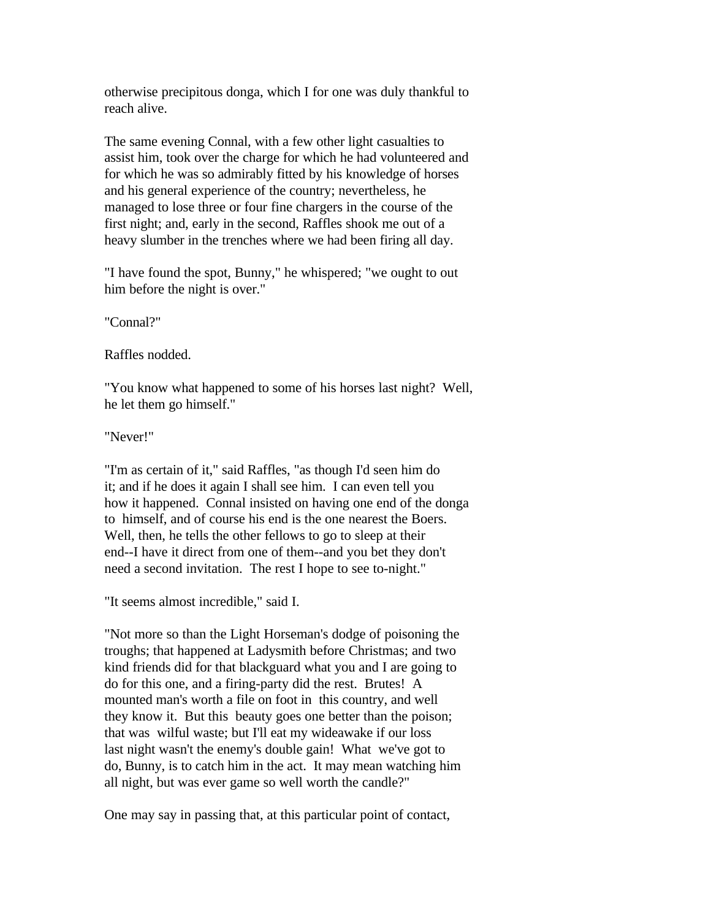otherwise precipitous donga, which I for one was duly thankful to reach alive.

The same evening Connal, with a few other light casualties to assist him, took over the charge for which he had volunteered and for which he was so admirably fitted by his knowledge of horses and his general experience of the country; nevertheless, he managed to lose three or four fine chargers in the course of the first night; and, early in the second, Raffles shook me out of a heavy slumber in the trenches where we had been firing all day.

"I have found the spot, Bunny," he whispered; "we ought to out him before the night is over."

"Connal?"

Raffles nodded.

"You know what happened to some of his horses last night? Well, he let them go himself."

"Never!"

"I'm as certain of it," said Raffles, "as though I'd seen him do it; and if he does it again I shall see him. I can even tell you how it happened. Connal insisted on having one end of the donga to himself, and of course his end is the one nearest the Boers. Well, then, he tells the other fellows to go to sleep at their end--I have it direct from one of them--and you bet they don't need a second invitation. The rest I hope to see to-night."

"It seems almost incredible," said I.

"Not more so than the Light Horseman's dodge of poisoning the troughs; that happened at Ladysmith before Christmas; and two kind friends did for that blackguard what you and I are going to do for this one, and a firing-party did the rest. Brutes! A mounted man's worth a file on foot in this country, and well they know it. But this beauty goes one better than the poison; that was wilful waste; but I'll eat my wideawake if our loss last night wasn't the enemy's double gain! What we've got to do, Bunny, is to catch him in the act. It may mean watching him all night, but was ever game so well worth the candle?"

One may say in passing that, at this particular point of contact,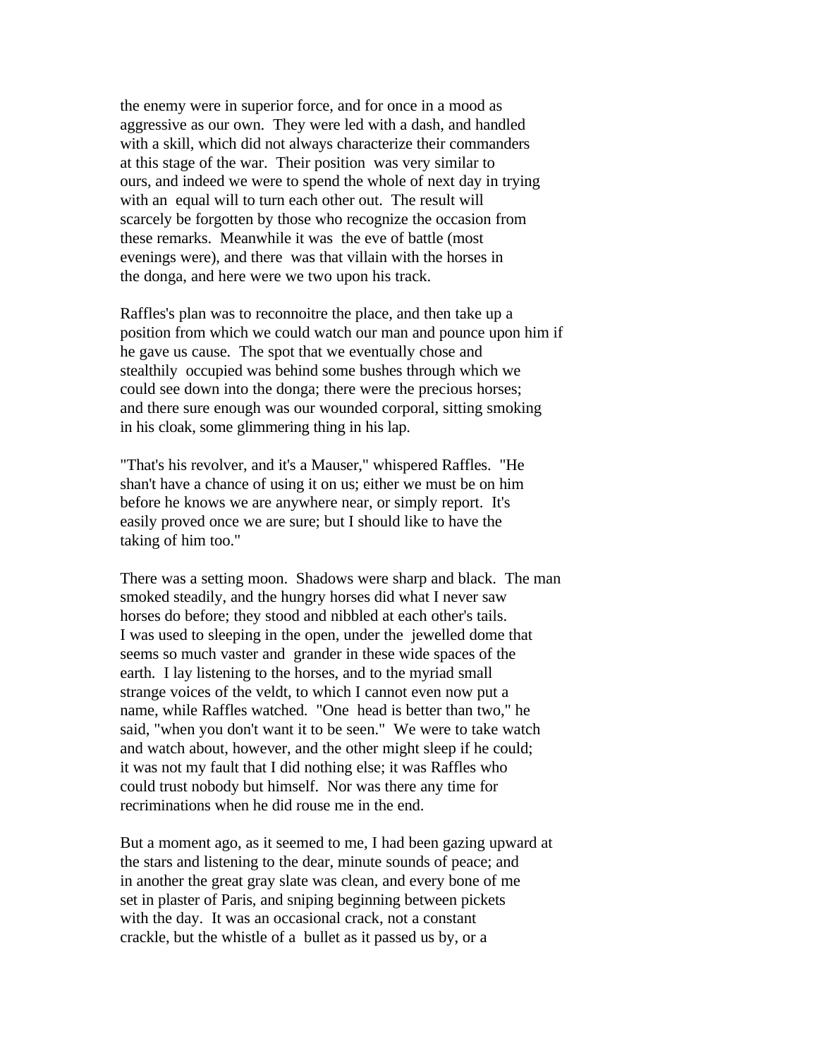the enemy were in superior force, and for once in a mood as aggressive as our own. They were led with a dash, and handled with a skill, which did not always characterize their commanders at this stage of the war. Their position was very similar to ours, and indeed we were to spend the whole of next day in trying with an equal will to turn each other out. The result will scarcely be forgotten by those who recognize the occasion from these remarks. Meanwhile it was the eve of battle (most evenings were), and there was that villain with the horses in the donga, and here were we two upon his track.

Raffles's plan was to reconnoitre the place, and then take up a position from which we could watch our man and pounce upon him if he gave us cause. The spot that we eventually chose and stealthily occupied was behind some bushes through which we could see down into the donga; there were the precious horses; and there sure enough was our wounded corporal, sitting smoking in his cloak, some glimmering thing in his lap.

"That's his revolver, and it's a Mauser," whispered Raffles. "He shan't have a chance of using it on us; either we must be on him before he knows we are anywhere near, or simply report. It's easily proved once we are sure; but I should like to have the taking of him too."

There was a setting moon. Shadows were sharp and black. The man smoked steadily, and the hungry horses did what I never saw horses do before; they stood and nibbled at each other's tails. I was used to sleeping in the open, under the jewelled dome that seems so much vaster and grander in these wide spaces of the earth. I lay listening to the horses, and to the myriad small strange voices of the veldt, to which I cannot even now put a name, while Raffles watched. "One head is better than two," he said, "when you don't want it to be seen." We were to take watch and watch about, however, and the other might sleep if he could; it was not my fault that I did nothing else; it was Raffles who could trust nobody but himself. Nor was there any time for recriminations when he did rouse me in the end.

But a moment ago, as it seemed to me, I had been gazing upward at the stars and listening to the dear, minute sounds of peace; and in another the great gray slate was clean, and every bone of me set in plaster of Paris, and sniping beginning between pickets with the day. It was an occasional crack, not a constant crackle, but the whistle of a bullet as it passed us by, or a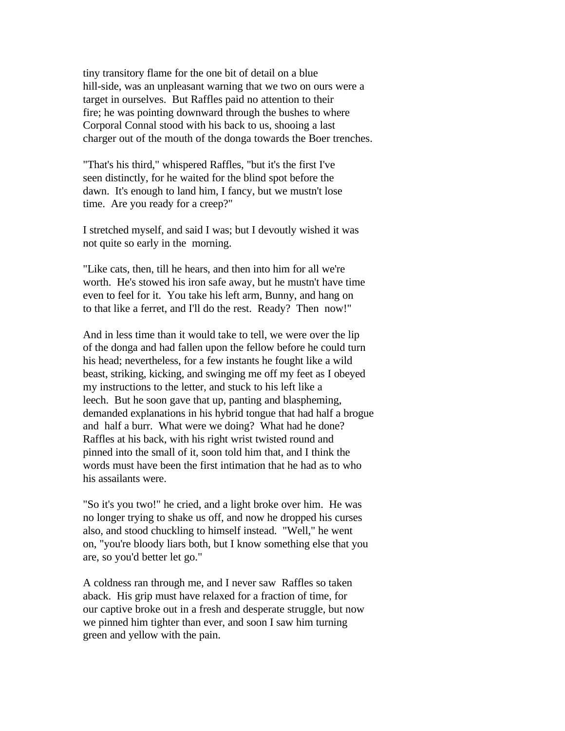tiny transitory flame for the one bit of detail on a blue hill-side, was an unpleasant warning that we two on ours were a target in ourselves. But Raffles paid no attention to their fire; he was pointing downward through the bushes to where Corporal Connal stood with his back to us, shooing a last charger out of the mouth of the donga towards the Boer trenches.

"That's his third," whispered Raffles, "but it's the first I've seen distinctly, for he waited for the blind spot before the dawn. It's enough to land him, I fancy, but we mustn't lose time. Are you ready for a creep?"

I stretched myself, and said I was; but I devoutly wished it was not quite so early in the morning.

"Like cats, then, till he hears, and then into him for all we're worth. He's stowed his iron safe away, but he mustn't have time even to feel for it. You take his left arm, Bunny, and hang on to that like a ferret, and I'll do the rest. Ready? Then now!"

And in less time than it would take to tell, we were over the lip of the donga and had fallen upon the fellow before he could turn his head; nevertheless, for a few instants he fought like a wild beast, striking, kicking, and swinging me off my feet as I obeyed my instructions to the letter, and stuck to his left like a leech. But he soon gave that up, panting and blaspheming, demanded explanations in his hybrid tongue that had half a brogue and half a burr. What were we doing? What had he done? Raffles at his back, with his right wrist twisted round and pinned into the small of it, soon told him that, and I think the words must have been the first intimation that he had as to who his assailants were.

"So it's you two!" he cried, and a light broke over him. He was no longer trying to shake us off, and now he dropped his curses also, and stood chuckling to himself instead. "Well," he went on, "you're bloody liars both, but I know something else that you are, so you'd better let go."

A coldness ran through me, and I never saw Raffles so taken aback. His grip must have relaxed for a fraction of time, for our captive broke out in a fresh and desperate struggle, but now we pinned him tighter than ever, and soon I saw him turning green and yellow with the pain.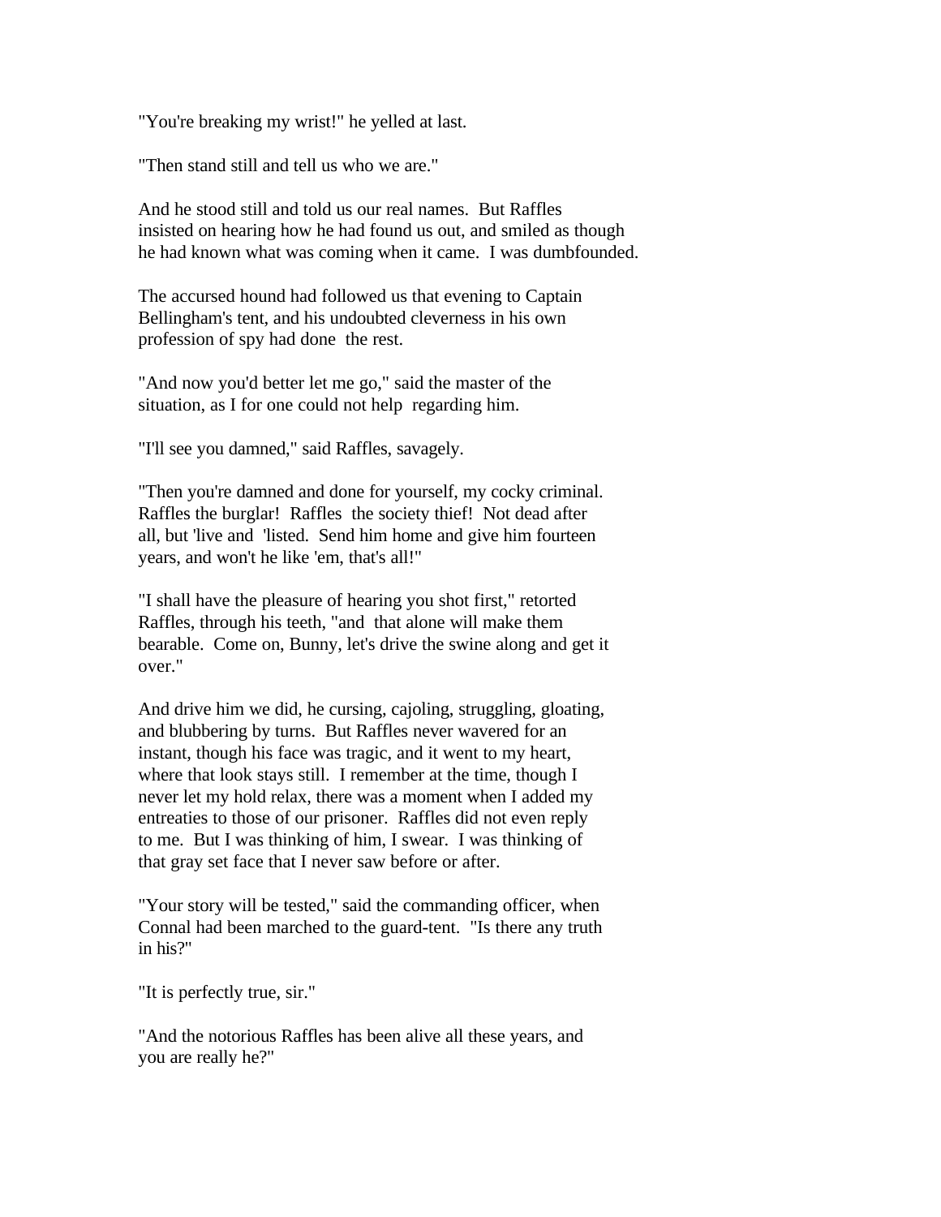"You're breaking my wrist!" he yelled at last.

"Then stand still and tell us who we are."

And he stood still and told us our real names. But Raffles insisted on hearing how he had found us out, and smiled as though he had known what was coming when it came. I was dumbfounded.

The accursed hound had followed us that evening to Captain Bellingham's tent, and his undoubted cleverness in his own profession of spy had done the rest.

"And now you'd better let me go," said the master of the situation, as I for one could not help regarding him.

"I'll see you damned," said Raffles, savagely.

"Then you're damned and done for yourself, my cocky criminal. Raffles the burglar! Raffles the society thief! Not dead after all, but 'live and 'listed. Send him home and give him fourteen years, and won't he like 'em, that's all!"

"I shall have the pleasure of hearing you shot first," retorted Raffles, through his teeth, "and that alone will make them bearable. Come on, Bunny, let's drive the swine along and get it over."

And drive him we did, he cursing, cajoling, struggling, gloating, and blubbering by turns. But Raffles never wavered for an instant, though his face was tragic, and it went to my heart, where that look stays still. I remember at the time, though I never let my hold relax, there was a moment when I added my entreaties to those of our prisoner. Raffles did not even reply to me. But I was thinking of him, I swear. I was thinking of that gray set face that I never saw before or after.

"Your story will be tested," said the commanding officer, when Connal had been marched to the guard-tent. "Is there any truth in his?"

"It is perfectly true, sir."

"And the notorious Raffles has been alive all these years, and you are really he?"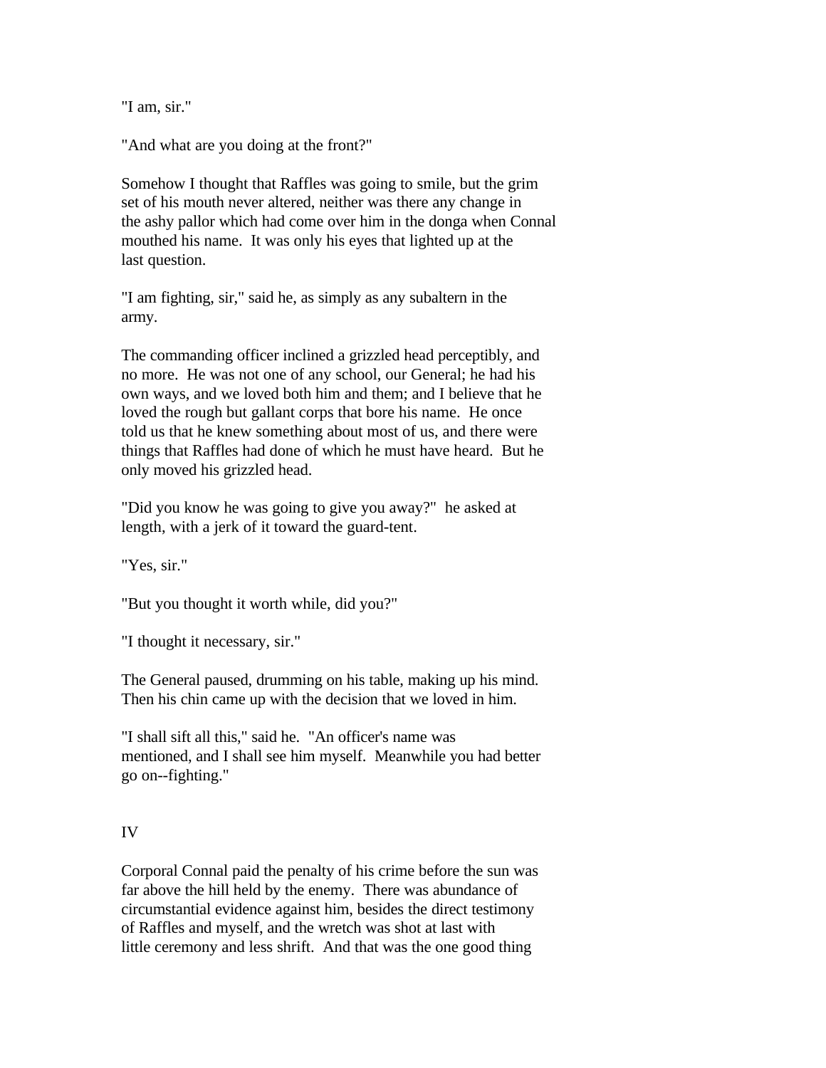"I am, sir."

"And what are you doing at the front?"

Somehow I thought that Raffles was going to smile, but the grim set of his mouth never altered, neither was there any change in the ashy pallor which had come over him in the donga when Connal mouthed his name. It was only his eyes that lighted up at the last question.

"I am fighting, sir," said he, as simply as any subaltern in the army.

The commanding officer inclined a grizzled head perceptibly, and no more. He was not one of any school, our General; he had his own ways, and we loved both him and them; and I believe that he loved the rough but gallant corps that bore his name. He once told us that he knew something about most of us, and there were things that Raffles had done of which he must have heard. But he only moved his grizzled head.

"Did you know he was going to give you away?" he asked at length, with a jerk of it toward the guard-tent.

"Yes, sir."

"But you thought it worth while, did you?"

"I thought it necessary, sir."

The General paused, drumming on his table, making up his mind. Then his chin came up with the decision that we loved in him.

"I shall sift all this," said he. "An officer's name was mentioned, and I shall see him myself. Meanwhile you had better go on--fighting."

## IV

Corporal Connal paid the penalty of his crime before the sun was far above the hill held by the enemy. There was abundance of circumstantial evidence against him, besides the direct testimony of Raffles and myself, and the wretch was shot at last with little ceremony and less shrift. And that was the one good thing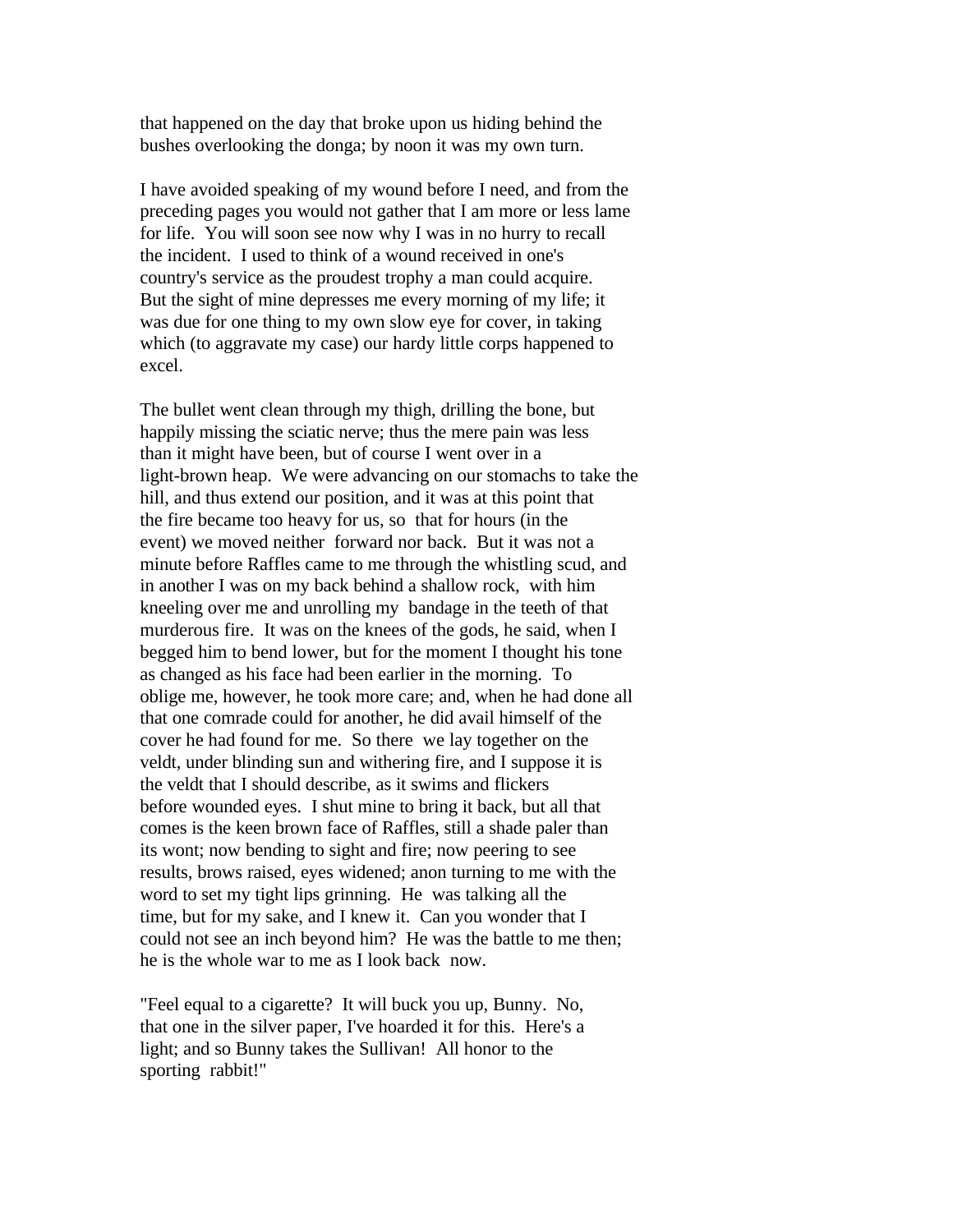that happened on the day that broke upon us hiding behind the bushes overlooking the donga; by noon it was my own turn.

I have avoided speaking of my wound before I need, and from the preceding pages you would not gather that I am more or less lame for life. You will soon see now why I was in no hurry to recall the incident. I used to think of a wound received in one's country's service as the proudest trophy a man could acquire. But the sight of mine depresses me every morning of my life; it was due for one thing to my own slow eye for cover, in taking which (to aggravate my case) our hardy little corps happened to excel.

The bullet went clean through my thigh, drilling the bone, but happily missing the sciatic nerve; thus the mere pain was less than it might have been, but of course I went over in a light-brown heap. We were advancing on our stomachs to take the hill, and thus extend our position, and it was at this point that the fire became too heavy for us, so that for hours (in the event) we moved neither forward nor back. But it was not a minute before Raffles came to me through the whistling scud, and in another I was on my back behind a shallow rock, with him kneeling over me and unrolling my bandage in the teeth of that murderous fire. It was on the knees of the gods, he said, when I begged him to bend lower, but for the moment I thought his tone as changed as his face had been earlier in the morning. To oblige me, however, he took more care; and, when he had done all that one comrade could for another, he did avail himself of the cover he had found for me. So there we lay together on the veldt, under blinding sun and withering fire, and I suppose it is the veldt that I should describe, as it swims and flickers before wounded eyes. I shut mine to bring it back, but all that comes is the keen brown face of Raffles, still a shade paler than its wont; now bending to sight and fire; now peering to see results, brows raised, eyes widened; anon turning to me with the word to set my tight lips grinning. He was talking all the time, but for my sake, and I knew it. Can you wonder that I could not see an inch beyond him? He was the battle to me then; he is the whole war to me as I look back now.

"Feel equal to a cigarette? It will buck you up, Bunny. No, that one in the silver paper, I've hoarded it for this. Here's a light; and so Bunny takes the Sullivan! All honor to the sporting rabbit!"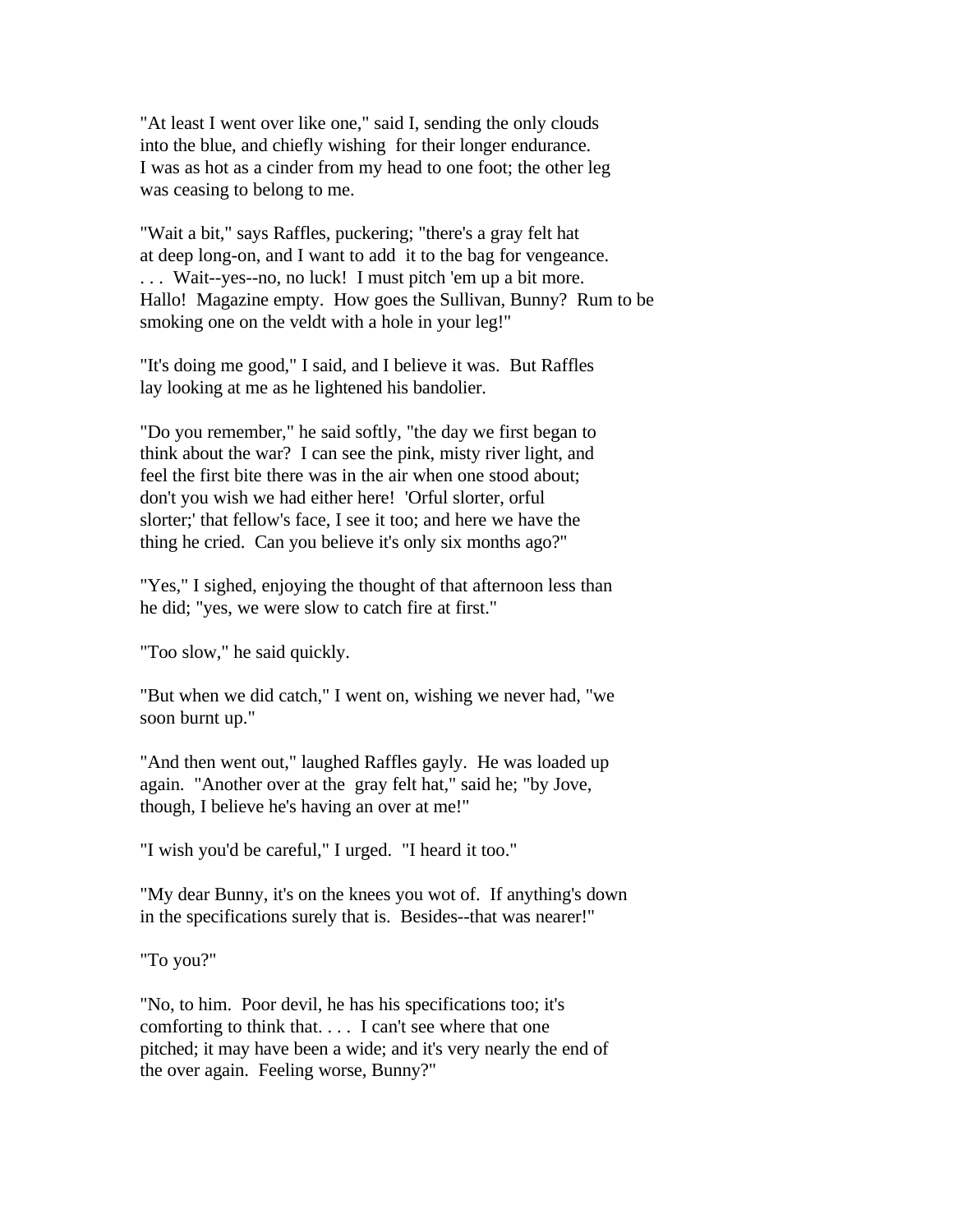"At least I went over like one," said I, sending the only clouds into the blue, and chiefly wishing for their longer endurance. I was as hot as a cinder from my head to one foot; the other leg was ceasing to belong to me.

"Wait a bit," says Raffles, puckering; "there's a gray felt hat at deep long-on, and I want to add it to the bag for vengeance. . . . Wait--yes--no, no luck! I must pitch 'em up a bit more. Hallo! Magazine empty. How goes the Sullivan, Bunny? Rum to be smoking one on the veldt with a hole in your leg!"

"It's doing me good," I said, and I believe it was. But Raffles lay looking at me as he lightened his bandolier.

"Do you remember," he said softly, "the day we first began to think about the war? I can see the pink, misty river light, and feel the first bite there was in the air when one stood about; don't you wish we had either here! 'Orful slorter, orful slorter;' that fellow's face, I see it too; and here we have the thing he cried. Can you believe it's only six months ago?"

"Yes," I sighed, enjoying the thought of that afternoon less than he did; "yes, we were slow to catch fire at first."

"Too slow," he said quickly.

"But when we did catch," I went on, wishing we never had, "we soon burnt up."

"And then went out," laughed Raffles gayly. He was loaded up again. "Another over at the gray felt hat," said he; "by Jove, though, I believe he's having an over at me!"

"I wish you'd be careful," I urged. "I heard it too."

"My dear Bunny, it's on the knees you wot of. If anything's down in the specifications surely that is. Besides--that was nearer!"

"To you?"

"No, to him. Poor devil, he has his specifications too; it's comforting to think that. . . . I can't see where that one pitched; it may have been a wide; and it's very nearly the end of the over again. Feeling worse, Bunny?"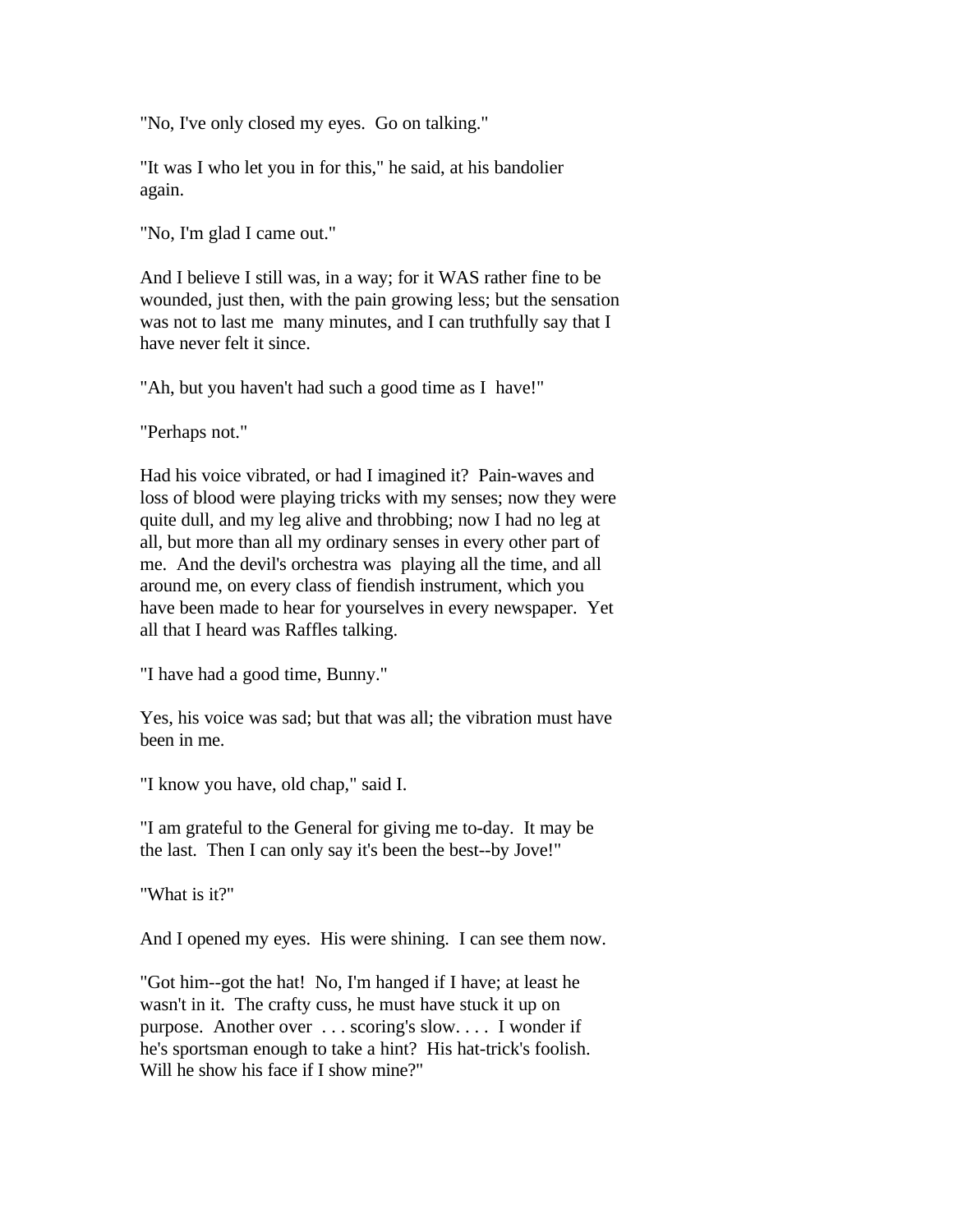"No, I've only closed my eyes. Go on talking."

"It was I who let you in for this," he said, at his bandolier again.

"No, I'm glad I came out."

And I believe I still was, in a way; for it WAS rather fine to be wounded, just then, with the pain growing less; but the sensation was not to last me many minutes, and I can truthfully say that I have never felt it since.

"Ah, but you haven't had such a good time as I have!"

"Perhaps not."

Had his voice vibrated, or had I imagined it? Pain-waves and loss of blood were playing tricks with my senses; now they were quite dull, and my leg alive and throbbing; now I had no leg at all, but more than all my ordinary senses in every other part of me. And the devil's orchestra was playing all the time, and all around me, on every class of fiendish instrument, which you have been made to hear for yourselves in every newspaper. Yet all that I heard was Raffles talking.

"I have had a good time, Bunny."

Yes, his voice was sad; but that was all; the vibration must have been in me.

"I know you have, old chap," said I.

"I am grateful to the General for giving me to-day. It may be the last. Then I can only say it's been the best--by Jove!"

"What is it?"

And I opened my eyes. His were shining. I can see them now.

"Got him--got the hat! No, I'm hanged if I have; at least he wasn't in it. The crafty cuss, he must have stuck it up on purpose. Another over . . . scoring's slow. . . . I wonder if he's sportsman enough to take a hint? His hat-trick's foolish. Will he show his face if I show mine?"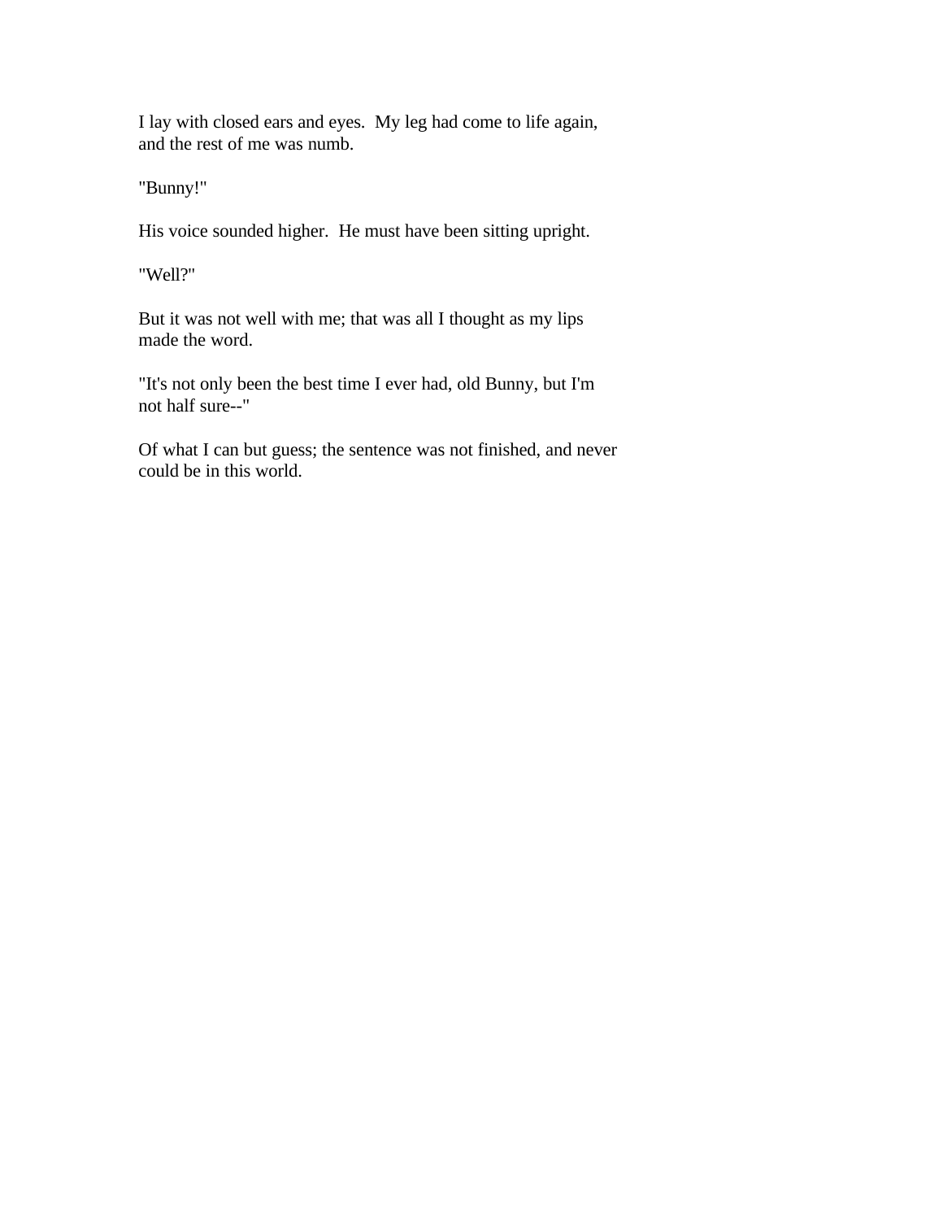I lay with closed ears and eyes. My leg had come to life again, and the rest of me was numb.

"Bunny!"

His voice sounded higher. He must have been sitting upright.

"Well?"

But it was not well with me; that was all I thought as my lips made the word.

"It's not only been the best time I ever had, old Bunny, but I'm not half sure--"

Of what I can but guess; the sentence was not finished, and never could be in this world.